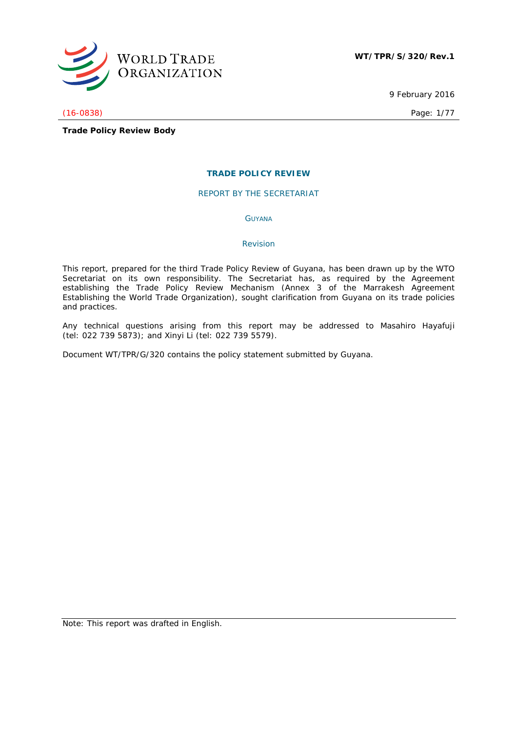WORLD TRADE ORGANIZATION

**WT/TPR/S/320/Rev.1**

9 February 2016

(16-0838)

**Trade Policy Review Body**

# TRADE POLICY REVIEW

## REPORT BY THE SECRETARIAT

## GUYANA

## Revision

This report, prepared for the third Trade Policy Review of Guyana, has been drawn up by the WTO Secretariat on its own responsibility. The Secretariat has, as required by the Agreement establishing the Trade Policy Review Mechanism (Annex 3 of the Marrakesh Agreement Establishing the World Trade Organization), sought clarification from Guyana on its trade policies and practices.

Any technical questions arising from this report may be addressed to Masahiro Hayafuji (tel: 022 739 5873); and Xinyi Li (tel: 022 739 5579).

Document WT/TPR/G/320 contains the policy statement submitted by Guyana.

Note: This report was drafted in English.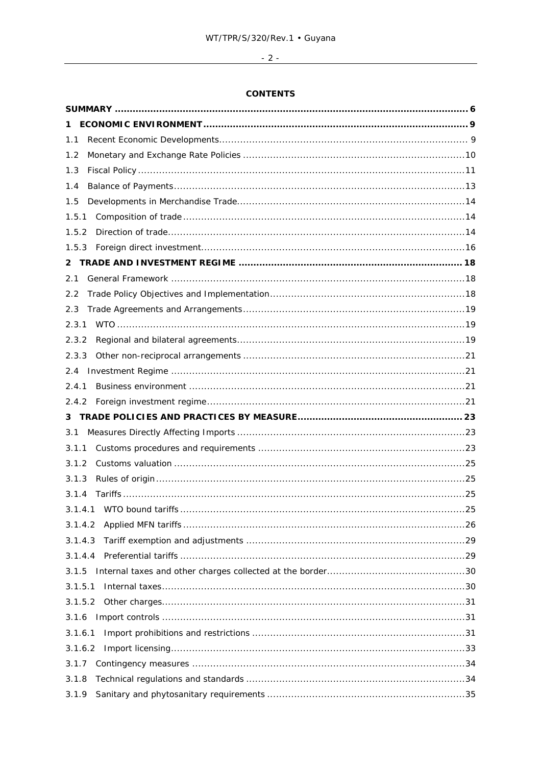**CONTENTS**

**SUMMARY** ........................................................................................................ 6

**1 ECONOMIC ENVIRONMENT** ........................................................................ 9

1.1 Recent Economic Developments ................................................................ 9

1.2 Monetary and Exchange Rate Policies ........................................................ 10

1.3 Fiscal Policy .......................................................................................... 11

1.4 Balance of Payments ............................................................................... 13

1.5 Developments in Merchandise Trade .......................................................... 14

1.5.1 Composition of trade ............................................................................ 14

1.5.2 Direction of trade ................................................................................ 14

1.5.3 Foreign direct investment ...................................................................... 16

**2 TRADE AND INVESTMENT REGIME** ........................................................... 18

2.1 General Framework ................................................................................. 18

2.2 Trade Policy Objectives and Implementation ................................................ 18

2.3 Trade Agreements and Arrangements ......................................................... 19

2.3.1 WTO .................................................................................................. 19

2.3.2 Regional and bilateral agreements .......................................................... 19

2.3.3 Other non-reciprocal arrangements ......................................................... 21

2.4 Investment Regime ................................................................................. 21

2.4.1 Business environment ........................................................................... 21

2.4.2 Foreign investment regime ..................................................................... 21

**3 TRADE POLICIES AND PRACTICES BY MEASURE** ........................................ 23

3.1 Measures Directly Affecting Imports ........................................................... 23

3.1.1 Customs procedures and requirements .................................................... 23

3.1.2 Customs valuation ................................................................................ 25

3.1.3 Rules of origin ...................................................................................... 25

3.1.4 Tariffs ................................................................................................. 25

3.1.4.1 WTO bound tariffs ............................................................................. 25

3.1.4.2 Applied MFN tariffs ............................................................................ 26

3.1.4.3 Tariff exemption and adjustments ........................................................ 29

3.1.4.4 Preferential tariffs .............................................................................. 29

3.1.5 Internal taxes and other charges collected at the border ............................. 30

3.1.5.1 Internal taxes .................................................................................... 30

3.1.5.2 Other charges .................................................................................... 31

3.1.6 Import controls ..................................................................................... 31

3.1.6.1 Import prohibitions and restrictions ....................................................... 31

3.1.6.2 Import licensing ................................................................................. 33

3.1.7 Contingency measures ........................................................................... 34

3.1.8 Technical regulations and standards ........................................................ 34

3.1.9 Sanitary and phytosanitary requirements .................................................. 35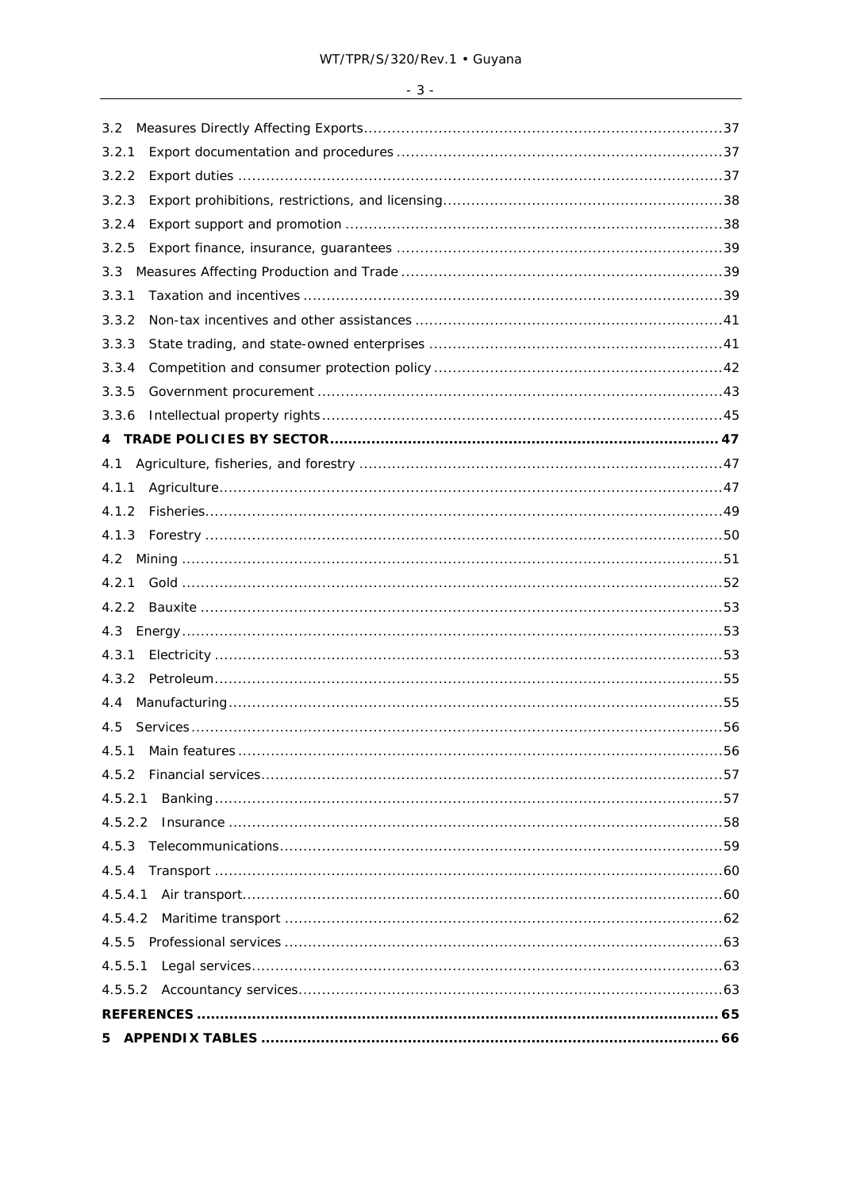3.2 Measures Directly Affecting Exports ............................................................................37

3.2.1 Export documentation and procedures ......................................................................37

3.2.2 Export duties ........................................................................................................37

3.2.3 Export prohibitions, restrictions, and licensing ............................................................38

3.2.4 Export support and promotion .................................................................................38

3.2.5 Export finance, insurance, guarantees ......................................................................39

3.3 Measures Affecting Production and Trade ....................................................................39

3.3.1 Taxation and incentives ..........................................................................................39

3.3.2 Non-tax incentives and other assistances ..................................................................41

3.3.3 State trading, and state-owned enterprises ...............................................................41

3.3.4 Competition and consumer protection policy ..............................................................42

3.3.5 Government procurement .......................................................................................43

3.3.6 Intellectual property rights ......................................................................................45

**4 TRADE POLICIES BY SECTOR .................................................................................... 47**

4.1 Agriculture, fisheries, and forestry ..............................................................................47

4.1.1 Agriculture ............................................................................................................47

4.1.2 Fisheries ...............................................................................................................49

4.1.3 Forestry ...............................................................................................................50

4.2 Mining ....................................................................................................................51

4.2.1 Gold ....................................................................................................................52

4.2.2 Bauxite ................................................................................................................53

4.3 Energy ....................................................................................................................53

4.3.1 Electricity .............................................................................................................53

4.3.2 Petroleum .............................................................................................................55

4.4 Manufacturing ..........................................................................................................55

4.5 Services ..................................................................................................................56

4.5.1 Main features ........................................................................................................56

4.5.2 Financial services ...................................................................................................57

4.5.2.1 Banking .............................................................................................................57

4.5.2.2 Insurance ..........................................................................................................58

4.5.3 Telecommunications ...............................................................................................59

4.5.4 Transport .............................................................................................................60

4.5.4.1 Air transport .......................................................................................................60

4.5.4.2 Maritime transport ..............................................................................................62

4.5.5 Professional services ..............................................................................................63

4.5.5.1 Legal services .....................................................................................................63

4.5.5.2 Accountancy services ...........................................................................................63

**REFERENCES ................................................................................................................. 65**

**5 APPENDIX TABLES ................................................................................................... 66**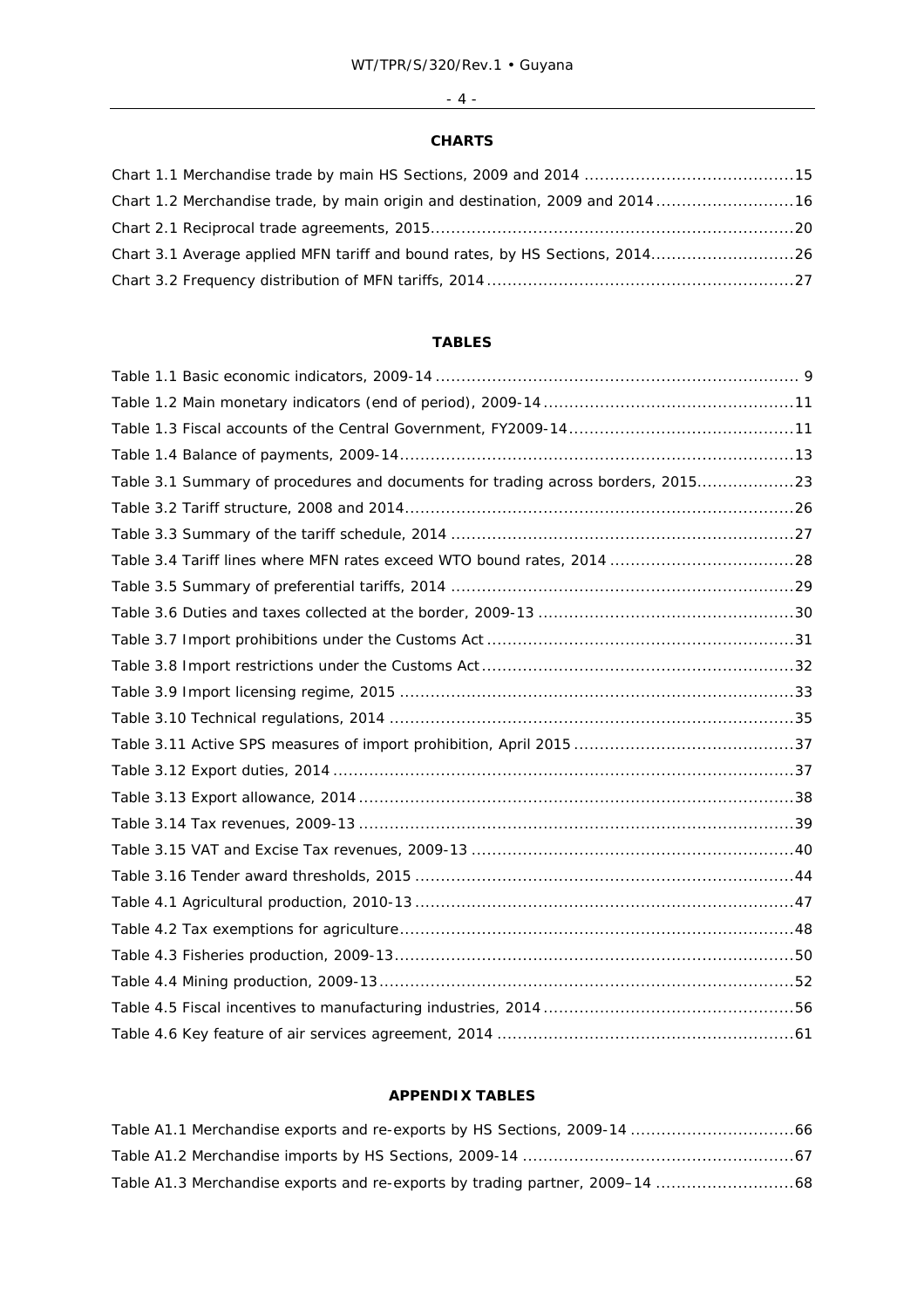## CHARTS

Chart 1.1 Merchandise trade by main HS Sections, 2009 and 2014 .........................................15

Chart 1.2 Merchandise trade, by main origin and destination, 2009 and 2014 ...........................16

Chart 2.1 Reciprocal trade agreements, 2015.......................................................................20

Chart 3.1 Average applied MFN tariff and bound rates, by HS Sections, 2014............................26

Chart 3.2 Frequency distribution of MFN tariffs, 2014............................................................27

## TABLES

Table 1.1 Basic economic indicators, 2009-14 ....................................................................... 9

Table 1.2 Main monetary indicators (end of period), 2009-14.................................................11

Table 1.3 Fiscal accounts of the Central Government, FY2009-14............................................11

Table 1.4 Balance of payments, 2009-14.............................................................................13

Table 3.1 Summary of procedures and documents for trading across borders, 2015...................23

Table 3.2 Tariff structure, 2008 and 2014............................................................................26

Table 3.3 Summary of the tariff schedule, 2014 ...................................................................27

Table 3.4 Tariff lines where MFN rates exceed WTO bound rates, 2014 ....................................28

Table 3.5 Summary of preferential tariffs, 2014 ...................................................................29

Table 3.6 Duties and taxes collected at the border, 2009-13 ..................................................30

Table 3.7 Import prohibitions under the Customs Act ............................................................31

Table 3.8 Import restrictions under the Customs Act.............................................................32

Table 3.9 Import licensing regime, 2015 .............................................................................33

Table 3.10 Technical regulations, 2014 ...............................................................................35

Table 3.11 Active SPS measures of import prohibition, April 2015 ...........................................37

Table 3.12 Export duties, 2014 ..........................................................................................37

Table 3.13 Export allowance, 2014 .....................................................................................38

Table 3.14 Tax revenues, 2009-13 .....................................................................................39

Table 3.15 VAT and Excise Tax revenues, 2009-13 ...............................................................40

Table 3.16 Tender award thresholds, 2015 ..........................................................................44

Table 4.1 Agricultural production, 2010-13 ..........................................................................47

Table 4.2 Tax exemptions for agriculture.............................................................................48

Table 4.3 Fisheries production, 2009-13..............................................................................50

Table 4.4 Mining production, 2009-13.................................................................................52

Table 4.5 Fiscal incentives to manufacturing industries, 2014 .................................................56

Table 4.6 Key feature of air services agreement, 2014 ..........................................................61

## APPENDIX TABLES

Table A1.1 Merchandise exports and re-exports by HS Sections, 2009-14 ................................66

Table A1.2 Merchandise imports by HS Sections, 2009-14 .....................................................67

Table A1.3 Merchandise exports and re-exports by trading partner, 2009–14 ...........................68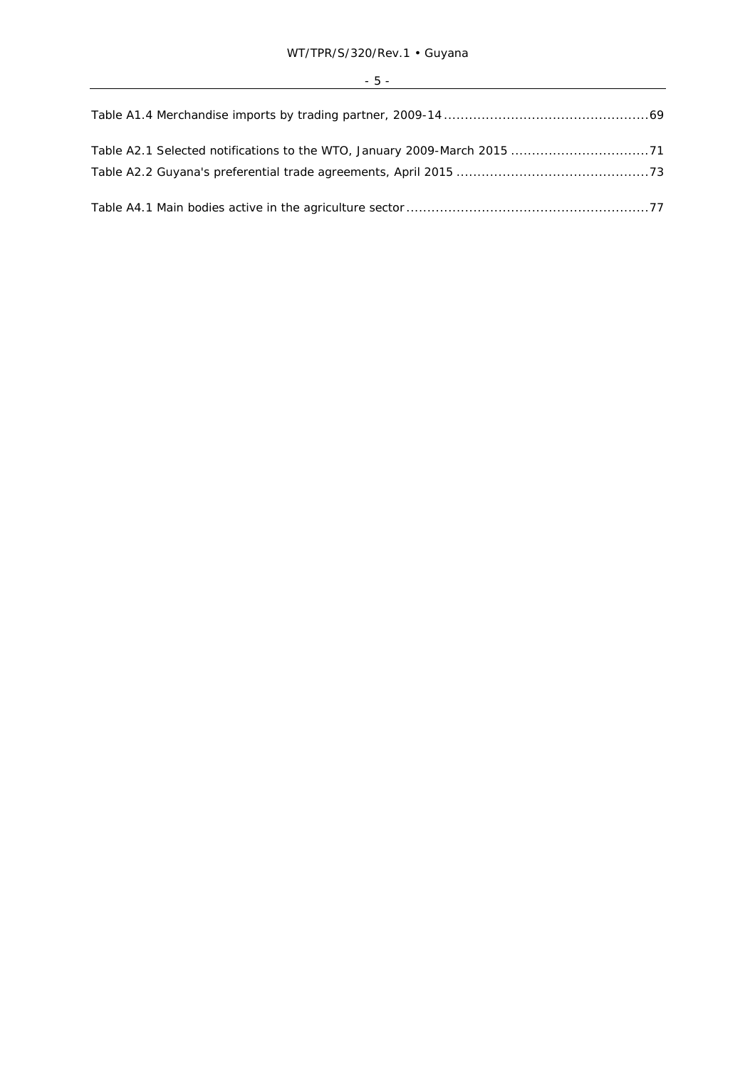Table A1.4 Merchandise imports by trading partner, 2009-14 ..................................................69

Table A2.1 Selected notifications to the WTO, January 2009-March 2015 .................................71

Table A2.2 Guyana's preferential trade agreements, April 2015 ..............................................73

Table A4.1 Main bodies active in the agriculture sector ..........................................................77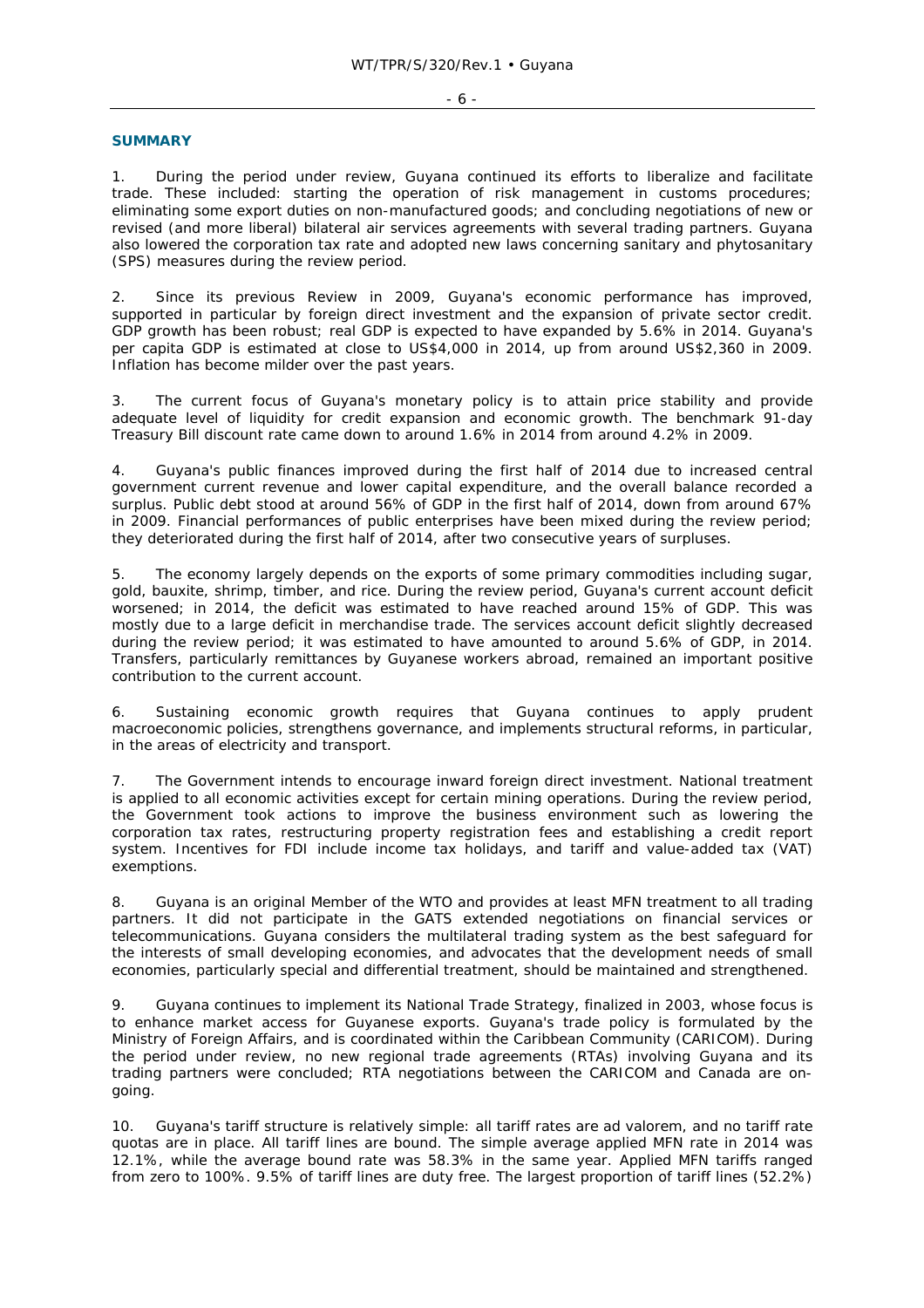## SUMMARY

1. During the period under review, Guyana continued its efforts to liberalize and facilitate trade. These included: starting the operation of risk management in customs procedures; eliminating some export duties on non-manufactured goods; and concluding negotiations of new or revised (and more liberal) bilateral air services agreements with several trading partners. Guyana also lowered the corporation tax rate and adopted new laws concerning sanitary and phytosanitary (SPS) measures during the review period.

2. Since its previous Review in 2009, Guyana's economic performance has improved, supported in particular by foreign direct investment and the expansion of private sector credit. GDP growth has been robust; real GDP is expected to have expanded by 5.6% in 2014. Guyana's per capita GDP is estimated at close to US$4,000 in 2014, up from around US$2,360 in 2009. Inflation has become milder over the past years.

3. The current focus of Guyana's monetary policy is to attain price stability and provide adequate level of liquidity for credit expansion and economic growth. The benchmark 91-day Treasury Bill discount rate came down to around 1.6% in 2014 from around 4.2% in 2009.

4. Guyana's public finances improved during the first half of 2014 due to increased central government current revenue and lower capital expenditure, and the overall balance recorded a surplus. Public debt stood at around 56% of GDP in the first half of 2014, down from around 67% in 2009. Financial performances of public enterprises have been mixed during the review period; they deteriorated during the first half of 2014, after two consecutive years of surpluses.

5. The economy largely depends on the exports of some primary commodities including sugar, gold, bauxite, shrimp, timber, and rice. During the review period, Guyana's current account deficit worsened; in 2014, the deficit was estimated to have reached around 15% of GDP. This was mostly due to a large deficit in merchandise trade. The services account deficit slightly decreased during the review period; it was estimated to have amounted to around 5.6% of GDP, in 2014. Transfers, particularly remittances by Guyanese workers abroad, remained an important positive contribution to the current account.

6. Sustaining economic growth requires that Guyana continues to apply prudent macroeconomic policies, strengthens governance, and implements structural reforms, in particular, in the areas of electricity and transport.

7. The Government intends to encourage inward foreign direct investment. National treatment is applied to all economic activities except for certain mining operations. During the review period, the Government took actions to improve the business environment such as lowering the corporation tax rates, restructuring property registration fees and establishing a credit report system. Incentives for FDI include income tax holidays, and tariff and value-added tax (VAT) exemptions.

8. Guyana is an original Member of the WTO and provides at least MFN treatment to all trading partners. It did not participate in the GATS extended negotiations on financial services or telecommunications. Guyana considers the multilateral trading system as the best safeguard for the interests of small developing economies, and advocates that the development needs of small economies, particularly special and differential treatment, should be maintained and strengthened.

9. Guyana continues to implement its National Trade Strategy, finalized in 2003, whose focus is to enhance market access for Guyanese exports. Guyana's trade policy is formulated by the Ministry of Foreign Affairs, and is coordinated within the Caribbean Community (CARICOM). During the period under review, no new regional trade agreements (RTAs) involving Guyana and its trading partners were concluded; RTA negotiations between the CARICOM and Canada are on-going.

10. Guyana's tariff structure is relatively simple: all tariff rates are ad valorem, and no tariff rate quotas are in place. All tariff lines are bound. The simple average applied MFN rate in 2014 was 12.1%, while the average bound rate was 58.3% in the same year. Applied MFN tariffs ranged from zero to 100%. 9.5% of tariff lines are duty free. The largest proportion of tariff lines (52.2%)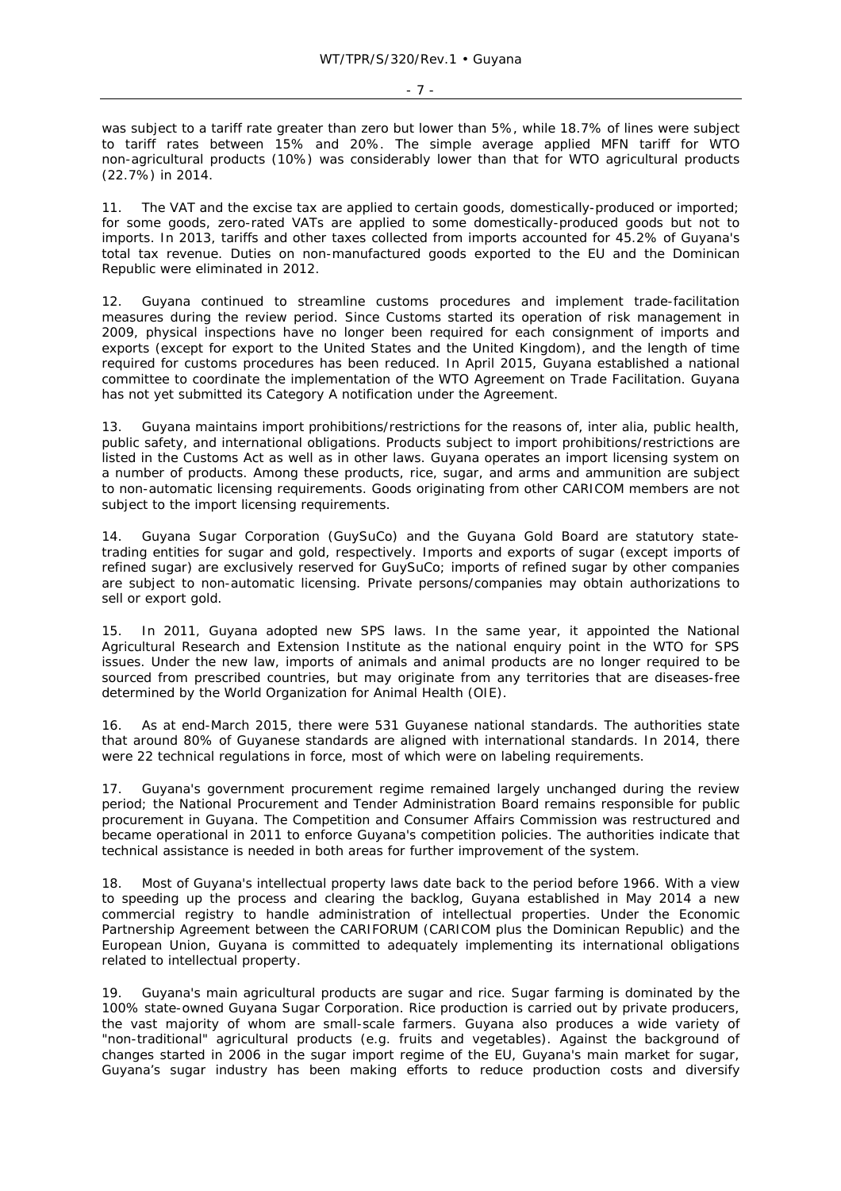was subject to a tariff rate greater than zero but lower than 5%, while 18.7% of lines were subject to tariff rates between 15% and 20%. The simple average applied MFN tariff for WTO non-agricultural products (10%) was considerably lower than that for WTO agricultural products (22.7%) in 2014.

11. The VAT and the excise tax are applied to certain goods, domestically-produced or imported; for some goods, zero-rated VATs are applied to some domestically-produced goods but not to imports. In 2013, tariffs and other taxes collected from imports accounted for 45.2% of Guyana's total tax revenue. Duties on non-manufactured goods exported to the EU and the Dominican Republic were eliminated in 2012.

12. Guyana continued to streamline customs procedures and implement trade-facilitation measures during the review period. Since Customs started its operation of risk management in 2009, physical inspections have no longer been required for each consignment of imports and exports (except for export to the United States and the United Kingdom), and the length of time required for customs procedures has been reduced. In April 2015, Guyana established a national committee to coordinate the implementation of the WTO Agreement on Trade Facilitation. Guyana has not yet submitted its Category A notification under the Agreement.

13. Guyana maintains import prohibitions/restrictions for the reasons of, inter alia, public health, public safety, and international obligations. Products subject to import prohibitions/restrictions are listed in the Customs Act as well as in other laws. Guyana operates an import licensing system on a number of products. Among these products, rice, sugar, and arms and ammunition are subject to non-automatic licensing requirements. Goods originating from other CARICOM members are not subject to the import licensing requirements.

14. Guyana Sugar Corporation (GuySuCo) and the Guyana Gold Board are statutory state-trading entities for sugar and gold, respectively. Imports and exports of sugar (except imports of refined sugar) are exclusively reserved for GuySuCo; imports of refined sugar by other companies are subject to non-automatic licensing. Private persons/companies may obtain authorizations to sell or export gold.

15. In 2011, Guyana adopted new SPS laws. In the same year, it appointed the National Agricultural Research and Extension Institute as the national enquiry point in the WTO for SPS issues. Under the new law, imports of animals and animal products are no longer required to be sourced from prescribed countries, but may originate from any territories that are diseases-free determined by the World Organization for Animal Health (OIE).

16. As at end-March 2015, there were 531 Guyanese national standards. The authorities state that around 80% of Guyanese standards are aligned with international standards. In 2014, there were 22 technical regulations in force, most of which were on labeling requirements.

17. Guyana's government procurement regime remained largely unchanged during the review period; the National Procurement and Tender Administration Board remains responsible for public procurement in Guyana. The Competition and Consumer Affairs Commission was restructured and became operational in 2011 to enforce Guyana's competition policies. The authorities indicate that technical assistance is needed in both areas for further improvement of the system.

18. Most of Guyana's intellectual property laws date back to the period before 1966. With a view to speeding up the process and clearing the backlog, Guyana established in May 2014 a new commercial registry to handle administration of intellectual properties. Under the Economic Partnership Agreement between the CARIFORUM (CARICOM plus the Dominican Republic) and the European Union, Guyana is committed to adequately implementing its international obligations related to intellectual property.

19. Guyana's main agricultural products are sugar and rice. Sugar farming is dominated by the 100% state-owned Guyana Sugar Corporation. Rice production is carried out by private producers, the vast majority of whom are small-scale farmers. Guyana also produces a wide variety of "non-traditional" agricultural products (e.g. fruits and vegetables). Against the background of changes started in 2006 in the sugar import regime of the EU, Guyana's main market for sugar, Guyana's sugar industry has been making efforts to reduce production costs and diversify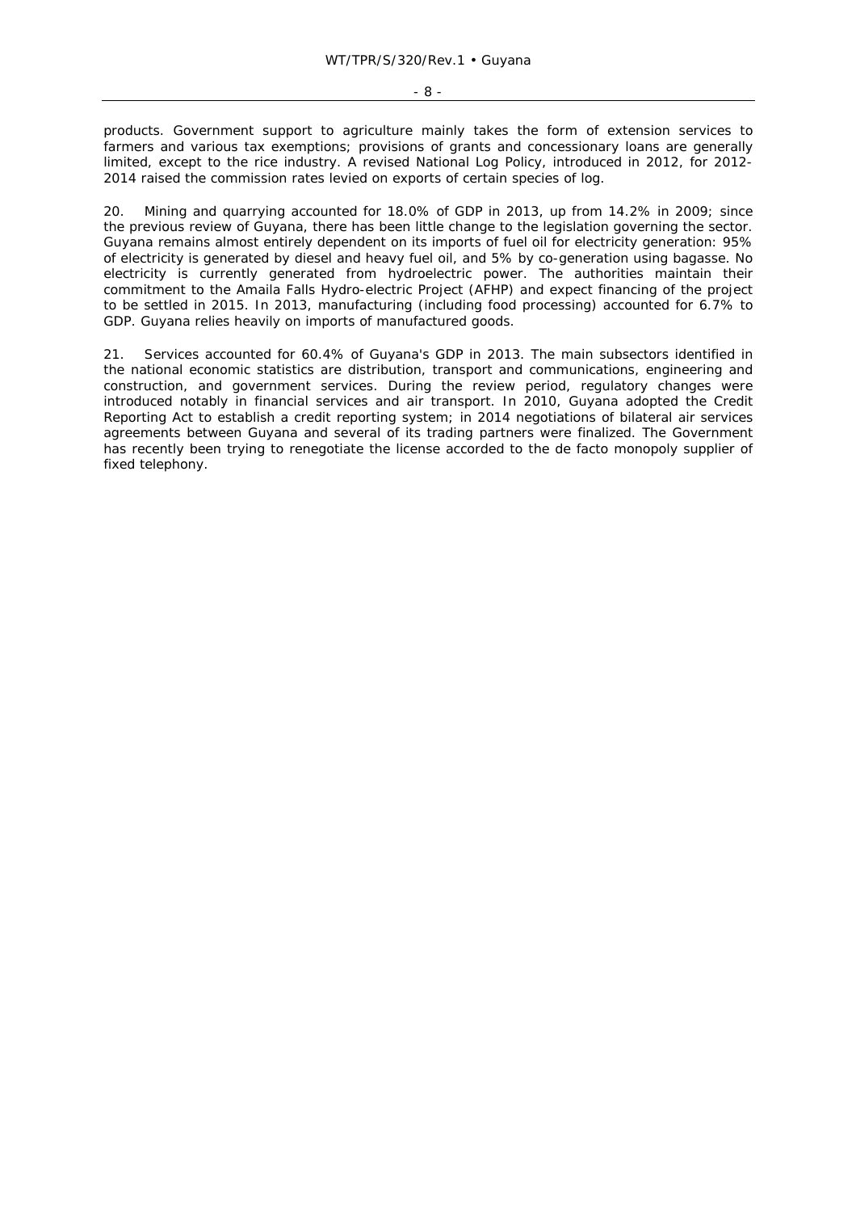products. Government support to agriculture mainly takes the form of extension services to farmers and various tax exemptions; provisions of grants and concessionary loans are generally limited, except to the rice industry. A revised National Log Policy, introduced in 2012, for 2012-2014 raised the commission rates levied on exports of certain species of log.

20. Mining and quarrying accounted for 18.0% of GDP in 2013, up from 14.2% in 2009; since the previous review of Guyana, there has been little change to the legislation governing the sector. Guyana remains almost entirely dependent on its imports of fuel oil for electricity generation: 95% of electricity is generated by diesel and heavy fuel oil, and 5% by co-generation using bagasse. No electricity is currently generated from hydroelectric power. The authorities maintain their commitment to the Amaila Falls Hydro-electric Project (AFHP) and expect financing of the project to be settled in 2015. In 2013, manufacturing (including food processing) accounted for 6.7% to GDP. Guyana relies heavily on imports of manufactured goods.

21. Services accounted for 60.4% of Guyana's GDP in 2013. The main subsectors identified in the national economic statistics are distribution, transport and communications, engineering and construction, and government services. During the review period, regulatory changes were introduced notably in financial services and air transport. In 2010, Guyana adopted the Credit Reporting Act to establish a credit reporting system; in 2014 negotiations of bilateral air services agreements between Guyana and several of its trading partners were finalized. The Government has recently been trying to renegotiate the license accorded to the de facto monopoly supplier of fixed telephony.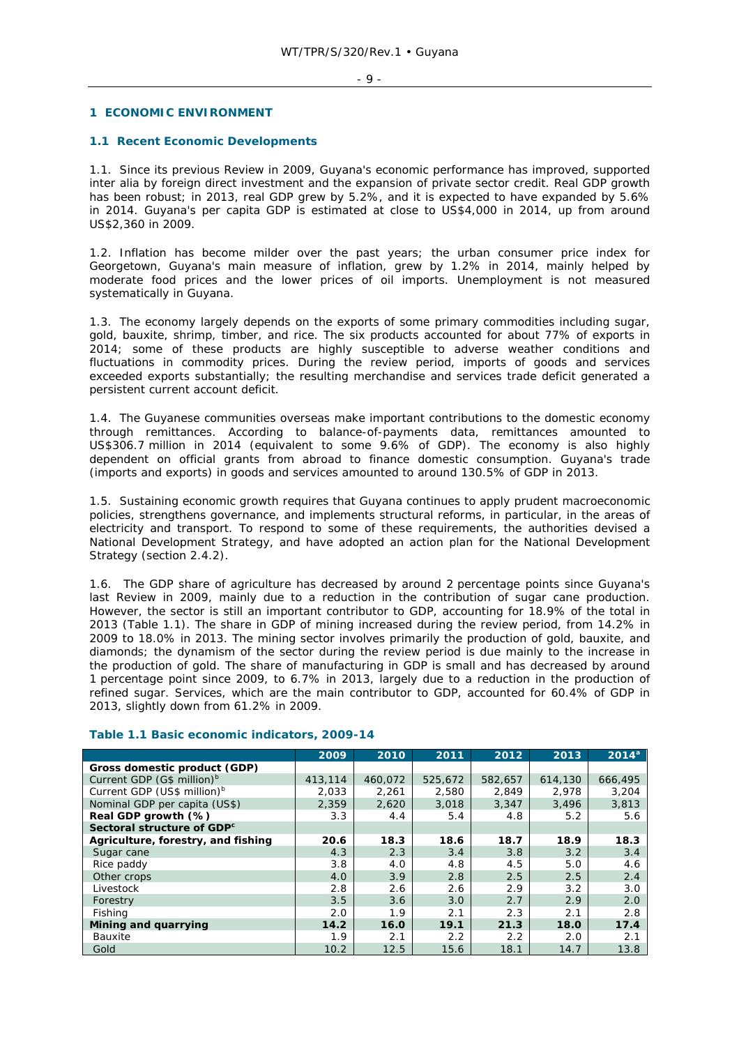# 1 ECONOMIC ENVIRONMENT

## 1.1 Recent Economic Developments

1.1. Since its previous Review in 2009, Guyana's economic performance has improved, supported inter alia by foreign direct investment and the expansion of private sector credit. Real GDP growth has been robust; in 2013, real GDP grew by 5.2%, and it is expected to have expanded by 5.6% in 2014. Guyana's per capita GDP is estimated at close to US$4,000 in 2014, up from around US$2,360 in 2009.

1.2. Inflation has become milder over the past years; the urban consumer price index for Georgetown, Guyana's main measure of inflation, grew by 1.2% in 2014, mainly helped by moderate food prices and the lower prices of oil imports. Unemployment is not measured systematically in Guyana.

1.3. The economy largely depends on the exports of some primary commodities including sugar, gold, bauxite, shrimp, timber, and rice. The six products accounted for about 77% of exports in 2014; some of these products are highly susceptible to adverse weather conditions and fluctuations in commodity prices. During the review period, imports of goods and services exceeded exports substantially; the resulting merchandise and services trade deficit generated a persistent current account deficit.

1.4. The Guyanese communities overseas make important contributions to the domestic economy through remittances. According to balance-of-payments data, remittances amounted to US$306.7 million in 2014 (equivalent to some 9.6% of GDP). The economy is also highly dependent on official grants from abroad to finance domestic consumption. Guyana's trade (imports and exports) in goods and services amounted to around 130.5% of GDP in 2013.

1.5. Sustaining economic growth requires that Guyana continues to apply prudent macroeconomic policies, strengthens governance, and implements structural reforms, in particular, in the areas of electricity and transport. To respond to some of these requirements, the authorities devised a National Development Strategy, and have adopted an action plan for the National Development Strategy (section 2.4.2).

1.6. The GDP share of agriculture has decreased by around 2 percentage points since Guyana's last Review in 2009, mainly due to a reduction in the contribution of sugar cane production. However, the sector is still an important contributor to GDP, accounting for 18.9% of the total in 2013 (Table 1.1). The share in GDP of mining increased during the review period, from 14.2% in 2009 to 18.0% in 2013. The mining sector involves primarily the production of gold, bauxite, and diamonds; the dynamism of the sector during the review period is due mainly to the increase in the production of gold. The share of manufacturing in GDP is small and has decreased by around 1 percentage point since 2009, to 6.7% in 2013, largely due to a reduction in the production of refined sugar. Services, which are the main contributor to GDP, accounted for 60.4% of GDP in 2013, slightly down from 61.2% in 2009.

### Table 1.1 Basic economic indicators, 2009-14

| | 2009 | 2010 | 2011 | 2012 | 2013 | 2014[a] |
|---|---|---|---|---|---|---|
| **Gross domestic product (GDP)** | | | | | | |
| Current GDP (G$ million)[b] | 413,114 | 460,072 | 525,672 | 582,657 | 614,130 | 666,495 |
| Current GDP (US$ million)[b] | 2,033 | 2,261 | 2,580 | 2,849 | 2,978 | 3,204 |
| Nominal GDP per capita (US$) | 2,359 | 2,620 | 3,018 | 3,347 | 3,496 | 3,813 |
| **Real GDP growth (%)** | 3.3 | 4.4 | 5.4 | 4.8 | 5.2 | 5.6 |
| **Sectoral structure of GDP[c]** | | | | | | |
| **Agriculture, forestry, and fishing** | **20.6** | **18.3** | **18.6** | **18.7** | **18.9** | **18.3** |
| Sugar cane | 4.3 | 2.3 | 3.4 | 3.8 | 3.2 | 3.4 |
| Rice paddy | 3.8 | 4.0 | 4.8 | 4.5 | 5.0 | 4.6 |
| Other crops | 4.0 | 3.9 | 2.8 | 2.5 | 2.5 | 2.4 |
| Livestock | 2.8 | 2.6 | 2.6 | 2.9 | 3.2 | 3.0 |
| Forestry | 3.5 | 3.6 | 3.0 | 2.7 | 2.9 | 2.0 |
| Fishing | 2.0 | 1.9 | 2.1 | 2.3 | 2.1 | 2.8 |
| **Mining and quarrying** | **14.2** | **16.0** | **19.1** | **21.3** | **18.0** | **17.4** |
| Bauxite | 1.9 | 2.1 | 2.2 | 2.2 | 2.0 | 2.1 |
| Gold | 10.2 | 12.5 | 15.6 | 18.1 | 14.7 | 13.8 |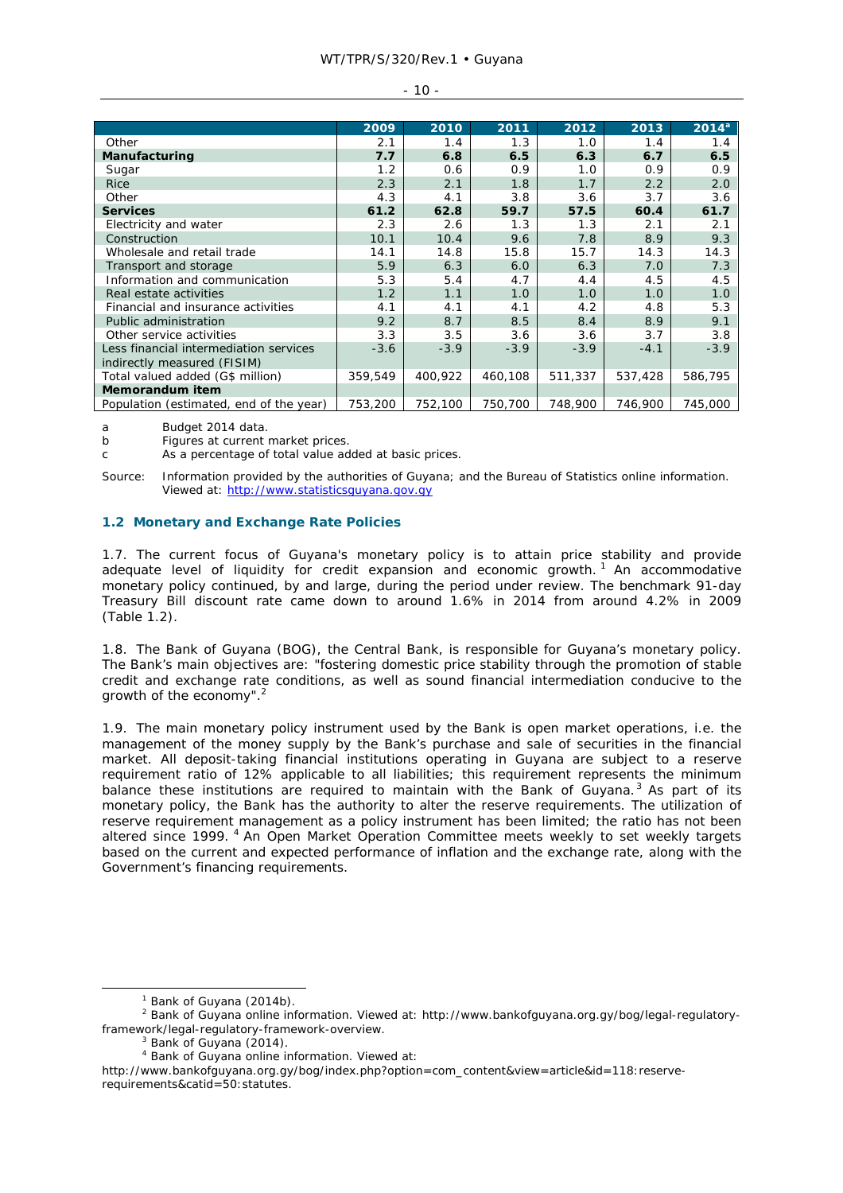| | 2009 | 2010 | 2011 | 2012 | 2013 | 2014[a] |
|---|---|---|---|---|---|---|
| Other | 2.1 | 1.4 | 1.3 | 1.0 | 1.4 | 1.4 |
| **Manufacturing** | **7.7** | **6.8** | **6.5** | **6.3** | **6.7** | **6.5** |
| Sugar | 1.2 | 0.6 | 0.9 | 1.0 | 0.9 | 0.9 |
| Rice | 2.3 | 2.1 | 1.8 | 1.7 | 2.2 | 2.0 |
| Other | 4.3 | 4.1 | 3.8 | 3.6 | 3.7 | 3.6 |
| **Services** | **61.2** | **62.8** | **59.7** | **57.5** | **60.4** | **61.7** |
| Electricity and water | 2.3 | 2.6 | 1.3 | 1.3 | 2.1 | 2.1 |
| Construction | 10.1 | 10.4 | 9.6 | 7.8 | 8.9 | 9.3 |
| Wholesale and retail trade | 14.1 | 14.8 | 15.8 | 15.7 | 14.3 | 14.3 |
| Transport and storage | 5.9 | 6.3 | 6.0 | 6.3 | 7.0 | 7.3 |
| Information and communication | 5.3 | 5.4 | 4.7 | 4.4 | 4.5 | 4.5 |
| Real estate activities | 1.2 | 1.1 | 1.0 | 1.0 | 1.0 | 1.0 |
| Financial and insurance activities | 4.1 | 4.1 | 4.1 | 4.2 | 4.8 | 5.3 |
| Public administration | 9.2 | 8.7 | 8.5 | 8.4 | 8.9 | 9.1 |
| Other service activities | 3.3 | 3.5 | 3.6 | 3.6 | 3.7 | 3.8 |
| Less financial intermediation services indirectly measured (FISIM) | -3.6 | -3.9 | -3.9 | -3.9 | -4.1 | -3.9 |
| Total valued added (G$ million) | 359,549 | 400,922 | 460,108 | 511,337 | 537,428 | 586,795 |
| **Memorandum item** | | | | | | |
| Population (estimated, end of the year) | 753,200 | 752,100 | 750,700 | 748,900 | 746,900 | 745,000 |

a Budget 2014 data.
b Figures at current market prices.
c As a percentage of total value added at basic prices.

Source: Information provided by the authorities of Guyana; and the Bureau of Statistics online information. Viewed at: http://www.statisticsguyana.gov.gy

## 1.2 Monetary and Exchange Rate Policies

1.7. The current focus of Guyana's monetary policy is to attain price stability and provide adequate level of liquidity for credit expansion and economic growth.[1] An accommodative monetary policy continued, by and large, during the period under review. The benchmark 91-day Treasury Bill discount rate came down to around 1.6% in 2014 from around 4.2% in 2009 (Table 1.2).

1.8. The Bank of Guyana (BOG), the Central Bank, is responsible for Guyana's monetary policy. The Bank's main objectives are: "fostering domestic price stability through the promotion of stable credit and exchange rate conditions, as well as sound financial intermediation conducive to the growth of the economy".[2]

1.9. The main monetary policy instrument used by the Bank is open market operations, i.e. the management of the money supply by the Bank's purchase and sale of securities in the financial market. All deposit-taking financial institutions operating in Guyana are subject to a reserve requirement ratio of 12% applicable to all liabilities; this requirement represents the minimum balance these institutions are required to maintain with the Bank of Guyana.[3] As part of its monetary policy, the Bank has the authority to alter the reserve requirements. The utilization of reserve requirement management as a policy instrument has been limited; the ratio has not been altered since 1999.[4] An Open Market Operation Committee meets weekly to set weekly targets based on the current and expected performance of inflation and the exchange rate, along with the Government's financing requirements.

[1] Bank of Guyana (2014b).
[2] Bank of Guyana online information. Viewed at: http://www.bankofguyana.org.gy/bog/legal-regulatory-framework/legal-regulatory-framework-overview.
[3] Bank of Guyana (2014).
[4] Bank of Guyana online information. Viewed at: http://www.bankofguyana.org.gy/bog/index.php?option=com_content&view=article&id=118:reserve-requirements&catid=50:statutes.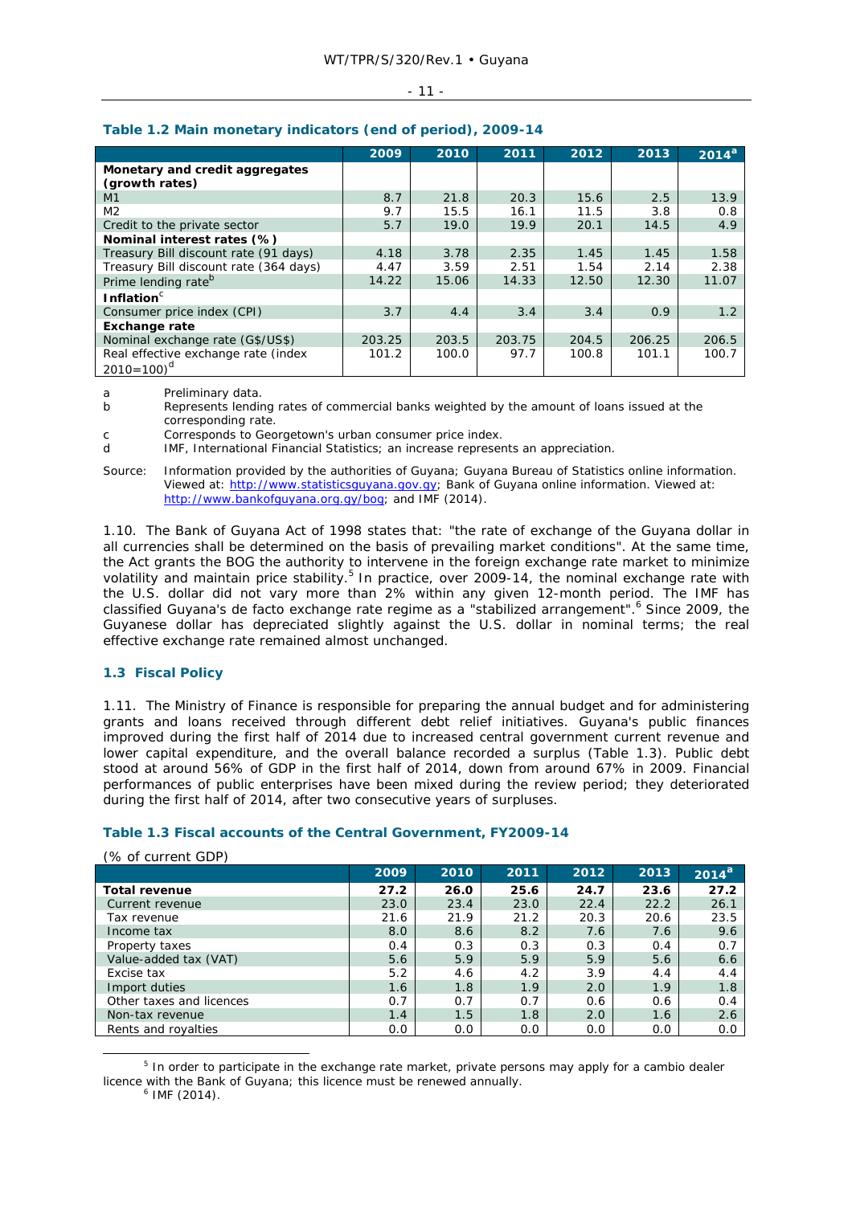### Table 1.2 Main monetary indicators (end of period), 2009-14

| | 2009 | 2010 | 2011 | 2012 | 2013 | 2014[a] |
|---|---|---|---|---|---|---|
| **Monetary and credit aggregates (growth rates)** | | | | | | |
| M1 | 8.7 | 21.8 | 20.3 | 15.6 | 2.5 | 13.9 |
| M2 | 9.7 | 15.5 | 16.1 | 11.5 | 3.8 | 0.8 |
| Credit to the private sector | 5.7 | 19.0 | 19.9 | 20.1 | 14.5 | 4.9 |
| **Nominal interest rates (%)** | | | | | | |
| Treasury Bill discount rate (91 days) | 4.18 | 3.78 | 2.35 | 1.45 | 1.45 | 1.58 |
| Treasury Bill discount rate (364 days) | 4.47 | 3.59 | 2.51 | 1.54 | 2.14 | 2.38 |
| Prime lending rate[b] | 14.22 | 15.06 | 14.33 | 12.50 | 12.30 | 11.07 |
| **Inflation**[c] | | | | | | |
| Consumer price index (CPI) | 3.7 | 4.4 | 3.4 | 3.4 | 0.9 | 1.2 |
| **Exchange rate** | | | | | | |
| Nominal exchange rate (G$/US$) | 203.25 | 203.5 | 203.75 | 204.5 | 206.25 | 206.5 |
| Real effective exchange rate (index 2010=100)[d] | 101.2 | 100.0 | 97.7 | 100.8 | 101.1 | 100.7 |

a Preliminary data.
b Represents lending rates of commercial banks weighted by the amount of loans issued at the corresponding rate.
c Corresponds to Georgetown's urban consumer price index.
d IMF, International Financial Statistics; an increase represents an appreciation.

Source: Information provided by the authorities of Guyana; Guyana Bureau of Statistics online information. Viewed at: http://www.statisticsguyana.gov.gy; Bank of Guyana online information. Viewed at: http://www.bankofguyana.org.gy/bog; and IMF (2014).

1.10. The Bank of Guyana Act of 1998 states that: "the rate of exchange of the Guyana dollar in all currencies shall be determined on the basis of prevailing market conditions". At the same time, the Act grants the BOG the authority to intervene in the foreign exchange rate market to minimize volatility and maintain price stability.[5] In practice, over 2009-14, the nominal exchange rate with the U.S. dollar did not vary more than 2% within any given 12-month period. The IMF has classified Guyana's de facto exchange rate regime as a "stabilized arrangement".[6] Since 2009, the Guyanese dollar has depreciated slightly against the U.S. dollar in nominal terms; the real effective exchange rate remained almost unchanged.

## 1.3 Fiscal Policy

1.11. The Ministry of Finance is responsible for preparing the annual budget and for administering grants and loans received through different debt relief initiatives. Guyana's public finances improved during the first half of 2014 due to increased central government current revenue and lower capital expenditure, and the overall balance recorded a surplus (Table 1.3). Public debt stood at around 56% of GDP in the first half of 2014, down from around 67% in 2009. Financial performances of public enterprises have been mixed during the review period; they deteriorated during the first half of 2014, after two consecutive years of surpluses.

### Table 1.3 Fiscal accounts of the Central Government, FY2009-14

(% of current GDP)

| | 2009 | 2010 | 2011 | 2012 | 2013 | 2014[a] |
|---|---|---|---|---|---|---|
| **Total revenue** | **27.2** | **26.0** | **25.6** | **24.7** | **23.6** | **27.2** |
| Current revenue | 23.0 | 23.4 | 23.0 | 22.4 | 22.2 | 26.1 |
| Tax revenue | 21.6 | 21.9 | 21.2 | 20.3 | 20.6 | 23.5 |
| Income tax | 8.0 | 8.6 | 8.2 | 7.6 | 7.6 | 9.6 |
| Property taxes | 0.4 | 0.3 | 0.3 | 0.3 | 0.4 | 0.7 |
| Value-added tax (VAT) | 5.6 | 5.9 | 5.9 | 5.9 | 5.6 | 6.6 |
| Excise tax | 5.2 | 4.6 | 4.2 | 3.9 | 4.4 | 4.4 |
| Import duties | 1.6 | 1.8 | 1.9 | 2.0 | 1.9 | 1.8 |
| Other taxes and licences | 0.7 | 0.7 | 0.7 | 0.6 | 0.6 | 0.4 |
| Non-tax revenue | 1.4 | 1.5 | 1.8 | 2.0 | 1.6 | 2.6 |
| Rents and royalties | 0.0 | 0.0 | 0.0 | 0.0 | 0.0 | 0.0 |

[5] In order to participate in the exchange rate market, private persons may apply for a cambio dealer licence with the Bank of Guyana; this licence must be renewed annually.
[6] IMF (2014).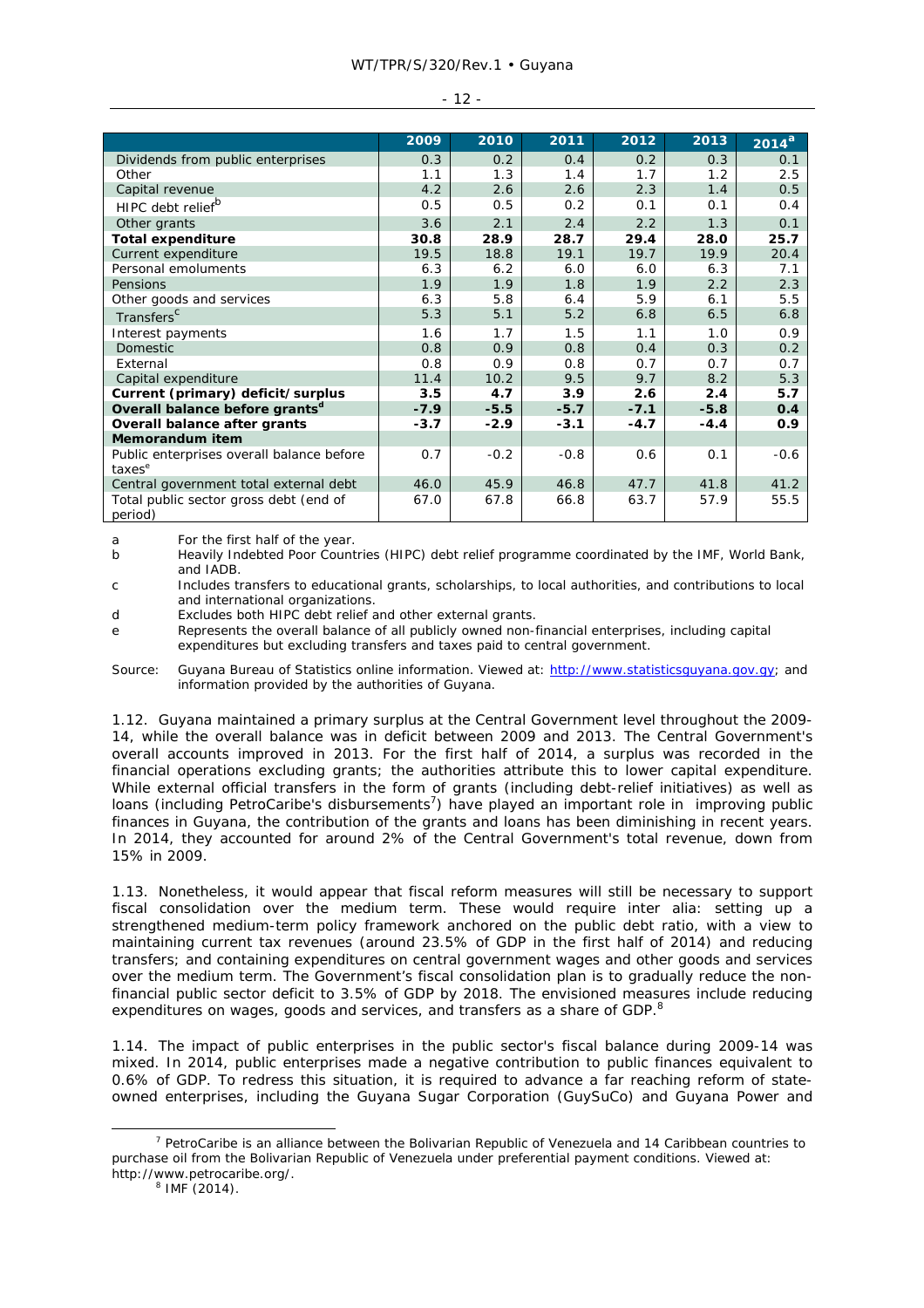| | 2009 | 2010 | 2011 | 2012 | 2013 | 2014[a] |
|---|---|---|---|---|---|---|
| Dividends from public enterprises | 0.3 | 0.2 | 0.4 | 0.2 | 0.3 | 0.1 |
| Other | 1.1 | 1.3 | 1.4 | 1.7 | 1.2 | 2.5 |
| Capital revenue | 4.2 | 2.6 | 2.6 | 2.3 | 1.4 | 0.5 |
| HIPC debt relief[b] | 0.5 | 0.5 | 0.2 | 0.1 | 0.1 | 0.4 |
| Other grants | 3.6 | 2.1 | 2.4 | 2.2 | 1.3 | 0.1 |
| **Total expenditure** | **30.8** | **28.9** | **28.7** | **29.4** | **28.0** | **25.7** |
| Current expenditure | 19.5 | 18.8 | 19.1 | 19.7 | 19.9 | 20.4 |
| Personal emoluments | 6.3 | 6.2 | 6.0 | 6.0 | 6.3 | 7.1 |
| Pensions | 1.9 | 1.9 | 1.8 | 1.9 | 2.2 | 2.3 |
| Other goods and services | 6.3 | 5.8 | 6.4 | 5.9 | 6.1 | 5.5 |
| Transfers[c] | 5.3 | 5.1 | 5.2 | 6.8 | 6.5 | 6.8 |
| Interest payments | 1.6 | 1.7 | 1.5 | 1.1 | 1.0 | 0.9 |
| Domestic | 0.8 | 0.9 | 0.8 | 0.4 | 0.3 | 0.2 |
| External | 0.8 | 0.9 | 0.8 | 0.7 | 0.7 | 0.7 |
| Capital expenditure | 11.4 | 10.2 | 9.5 | 9.7 | 8.2 | 5.3 |
| **Current (primary) deficit/surplus** | **3.5** | **4.7** | **3.9** | **2.6** | **2.4** | **5.7** |
| **Overall balance before grants[d]** | **-7.9** | **-5.5** | **-5.7** | **-7.1** | **-5.8** | **0.4** |
| **Overall balance after grants** | **-3.7** | **-2.9** | **-3.1** | **-4.7** | **-4.4** | **0.9** |
| **Memorandum item** | | | | | | |
| Public enterprises overall balance before taxes[e] | 0.7 | -0.2 | -0.8 | 0.6 | 0.1 | -0.6 |
| Central government total external debt | 46.0 | 45.9 | 46.8 | 47.7 | 41.8 | 41.2 |
| Total public sector gross debt (end of period) | 67.0 | 67.8 | 66.8 | 63.7 | 57.9 | 55.5 |

a For the first half of the year.

b Heavily Indebted Poor Countries (HIPC) debt relief programme coordinated by the IMF, World Bank, and IADB.

c Includes transfers to educational grants, scholarships, to local authorities, and contributions to local and international organizations.

d Excludes both HIPC debt relief and other external grants.

e Represents the overall balance of all publicly owned non-financial enterprises, including capital expenditures but excluding transfers and taxes paid to central government.

Source: Guyana Bureau of Statistics online information. Viewed at: http://www.statisticsguyana.gov.gy; and information provided by the authorities of Guyana.

1.12. Guyana maintained a primary surplus at the Central Government level throughout the 2009-14, while the overall balance was in deficit between 2009 and 2013. The Central Government's overall accounts improved in 2013. For the first half of 2014, a surplus was recorded in the financial operations excluding grants; the authorities attribute this to lower capital expenditure. While external official transfers in the form of grants (including debt-relief initiatives) as well as loans (including PetroCaribe's disbursements[7]) have played an important role in improving public finances in Guyana, the contribution of the grants and loans has been diminishing in recent years. In 2014, they accounted for around 2% of the Central Government's total revenue, down from 15% in 2009.

1.13. Nonetheless, it would appear that fiscal reform measures will still be necessary to support fiscal consolidation over the medium term. These would require inter alia: setting up a strengthened medium-term policy framework anchored on the public debt ratio, with a view to maintaining current tax revenues (around 23.5% of GDP in the first half of 2014) and reducing transfers; and containing expenditures on central government wages and other goods and services over the medium term. The Government's fiscal consolidation plan is to gradually reduce the non-financial public sector deficit to 3.5% of GDP by 2018. The envisioned measures include reducing expenditures on wages, goods and services, and transfers as a share of GDP.[8]

1.14. The impact of public enterprises in the public sector's fiscal balance during 2009-14 was mixed. In 2014, public enterprises made a negative contribution to public finances equivalent to 0.6% of GDP. To redress this situation, it is required to advance a far reaching reform of state-owned enterprises, including the Guyana Sugar Corporation (GuySuCo) and Guyana Power and

[7] PetroCaribe is an alliance between the Bolivarian Republic of Venezuela and 14 Caribbean countries to purchase oil from the Bolivarian Republic of Venezuela under preferential payment conditions. Viewed at: http://www.petrocaribe.org/.

[8] IMF (2014).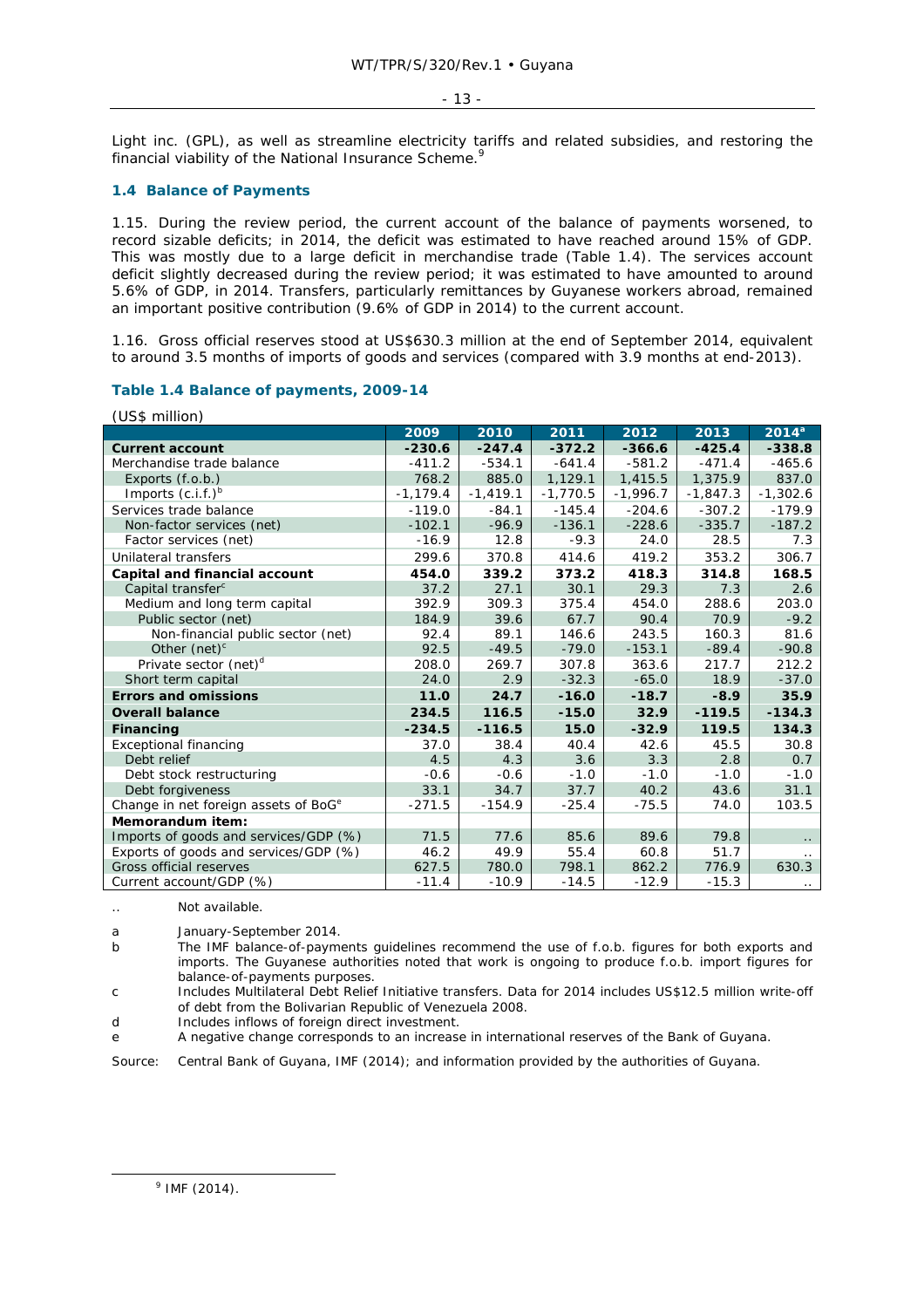Light inc. (GPL), as well as streamline electricity tariffs and related subsidies, and restoring the financial viability of the National Insurance Scheme.[9]

## 1.4 Balance of Payments

1.15. During the review period, the current account of the balance of payments worsened, to record sizable deficits; in 2014, the deficit was estimated to have reached around 15% of GDP. This was mostly due to a large deficit in merchandise trade (Table 1.4). The services account deficit slightly decreased during the review period; it was estimated to have amounted to around 5.6% of GDP, in 2014. Transfers, particularly remittances by Guyanese workers abroad, remained an important positive contribution (9.6% of GDP in 2014) to the current account.

1.16. Gross official reserves stood at US$630.3 million at the end of September 2014, equivalent to around 3.5 months of imports of goods and services (compared with 3.9 months at end-2013).

### Table 1.4 Balance of payments, 2009-14

(US$ million)

| | 2009 | 2010 | 2011 | 2012 | 2013 | 2014[a] |
|---|---|---|---|---|---|---|
| **Current account** | **-230.6** | **-247.4** | **-372.2** | **-366.6** | **-425.4** | **-338.8** |
| Merchandise trade balance | -411.2 | -534.1 | -641.4 | -581.2 | -471.4 | -465.6 |
| Exports (f.o.b.) | 768.2 | 885.0 | 1,129.1 | 1,415.5 | 1,375.9 | 837.0 |
| Imports (c.i.f.)[b] | -1,179.4 | -1,419.1 | -1,770.5 | -1,996.7 | -1,847.3 | -1,302.6 |
| Services trade balance | -119.0 | -84.1 | -145.4 | -204.6 | -307.2 | -179.9 |
| Non-factor services (net) | -102.1 | -96.9 | -136.1 | -228.6 | -335.7 | -187.2 |
| Factor services (net) | -16.9 | 12.8 | -9.3 | 24.0 | 28.5 | 7.3 |
| Unilateral transfers | 299.6 | 370.8 | 414.6 | 419.2 | 353.2 | 306.7 |
| **Capital and financial account** | **454.0** | **339.2** | **373.2** | **418.3** | **314.8** | **168.5** |
| Capital transfer[c] | 37.2 | 27.1 | 30.1 | 29.3 | 7.3 | 2.6 |
| Medium and long term capital | 392.9 | 309.3 | 375.4 | 454.0 | 288.6 | 203.0 |
| Public sector (net) | 184.9 | 39.6 | 67.7 | 90.4 | 70.9 | -9.2 |
| Non-financial public sector (net) | 92.4 | 89.1 | 146.6 | 243.5 | 160.3 | 81.6 |
| Other (net)[c] | 92.5 | -49.5 | -79.0 | -153.1 | -89.4 | -90.8 |
| Private sector (net)[d] | 208.0 | 269.7 | 307.8 | 363.6 | 217.7 | 212.2 |
| Short term capital | 24.0 | 2.9 | -32.3 | -65.0 | 18.9 | -37.0 |
| **Errors and omissions** | **11.0** | **24.7** | **-16.0** | **-18.7** | **-8.9** | **35.9** |
| **Overall balance** | **234.5** | **116.5** | **-15.0** | **32.9** | **-119.5** | **-134.3** |
| **Financing** | **-234.5** | **-116.5** | **15.0** | **-32.9** | **119.5** | **134.3** |
| Exceptional financing | 37.0 | 38.4 | 40.4 | 42.6 | 45.5 | 30.8 |
| Debt relief | 4.5 | 4.3 | 3.6 | 3.3 | 2.8 | 0.7 |
| Debt stock restructuring | -0.6 | -0.6 | -1.0 | -1.0 | -1.0 | -1.0 |
| Debt forgiveness | 33.1 | 34.7 | 37.7 | 40.2 | 43.6 | 31.1 |
| Change in net foreign assets of BoG[e] | -271.5 | -154.9 | -25.4 | -75.5 | 74.0 | 103.5 |
| **Memorandum item:** | | | | | | |
| Imports of goods and services/GDP (%) | 71.5 | 77.6 | 85.6 | 89.6 | 79.8 | .. |
| Exports of goods and services/GDP (%) | 46.2 | 49.9 | 55.4 | 60.8 | 51.7 | .. |
| Gross official reserves | 627.5 | 780.0 | 798.1 | 862.2 | 776.9 | 630.3 |
| Current account/GDP (%) | -11.4 | -10.9 | -14.5 | -12.9 | -15.3 | .. |

.. Not available.

a January-September 2014.

b The IMF balance-of-payments guidelines recommend the use of f.o.b. figures for both exports and imports. The Guyanese authorities noted that work is ongoing to produce f.o.b. import figures for balance-of-payments purposes.

c Includes Multilateral Debt Relief Initiative transfers. Data for 2014 includes US$12.5 million write-off of debt from the Bolivarian Republic of Venezuela 2008.

d Includes inflows of foreign direct investment.

e A negative change corresponds to an increase in international reserves of the Bank of Guyana.

Source: Central Bank of Guyana, IMF (2014); and information provided by the authorities of Guyana.

[9] IMF (2014).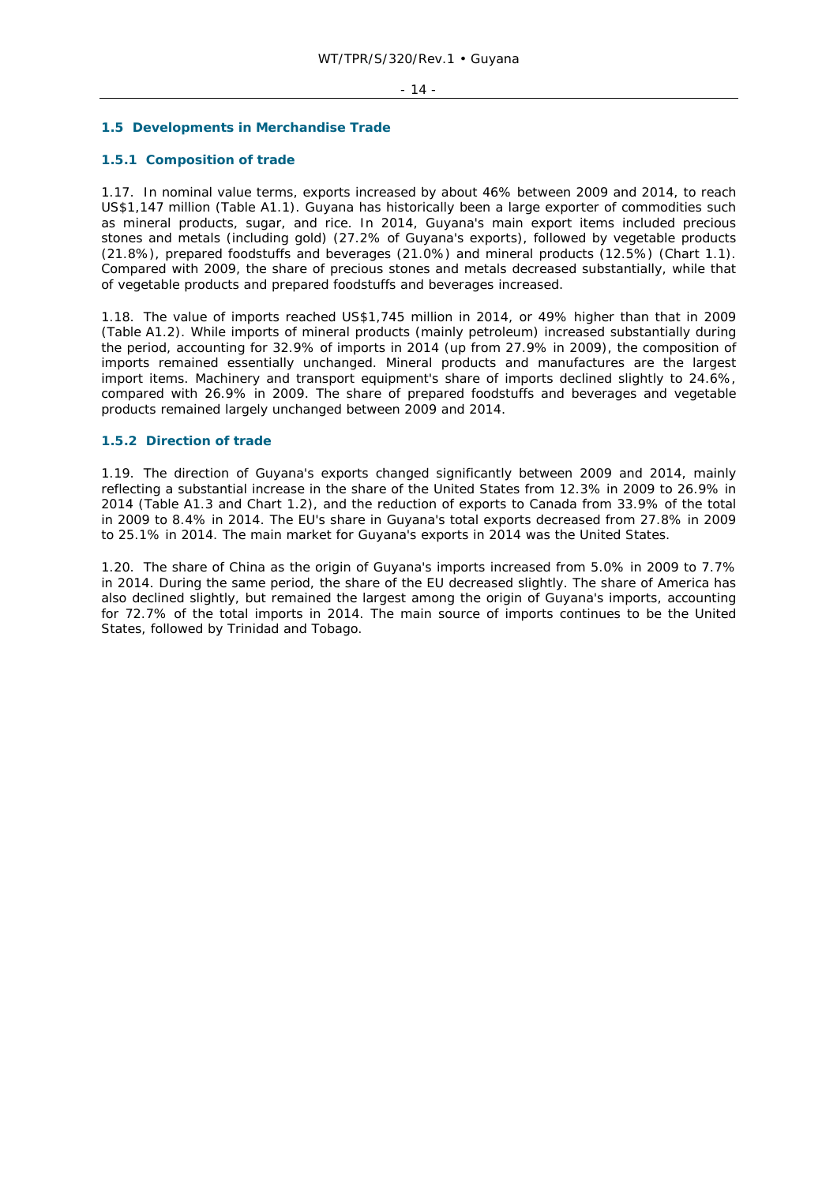## 1.5 Developments in Merchandise Trade

### 1.5.1 Composition of trade

1.17. In nominal value terms, exports increased by about 46% between 2009 and 2014, to reach US$1,147 million (Table A1.1). Guyana has historically been a large exporter of commodities such as mineral products, sugar, and rice. In 2014, Guyana's main export items included precious stones and metals (including gold) (27.2% of Guyana's exports), followed by vegetable products (21.8%), prepared foodstuffs and beverages (21.0%) and mineral products (12.5%) (Chart 1.1). Compared with 2009, the share of precious stones and metals decreased substantially, while that of vegetable products and prepared foodstuffs and beverages increased.

1.18. The value of imports reached US$1,745 million in 2014, or 49% higher than that in 2009 (Table A1.2). While imports of mineral products (mainly petroleum) increased substantially during the period, accounting for 32.9% of imports in 2014 (up from 27.9% in 2009), the composition of imports remained essentially unchanged. Mineral products and manufactures are the largest import items. Machinery and transport equipment's share of imports declined slightly to 24.6%, compared with 26.9% in 2009. The share of prepared foodstuffs and beverages and vegetable products remained largely unchanged between 2009 and 2014.

### 1.5.2 Direction of trade

1.19. The direction of Guyana's exports changed significantly between 2009 and 2014, mainly reflecting a substantial increase in the share of the United States from 12.3% in 2009 to 26.9% in 2014 (Table A1.3 and Chart 1.2), and the reduction of exports to Canada from 33.9% of the total in 2009 to 8.4% in 2014. The EU's share in Guyana's total exports decreased from 27.8% in 2009 to 25.1% in 2014. The main market for Guyana's exports in 2014 was the United States.

1.20. The share of China as the origin of Guyana's imports increased from 5.0% in 2009 to 7.7% in 2014. During the same period, the share of the EU decreased slightly. The share of America has also declined slightly, but remained the largest among the origin of Guyana's imports, accounting for 72.7% of the total imports in 2014. The main source of imports continues to be the United States, followed by Trinidad and Tobago.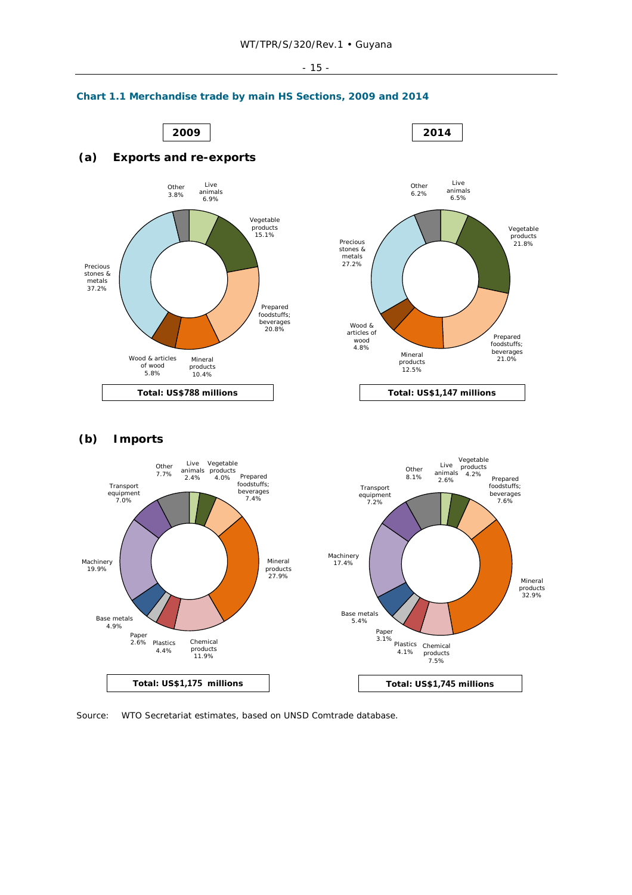**Chart 1.1 Merchandise trade by main HS Sections, 2009 and 2014**

**(a) Exports and re-exports**

| Section | 2009 | 2014 |
|---|---|---|
| Live animals | 6.9% | 6.5% |
| Vegetable products | 15.1% | 21.8% |
| Prepared foodstuffs; beverages | 20.8% | 21.0% |
| Mineral products | 10.4% | 12.5% |
| Wood & articles of wood | 5.8% | 4.8% |
| Precious stones & metals | 37.2% | 27.2% |
| Other | 3.8% | 6.2% |
| **Total** | **US$788 millions** | **US$1,147 millions** |

**(b) Imports**

| Section | 2009 | 2014 |
|---|---|---|
| Live animals | 2.4% | 2.6% |
| Vegetable products | 4.0% | 4.2% |
| Prepared foodstuffs; beverages | 7.4% | 7.6% |
| Mineral products | 27.9% | 32.9% |
| Chemical products | 11.9% | 7.5% |
| Plastics | 4.4% | 4.1% |
| Paper | 2.6% | 3.1% |
| Base metals | 4.9% | 5.4% |
| Machinery | 19.9% | 17.4% |
| Transport equipment | 7.0% | 7.2% |
| Other | 7.7% | 8.1% |
| **Total** | **US$1,175 millions** | **US$1,745 millions** |

Source: WTO Secretariat estimates, based on UNSD Comtrade database.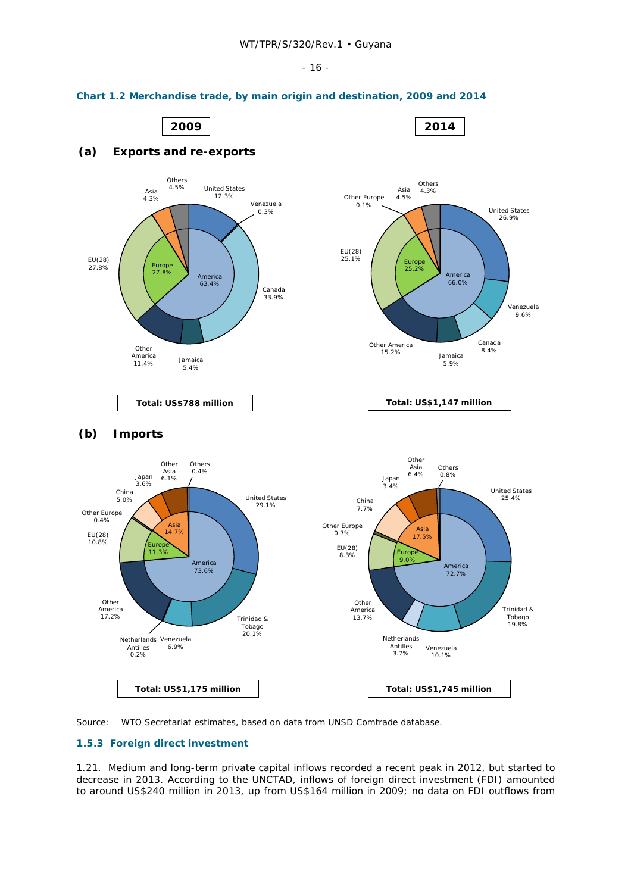**Chart 1.2 Merchandise trade, by main origin and destination, 2009 and 2014**

**2009** | **2014**

**(a) Exports and re-exports**

2009: United States 12.3%; Venezuela 0.3%; Canada 33.9%; Jamaica 5.4%; Other America 11.4%; EU(28) 27.8%; Asia 4.3%; Others 4.5%; America 63.4%; Europe 27.8%

**Total: US$788 million**

2014: United States 26.9%; Venezuela 9.6%; Canada 8.4%; Jamaica 5.9%; Other America 15.2%; EU(28) 25.1%; Other Europe 0.1%; Asia 4.5%; Others 4.3%; America 66.0%; Europe 25.2%

**Total: US$1,147 million**

**(b) Imports**

2009: United States 29.1%; Trinidad & Tobago 20.1%; Venezuela 6.9%; Netherlands Antilles 0.2%; Other America 17.2%; EU(28) 10.8%; Other Europe 0.4%; China 5.0%; Japan 3.6%; Other Asia 6.1%; Others 0.4%; America 73.6%; Europe 11.3%; Asia 14.7%

**Total: US$1,175 million**

2014: United States 25.4%; Trinidad & Tobago 19.8%; Venezuela 10.1%; Netherlands Antilles 3.7%; Other America 13.7%; EU(28) 8.3%; Other Europe 0.7%; China 7.7%; Japan 3.4%; Other Asia 6.4%; Others 0.8%; America 72.7%; Europe 9.0%; Asia 17.5%

**Total: US$1,745 million**

Source: WTO Secretariat estimates, based on data from UNSD Comtrade database.

### 1.5.3 Foreign direct investment

1.21. Medium and long-term private capital inflows recorded a recent peak in 2012, but started to decrease in 2013. According to the UNCTAD, inflows of foreign direct investment (FDI) amounted to around US$240 million in 2013, up from US$164 million in 2009; no data on FDI outflows from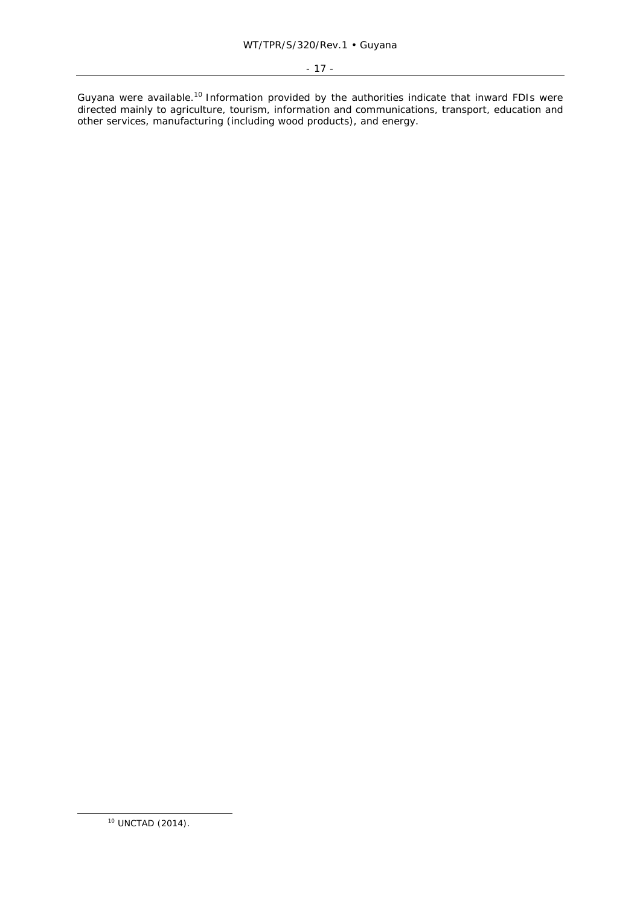Guyana were available.[10] Information provided by the authorities indicate that inward FDIs were directed mainly to agriculture, tourism, information and communications, transport, education and other services, manufacturing (including wood products), and energy.

[10] UNCTAD (2014).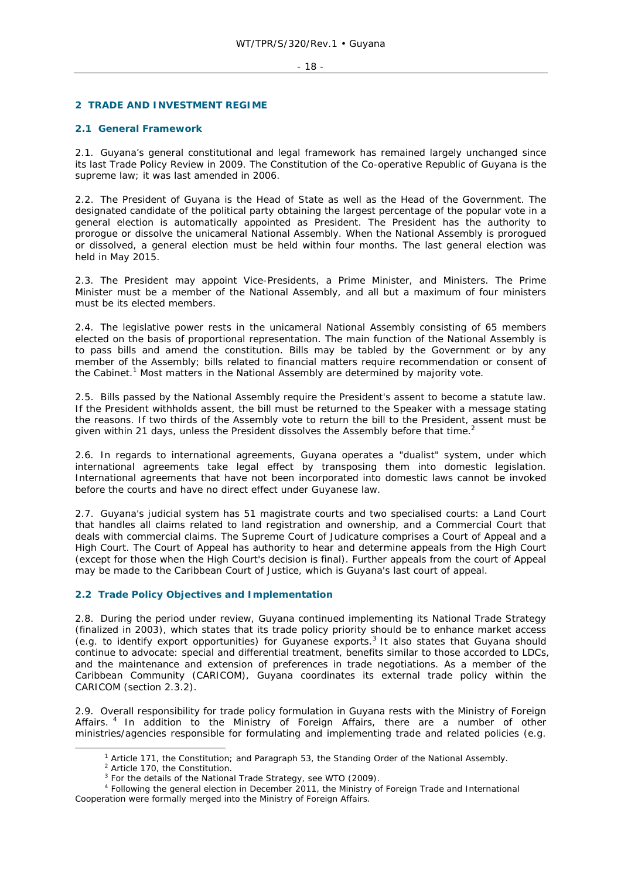# 2 TRADE AND INVESTMENT REGIME

## 2.1 General Framework

2.1. Guyana's general constitutional and legal framework has remained largely unchanged since its last Trade Policy Review in 2009. The Constitution of the Co-operative Republic of Guyana is the supreme law; it was last amended in 2006.

2.2. The President of Guyana is the Head of State as well as the Head of the Government. The designated candidate of the political party obtaining the largest percentage of the popular vote in a general election is automatically appointed as President. The President has the authority to prorogue or dissolve the unicameral National Assembly. When the National Assembly is prorogued or dissolved, a general election must be held within four months. The last general election was held in May 2015.

2.3. The President may appoint Vice-Presidents, a Prime Minister, and Ministers. The Prime Minister must be a member of the National Assembly, and all but a maximum of four ministers must be its elected members.

2.4. The legislative power rests in the unicameral National Assembly consisting of 65 members elected on the basis of proportional representation. The main function of the National Assembly is to pass bills and amend the constitution. Bills may be tabled by the Government or by any member of the Assembly; bills related to financial matters require recommendation or consent of the Cabinet.[1] Most matters in the National Assembly are determined by majority vote.

2.5. Bills passed by the National Assembly require the President's assent to become a statute law. If the President withholds assent, the bill must be returned to the Speaker with a message stating the reasons. If two thirds of the Assembly vote to return the bill to the President, assent must be given within 21 days, unless the President dissolves the Assembly before that time.[2]

2.6. In regards to international agreements, Guyana operates a "dualist" system, under which international agreements take legal effect by transposing them into domestic legislation. International agreements that have not been incorporated into domestic laws cannot be invoked before the courts and have no direct effect under Guyanese law.

2.7. Guyana's judicial system has 51 magistrate courts and two specialised courts: a Land Court that handles all claims related to land registration and ownership, and a Commercial Court that deals with commercial claims. The Supreme Court of Judicature comprises a Court of Appeal and a High Court. The Court of Appeal has authority to hear and determine appeals from the High Court (except for those when the High Court's decision is final). Further appeals from the court of Appeal may be made to the Caribbean Court of Justice, which is Guyana's last court of appeal.

## 2.2 Trade Policy Objectives and Implementation

2.8. During the period under review, Guyana continued implementing its National Trade Strategy (finalized in 2003), which states that its trade policy priority should be to enhance market access (e.g. to identify export opportunities) for Guyanese exports.[3] It also states that Guyana should continue to advocate: special and differential treatment, benefits similar to those accorded to LDCs, and the maintenance and extension of preferences in trade negotiations. As a member of the Caribbean Community (CARICOM), Guyana coordinates its external trade policy within the CARICOM (section 2.3.2).

2.9. Overall responsibility for trade policy formulation in Guyana rests with the Ministry of Foreign Affairs.[4] In addition to the Ministry of Foreign Affairs, there are a number of other ministries/agencies responsible for formulating and implementing trade and related policies (e.g.

---

[1] Article 171, the Constitution; and Paragraph 53, the Standing Order of the National Assembly.

[2] Article 170, the Constitution.

[3] For the details of the National Trade Strategy, see WTO (2009).

[4] Following the general election in December 2011, the Ministry of Foreign Trade and International Cooperation were formally merged into the Ministry of Foreign Affairs.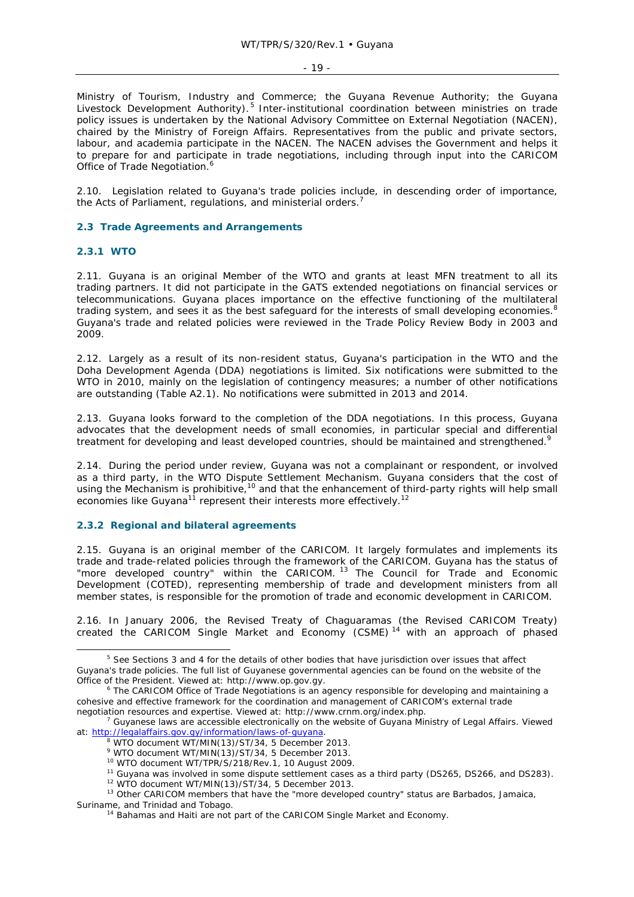Ministry of Tourism, Industry and Commerce; the Guyana Revenue Authority; the Guyana Livestock Development Authority).[5] Inter-institutional coordination between ministries on trade policy issues is undertaken by the National Advisory Committee on External Negotiation (NACEN), chaired by the Ministry of Foreign Affairs. Representatives from the public and private sectors, labour, and academia participate in the NACEN. The NACEN advises the Government and helps it to prepare for and participate in trade negotiations, including through input into the CARICOM Office of Trade Negotiation.[6]

2.10. Legislation related to Guyana's trade policies include, in descending order of importance, the Acts of Parliament, regulations, and ministerial orders.[7]

### 2.3 Trade Agreements and Arrangements

#### 2.3.1 WTO

2.11. Guyana is an original Member of the WTO and grants at least MFN treatment to all its trading partners. It did not participate in the GATS extended negotiations on financial services or telecommunications. Guyana places importance on the effective functioning of the multilateral trading system, and sees it as the best safeguard for the interests of small developing economies.[8] Guyana's trade and related policies were reviewed in the Trade Policy Review Body in 2003 and 2009.

2.12. Largely as a result of its non-resident status, Guyana's participation in the WTO and the Doha Development Agenda (DDA) negotiations is limited. Six notifications were submitted to the WTO in 2010, mainly on the legislation of contingency measures; a number of other notifications are outstanding (Table A2.1). No notifications were submitted in 2013 and 2014.

2.13. Guyana looks forward to the completion of the DDA negotiations. In this process, Guyana advocates that the development needs of small economies, in particular special and differential treatment for developing and least developed countries, should be maintained and strengthened.[9]

2.14. During the period under review, Guyana was not a complainant or respondent, or involved as a third party, in the WTO Dispute Settlement Mechanism. Guyana considers that the cost of using the Mechanism is prohibitive,[10] and that the enhancement of third-party rights will help small economies like Guyana[11] represent their interests more effectively.[12]

#### 2.3.2 Regional and bilateral agreements

2.15. Guyana is an original member of the CARICOM. It largely formulates and implements its trade and trade-related policies through the framework of the CARICOM. Guyana has the status of "more developed country" within the CARICOM.[13] The Council for Trade and Economic Development (COTED), representing membership of trade and development ministers from all member states, is responsible for the promotion of trade and economic development in CARICOM.

2.16. In January 2006, the Revised Treaty of Chaguaramas (the Revised CARICOM Treaty) created the CARICOM Single Market and Economy (CSME)[14] with an approach of phased

---

[5] See Sections 3 and 4 for the details of other bodies that have jurisdiction over issues that affect Guyana's trade policies. The full list of Guyanese governmental agencies can be found on the website of the Office of the President. Viewed at: http://www.op.gov.gy.

[6] The CARICOM Office of Trade Negotiations is an agency responsible for developing and maintaining a cohesive and effective framework for the coordination and management of CARICOM's external trade negotiation resources and expertise. Viewed at: http://www.crnm.org/index.php.

[7] Guyanese laws are accessible electronically on the website of Guyana Ministry of Legal Affairs. Viewed at: http://legalaffairs.gov.gy/information/laws-of-guyana.

[8] WTO document WT/MIN(13)/ST/34, 5 December 2013.

[9] WTO document WT/MIN(13)/ST/34, 5 December 2013.

[10] WTO document WT/TPR/S/218/Rev.1, 10 August 2009.

[11] Guyana was involved in some dispute settlement cases as a third party (DS265, DS266, and DS283).

[12] WTO document WT/MIN(13)/ST/34, 5 December 2013.

[13] Other CARICOM members that have the "more developed country" status are Barbados, Jamaica, Suriname, and Trinidad and Tobago.

[14] Bahamas and Haiti are not part of the CARICOM Single Market and Economy.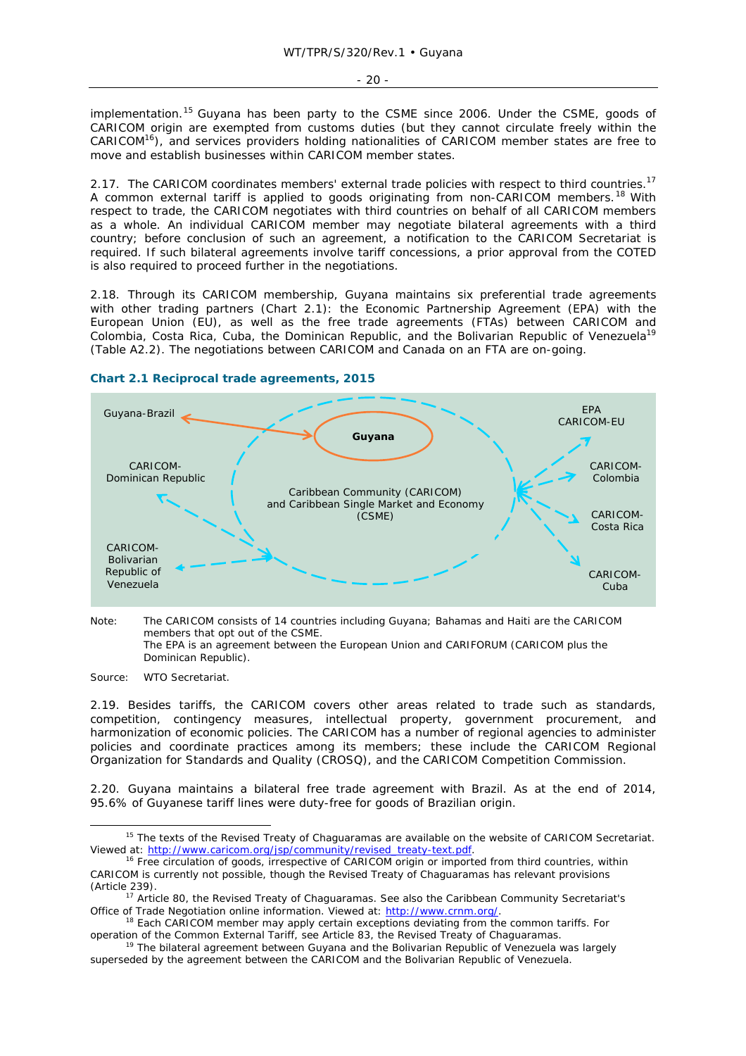implementation.[15] Guyana has been party to the CSME since 2006. Under the CSME, goods of CARICOM origin are exempted from customs duties (but they cannot circulate freely within the CARICOM[16]), and services providers holding nationalities of CARICOM member states are free to move and establish businesses within CARICOM member states.

2.17. The CARICOM coordinates members' external trade policies with respect to third countries.[17] A common external tariff is applied to goods originating from non-CARICOM members.[18] With respect to trade, the CARICOM negotiates with third countries on behalf of all CARICOM members as a whole. An individual CARICOM member may negotiate bilateral agreements with a third country; before conclusion of such an agreement, a notification to the CARICOM Secretariat is required. If such bilateral agreements involve tariff concessions, a prior approval from the COTED is also required to proceed further in the negotiations.

2.18. Through its CARICOM membership, Guyana maintains six preferential trade agreements with other trading partners (Chart 2.1): the Economic Partnership Agreement (EPA) with the European Union (EU), as well as the free trade agreements (FTAs) between CARICOM and Colombia, Costa Rica, Cuba, the Dominican Republic, and the Bolivarian Republic of Venezuela[19] (Table A2.2). The negotiations between CARICOM and Canada on an FTA are on-going.

**Chart 2.1 Reciprocal trade agreements, 2015**

Guyana-Brazil

Guyana

Caribbean Community (CARICOM) and Caribbean Single Market and Economy (CSME)

CARICOM-Dominican Republic

CARICOM-Bolivarian Republic of Venezuela

EPA CARICOM-EU

CARICOM-Colombia

CARICOM-Costa Rica

CARICOM-Cuba

Note: The CARICOM consists of 14 countries including Guyana; Bahamas and Haiti are the CARICOM members that opt out of the CSME.
The EPA is an agreement between the European Union and CARIFORUM (CARICOM plus the Dominican Republic).

Source: WTO Secretariat.

2.19. Besides tariffs, the CARICOM covers other areas related to trade such as standards, competition, contingency measures, intellectual property, government procurement, and harmonization of economic policies. The CARICOM has a number of regional agencies to administer policies and coordinate practices among its members; these include the CARICOM Regional Organization for Standards and Quality (CROSQ), and the CARICOM Competition Commission.

2.20. Guyana maintains a bilateral free trade agreement with Brazil. As at the end of 2014, 95.6% of Guyanese tariff lines were duty-free for goods of Brazilian origin.

---

[15] The texts of the Revised Treaty of Chaguaramas are available on the website of CARICOM Secretariat. Viewed at: http://www.caricom.org/jsp/community/revised_treaty-text.pdf.

[16] Free circulation of goods, irrespective of CARICOM origin or imported from third countries, within CARICOM is currently not possible, though the Revised Treaty of Chaguaramas has relevant provisions (Article 239).

[17] Article 80, the Revised Treaty of Chaguaramas. See also the Caribbean Community Secretariat's Office of Trade Negotiation online information. Viewed at: http://www.crnm.org/.

[18] Each CARICOM member may apply certain exceptions deviating from the common tariffs. For operation of the Common External Tariff, see Article 83, the Revised Treaty of Chaguaramas.

[19] The bilateral agreement between Guyana and the Bolivarian Republic of Venezuela was largely superseded by the agreement between the CARICOM and the Bolivarian Republic of Venezuela.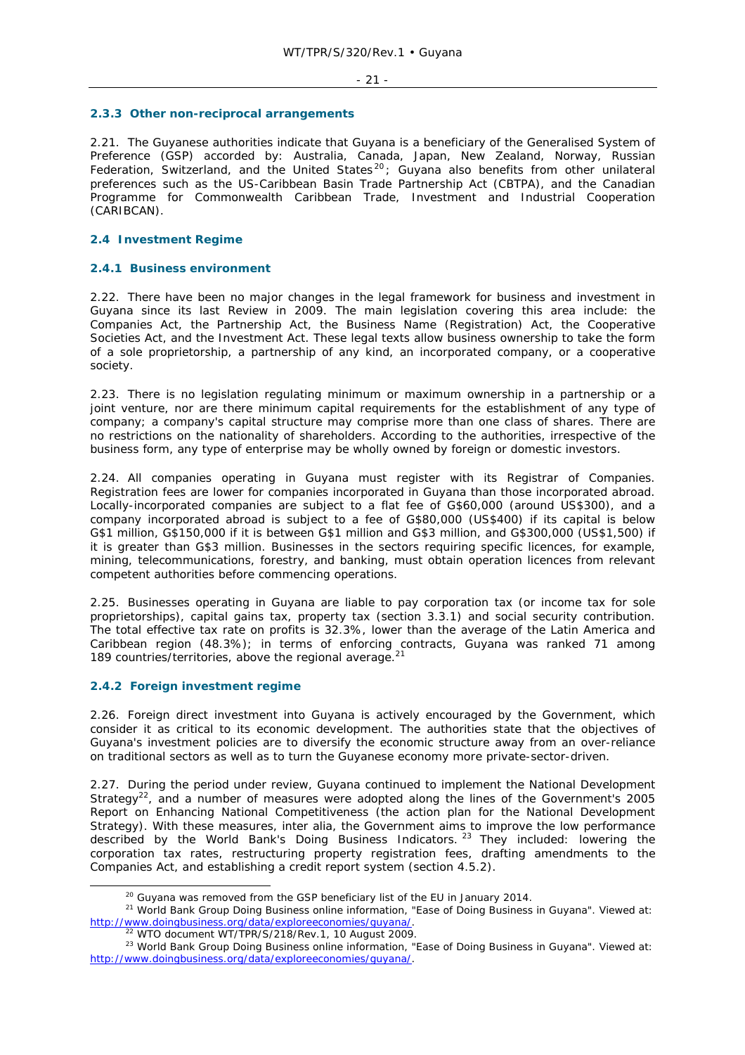### 2.3.3 Other non-reciprocal arrangements

2.21. The Guyanese authorities indicate that Guyana is a beneficiary of the Generalised System of Preference (GSP) accorded by: Australia, Canada, Japan, New Zealand, Norway, Russian Federation, Switzerland, and the United States[20]; Guyana also benefits from other unilateral preferences such as the US-Caribbean Basin Trade Partnership Act (CBTPA), and the Canadian Programme for Commonwealth Caribbean Trade, Investment and Industrial Cooperation (CARIBCAN).

## 2.4 Investment Regime

### 2.4.1 Business environment

2.22. There have been no major changes in the legal framework for business and investment in Guyana since its last Review in 2009. The main legislation covering this area include: the Companies Act, the Partnership Act, the Business Name (Registration) Act, the Cooperative Societies Act, and the Investment Act. These legal texts allow business ownership to take the form of a sole proprietorship, a partnership of any kind, an incorporated company, or a cooperative society.

2.23. There is no legislation regulating minimum or maximum ownership in a partnership or a joint venture, nor are there minimum capital requirements for the establishment of any type of company; a company's capital structure may comprise more than one class of shares. There are no restrictions on the nationality of shareholders. According to the authorities, irrespective of the business form, any type of enterprise may be wholly owned by foreign or domestic investors.

2.24. All companies operating in Guyana must register with its Registrar of Companies. Registration fees are lower for companies incorporated in Guyana than those incorporated abroad. Locally-incorporated companies are subject to a flat fee of G$60,000 (around US$300), and a company incorporated abroad is subject to a fee of G$80,000 (US$400) if its capital is below G$1 million, G$150,000 if it is between G$1 million and G$3 million, and G$300,000 (US$1,500) if it is greater than G$3 million. Businesses in the sectors requiring specific licences, for example, mining, telecommunications, forestry, and banking, must obtain operation licences from relevant competent authorities before commencing operations.

2.25. Businesses operating in Guyana are liable to pay corporation tax (or income tax for sole proprietorships), capital gains tax, property tax (section 3.3.1) and social security contribution. The total effective tax rate on profits is 32.3%, lower than the average of the Latin America and Caribbean region (48.3%); in terms of enforcing contracts, Guyana was ranked 71 among 189 countries/territories, above the regional average.[21]

### 2.4.2 Foreign investment regime

2.26. Foreign direct investment into Guyana is actively encouraged by the Government, which consider it as critical to its economic development. The authorities state that the objectives of Guyana's investment policies are to diversify the economic structure away from an over-reliance on traditional sectors as well as to turn the Guyanese economy more private-sector-driven.

2.27. During the period under review, Guyana continued to implement the National Development Strategy[22], and a number of measures were adopted along the lines of the Government's 2005 Report on Enhancing National Competitiveness (the action plan for the National Development Strategy). With these measures, inter alia, the Government aims to improve the low performance described by the World Bank's Doing Business Indicators.[23] They included: lowering the corporation tax rates, restructuring property registration fees, drafting amendments to the Companies Act, and establishing a credit report system (section 4.5.2).

---

[20] Guyana was removed from the GSP beneficiary list of the EU in January 2014.

[21] World Bank Group Doing Business online information, "Ease of Doing Business in Guyana". Viewed at: http://www.doingbusiness.org/data/exploreeconomies/guyana/.

[22] WTO document WT/TPR/S/218/Rev.1, 10 August 2009.

[23] World Bank Group Doing Business online information, "Ease of Doing Business in Guyana". Viewed at: http://www.doingbusiness.org/data/exploreeconomies/guyana/.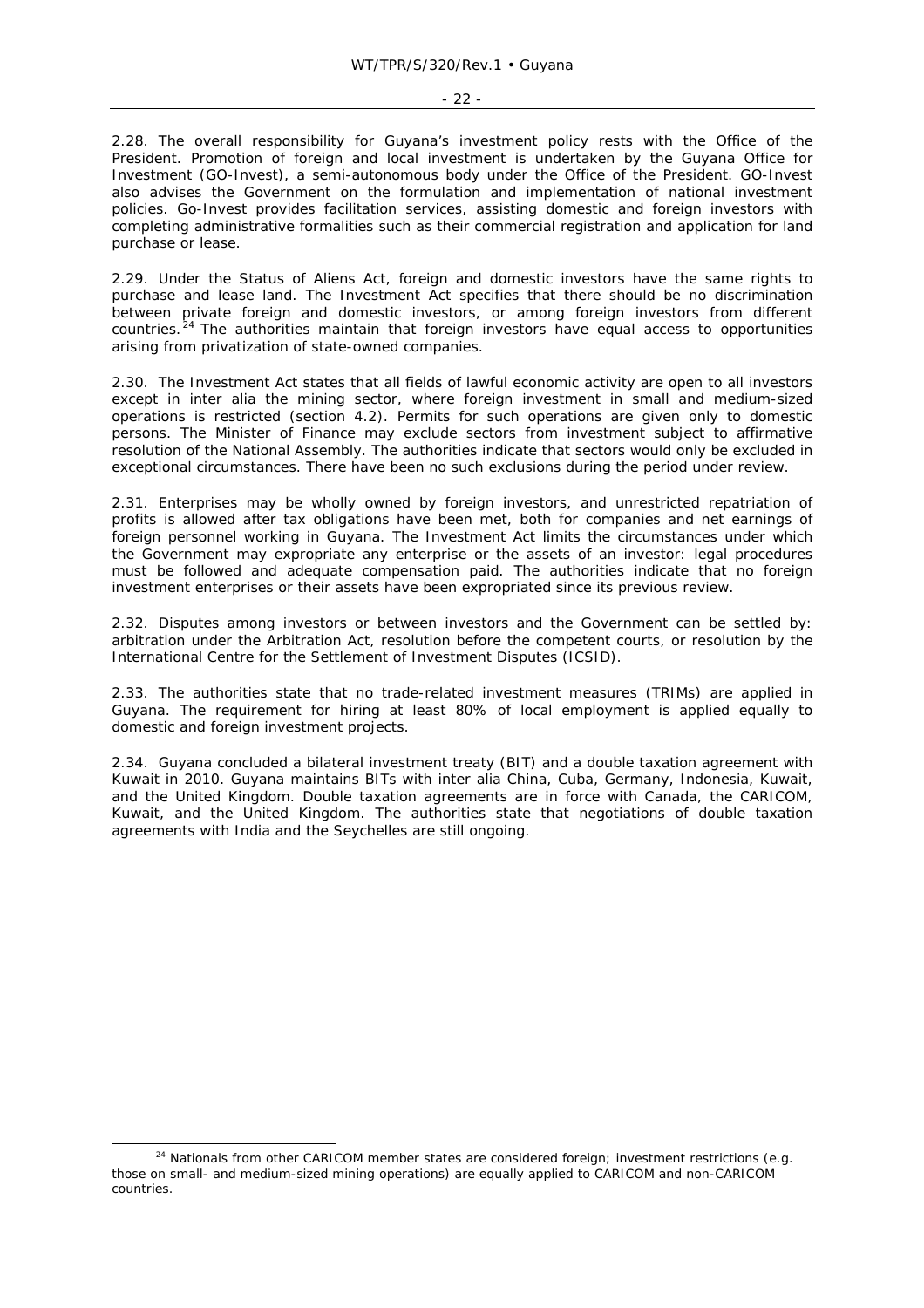2.28. The overall responsibility for Guyana's investment policy rests with the Office of the President. Promotion of foreign and local investment is undertaken by the Guyana Office for Investment (GO-Invest), a semi-autonomous body under the Office of the President. GO-Invest also advises the Government on the formulation and implementation of national investment policies. Go-Invest provides facilitation services, assisting domestic and foreign investors with completing administrative formalities such as their commercial registration and application for land purchase or lease.

2.29. Under the Status of Aliens Act, foreign and domestic investors have the same rights to purchase and lease land. The Investment Act specifies that there should be no discrimination between private foreign and domestic investors, or among foreign investors from different countries.[24] The authorities maintain that foreign investors have equal access to opportunities arising from privatization of state-owned companies.

2.30. The Investment Act states that all fields of lawful economic activity are open to all investors except in inter alia the mining sector, where foreign investment in small and medium-sized operations is restricted (section 4.2). Permits for such operations are given only to domestic persons. The Minister of Finance may exclude sectors from investment subject to affirmative resolution of the National Assembly. The authorities indicate that sectors would only be excluded in exceptional circumstances. There have been no such exclusions during the period under review.

2.31. Enterprises may be wholly owned by foreign investors, and unrestricted repatriation of profits is allowed after tax obligations have been met, both for companies and net earnings of foreign personnel working in Guyana. The Investment Act limits the circumstances under which the Government may expropriate any enterprise or the assets of an investor: legal procedures must be followed and adequate compensation paid. The authorities indicate that no foreign investment enterprises or their assets have been expropriated since its previous review.

2.32. Disputes among investors or between investors and the Government can be settled by: arbitration under the Arbitration Act, resolution before the competent courts, or resolution by the International Centre for the Settlement of Investment Disputes (ICSID).

2.33. The authorities state that no trade-related investment measures (TRIMs) are applied in Guyana. The requirement for hiring at least 80% of local employment is applied equally to domestic and foreign investment projects.

2.34. Guyana concluded a bilateral investment treaty (BIT) and a double taxation agreement with Kuwait in 2010. Guyana maintains BITs with inter alia China, Cuba, Germany, Indonesia, Kuwait, and the United Kingdom. Double taxation agreements are in force with Canada, the CARICOM, Kuwait, and the United Kingdom. The authorities state that negotiations of double taxation agreements with India and the Seychelles are still ongoing.

---

[24] Nationals from other CARICOM member states are considered foreign; investment restrictions (e.g. those on small- and medium-sized mining operations) are equally applied to CARICOM and non-CARICOM countries.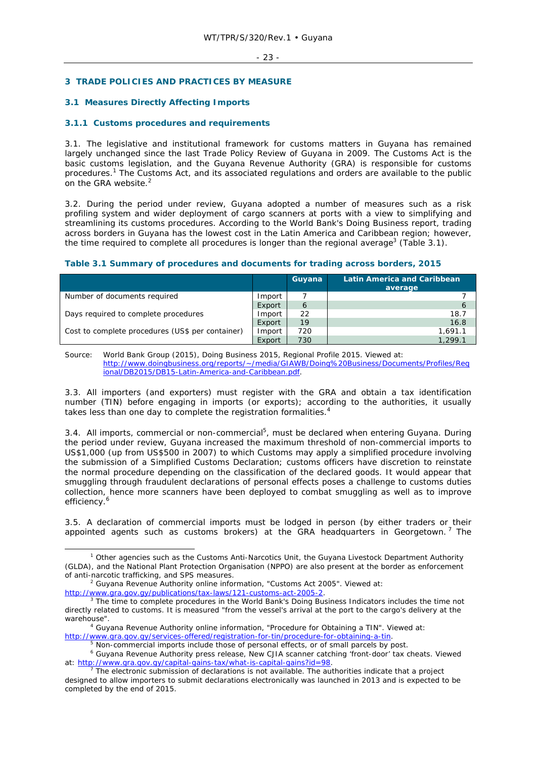# 3 TRADE POLICIES AND PRACTICES BY MEASURE

## 3.1 Measures Directly Affecting Imports

### 3.1.1 Customs procedures and requirements

3.1. The legislative and institutional framework for customs matters in Guyana has remained largely unchanged since the last Trade Policy Review of Guyana in 2009. The Customs Act is the basic customs legislation, and the Guyana Revenue Authority (GRA) is responsible for customs procedures.[1] The Customs Act, and its associated regulations and orders are available to the public on the GRA website.[2]

3.2. During the period under review, Guyana adopted a number of measures such as a risk profiling system and wider deployment of cargo scanners at ports with a view to simplifying and streamlining its customs procedures. According to the World Bank's Doing Business report, trading across borders in Guyana has the lowest cost in the Latin America and Caribbean region; however, the time required to complete all procedures is longer than the regional average[3] (Table 3.1).

**Table 3.1 Summary of procedures and documents for trading across borders, 2015**

| | | Guyana | Latin America and Caribbean average |
|---|---|---|---|
| Number of documents required | Import | 7 | 7 |
| | Export | 6 | 6 |
| Days required to complete procedures | Import | 22 | 18.7 |
| | Export | 19 | 16.8 |
| Cost to complete procedures (US$ per container) | Import | 720 | 1,691.1 |
| | Export | 730 | 1,299.1 |

Source: World Bank Group (2015), Doing Business 2015, Regional Profile 2015. Viewed at: http://www.doingbusiness.org/reports/~/media/GIAWB/Doing%20Business/Documents/Profiles/Regional/DB2015/DB15-Latin-America-and-Caribbean.pdf.

3.3. All importers (and exporters) must register with the GRA and obtain a tax identification number (TIN) before engaging in imports (or exports); according to the authorities, it usually takes less than one day to complete the registration formalities.[4]

3.4. All imports, commercial or non-commercial[5], must be declared when entering Guyana. During the period under review, Guyana increased the maximum threshold of non-commercial imports to US$1,000 (up from US$500 in 2007) to which Customs may apply a simplified procedure involving the submission of a Simplified Customs Declaration; customs officers have discretion to reinstate the normal procedure depending on the classification of the declared goods. It would appear that smuggling through fraudulent declarations of personal effects poses a challenge to customs duties collection, hence more scanners have been deployed to combat smuggling as well as to improve efficiency.[6]

3.5. A declaration of commercial imports must be lodged in person (by either traders or their appointed agents such as customs brokers) at the GRA headquarters in Georgetown.[7] The

---

[1] Other agencies such as the Customs Anti-Narcotics Unit, the Guyana Livestock Department Authority (GLDA), and the National Plant Protection Organisation (NPPO) are also present at the border as enforcement of anti-narcotic trafficking, and SPS measures.

[2] Guyana Revenue Authority online information, "Customs Act 2005". Viewed at: http://www.gra.gov.gy/publications/tax-laws/121-customs-act-2005-2.

[3] The time to complete procedures in the World Bank's Doing Business Indicators includes the time not directly related to customs. It is measured "from the vessel's arrival at the port to the cargo's delivery at the warehouse".

[4] Guyana Revenue Authority online information, "Procedure for Obtaining a TIN". Viewed at: http://www.gra.gov.gy/services-offered/registration-for-tin/procedure-for-obtaining-a-tin.

[5] Non-commercial imports include those of personal effects, or of small parcels by post.

[6] Guyana Revenue Authority press release, New CJIA scanner catching 'front-door' tax cheats. Viewed at: http://www.gra.gov.gy/capital-gains-tax/what-is-capital-gains?id=98.

[7] The electronic submission of declarations is not available. The authorities indicate that a project designed to allow importers to submit declarations electronically was launched in 2013 and is expected to be completed by the end of 2015.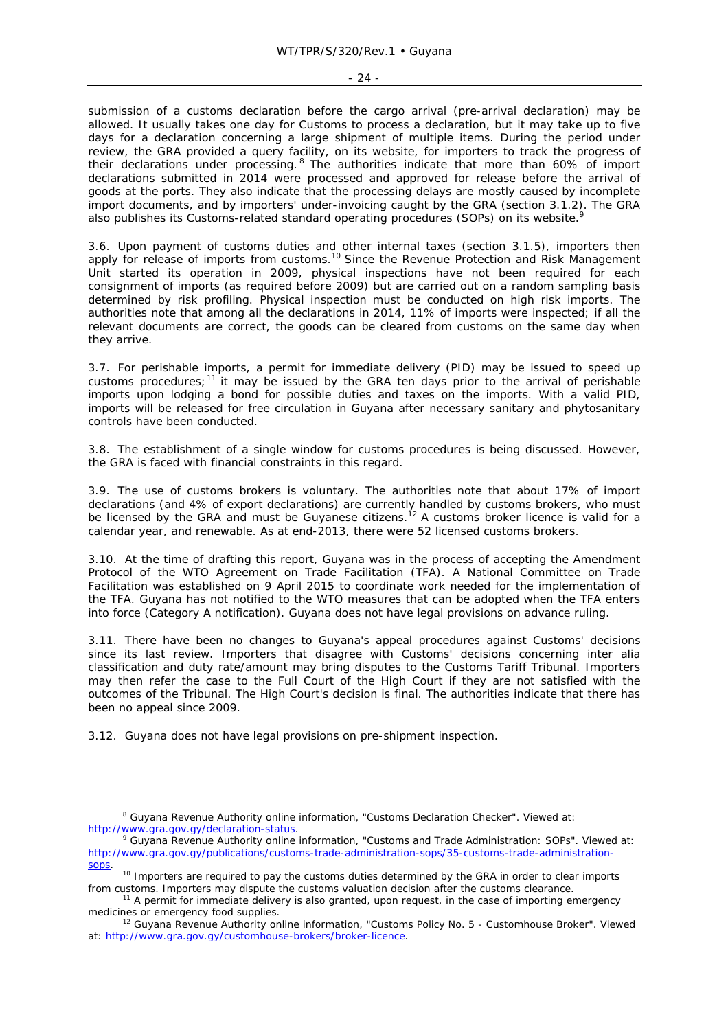submission of a customs declaration before the cargo arrival (pre-arrival declaration) may be allowed. It usually takes one day for Customs to process a declaration, but it may take up to five days for a declaration concerning a large shipment of multiple items. During the period under review, the GRA provided a query facility, on its website, for importers to track the progress of their declarations under processing.[8] The authorities indicate that more than 60% of import declarations submitted in 2014 were processed and approved for release before the arrival of goods at the ports. They also indicate that the processing delays are mostly caused by incomplete import documents, and by importers' under-invoicing caught by the GRA (section 3.1.2). The GRA also publishes its Customs-related standard operating procedures (SOPs) on its website.[9]

3.6. Upon payment of customs duties and other internal taxes (section 3.1.5), importers then apply for release of imports from customs.[10] Since the Revenue Protection and Risk Management Unit started its operation in 2009, physical inspections have not been required for each consignment of imports (as required before 2009) but are carried out on a random sampling basis determined by risk profiling. Physical inspection must be conducted on high risk imports. The authorities note that among all the declarations in 2014, 11% of imports were inspected; if all the relevant documents are correct, the goods can be cleared from customs on the same day when they arrive.

3.7. For perishable imports, a permit for immediate delivery (PID) may be issued to speed up customs procedures;[11] it may be issued by the GRA ten days prior to the arrival of perishable imports upon lodging a bond for possible duties and taxes on the imports. With a valid PID, imports will be released for free circulation in Guyana after necessary sanitary and phytosanitary controls have been conducted.

3.8. The establishment of a single window for customs procedures is being discussed. However, the GRA is faced with financial constraints in this regard.

3.9. The use of customs brokers is voluntary. The authorities note that about 17% of import declarations (and 4% of export declarations) are currently handled by customs brokers, who must be licensed by the GRA and must be Guyanese citizens.[12] A customs broker licence is valid for a calendar year, and renewable. As at end-2013, there were 52 licensed customs brokers.

3.10. At the time of drafting this report, Guyana was in the process of accepting the Amendment Protocol of the WTO Agreement on Trade Facilitation (TFA). A National Committee on Trade Facilitation was established on 9 April 2015 to coordinate work needed for the implementation of the TFA. Guyana has not notified to the WTO measures that can be adopted when the TFA enters into force (Category A notification). Guyana does not have legal provisions on advance ruling.

3.11. There have been no changes to Guyana's appeal procedures against Customs' decisions since its last review. Importers that disagree with Customs' decisions concerning inter alia classification and duty rate/amount may bring disputes to the Customs Tariff Tribunal. Importers may then refer the case to the Full Court of the High Court if they are not satisfied with the outcomes of the Tribunal. The High Court's decision is final. The authorities indicate that there has been no appeal since 2009.

3.12. Guyana does not have legal provisions on pre-shipment inspection.

---

[8] Guyana Revenue Authority online information, "Customs Declaration Checker". Viewed at: http://www.gra.gov.gy/declaration-status.

[9] Guyana Revenue Authority online information, "Customs and Trade Administration: SOPs". Viewed at: http://www.gra.gov.gy/publications/customs-trade-administration-sops/35-customs-trade-administration-sops.

[10] Importers are required to pay the customs duties determined by the GRA in order to clear imports from customs. Importers may dispute the customs valuation decision after the customs clearance.

[11] A permit for immediate delivery is also granted, upon request, in the case of importing emergency medicines or emergency food supplies.

[12] Guyana Revenue Authority online information, "Customs Policy No. 5 - Customhouse Broker". Viewed at: http://www.gra.gov.gy/customhouse-brokers/broker-licence.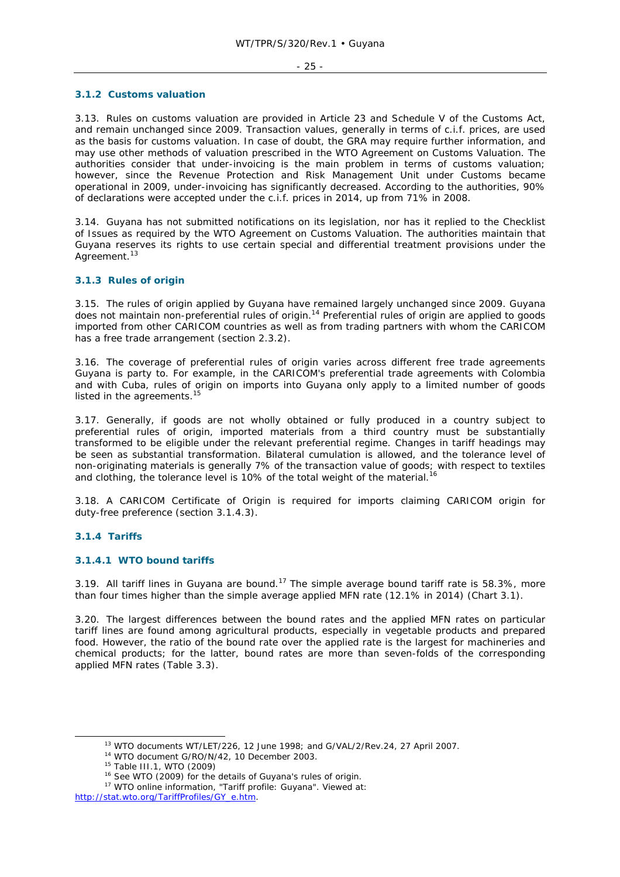### 3.1.2 Customs valuation

3.13. Rules on customs valuation are provided in Article 23 and Schedule V of the Customs Act, and remain unchanged since 2009. Transaction values, generally in terms of c.i.f. prices, are used as the basis for customs valuation. In case of doubt, the GRA may require further information, and may use other methods of valuation prescribed in the WTO Agreement on Customs Valuation. The authorities consider that under-invoicing is the main problem in terms of customs valuation; however, since the Revenue Protection and Risk Management Unit under Customs became operational in 2009, under-invoicing has significantly decreased. According to the authorities, 90% of declarations were accepted under the c.i.f. prices in 2014, up from 71% in 2008.

3.14. Guyana has not submitted notifications on its legislation, nor has it replied to the Checklist of Issues as required by the WTO Agreement on Customs Valuation. The authorities maintain that Guyana reserves its rights to use certain special and differential treatment provisions under the Agreement.[13]

### 3.1.3 Rules of origin

3.15. The rules of origin applied by Guyana have remained largely unchanged since 2009. Guyana does not maintain non-preferential rules of origin.[14] Preferential rules of origin are applied to goods imported from other CARICOM countries as well as from trading partners with whom the CARICOM has a free trade arrangement (section 2.3.2).

3.16. The coverage of preferential rules of origin varies across different free trade agreements Guyana is party to. For example, in the CARICOM's preferential trade agreements with Colombia and with Cuba, rules of origin on imports into Guyana only apply to a limited number of goods listed in the agreements.[15]

3.17. Generally, if goods are not wholly obtained or fully produced in a country subject to preferential rules of origin, imported materials from a third country must be substantially transformed to be eligible under the relevant preferential regime. Changes in tariff headings may be seen as substantial transformation. Bilateral cumulation is allowed, and the tolerance level of non-originating materials is generally 7% of the transaction value of goods; with respect to textiles and clothing, the tolerance level is 10% of the total weight of the material.[16]

3.18. A CARICOM Certificate of Origin is required for imports claiming CARICOM origin for duty-free preference (section 3.1.4.3).

### 3.1.4 Tariffs

#### 3.1.4.1 WTO bound tariffs

3.19. All tariff lines in Guyana are bound.[17] The simple average bound tariff rate is 58.3%, more than four times higher than the simple average applied MFN rate (12.1% in 2014) (Chart 3.1).

3.20. The largest differences between the bound rates and the applied MFN rates on particular tariff lines are found among agricultural products, especially in vegetable products and prepared food. However, the ratio of the bound rate over the applied rate is the largest for machineries and chemical products; for the latter, bound rates are more than seven-folds of the corresponding applied MFN rates (Table 3.3).

---

[13] WTO documents WT/LET/226, 12 June 1998; and G/VAL/2/Rev.24, 27 April 2007.

[14] WTO document G/RO/N/42, 10 December 2003.

[15] Table III.1, WTO (2009)

[16] See WTO (2009) for the details of Guyana's rules of origin.

[17] WTO online information, "Tariff profile: Guyana". Viewed at: http://stat.wto.org/TariffProfiles/GY_e.htm.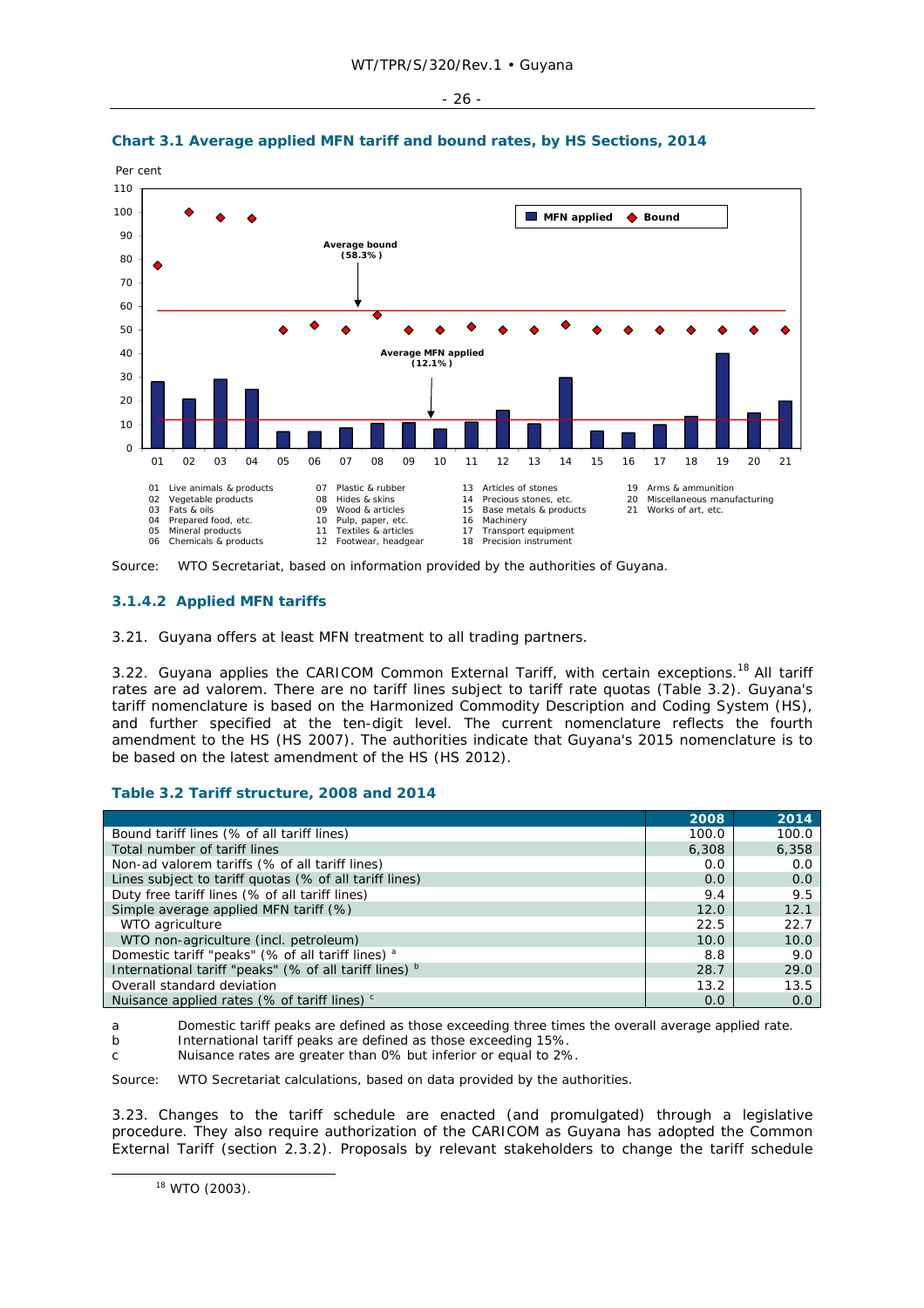**Chart 3.1 Average applied MFN tariff and bound rates, by HS Sections, 2014**

Per cent

MFN applied ◆ Bound

Average bound (58.3%)

Average MFN applied (12.1%)

01 Live animals & products
02 Vegetable products
03 Fats & oils
04 Prepared food, etc.
05 Mineral products
06 Chemicals & products
07 Plastic & rubber
08 Hides & skins
09 Wood & articles
10 Pulp, paper, etc.
11 Textiles & articles
12 Footwear, headgear
13 Articles of stones
14 Precious stones, etc.
15 Base metals & products
16 Machinery
17 Transport equipment
18 Precision instrument
19 Arms & ammunition
20 Miscellaneous manufacturing
21 Works of art, etc.

Source: WTO Secretariat, based on information provided by the authorities of Guyana.

### 3.1.4.2 Applied MFN tariffs

3.21. Guyana offers at least MFN treatment to all trading partners.

3.22. Guyana applies the CARICOM Common External Tariff, with certain exceptions.[18] All tariff rates are ad valorem. There are no tariff lines subject to tariff rate quotas (Table 3.2). Guyana's tariff nomenclature is based on the Harmonized Commodity Description and Coding System (HS), and further specified at the ten-digit level. The current nomenclature reflects the fourth amendment to the HS (HS 2007). The authorities indicate that Guyana's 2015 nomenclature is to be based on the latest amendment of the HS (HS 2012).

**Table 3.2 Tariff structure, 2008 and 2014**

| | 2008 | 2014 |
|---|---|---|
| Bound tariff lines (% of all tariff lines) | 100.0 | 100.0 |
| Total number of tariff lines | 6,308 | 6,358 |
| Non-ad valorem tariffs (% of all tariff lines) | 0.0 | 0.0 |
| Lines subject to tariff quotas (% of all tariff lines) | 0.0 | 0.0 |
| Duty free tariff lines (% of all tariff lines) | 9.4 | 9.5 |
| Simple average applied MFN tariff (%) | 12.0 | 12.1 |
| WTO agriculture | 22.5 | 22.7 |
| WTO non-agriculture (incl. petroleum) | 10.0 | 10.0 |
| Domestic tariff "peaks" (% of all tariff lines) [a] | 8.8 | 9.0 |
| International tariff "peaks" (% of all tariff lines) [b] | 28.7 | 29.0 |
| Overall standard deviation | 13.2 | 13.5 |
| Nuisance applied rates (% of tariff lines) [c] | 0.0 | 0.0 |

a Domestic tariff peaks are defined as those exceeding three times the overall average applied rate.
b International tariff peaks are defined as those exceeding 15%.
c Nuisance rates are greater than 0% but inferior or equal to 2%.

Source: WTO Secretariat calculations, based on data provided by the authorities.

3.23. Changes to the tariff schedule are enacted (and promulgated) through a legislative procedure. They also require authorization of the CARICOM as Guyana has adopted the Common External Tariff (section 2.3.2). Proposals by relevant stakeholders to change the tariff schedule

[18] WTO (2003).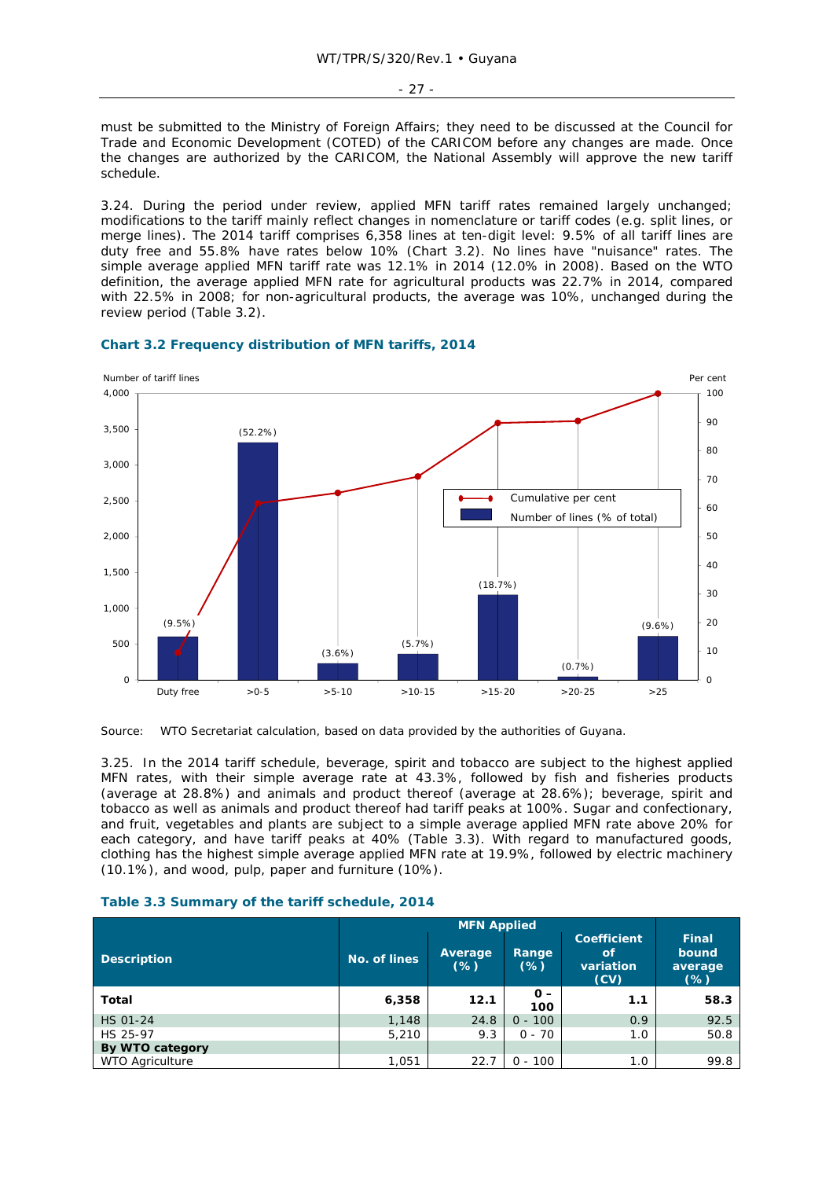must be submitted to the Ministry of Foreign Affairs; they need to be discussed at the Council for Trade and Economic Development (COTED) of the CARICOM before any changes are made. Once the changes are authorized by the CARICOM, the National Assembly will approve the new tariff schedule.

3.24. During the period under review, applied MFN tariff rates remained largely unchanged; modifications to the tariff mainly reflect changes in nomenclature or tariff codes (e.g. split lines, or merge lines). The 2014 tariff comprises 6,358 lines at ten-digit level: 9.5% of all tariff lines are duty free and 55.8% have rates below 10% (Chart 3.2). No lines have "nuisance" rates. The simple average applied MFN tariff rate was 12.1% in 2014 (12.0% in 2008). Based on the WTO definition, the average applied MFN rate for agricultural products was 22.7% in 2014, compared with 22.5% in 2008; for non-agricultural products, the average was 10%, unchanged during the review period (Table 3.2).

**Chart 3.2 Frequency distribution of MFN tariffs, 2014**

| Tariff range | Number of lines (% of total) |
|---|---|
| Duty free | (9.5%) |
| >0-5 | (52.2%) |
| >5-10 | (3.6%) |
| >10-15 | (5.7%) |
| >15-20 | (18.7%) |
| >20-25 | (0.7%) |
| >25 | (9.6%) |

Left axis: Number of tariff lines; right axis: Per cent. Legend: Cumulative per cent; Number of lines (% of total).

Source: WTO Secretariat calculation, based on data provided by the authorities of Guyana.

3.25. In the 2014 tariff schedule, beverage, spirit and tobacco are subject to the highest applied MFN rates, with their simple average rate at 43.3%, followed by fish and fisheries products (average at 28.8%) and animals and product thereof (average at 28.6%); beverage, spirit and tobacco as well as animals and product thereof had tariff peaks at 100%. Sugar and confectionary, and fruit, vegetables and plants are subject to a simple average applied MFN rate above 20% for each category, and have tariff peaks at 40% (Table 3.3). With regard to manufactured goods, clothing has the highest simple average applied MFN rate at 19.9%, followed by electric machinery (10.1%), and wood, pulp, paper and furniture (10%).

**Table 3.3 Summary of the tariff schedule, 2014**

| Description | MFN Applied | | | | Final bound average (%) |
|---|---|---|---|---|---|
| | No. of lines | Average (%) | Range (%) | Coefficient of variation (CV) | |
| **Total** | **6,358** | **12.1** | **0 - 100** | **1.1** | **58.3** |
| HS 01-24 | 1,148 | 24.8 | 0 - 100 | 0.9 | 92.5 |
| HS 25-97 | 5,210 | 9.3 | 0 - 70 | 1.0 | 50.8 |
| **By WTO category** | | | | | |
| WTO Agriculture | 1,051 | 22.7 | 0 - 100 | 1.0 | 99.8 |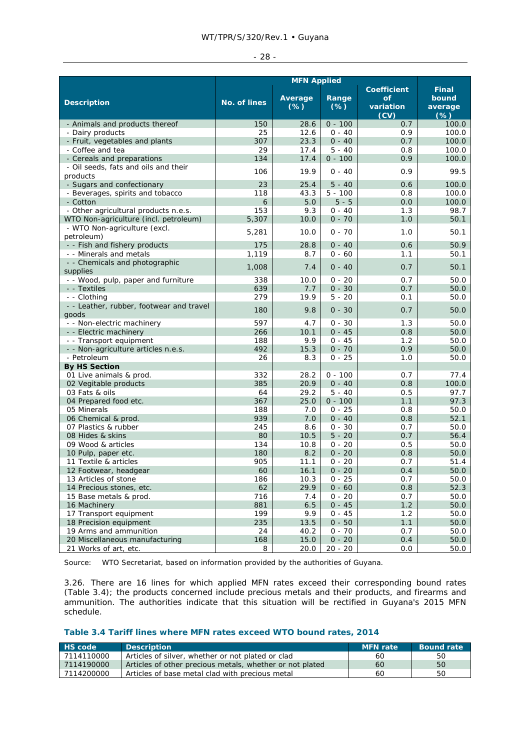| Description | MFN Applied | | | | Final bound average (%) |
|---|---|---|---|---|---|
| | No. of lines | Average (%) | Range (%) | Coefficient of variation (CV) | |
| - Animals and products thereof | 150 | 28.6 | 0 - 100 | 0.7 | 100.0 |
| - Dairy products | 25 | 12.6 | 0 - 40 | 0.9 | 100.0 |
| - Fruit, vegetables and plants | 307 | 23.3 | 0 - 40 | 0.7 | 100.0 |
| - Coffee and tea | 29 | 17.4 | 5 - 40 | 0.8 | 100.0 |
| - Cereals and preparations | 134 | 17.4 | 0 - 100 | 0.9 | 100.0 |
| - Oil seeds, fats and oils and their products | 106 | 19.9 | 0 - 40 | 0.9 | 99.5 |
| - Sugars and confectionary | 23 | 25.4 | 5 - 40 | 0.6 | 100.0 |
| - Beverages, spirits and tobacco | 118 | 43.3 | 5 - 100 | 0.8 | 100.0 |
| - Cotton | 6 | 5.0 | 5 - 5 | 0.0 | 100.0 |
| - Other agricultural products n.e.s. | 153 | 9.3 | 0 - 40 | 1.3 | 98.7 |
| WTO Non-agriculture (incl. petroleum) | 5,307 | 10.0 | 0 - 70 | 1.0 | 50.1 |
| - WTO Non-agriculture (excl. petroleum) | 5,281 | 10.0 | 0 - 70 | 1.0 | 50.1 |
| - - Fish and fishery products | 175 | 28.8 | 0 - 40 | 0.6 | 50.9 |
| - - Minerals and metals | 1,119 | 8.7 | 0 - 60 | 1.1 | 50.1 |
| - - Chemicals and photographic supplies | 1,008 | 7.4 | 0 - 40 | 0.7 | 50.1 |
| - - Wood, pulp, paper and furniture | 338 | 10.0 | 0 - 20 | 0.7 | 50.0 |
| - - Textiles | 639 | 7.7 | 0 - 30 | 0.7 | 50.0 |
| - - Clothing | 279 | 19.9 | 5 - 20 | 0.1 | 50.0 |
| - - Leather, rubber, footwear and travel goods | 180 | 9.8 | 0 - 30 | 0.7 | 50.0 |
| - - Non-electric machinery | 597 | 4.7 | 0 - 30 | 1.3 | 50.0 |
| - - Electric machinery | 266 | 10.1 | 0 - 45 | 0.8 | 50.0 |
| - - Transport equipment | 188 | 9.9 | 0 - 45 | 1.2 | 50.0 |
| - - Non-agriculture articles n.e.s. | 492 | 15.3 | 0 - 70 | 0.9 | 50.0 |
| - Petroleum | 26 | 8.3 | 0 - 25 | 1.0 | 50.0 |
| **By HS Section** | | | | | |
| 01 Live animals & prod. | 332 | 28.2 | 0 - 100 | 0.7 | 77.4 |
| 02 Vegitable products | 385 | 20.9 | 0 - 40 | 0.8 | 100.0 |
| 03 Fats & oils | 64 | 29.2 | 5 - 40 | 0.5 | 97.7 |
| 04 Prepared food etc. | 367 | 25.0 | 0 - 100 | 1.1 | 97.3 |
| 05 Minerals | 188 | 7.0 | 0 - 25 | 0.8 | 50.0 |
| 06 Chemical & prod. | 939 | 7.0 | 0 - 40 | 0.8 | 52.1 |
| 07 Plastics & rubber | 245 | 8.6 | 0 - 30 | 0.7 | 50.0 |
| 08 Hides & skins | 80 | 10.5 | 5 - 20 | 0.7 | 56.4 |
| 09 Wood & articles | 134 | 10.8 | 0 - 20 | 0.5 | 50.0 |
| 10 Pulp, paper etc. | 180 | 8.2 | 0 - 20 | 0.8 | 50.0 |
| 11 Textile & articles | 905 | 11.1 | 0 - 20 | 0.7 | 51.4 |
| 12 Footwear, headgear | 60 | 16.1 | 0 - 20 | 0.4 | 50.0 |
| 13 Articles of stone | 186 | 10.3 | 0 - 25 | 0.7 | 50.0 |
| 14 Precious stones, etc. | 62 | 29.9 | 0 - 60 | 0.8 | 52.3 |
| 15 Base metals & prod. | 716 | 7.4 | 0 - 20 | 0.7 | 50.0 |
| 16 Machinery | 881 | 6.5 | 0 - 45 | 1.2 | 50.0 |
| 17 Transport equipment | 199 | 9.9 | 0 - 45 | 1.2 | 50.0 |
| 18 Precision equipment | 235 | 13.5 | 0 - 50 | 1.1 | 50.0 |
| 19 Arms and ammunition | 24 | 40.2 | 0 - 70 | 0.7 | 50.0 |
| 20 Miscellaneous manufacturing | 168 | 15.0 | 0 - 20 | 0.4 | 50.0 |
| 21 Works of art, etc. | 8 | 20.0 | 20 - 20 | 0.0 | 50.0 |

Source: WTO Secretariat, based on information provided by the authorities of Guyana.

3.26. There are 16 lines for which applied MFN rates exceed their corresponding bound rates (Table 3.4); the products concerned include precious metals and their products, and firearms and ammunition. The authorities indicate that this situation will be rectified in Guyana's 2015 MFN schedule.

### Table 3.4 Tariff lines where MFN rates exceed WTO bound rates, 2014

| HS code | Description | MFN rate | Bound rate |
|---|---|---|---|
| 7114110000 | Articles of silver, whether or not plated or clad | 60 | 50 |
| 7114190000 | Articles of other precious metals, whether or not plated | 60 | 50 |
| 7114200000 | Articles of base metal clad with precious metal | 60 | 50 |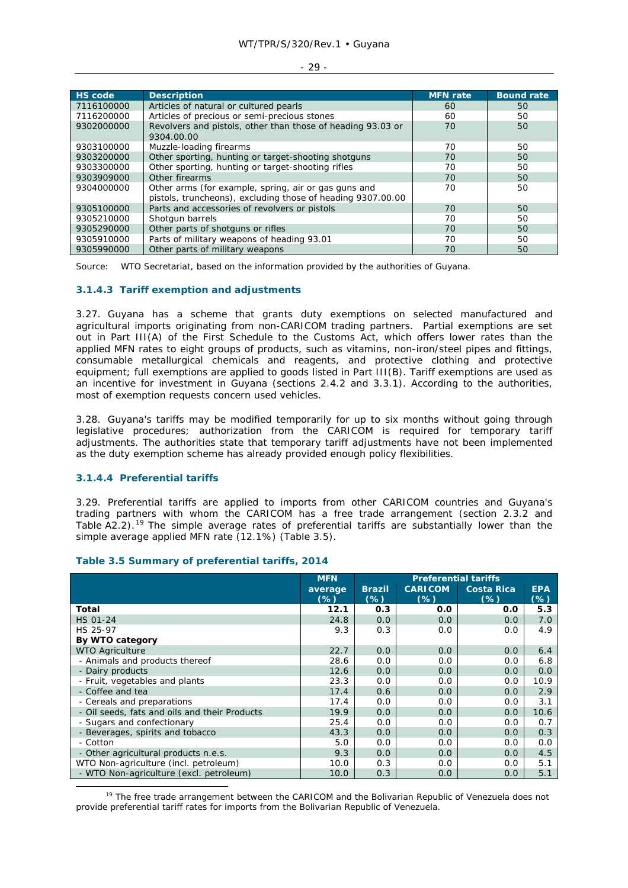| HS code | Description | MFN rate | Bound rate |
|---|---|---|---|
| 7116100000 | Articles of natural or cultured pearls | 60 | 50 |
| 7116200000 | Articles of precious or semi-precious stones | 60 | 50 |
| 9302000000 | Revolvers and pistols, other than those of heading 93.03 or 9304.00.00 | 70 | 50 |
| 9303100000 | Muzzle-loading firearms | 70 | 50 |
| 9303200000 | Other sporting, hunting or target-shooting shotguns | 70 | 50 |
| 9303300000 | Other sporting, hunting or target-shooting rifles | 70 | 50 |
| 9303909000 | Other firearms | 70 | 50 |
| 9304000000 | Other arms (for example, spring, air or gas guns and pistols, truncheons), excluding those of heading 9307.00.00 | 70 | 50 |
| 9305100000 | Parts and accessories of revolvers or pistols | 70 | 50 |
| 9305210000 | Shotgun barrels | 70 | 50 |
| 9305290000 | Other parts of shotguns or rifles | 70 | 50 |
| 9305910000 | Parts of military weapons of heading 93.01 | 70 | 50 |
| 9305990000 | Other parts of military weapons | 70 | 50 |

Source: WTO Secretariat, based on the information provided by the authorities of Guyana.

#### 3.1.4.3 Tariff exemption and adjustments

3.27. Guyana has a scheme that grants duty exemptions on selected manufactured and agricultural imports originating from non-CARICOM trading partners. Partial exemptions are set out in Part III(A) of the First Schedule to the Customs Act, which offers lower rates than the applied MFN rates to eight groups of products, such as vitamins, non-iron/steel pipes and fittings, consumable metallurgical chemicals and reagents, and protective clothing and protective equipment; full exemptions are applied to goods listed in Part III(B). Tariff exemptions are used as an incentive for investment in Guyana (sections 2.4.2 and 3.3.1). According to the authorities, most of exemption requests concern used vehicles.

3.28. Guyana's tariffs may be modified temporarily for up to six months without going through legislative procedures; authorization from the CARICOM is required for temporary tariff adjustments. The authorities state that temporary tariff adjustments have not been implemented as the duty exemption scheme has already provided enough policy flexibilities.

#### 3.1.4.4 Preferential tariffs

3.29. Preferential tariffs are applied to imports from other CARICOM countries and Guyana's trading partners with whom the CARICOM has a free trade arrangement (section 2.3.2 and Table A2.2).[19] The simple average rates of preferential tariffs are substantially lower than the simple average applied MFN rate (12.1%) (Table 3.5).

**Table 3.5 Summary of preferential tariffs, 2014**

| | MFN | Preferential tariffs | | | |
|---|---|---|---|---|---|
| | average (%) | Brazil (%) | CARICOM (%) | Costa Rica (%) | EPA (%) |
| **Total** | **12.1** | **0.3** | **0.0** | **0.0** | **5.3** |
| HS 01-24 | 24.8 | 0.0 | 0.0 | 0.0 | 7.0 |
| HS 25-97 | 9.3 | 0.3 | 0.0 | 0.0 | 4.9 |
| **By WTO category** | | | | | |
| WTO Agriculture | 22.7 | 0.0 | 0.0 | 0.0 | 6.4 |
| - Animals and products thereof | 28.6 | 0.0 | 0.0 | 0.0 | 6.8 |
| - Dairy products | 12.6 | 0.0 | 0.0 | 0.0 | 0.0 |
| - Fruit, vegetables and plants | 23.3 | 0.0 | 0.0 | 0.0 | 10.9 |
| - Coffee and tea | 17.4 | 0.6 | 0.0 | 0.0 | 2.9 |
| - Cereals and preparations | 17.4 | 0.0 | 0.0 | 0.0 | 3.1 |
| - Oil seeds, fats and oils and their Products | 19.9 | 0.0 | 0.0 | 0.0 | 10.6 |
| - Sugars and confectionary | 25.4 | 0.0 | 0.0 | 0.0 | 0.7 |
| - Beverages, spirits and tobacco | 43.3 | 0.0 | 0.0 | 0.0 | 0.3 |
| - Cotton | 5.0 | 0.0 | 0.0 | 0.0 | 0.0 |
| - Other agricultural products n.e.s. | 9.3 | 0.0 | 0.0 | 0.0 | 4.5 |
| WTO Non-agriculture (incl. petroleum) | 10.0 | 0.3 | 0.0 | 0.0 | 5.1 |
| - WTO Non-agriculture (excl. petroleum) | 10.0 | 0.3 | 0.0 | 0.0 | 5.1 |

[19] The free trade arrangement between the CARICOM and the Bolivarian Republic of Venezuela does not provide preferential tariff rates for imports from the Bolivarian Republic of Venezuela.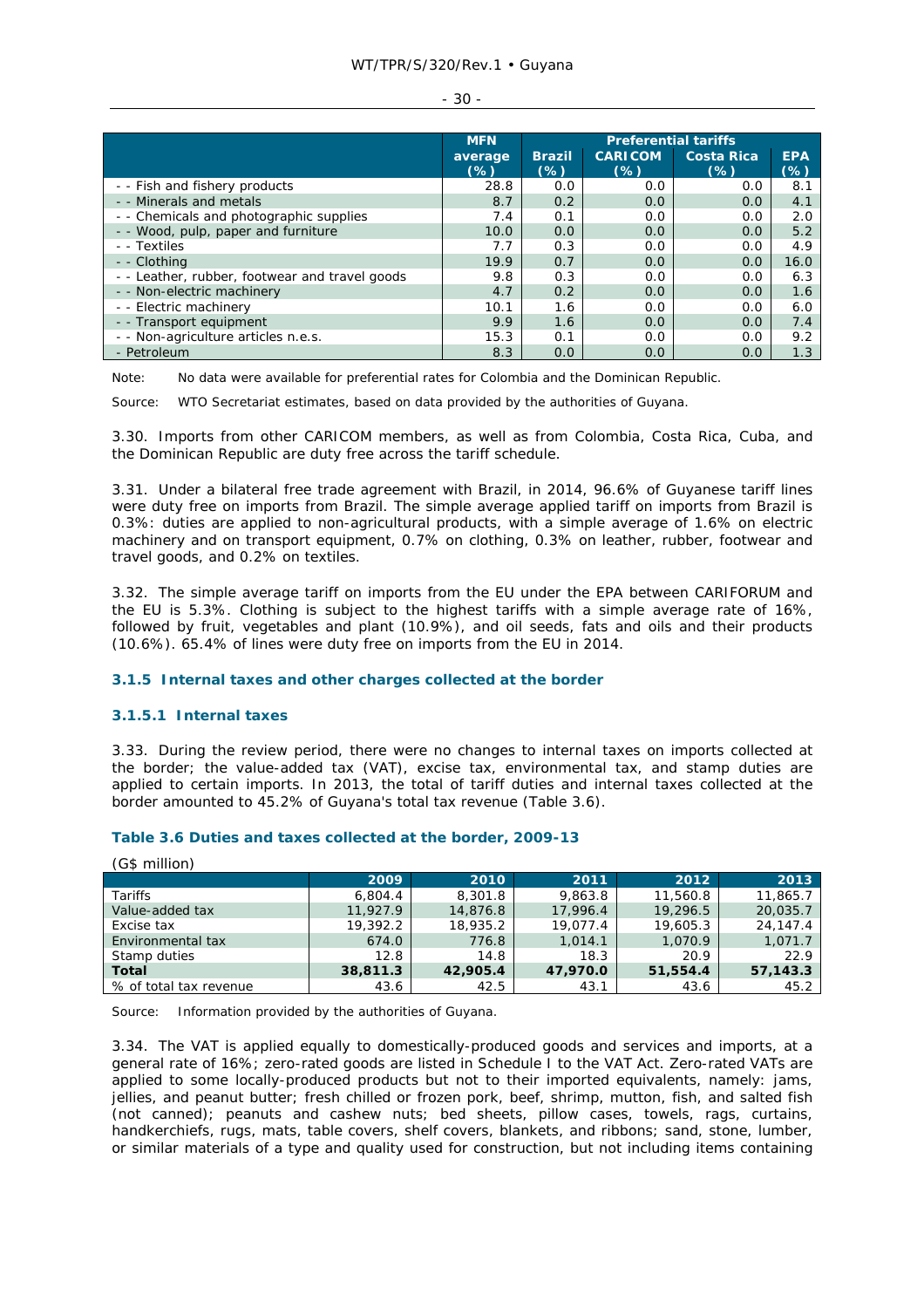| | MFN average (%) | Preferential tariffs | | | |
|---|---|---|---|---|---|
| | | Brazil (%) | CARICOM (%) | Costa Rica (%) | EPA (%) |
| - - Fish and fishery products | 28.8 | 0.0 | 0.0 | 0.0 | 8.1 |
| - - Minerals and metals | 8.7 | 0.2 | 0.0 | 0.0 | 4.1 |
| - - Chemicals and photographic supplies | 7.4 | 0.1 | 0.0 | 0.0 | 2.0 |
| - - Wood, pulp, paper and furniture | 10.0 | 0.0 | 0.0 | 0.0 | 5.2 |
| - - Textiles | 7.7 | 0.3 | 0.0 | 0.0 | 4.9 |
| - - Clothing | 19.9 | 0.7 | 0.0 | 0.0 | 16.0 |
| - - Leather, rubber, footwear and travel goods | 9.8 | 0.3 | 0.0 | 0.0 | 6.3 |
| - - Non-electric machinery | 4.7 | 0.2 | 0.0 | 0.0 | 1.6 |
| - - Electric machinery | 10.1 | 1.6 | 0.0 | 0.0 | 6.0 |
| - - Transport equipment | 9.9 | 1.6 | 0.0 | 0.0 | 7.4 |
| - - Non-agriculture articles n.e.s. | 15.3 | 0.1 | 0.0 | 0.0 | 9.2 |
| - Petroleum | 8.3 | 0.0 | 0.0 | 0.0 | 1.3 |

Note: No data were available for preferential rates for Colombia and the Dominican Republic.

Source: WTO Secretariat estimates, based on data provided by the authorities of Guyana.

3.30. Imports from other CARICOM members, as well as from Colombia, Costa Rica, Cuba, and the Dominican Republic are duty free across the tariff schedule.

3.31. Under a bilateral free trade agreement with Brazil, in 2014, 96.6% of Guyanese tariff lines were duty free on imports from Brazil. The simple average applied tariff on imports from Brazil is 0.3%: duties are applied to non-agricultural products, with a simple average of 1.6% on electric machinery and on transport equipment, 0.7% on clothing, 0.3% on leather, rubber, footwear and travel goods, and 0.2% on textiles.

3.32. The simple average tariff on imports from the EU under the EPA between CARIFORUM and the EU is 5.3%. Clothing is subject to the highest tariffs with a simple average rate of 16%, followed by fruit, vegetables and plant (10.9%), and oil seeds, fats and oils and their products (10.6%). 65.4% of lines were duty free on imports from the EU in 2014.

### 3.1.5 Internal taxes and other charges collected at the border

#### 3.1.5.1 Internal taxes

3.33. During the review period, there were no changes to internal taxes on imports collected at the border; the value-added tax (VAT), excise tax, environmental tax, and stamp duties are applied to certain imports. In 2013, the total of tariff duties and internal taxes collected at the border amounted to 45.2% of Guyana's total tax revenue (Table 3.6).

**Table 3.6 Duties and taxes collected at the border, 2009-13**

(G$ million)

| | 2009 | 2010 | 2011 | 2012 | 2013 |
|---|---|---|---|---|---|
| Tariffs | 6,804.4 | 8,301.8 | 9,863.8 | 11,560.8 | 11,865.7 |
| Value-added tax | 11,927.9 | 14,876.8 | 17,996.4 | 19,296.5 | 20,035.7 |
| Excise tax | 19,392.2 | 18,935.2 | 19,077.4 | 19,605.3 | 24,147.4 |
| Environmental tax | 674.0 | 776.8 | 1,014.1 | 1,070.9 | 1,071.7 |
| Stamp duties | 12.8 | 14.8 | 18.3 | 20.9 | 22.9 |
| **Total** | **38,811.3** | **42,905.4** | **47,970.0** | **51,554.4** | **57,143.3** |
| % of total tax revenue | 43.6 | 42.5 | 43.1 | 43.6 | 45.2 |

Source: Information provided by the authorities of Guyana.

3.34. The VAT is applied equally to domestically-produced goods and services and imports, at a general rate of 16%; zero-rated goods are listed in Schedule I to the VAT Act. Zero-rated VATs are applied to some locally-produced products but not to their imported equivalents, namely: jams, jellies, and peanut butter; fresh chilled or frozen pork, beef, shrimp, mutton, fish, and salted fish (not canned); peanuts and cashew nuts; bed sheets, pillow cases, towels, rags, curtains, handkerchiefs, rugs, mats, table covers, shelf covers, blankets, and ribbons; sand, stone, lumber, or similar materials of a type and quality used for construction, but not including items containing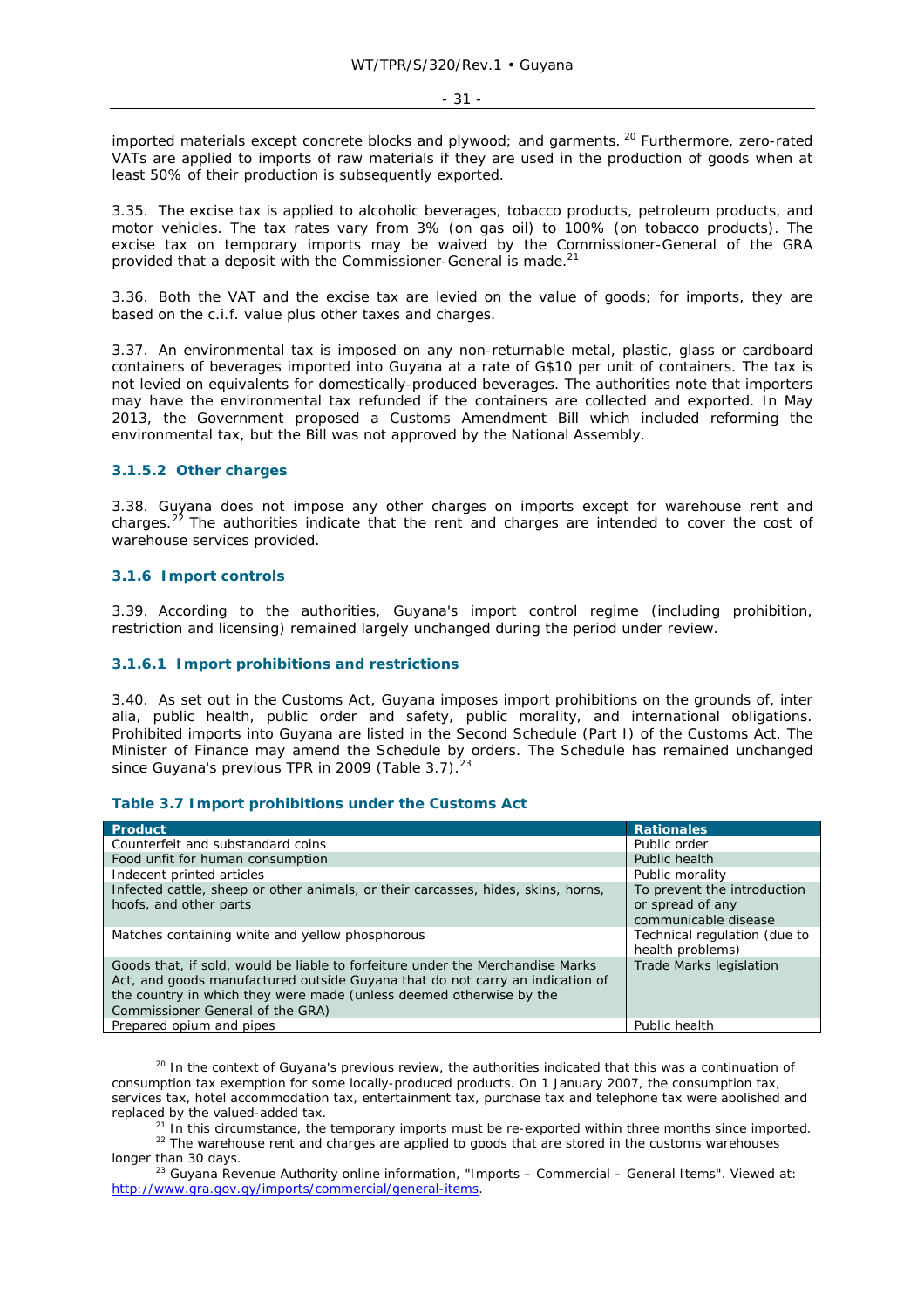imported materials except concrete blocks and plywood; and garments.[20] Furthermore, zero-rated VATs are applied to imports of raw materials if they are used in the production of goods when at least 50% of their production is subsequently exported.

3.35. The excise tax is applied to alcoholic beverages, tobacco products, petroleum products, and motor vehicles. The tax rates vary from 3% (on gas oil) to 100% (on tobacco products). The excise tax on temporary imports may be waived by the Commissioner-General of the GRA provided that a deposit with the Commissioner-General is made.[21]

3.36. Both the VAT and the excise tax are levied on the value of goods; for imports, they are based on the c.i.f. value plus other taxes and charges.

3.37. An environmental tax is imposed on any non-returnable metal, plastic, glass or cardboard containers of beverages imported into Guyana at a rate of G$10 per unit of containers. The tax is not levied on equivalents for domestically-produced beverages. The authorities note that importers may have the environmental tax refunded if the containers are collected and exported. In May 2013, the Government proposed a Customs Amendment Bill which included reforming the environmental tax, but the Bill was not approved by the National Assembly.

#### 3.1.5.2 Other charges

3.38. Guyana does not impose any other charges on imports except for warehouse rent and charges.[22] The authorities indicate that the rent and charges are intended to cover the cost of warehouse services provided.

### 3.1.6 Import controls

3.39. According to the authorities, Guyana's import control regime (including prohibition, restriction and licensing) remained largely unchanged during the period under review.

#### 3.1.6.1 Import prohibitions and restrictions

3.40. As set out in the Customs Act, Guyana imposes import prohibitions on the grounds of, inter alia, public health, public order and safety, public morality, and international obligations. Prohibited imports into Guyana are listed in the Second Schedule (Part I) of the Customs Act. The Minister of Finance may amend the Schedule by orders. The Schedule has remained unchanged since Guyana's previous TPR in 2009 (Table 3.7).[23]

**Table 3.7 Import prohibitions under the Customs Act**

| Product | Rationales |
|---|---|
| Counterfeit and substandard coins | Public order |
| Food unfit for human consumption | Public health |
| Indecent printed articles | Public morality |
| Infected cattle, sheep or other animals, or their carcasses, hides, skins, horns, hoofs, and other parts | To prevent the introduction or spread of any communicable disease |
| Matches containing white and yellow phosphorous | Technical regulation (due to health problems) |
| Goods that, if sold, would be liable to forfeiture under the Merchandise Marks Act, and goods manufactured outside Guyana that do not carry an indication of the country in which they were made (unless deemed otherwise by the Commissioner General of the GRA) | Trade Marks legislation |
| Prepared opium and pipes | Public health |

[20] In the context of Guyana's previous review, the authorities indicated that this was a continuation of consumption tax exemption for some locally-produced products. On 1 January 2007, the consumption tax, services tax, hotel accommodation tax, entertainment tax, purchase tax and telephone tax were abolished and replaced by the valued-added tax.

[21] In this circumstance, the temporary imports must be re-exported within three months since imported.

[22] The warehouse rent and charges are applied to goods that are stored in the customs warehouses longer than 30 days.

[23] Guyana Revenue Authority online information, "Imports – Commercial – General Items". Viewed at: http://www.gra.gov.gy/imports/commercial/general-items.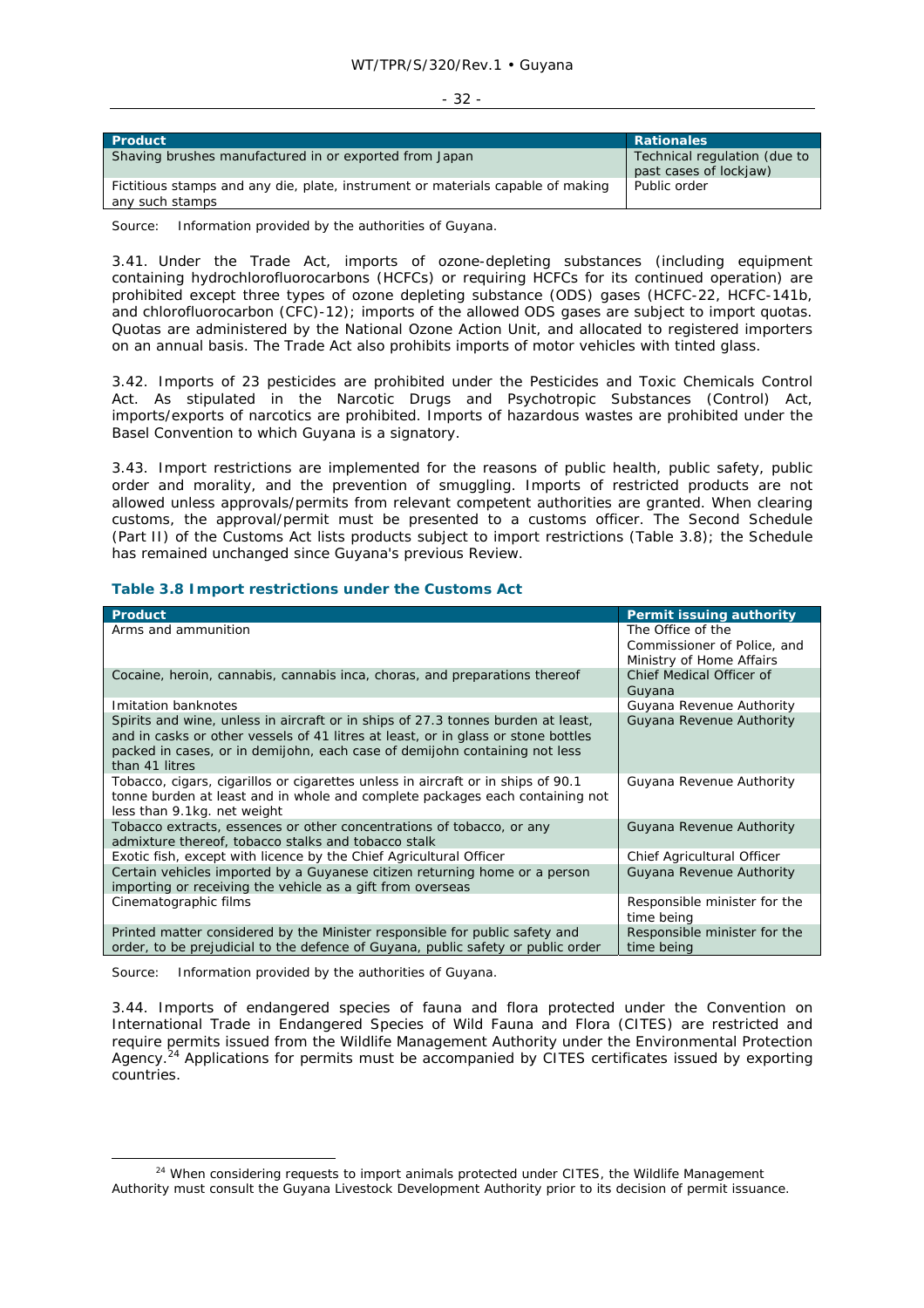| Product | Rationales |
| --- | --- |
| Shaving brushes manufactured in or exported from Japan | Technical regulation (due to past cases of lockjaw) |
| Fictitious stamps and any die, plate, instrument or materials capable of making any such stamps | Public order |

Source: Information provided by the authorities of Guyana.

3.41. Under the Trade Act, imports of ozone-depleting substances (including equipment containing hydrochlorofluorocarbons (HCFCs) or requiring HCFCs for its continued operation) are prohibited except three types of ozone depleting substance (ODS) gases (HCFC-22, HCFC-141b, and chlorofluorocarbon (CFC)-12); imports of the allowed ODS gases are subject to import quotas. Quotas are administered by the National Ozone Action Unit, and allocated to registered importers on an annual basis. The Trade Act also prohibits imports of motor vehicles with tinted glass.

3.42. Imports of 23 pesticides are prohibited under the Pesticides and Toxic Chemicals Control Act. As stipulated in the Narcotic Drugs and Psychotropic Substances (Control) Act, imports/exports of narcotics are prohibited. Imports of hazardous wastes are prohibited under the Basel Convention to which Guyana is a signatory.

3.43. Import restrictions are implemented for the reasons of public health, public safety, public order and morality, and the prevention of smuggling. Imports of restricted products are not allowed unless approvals/permits from relevant competent authorities are granted. When clearing customs, the approval/permit must be presented to a customs officer. The Second Schedule (Part II) of the Customs Act lists products subject to import restrictions (Table 3.8); the Schedule has remained unchanged since Guyana's previous Review.

### Table 3.8 Import restrictions under the Customs Act

| Product | Permit issuing authority |
| --- | --- |
| Arms and ammunition | The Office of the Commissioner of Police, and Ministry of Home Affairs |
| Cocaine, heroin, cannabis, cannabis inca, choras, and preparations thereof | Chief Medical Officer of Guyana |
| Imitation banknotes | Guyana Revenue Authority |
| Spirits and wine, unless in aircraft or in ships of 27.3 tonnes burden at least, and in casks or other vessels of 41 litres at least, or in glass or stone bottles packed in cases, or in demijohn, each case of demijohn containing not less than 41 litres | Guyana Revenue Authority |
| Tobacco, cigars, cigarillos or cigarettes unless in aircraft or in ships of 90.1 tonne burden at least and in whole and complete packages each containing not less than 9.1kg. net weight | Guyana Revenue Authority |
| Tobacco extracts, essences or other concentrations of tobacco, or any admixture thereof, tobacco stalks and tobacco stalk | Guyana Revenue Authority |
| Exotic fish, except with licence by the Chief Agricultural Officer | Chief Agricultural Officer |
| Certain vehicles imported by a Guyanese citizen returning home or a person importing or receiving the vehicle as a gift from overseas | Guyana Revenue Authority |
| Cinematographic films | Responsible minister for the time being |
| Printed matter considered by the Minister responsible for public safety and order, to be prejudicial to the defence of Guyana, public safety or public order | Responsible minister for the time being |

Source: Information provided by the authorities of Guyana.

3.44. Imports of endangered species of fauna and flora protected under the Convention on International Trade in Endangered Species of Wild Fauna and Flora (CITES) are restricted and require permits issued from the Wildlife Management Authority under the Environmental Protection Agency.[24] Applications for permits must be accompanied by CITES certificates issued by exporting countries.

[24] When considering requests to import animals protected under CITES, the Wildlife Management Authority must consult the Guyana Livestock Development Authority prior to its decision of permit issuance.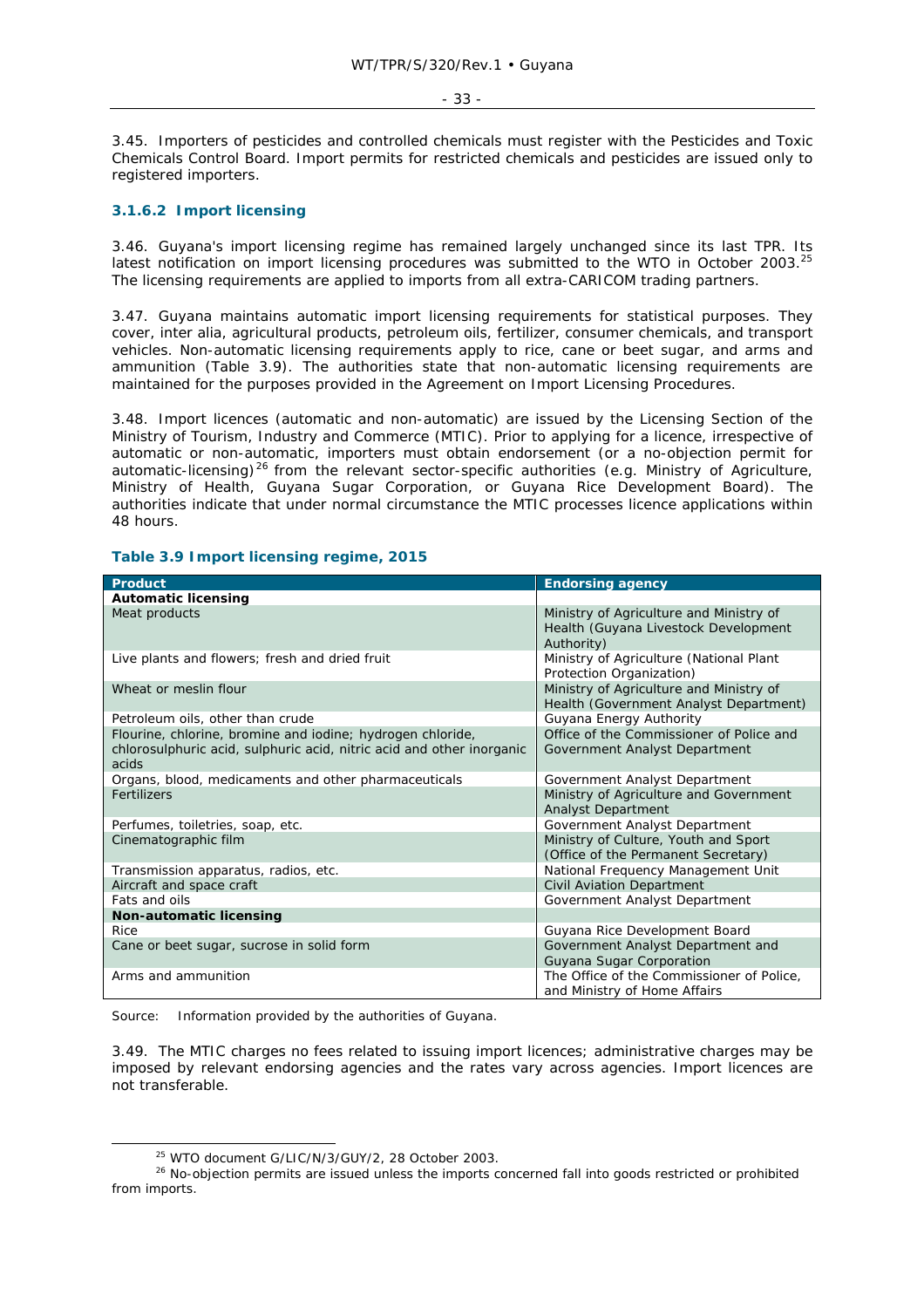3.45. Importers of pesticides and controlled chemicals must register with the Pesticides and Toxic Chemicals Control Board. Import permits for restricted chemicals and pesticides are issued only to registered importers.

### 3.1.6.2 Import licensing

3.46. Guyana's import licensing regime has remained largely unchanged since its last TPR. Its latest notification on import licensing procedures was submitted to the WTO in October 2003.[25] The licensing requirements are applied to imports from all extra-CARICOM trading partners.

3.47. Guyana maintains automatic import licensing requirements for statistical purposes. They cover, inter alia, agricultural products, petroleum oils, fertilizer, consumer chemicals, and transport vehicles. Non-automatic licensing requirements apply to rice, cane or beet sugar, and arms and ammunition (Table 3.9). The authorities state that non-automatic licensing requirements are maintained for the purposes provided in the Agreement on Import Licensing Procedures.

3.48. Import licences (automatic and non-automatic) are issued by the Licensing Section of the Ministry of Tourism, Industry and Commerce (MTIC). Prior to applying for a licence, irrespective of automatic or non-automatic, importers must obtain endorsement (or a no-objection permit for automatic-licensing)[26] from the relevant sector-specific authorities (e.g. Ministry of Agriculture, Ministry of Health, Guyana Sugar Corporation, or Guyana Rice Development Board). The authorities indicate that under normal circumstance the MTIC processes licence applications within 48 hours.

**Table 3.9 Import licensing regime, 2015**

| Product | Endorsing agency |
|---|---|
| **Automatic licensing** | |
| Meat products | Ministry of Agriculture and Ministry of Health (Guyana Livestock Development Authority) |
| Live plants and flowers; fresh and dried fruit | Ministry of Agriculture (National Plant Protection Organization) |
| Wheat or meslin flour | Ministry of Agriculture and Ministry of Health (Government Analyst Department) |
| Petroleum oils, other than crude | Guyana Energy Authority |
| Flourine, chlorine, bromine and iodine; hydrogen chloride, chlorosulphuric acid, sulphuric acid, nitric acid and other inorganic acids | Office of the Commissioner of Police and Government Analyst Department |
| Organs, blood, medicaments and other pharmaceuticals | Government Analyst Department |
| Fertilizers | Ministry of Agriculture and Government Analyst Department |
| Perfumes, toiletries, soap, etc. | Government Analyst Department |
| Cinematographic film | Ministry of Culture, Youth and Sport (Office of the Permanent Secretary) |
| Transmission apparatus, radios, etc. | National Frequency Management Unit |
| Aircraft and space craft | Civil Aviation Department |
| Fats and oils | Government Analyst Department |
| **Non-automatic licensing** | |
| Rice | Guyana Rice Development Board |
| Cane or beet sugar, sucrose in solid form | Government Analyst Department and Guyana Sugar Corporation |
| Arms and ammunition | The Office of the Commissioner of Police, and Ministry of Home Affairs |

Source: Information provided by the authorities of Guyana.

3.49. The MTIC charges no fees related to issuing import licences; administrative charges may be imposed by relevant endorsing agencies and the rates vary across agencies. Import licences are not transferable.

[25] WTO document G/LIC/N/3/GUY/2, 28 October 2003.

[26] No-objection permits are issued unless the imports concerned fall into goods restricted or prohibited from imports.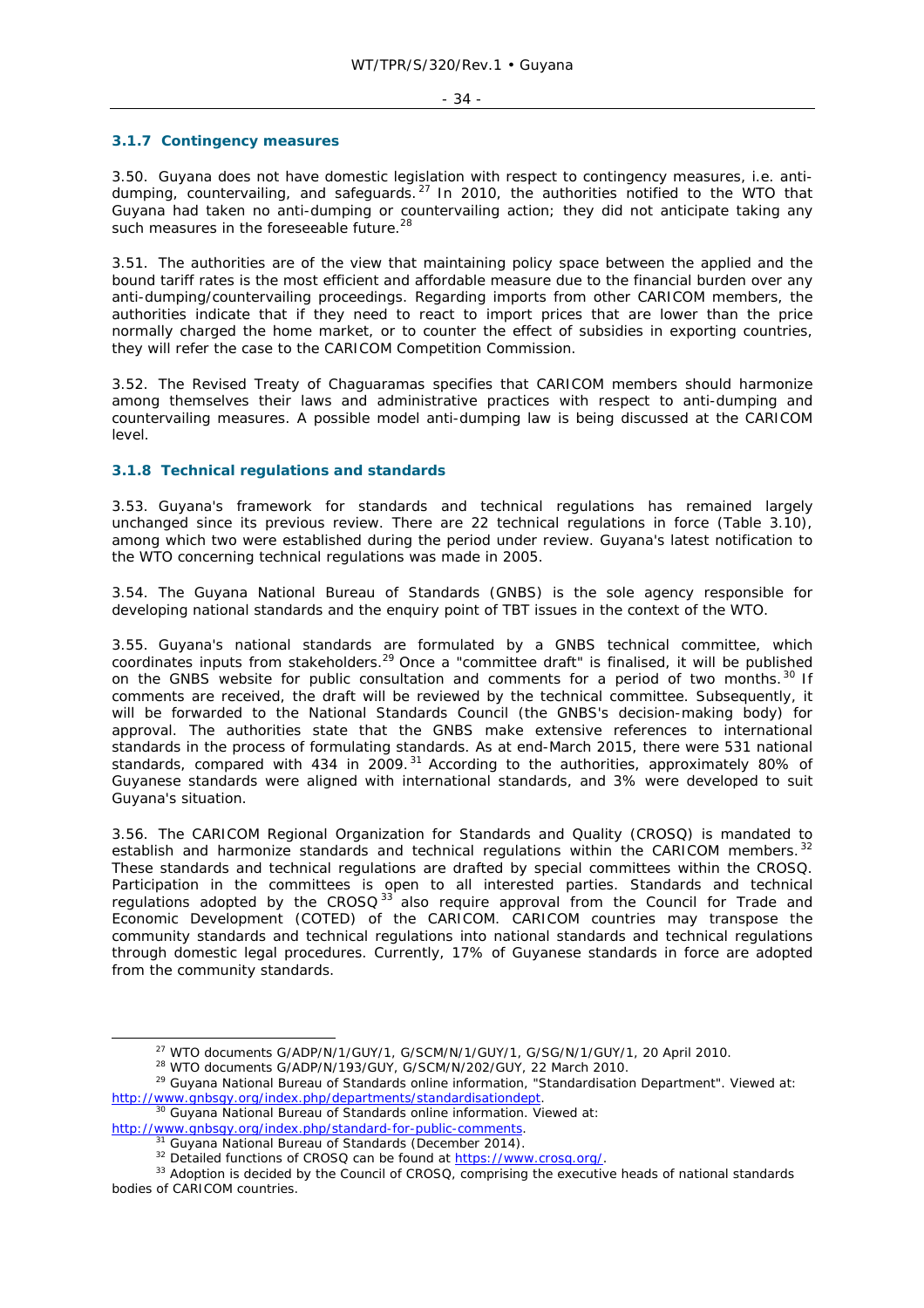### 3.1.7 Contingency measures

3.50. Guyana does not have domestic legislation with respect to contingency measures, i.e. anti-dumping, countervailing, and safeguards.[27] In 2010, the authorities notified to the WTO that Guyana had taken no anti-dumping or countervailing action; they did not anticipate taking any such measures in the foreseeable future.[28]

3.51. The authorities are of the view that maintaining policy space between the applied and the bound tariff rates is the most efficient and affordable measure due to the financial burden over any anti-dumping/countervailing proceedings. Regarding imports from other CARICOM members, the authorities indicate that if they need to react to import prices that are lower than the price normally charged the home market, or to counter the effect of subsidies in exporting countries, they will refer the case to the CARICOM Competition Commission.

3.52. The Revised Treaty of Chaguaramas specifies that CARICOM members should harmonize among themselves their laws and administrative practices with respect to anti-dumping and countervailing measures. A possible model anti-dumping law is being discussed at the CARICOM level.

### 3.1.8 Technical regulations and standards

3.53. Guyana's framework for standards and technical regulations has remained largely unchanged since its previous review. There are 22 technical regulations in force (Table 3.10), among which two were established during the period under review. Guyana's latest notification to the WTO concerning technical regulations was made in 2005.

3.54. The Guyana National Bureau of Standards (GNBS) is the sole agency responsible for developing national standards and the enquiry point of TBT issues in the context of the WTO.

3.55. Guyana's national standards are formulated by a GNBS technical committee, which coordinates inputs from stakeholders.[29] Once a "committee draft" is finalised, it will be published on the GNBS website for public consultation and comments for a period of two months.[30] If comments are received, the draft will be reviewed by the technical committee. Subsequently, it will be forwarded to the National Standards Council (the GNBS's decision-making body) for approval. The authorities state that the GNBS make extensive references to international standards in the process of formulating standards. As at end-March 2015, there were 531 national standards, compared with 434 in 2009.[31] According to the authorities, approximately 80% of Guyanese standards were aligned with international standards, and 3% were developed to suit Guyana's situation.

3.56. The CARICOM Regional Organization for Standards and Quality (CROSQ) is mandated to establish and harmonize standards and technical regulations within the CARICOM members.[32] These standards and technical regulations are drafted by special committees within the CROSQ. Participation in the committees is open to all interested parties. Standards and technical regulations adopted by the CROSQ[33] also require approval from the Council for Trade and Economic Development (COTED) of the CARICOM. CARICOM countries may transpose the community standards and technical regulations into national standards and technical regulations through domestic legal procedures. Currently, 17% of Guyanese standards in force are adopted from the community standards.

---

[27] WTO documents G/ADP/N/1/GUY/1, G/SCM/N/1/GUY/1, G/SG/N/1/GUY/1, 20 April 2010.

[28] WTO documents G/ADP/N/193/GUY, G/SCM/N/202/GUY, 22 March 2010.

[29] Guyana National Bureau of Standards online information, "Standardisation Department". Viewed at: http://www.gnbsgy.org/index.php/departments/standardisationdept.

[30] Guyana National Bureau of Standards online information. Viewed at: http://www.gnbsgy.org/index.php/standard-for-public-comments.

[31] Guyana National Bureau of Standards (December 2014).

[32] Detailed functions of CROSQ can be found at https://www.crosq.org/.

[33] Adoption is decided by the Council of CROSQ, comprising the executive heads of national standards bodies of CARICOM countries.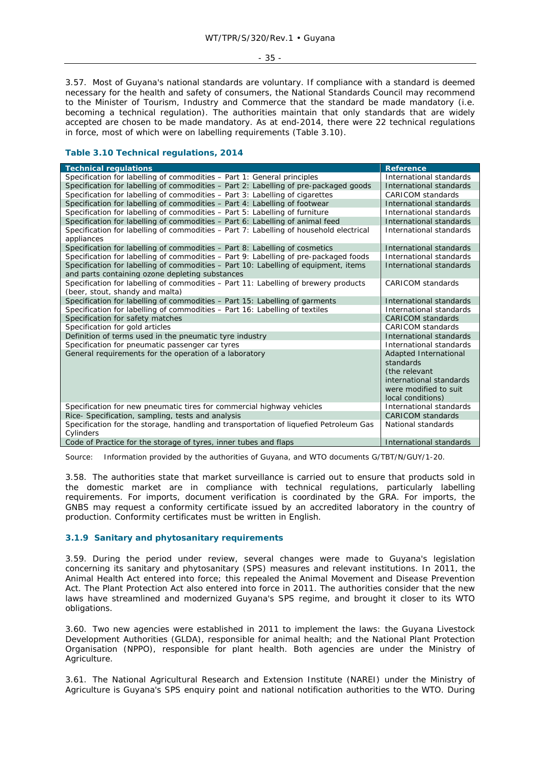3.57. Most of Guyana's national standards are voluntary. If compliance with a standard is deemed necessary for the health and safety of consumers, the National Standards Council may recommend to the Minister of Tourism, Industry and Commerce that the standard be made mandatory (i.e. becoming a technical regulation). The authorities maintain that only standards that are widely accepted are chosen to be made mandatory. As at end-2014, there were 22 technical regulations in force, most of which were on labelling requirements (Table 3.10).

### Table 3.10 Technical regulations, 2014

| Technical regulations | Reference |
|---|---|
| Specification for labelling of commodities – Part 1: General principles | International standards |
| Specification for labelling of commodities – Part 2: Labelling of pre-packaged goods | International standards |
| Specification for labelling of commodities – Part 3: Labelling of cigarettes | CARICOM standards |
| Specification for labelling of commodities – Part 4: Labelling of footwear | International standards |
| Specification for labelling of commodities – Part 5: Labelling of furniture | International standards |
| Specification for labelling of commodities – Part 6: Labelling of animal feed | International standards |
| Specification for labelling of commodities – Part 7: Labelling of household electrical appliances | International standards |
| Specification for labelling of commodities – Part 8: Labelling of cosmetics | International standards |
| Specification for labelling of commodities – Part 9: Labelling of pre-packaged foods | International standards |
| Specification for labelling of commodities – Part 10: Labelling of equipment, items and parts containing ozone depleting substances | International standards |
| Specification for labelling of commodities – Part 11: Labelling of brewery products (beer, stout, shandy and malta) | CARICOM standards |
| Specification for labelling of commodities – Part 15: Labelling of garments | International standards |
| Specification for labelling of commodities – Part 16: Labelling of textiles | International standards |
| Specification for safety matches | CARICOM standards |
| Specification for gold articles | CARICOM standards |
| Definition of terms used in the pneumatic tyre industry | International standards |
| Specification for pneumatic passenger car tyres | International standards |
| General requirements for the operation of a laboratory | Adapted International standards (the relevant international standards were modified to suit local conditions) |
| Specification for new pneumatic tires for commercial highway vehicles | International standards |
| Rice- Specification, sampling, tests and analysis | CARICOM standards |
| Specification for the storage, handling and transportation of liquefied Petroleum Gas Cylinders | National standards |
| Code of Practice for the storage of tyres, inner tubes and flaps | International standards |

Source: Information provided by the authorities of Guyana, and WTO documents G/TBT/N/GUY/1-20.

3.58. The authorities state that market surveillance is carried out to ensure that products sold in the domestic market are in compliance with technical regulations, particularly labelling requirements. For imports, document verification is coordinated by the GRA. For imports, the GNBS may request a conformity certificate issued by an accredited laboratory in the country of production. Conformity certificates must be written in English.

### 3.1.9 Sanitary and phytosanitary requirements

3.59. During the period under review, several changes were made to Guyana's legislation concerning its sanitary and phytosanitary (SPS) measures and relevant institutions. In 2011, the Animal Health Act entered into force; this repealed the Animal Movement and Disease Prevention Act. The Plant Protection Act also entered into force in 2011. The authorities consider that the new laws have streamlined and modernized Guyana's SPS regime, and brought it closer to its WTO obligations.

3.60. Two new agencies were established in 2011 to implement the laws: the Guyana Livestock Development Authorities (GLDA), responsible for animal health; and the National Plant Protection Organisation (NPPO), responsible for plant health. Both agencies are under the Ministry of Agriculture.

3.61. The National Agricultural Research and Extension Institute (NAREI) under the Ministry of Agriculture is Guyana's SPS enquiry point and national notification authorities to the WTO. During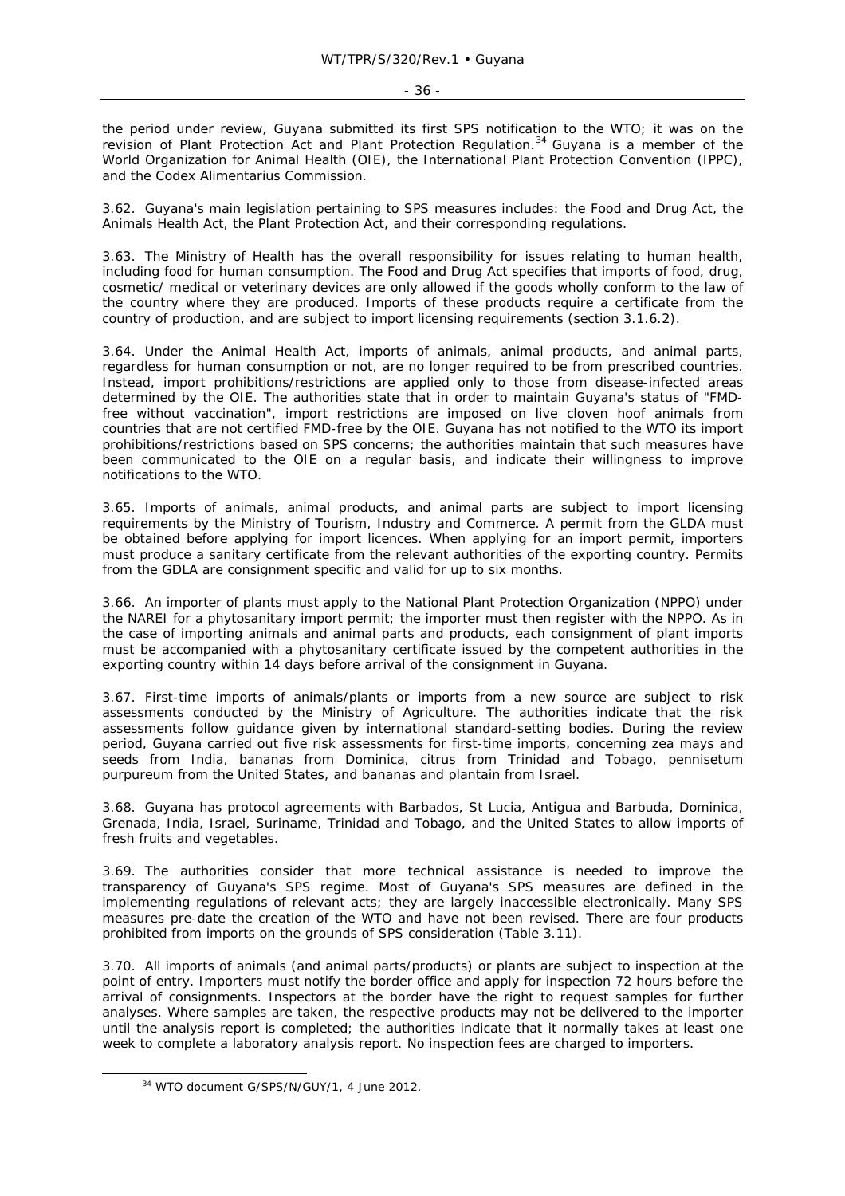the period under review, Guyana submitted its first SPS notification to the WTO; it was on the revision of Plant Protection Act and Plant Protection Regulation.[34] Guyana is a member of the World Organization for Animal Health (OIE), the International Plant Protection Convention (IPPC), and the Codex Alimentarius Commission.

3.62. Guyana's main legislation pertaining to SPS measures includes: the Food and Drug Act, the Animals Health Act, the Plant Protection Act, and their corresponding regulations.

3.63. The Ministry of Health has the overall responsibility for issues relating to human health, including food for human consumption. The Food and Drug Act specifies that imports of food, drug, cosmetic/ medical or veterinary devices are only allowed if the goods wholly conform to the law of the country where they are produced. Imports of these products require a certificate from the country of production, and are subject to import licensing requirements (section 3.1.6.2).

3.64. Under the Animal Health Act, imports of animals, animal products, and animal parts, regardless for human consumption or not, are no longer required to be from prescribed countries. Instead, import prohibitions/restrictions are applied only to those from disease-infected areas determined by the OIE. The authorities state that in order to maintain Guyana's status of "FMD-free without vaccination", import restrictions are imposed on live cloven hoof animals from countries that are not certified FMD-free by the OIE. Guyana has not notified to the WTO its import prohibitions/restrictions based on SPS concerns; the authorities maintain that such measures have been communicated to the OIE on a regular basis, and indicate their willingness to improve notifications to the WTO.

3.65. Imports of animals, animal products, and animal parts are subject to import licensing requirements by the Ministry of Tourism, Industry and Commerce. A permit from the GLDA must be obtained before applying for import licences. When applying for an import permit, importers must produce a sanitary certificate from the relevant authorities of the exporting country. Permits from the GDLA are consignment specific and valid for up to six months.

3.66. An importer of plants must apply to the National Plant Protection Organization (NPPO) under the NAREI for a phytosanitary import permit; the importer must then register with the NPPO. As in the case of importing animals and animal parts and products, each consignment of plant imports must be accompanied with a phytosanitary certificate issued by the competent authorities in the exporting country within 14 days before arrival of the consignment in Guyana.

3.67. First-time imports of animals/plants or imports from a new source are subject to risk assessments conducted by the Ministry of Agriculture. The authorities indicate that the risk assessments follow guidance given by international standard-setting bodies. During the review period, Guyana carried out five risk assessments for first-time imports, concerning zea mays and seeds from India, bananas from Dominica, citrus from Trinidad and Tobago, pennisetum purpureum from the United States, and bananas and plantain from Israel.

3.68. Guyana has protocol agreements with Barbados, St Lucia, Antigua and Barbuda, Dominica, Grenada, India, Israel, Suriname, Trinidad and Tobago, and the United States to allow imports of fresh fruits and vegetables.

3.69. The authorities consider that more technical assistance is needed to improve the transparency of Guyana's SPS regime. Most of Guyana's SPS measures are defined in the implementing regulations of relevant acts; they are largely inaccessible electronically. Many SPS measures pre-date the creation of the WTO and have not been revised. There are four products prohibited from imports on the grounds of SPS consideration (Table 3.11).

3.70. All imports of animals (and animal parts/products) or plants are subject to inspection at the point of entry. Importers must notify the border office and apply for inspection 72 hours before the arrival of consignments. Inspectors at the border have the right to request samples for further analyses. Where samples are taken, the respective products may not be delivered to the importer until the analysis report is completed; the authorities indicate that it normally takes at least one week to complete a laboratory analysis report. No inspection fees are charged to importers.

[34] WTO document G/SPS/N/GUY/1, 4 June 2012.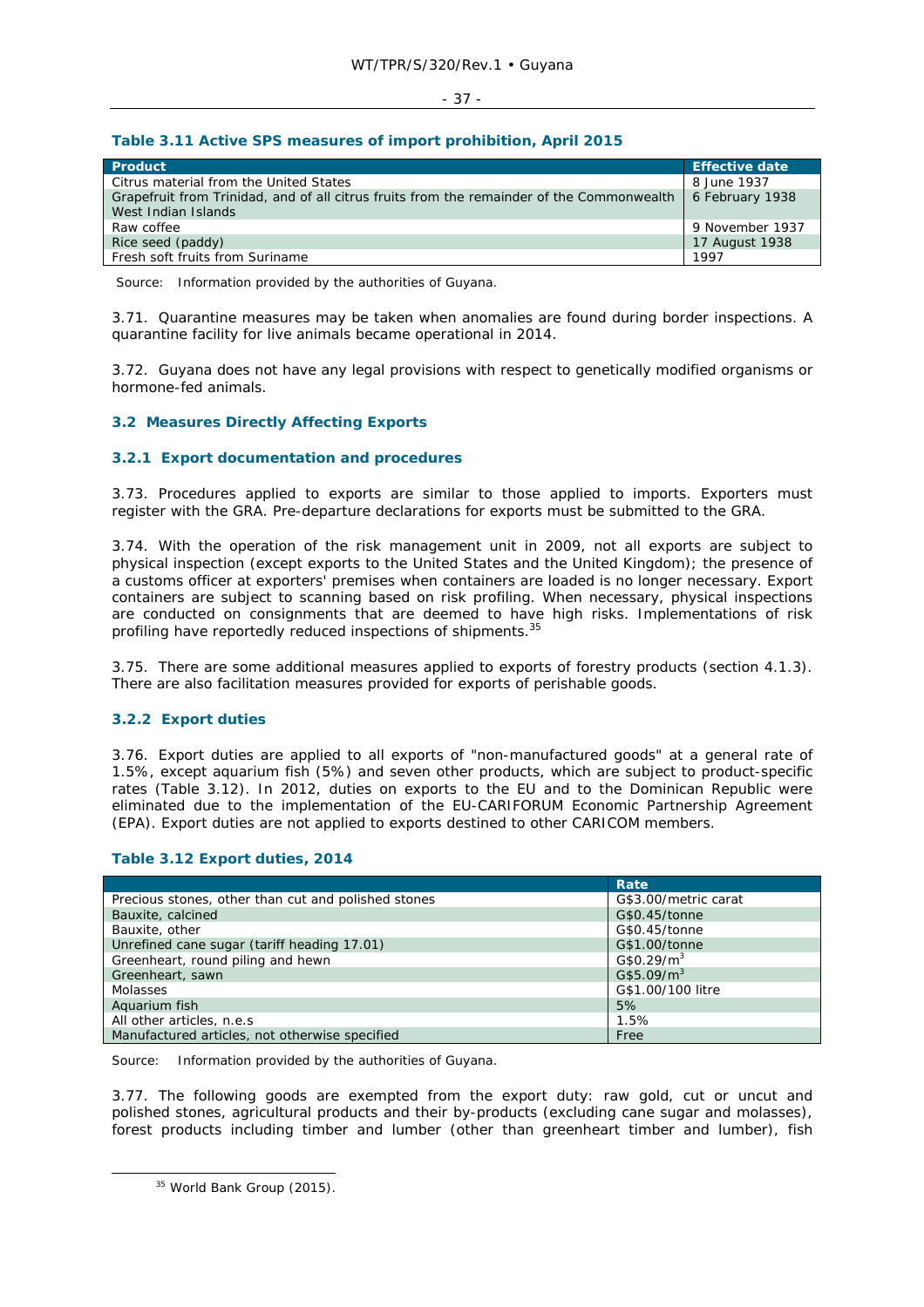**Table 3.11 Active SPS measures of import prohibition, April 2015**

| Product | Effective date |
|---|---|
| Citrus material from the United States | 8 June 1937 |
| Grapefruit from Trinidad, and of all citrus fruits from the remainder of the Commonwealth West Indian Islands | 6 February 1938 |
| Raw coffee | 9 November 1937 |
| Rice seed (paddy) | 17 August 1938 |
| Fresh soft fruits from Suriname | 1997 |

Source: Information provided by the authorities of Guyana.

3.71. Quarantine measures may be taken when anomalies are found during border inspections. A quarantine facility for live animals became operational in 2014.

3.72. Guyana does not have any legal provisions with respect to genetically modified organisms or hormone-fed animals.

## 3.2 Measures Directly Affecting Exports

### 3.2.1 Export documentation and procedures

3.73. Procedures applied to exports are similar to those applied to imports. Exporters must register with the GRA. Pre-departure declarations for exports must be submitted to the GRA.

3.74. With the operation of the risk management unit in 2009, not all exports are subject to physical inspection (except exports to the United States and the United Kingdom); the presence of a customs officer at exporters' premises when containers are loaded is no longer necessary. Export containers are subject to scanning based on risk profiling. When necessary, physical inspections are conducted on consignments that are deemed to have high risks. Implementations of risk profiling have reportedly reduced inspections of shipments.[35]

3.75. There are some additional measures applied to exports of forestry products (section 4.1.3). There are also facilitation measures provided for exports of perishable goods.

### 3.2.2 Export duties

3.76. Export duties are applied to all exports of "non-manufactured goods" at a general rate of 1.5%, except aquarium fish (5%) and seven other products, which are subject to product-specific rates (Table 3.12). In 2012, duties on exports to the EU and to the Dominican Republic were eliminated due to the implementation of the EU-CARIFORUM Economic Partnership Agreement (EPA). Export duties are not applied to exports destined to other CARICOM members.

**Table 3.12 Export duties, 2014**

| | Rate |
|---|---|
| Precious stones, other than cut and polished stones | G$3.00/metric carat |
| Bauxite, calcined | G$0.45/tonne |
| Bauxite, other | G$0.45/tonne |
| Unrefined cane sugar (tariff heading 17.01) | G$1.00/tonne |
| Greenheart, round piling and hewn | G$0.29/$m^3$ |
| Greenheart, sawn | G$5.09/$m^3$ |
| Molasses | G$1.00/100 litre |
| Aquarium fish | 5% |
| All other articles, n.e.s | 1.5% |
| Manufactured articles, not otherwise specified | Free |

Source: Information provided by the authorities of Guyana.

3.77. The following goods are exempted from the export duty: raw gold, cut or uncut and polished stones, agricultural products and their by-products (excluding cane sugar and molasses), forest products including timber and lumber (other than greenheart timber and lumber), fish

[35] World Bank Group (2015).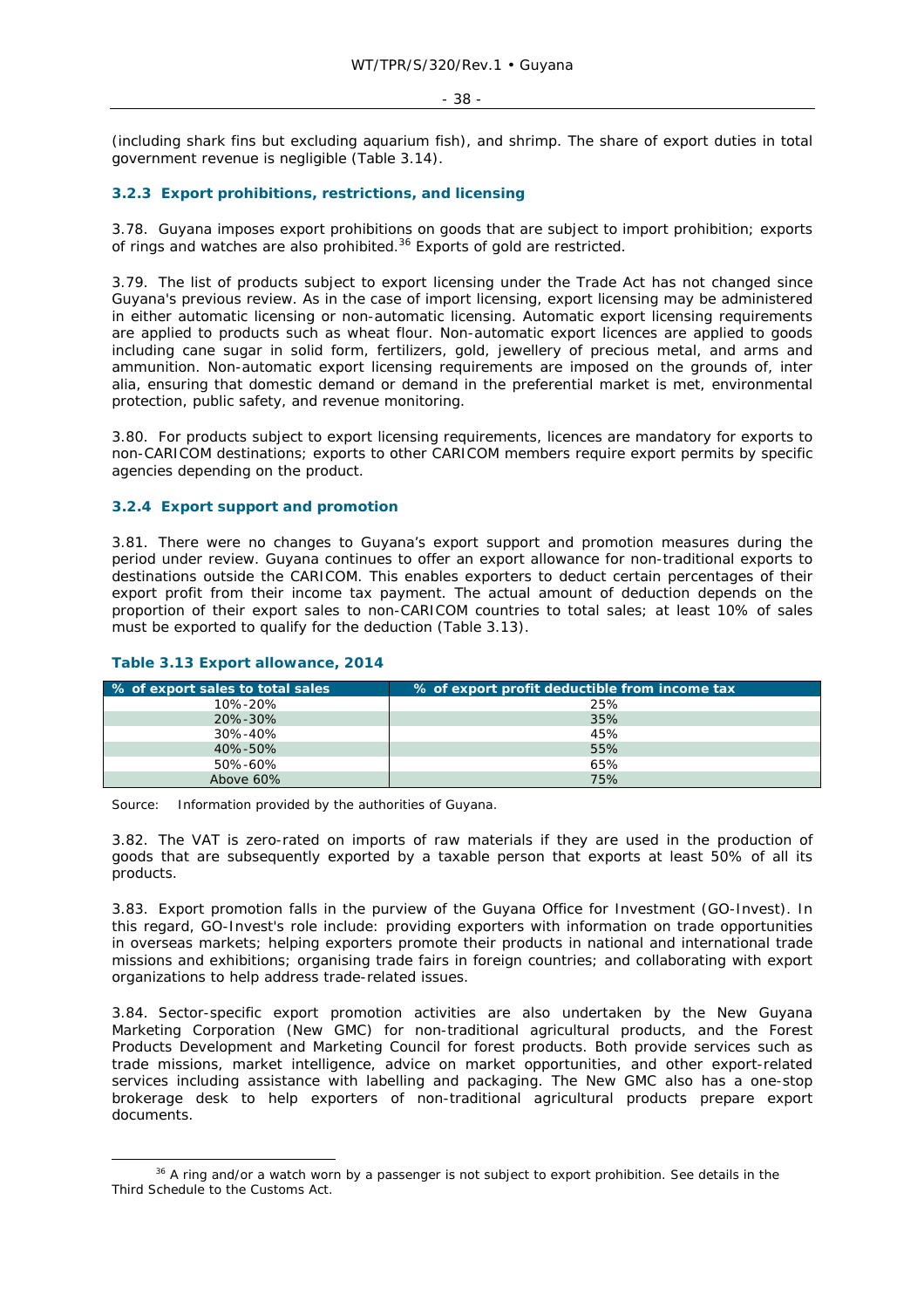(including shark fins but excluding aquarium fish), and shrimp. The share of export duties in total government revenue is negligible (Table 3.14).

### 3.2.3 Export prohibitions, restrictions, and licensing

3.78. Guyana imposes export prohibitions on goods that are subject to import prohibition; exports of rings and watches are also prohibited.[36] Exports of gold are restricted.

3.79. The list of products subject to export licensing under the Trade Act has not changed since Guyana's previous review. As in the case of import licensing, export licensing may be administered in either automatic licensing or non-automatic licensing. Automatic export licensing requirements are applied to products such as wheat flour. Non-automatic export licences are applied to goods including cane sugar in solid form, fertilizers, gold, jewellery of precious metal, and arms and ammunition. Non-automatic export licensing requirements are imposed on the grounds of, inter alia, ensuring that domestic demand or demand in the preferential market is met, environmental protection, public safety, and revenue monitoring.

3.80. For products subject to export licensing requirements, licences are mandatory for exports to non-CARICOM destinations; exports to other CARICOM members require export permits by specific agencies depending on the product.

### 3.2.4 Export support and promotion

3.81. There were no changes to Guyana's export support and promotion measures during the period under review. Guyana continues to offer an export allowance for non-traditional exports to destinations outside the CARICOM. This enables exporters to deduct certain percentages of their export profit from their income tax payment. The actual amount of deduction depends on the proportion of their export sales to non-CARICOM countries to total sales; at least 10% of sales must be exported to qualify for the deduction (Table 3.13).

**Table 3.13 Export allowance, 2014**

| % of export sales to total sales | % of export profit deductible from income tax |
|---|---|
| 10%-20% | 25% |
| 20%-30% | 35% |
| 30%-40% | 45% |
| 40%-50% | 55% |
| 50%-60% | 65% |
| Above 60% | 75% |

Source: Information provided by the authorities of Guyana.

3.82. The VAT is zero-rated on imports of raw materials if they are used in the production of goods that are subsequently exported by a taxable person that exports at least 50% of all its products.

3.83. Export promotion falls in the purview of the Guyana Office for Investment (GO-Invest). In this regard, GO-Invest's role include: providing exporters with information on trade opportunities in overseas markets; helping exporters promote their products in national and international trade missions and exhibitions; organising trade fairs in foreign countries; and collaborating with export organizations to help address trade-related issues.

3.84. Sector-specific export promotion activities are also undertaken by the New Guyana Marketing Corporation (New GMC) for non-traditional agricultural products, and the Forest Products Development and Marketing Council for forest products. Both provide services such as trade missions, market intelligence, advice on market opportunities, and other export-related services including assistance with labelling and packaging. The New GMC also has a one-stop brokerage desk to help exporters of non-traditional agricultural products prepare export documents.

[36] A ring and/or a watch worn by a passenger is not subject to export prohibition. See details in the Third Schedule to the Customs Act.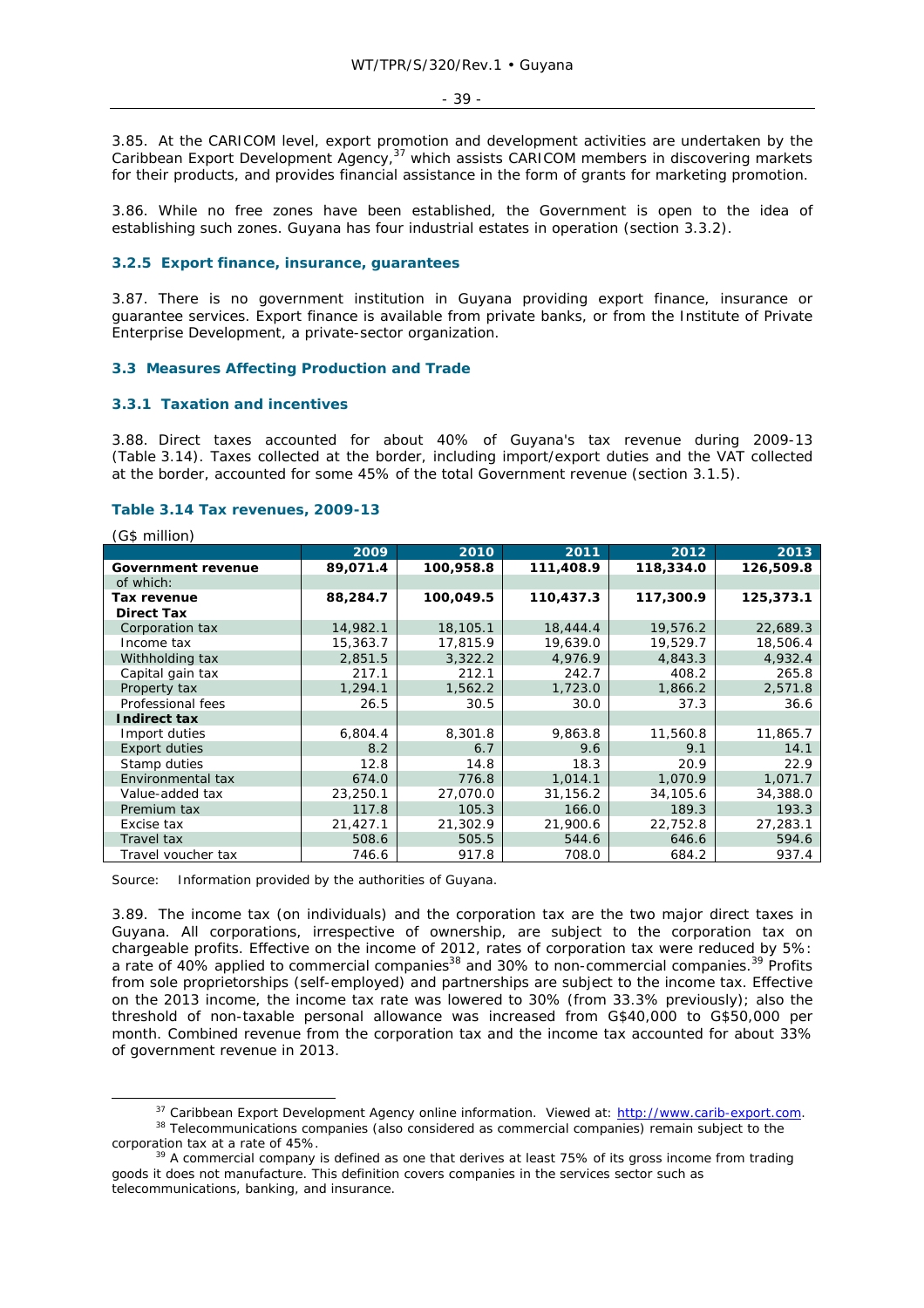3.85. At the CARICOM level, export promotion and development activities are undertaken by the Caribbean Export Development Agency,[37] which assists CARICOM members in discovering markets for their products, and provides financial assistance in the form of grants for marketing promotion.

3.86. While no free zones have been established, the Government is open to the idea of establishing such zones. Guyana has four industrial estates in operation (section 3.3.2).

### 3.2.5 Export finance, insurance, guarantees

3.87. There is no government institution in Guyana providing export finance, insurance or guarantee services. Export finance is available from private banks, or from the Institute of Private Enterprise Development, a private-sector organization.

## 3.3 Measures Affecting Production and Trade

### 3.3.1 Taxation and incentives

3.88. Direct taxes accounted for about 40% of Guyana's tax revenue during 2009-13 (Table 3.14). Taxes collected at the border, including import/export duties and the VAT collected at the border, accounted for some 45% of the total Government revenue (section 3.1.5).

**Table 3.14 Tax revenues, 2009-13**

(G$ million)

| | 2009 | 2010 | 2011 | 2012 | 2013 |
|---|---|---|---|---|---|
| **Government revenue** | **89,071.4** | **100,958.8** | **111,408.9** | **118,334.0** | **126,509.8** |
| of which: | | | | | |
| **Tax revenue** | **88,284.7** | **100,049.5** | **110,437.3** | **117,300.9** | **125,373.1** |
| **Direct Tax** | | | | | |
| Corporation tax | 14,982.1 | 18,105.1 | 18,444.4 | 19,576.2 | 22,689.3 |
| Income tax | 15,363.7 | 17,815.9 | 19,639.0 | 19,529.7 | 18,506.4 |
| Withholding tax | 2,851.5 | 3,322.2 | 4,976.9 | 4,843.3 | 4,932.4 |
| Capital gain tax | 217.1 | 212.1 | 242.7 | 408.2 | 265.8 |
| Property tax | 1,294.1 | 1,562.2 | 1,723.0 | 1,866.2 | 2,571.8 |
| Professional fees | 26.5 | 30.5 | 30.0 | 37.3 | 36.6 |
| **Indirect tax** | | | | | |
| Import duties | 6,804.4 | 8,301.8 | 9,863.8 | 11,560.8 | 11,865.7 |
| Export duties | 8.2 | 6.7 | 9.6 | 9.1 | 14.1 |
| Stamp duties | 12.8 | 14.8 | 18.3 | 20.9 | 22.9 |
| Environmental tax | 674.0 | 776.8 | 1,014.1 | 1,070.9 | 1,071.7 |
| Value-added tax | 23,250.1 | 27,070.0 | 31,156.2 | 34,105.6 | 34,388.0 |
| Premium tax | 117.8 | 105.3 | 166.0 | 189.3 | 193.3 |
| Excise tax | 21,427.1 | 21,302.9 | 21,900.6 | 22,752.8 | 27,283.1 |
| Travel tax | 508.6 | 505.5 | 544.6 | 646.6 | 594.6 |
| Travel voucher tax | 746.6 | 917.8 | 708.0 | 684.2 | 937.4 |

Source: Information provided by the authorities of Guyana.

3.89. The income tax (on individuals) and the corporation tax are the two major direct taxes in Guyana. All corporations, irrespective of ownership, are subject to the corporation tax on chargeable profits. Effective on the income of 2012, rates of corporation tax were reduced by 5%: a rate of 40% applied to commercial companies[38] and 30% to non-commercial companies.[39] Profits from sole proprietorships (self-employed) and partnerships are subject to the income tax. Effective on the 2013 income, the income tax rate was lowered to 30% (from 33.3% previously); also the threshold of non-taxable personal allowance was increased from G$40,000 to G$50,000 per month. Combined revenue from the corporation tax and the income tax accounted for about 33% of government revenue in 2013.

---

[37] Caribbean Export Development Agency online information. Viewed at: http://www.carib-export.com.

[38] Telecommunications companies (also considered as commercial companies) remain subject to the corporation tax at a rate of 45%.

[39] A commercial company is defined as one that derives at least 75% of its gross income from trading goods it does not manufacture. This definition covers companies in the services sector such as telecommunications, banking, and insurance.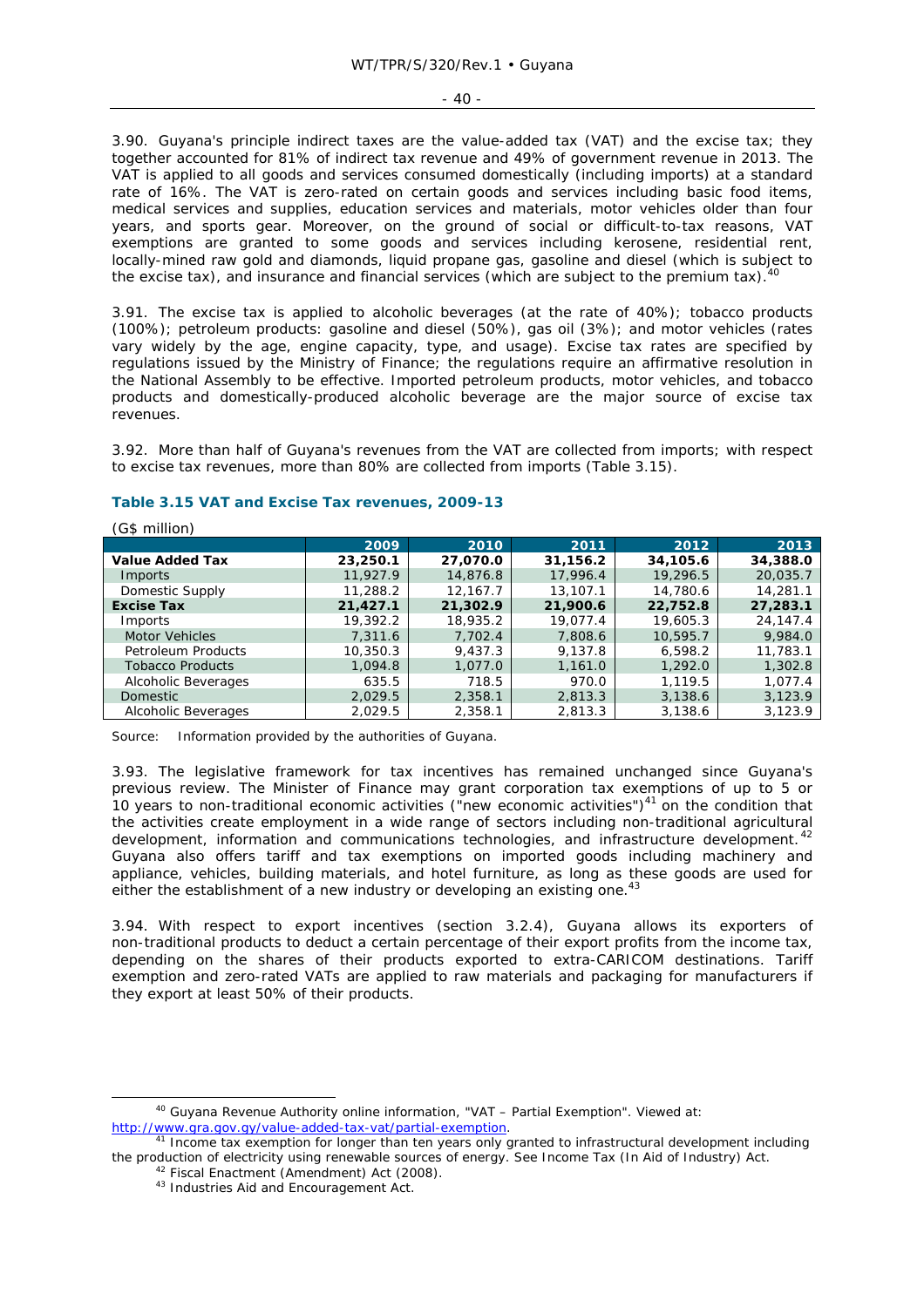3.90. Guyana's principle indirect taxes are the value-added tax (VAT) and the excise tax; they together accounted for 81% of indirect tax revenue and 49% of government revenue in 2013. The VAT is applied to all goods and services consumed domestically (including imports) at a standard rate of 16%. The VAT is zero-rated on certain goods and services including basic food items, medical services and supplies, education services and materials, motor vehicles older than four years, and sports gear. Moreover, on the ground of social or difficult-to-tax reasons, VAT exemptions are granted to some goods and services including kerosene, residential rent, locally-mined raw gold and diamonds, liquid propane gas, gasoline and diesel (which is subject to the excise tax), and insurance and financial services (which are subject to the premium tax).[40]

3.91. The excise tax is applied to alcoholic beverages (at the rate of 40%); tobacco products (100%); petroleum products: gasoline and diesel (50%), gas oil (3%); and motor vehicles (rates vary widely by the age, engine capacity, type, and usage). Excise tax rates are specified by regulations issued by the Ministry of Finance; the regulations require an affirmative resolution in the National Assembly to be effective. Imported petroleum products, motor vehicles, and tobacco products and domestically-produced alcoholic beverage are the major source of excise tax revenues.

3.92. More than half of Guyana's revenues from the VAT are collected from imports; with respect to excise tax revenues, more than 80% are collected from imports (Table 3.15).

**Table 3.15 VAT and Excise Tax revenues, 2009-13**

(G$ million)

| | 2009 | 2010 | 2011 | 2012 | 2013 |
|---|---|---|---|---|---|
| **Value Added Tax** | **23,250.1** | **27,070.0** | **31,156.2** | **34,105.6** | **34,388.0** |
| Imports | 11,927.9 | 14,876.8 | 17,996.4 | 19,296.5 | 20,035.7 |
| Domestic Supply | 11,288.2 | 12,167.7 | 13,107.1 | 14,780.6 | 14,281.1 |
| **Excise Tax** | **21,427.1** | **21,302.9** | **21,900.6** | **22,752.8** | **27,283.1** |
| Imports | 19,392.2 | 18,935.2 | 19,077.4 | 19,605.3 | 24,147.4 |
| Motor Vehicles | 7,311.6 | 7,702.4 | 7,808.6 | 10,595.7 | 9,984.0 |
| Petroleum Products | 10,350.3 | 9,437.3 | 9,137.8 | 6,598.2 | 11,783.1 |
| Tobacco Products | 1,094.8 | 1,077.0 | 1,161.0 | 1,292.0 | 1,302.8 |
| Alcoholic Beverages | 635.5 | 718.5 | 970.0 | 1,119.5 | 1,077.4 |
| Domestic | 2,029.5 | 2,358.1 | 2,813.3 | 3,138.6 | 3,123.9 |
| Alcoholic Beverages | 2,029.5 | 2,358.1 | 2,813.3 | 3,138.6 | 3,123.9 |

Source: Information provided by the authorities of Guyana.

3.93. The legislative framework for tax incentives has remained unchanged since Guyana's previous review. The Minister of Finance may grant corporation tax exemptions of up to 5 or 10 years to non-traditional economic activities ("new economic activities")[41] on the condition that the activities create employment in a wide range of sectors including non-traditional agricultural development, information and communications technologies, and infrastructure development.[42] Guyana also offers tariff and tax exemptions on imported goods including machinery and appliance, vehicles, building materials, and hotel furniture, as long as these goods are used for either the establishment of a new industry or developing an existing one.[43]

3.94. With respect to export incentives (section 3.2.4), Guyana allows its exporters of non-traditional products to deduct a certain percentage of their export profits from the income tax, depending on the shares of their products exported to extra-CARICOM destinations. Tariff exemption and zero-rated VATs are applied to raw materials and packaging for manufacturers if they export at least 50% of their products.

[40] Guyana Revenue Authority online information, "VAT – Partial Exemption". Viewed at: http://www.gra.gov.gy/value-added-tax-vat/partial-exemption.

[41] Income tax exemption for longer than ten years only granted to infrastructural development including the production of electricity using renewable sources of energy. See Income Tax (In Aid of Industry) Act.

[42] Fiscal Enactment (Amendment) Act (2008).

[43] Industries Aid and Encouragement Act.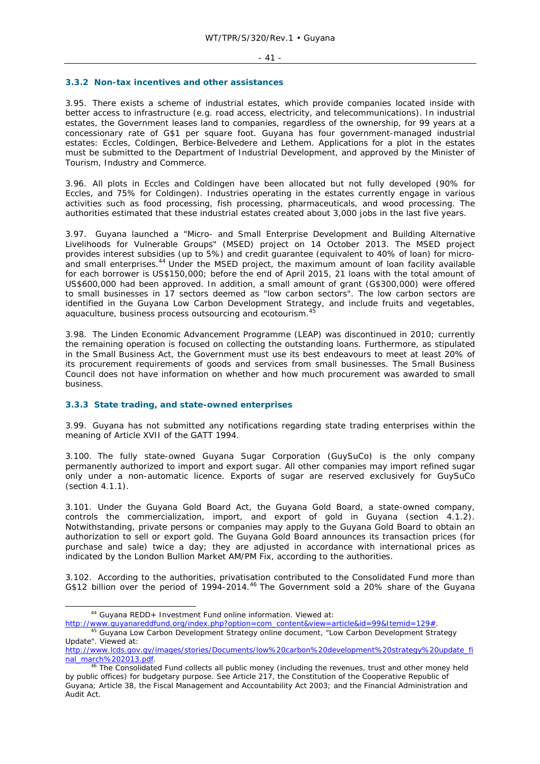### 3.3.2 Non-tax incentives and other assistances

3.95. There exists a scheme of industrial estates, which provide companies located inside with better access to infrastructure (e.g. road access, electricity, and telecommunications). In industrial estates, the Government leases land to companies, regardless of the ownership, for 99 years at a concessionary rate of G$1 per square foot. Guyana has four government-managed industrial estates: Eccles, Coldingen, Berbice-Belvedere and Lethem. Applications for a plot in the estates must be submitted to the Department of Industrial Development, and approved by the Minister of Tourism, Industry and Commerce.

3.96. All plots in Eccles and Coldingen have been allocated but not fully developed (90% for Eccles, and 75% for Coldingen). Industries operating in the estates currently engage in various activities such as food processing, fish processing, pharmaceuticals, and wood processing. The authorities estimated that these industrial estates created about 3,000 jobs in the last five years.

3.97. Guyana launched a "Micro- and Small Enterprise Development and Building Alternative Livelihoods for Vulnerable Groups" (MSED) project on 14 October 2013. The MSED project provides interest subsidies (up to 5%) and credit guarantee (equivalent to 40% of loan) for micro- and small enterprises.[44] Under the MSED project, the maximum amount of loan facility available for each borrower is US$150,000; before the end of April 2015, 21 loans with the total amount of US$600,000 had been approved. In addition, a small amount of grant (G$300,000) were offered to small businesses in 17 sectors deemed as "low carbon sectors". The low carbon sectors are identified in the Guyana Low Carbon Development Strategy, and include fruits and vegetables, aquaculture, business process outsourcing and ecotourism.[45]

3.98. The Linden Economic Advancement Programme (LEAP) was discontinued in 2010; currently the remaining operation is focused on collecting the outstanding loans. Furthermore, as stipulated in the Small Business Act, the Government must use its best endeavours to meet at least 20% of its procurement requirements of goods and services from small businesses. The Small Business Council does not have information on whether and how much procurement was awarded to small business.

### 3.3.3 State trading, and state-owned enterprises

3.99. Guyana has not submitted any notifications regarding state trading enterprises within the meaning of Article XVII of the GATT 1994.

3.100. The fully state-owned Guyana Sugar Corporation (GuySuCo) is the only company permanently authorized to import and export sugar. All other companies may import refined sugar only under a non-automatic licence. Exports of sugar are reserved exclusively for GuySuCo (section 4.1.1).

3.101. Under the Guyana Gold Board Act, the Guyana Gold Board, a state-owned company, controls the commercialization, import, and export of gold in Guyana (section 4.1.2). Notwithstanding, private persons or companies may apply to the Guyana Gold Board to obtain an authorization to sell or export gold. The Guyana Gold Board announces its transaction prices (for purchase and sale) twice a day; they are adjusted in accordance with international prices as indicated by the London Bullion Market AM/PM Fix, according to the authorities.

3.102. According to the authorities, privatisation contributed to the Consolidated Fund more than G$12 billion over the period of 1994-2014.[46] The Government sold a 20% share of the Guyana

---

[44] Guyana REDD+ Investment Fund online information. Viewed at: http://www.guyanareddfund.org/index.php?option=com_content&view=article&id=99&Itemid=129#.

[45] Guyana Low Carbon Development Strategy online document, "Low Carbon Development Strategy Update". Viewed at: http://www.lcds.gov.gy/images/stories/Documents/low%20carbon%20development%20strategy%20update_final_march%202013.pdf.

[46] The Consolidated Fund collects all public money (including the revenues, trust and other money held by public offices) for budgetary purpose. See Article 217, the Constitution of the Cooperative Republic of Guyana; Article 38, the Fiscal Management and Accountability Act 2003; and the Financial Administration and Audit Act.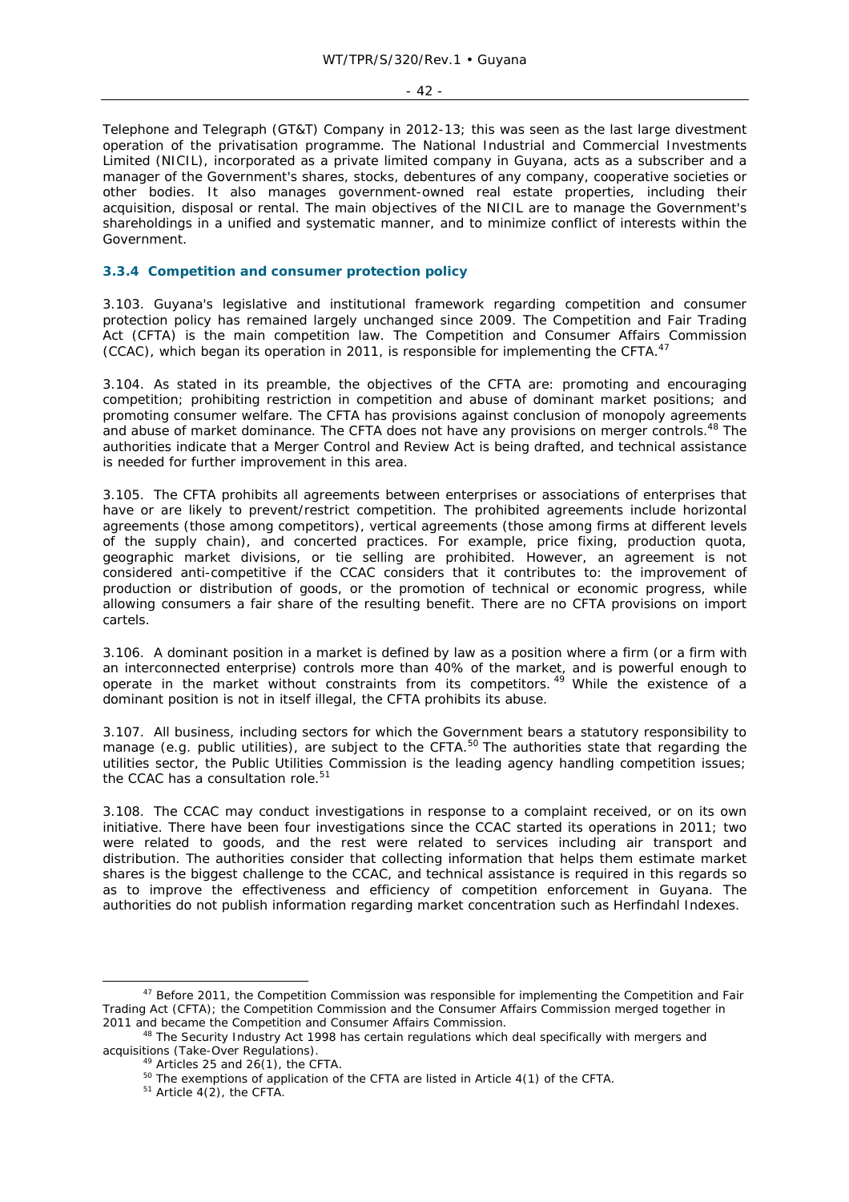Telephone and Telegraph (GT&T) Company in 2012-13; this was seen as the last large divestment operation of the privatisation programme. The National Industrial and Commercial Investments Limited (NICIL), incorporated as a private limited company in Guyana, acts as a subscriber and a manager of the Government's shares, stocks, debentures of any company, cooperative societies or other bodies. It also manages government-owned real estate properties, including their acquisition, disposal or rental. The main objectives of the NICIL are to manage the Government's shareholdings in a unified and systematic manner, and to minimize conflict of interests within the Government.

### 3.3.4 Competition and consumer protection policy

3.103. Guyana's legislative and institutional framework regarding competition and consumer protection policy has remained largely unchanged since 2009. The Competition and Fair Trading Act (CFTA) is the main competition law. The Competition and Consumer Affairs Commission (CCAC), which began its operation in 2011, is responsible for implementing the CFTA.[47]

3.104. As stated in its preamble, the objectives of the CFTA are: promoting and encouraging competition; prohibiting restriction in competition and abuse of dominant market positions; and promoting consumer welfare. The CFTA has provisions against conclusion of monopoly agreements and abuse of market dominance. The CFTA does not have any provisions on merger controls.[48] The authorities indicate that a Merger Control and Review Act is being drafted, and technical assistance is needed for further improvement in this area.

3.105. The CFTA prohibits all agreements between enterprises or associations of enterprises that have or are likely to prevent/restrict competition. The prohibited agreements include horizontal agreements (those among competitors), vertical agreements (those among firms at different levels of the supply chain), and concerted practices. For example, price fixing, production quota, geographic market divisions, or tie selling are prohibited. However, an agreement is not considered anti-competitive if the CCAC considers that it contributes to: the improvement of production or distribution of goods, or the promotion of technical or economic progress, while allowing consumers a fair share of the resulting benefit. There are no CFTA provisions on import cartels.

3.106. A dominant position in a market is defined by law as a position where a firm (or a firm with an interconnected enterprise) controls more than 40% of the market, and is powerful enough to operate in the market without constraints from its competitors.[49] While the existence of a dominant position is not in itself illegal, the CFTA prohibits its abuse.

3.107. All business, including sectors for which the Government bears a statutory responsibility to manage (e.g. public utilities), are subject to the CFTA.[50] The authorities state that regarding the utilities sector, the Public Utilities Commission is the leading agency handling competition issues; the CCAC has a consultation role.[51]

3.108. The CCAC may conduct investigations in response to a complaint received, or on its own initiative. There have been four investigations since the CCAC started its operations in 2011; two were related to goods, and the rest were related to services including air transport and distribution. The authorities consider that collecting information that helps them estimate market shares is the biggest challenge to the CCAC, and technical assistance is required in this regards so as to improve the effectiveness and efficiency of competition enforcement in Guyana. The authorities do not publish information regarding market concentration such as Herfindahl Indexes.

---

[47] Before 2011, the Competition Commission was responsible for implementing the Competition and Fair Trading Act (CFTA); the Competition Commission and the Consumer Affairs Commission merged together in 2011 and became the Competition and Consumer Affairs Commission.

[48] The Security Industry Act 1998 has certain regulations which deal specifically with mergers and acquisitions (Take-Over Regulations).

[49] Articles 25 and 26(1), the CFTA.

[50] The exemptions of application of the CFTA are listed in Article 4(1) of the CFTA.

[51] Article 4(2), the CFTA.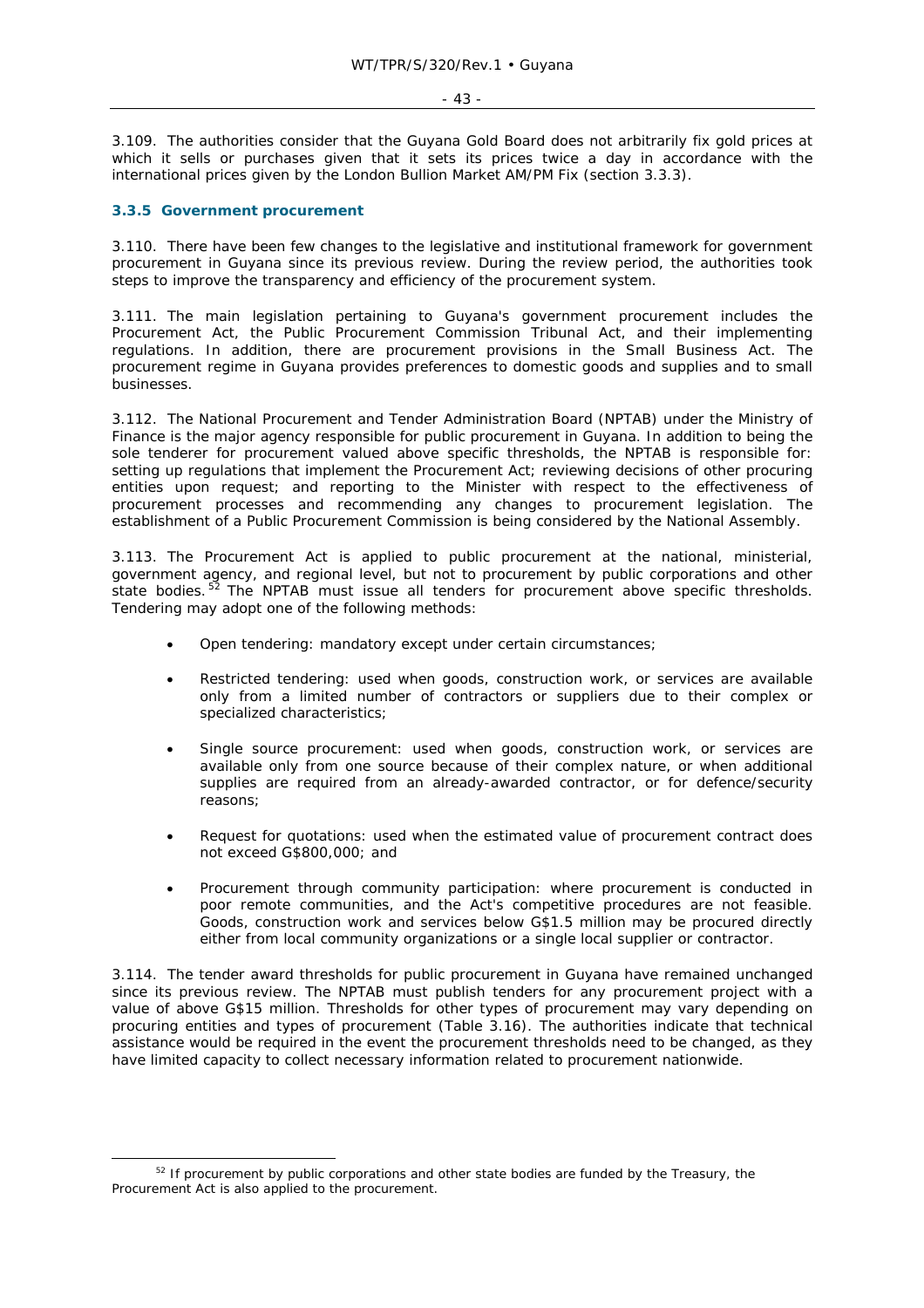3.109. The authorities consider that the Guyana Gold Board does not arbitrarily fix gold prices at which it sells or purchases given that it sets its prices twice a day in accordance with the international prices given by the London Bullion Market AM/PM Fix (section 3.3.3).

### 3.3.5 Government procurement

3.110. There have been few changes to the legislative and institutional framework for government procurement in Guyana since its previous review. During the review period, the authorities took steps to improve the transparency and efficiency of the procurement system.

3.111. The main legislation pertaining to Guyana's government procurement includes the Procurement Act, the Public Procurement Commission Tribunal Act, and their implementing regulations. In addition, there are procurement provisions in the Small Business Act. The procurement regime in Guyana provides preferences to domestic goods and supplies and to small businesses.

3.112. The National Procurement and Tender Administration Board (NPTAB) under the Ministry of Finance is the major agency responsible for public procurement in Guyana. In addition to being the sole tenderer for procurement valued above specific thresholds, the NPTAB is responsible for: setting up regulations that implement the Procurement Act; reviewing decisions of other procuring entities upon request; and reporting to the Minister with respect to the effectiveness of procurement processes and recommending any changes to procurement legislation. The establishment of a Public Procurement Commission is being considered by the National Assembly.

3.113. The Procurement Act is applied to public procurement at the national, ministerial, government agency, and regional level, but not to procurement by public corporations and other state bodies.[52] The NPTAB must issue all tenders for procurement above specific thresholds. Tendering may adopt one of the following methods:

- Open tendering: mandatory except under certain circumstances;
- Restricted tendering: used when goods, construction work, or services are available only from a limited number of contractors or suppliers due to their complex or specialized characteristics;
- Single source procurement: used when goods, construction work, or services are available only from one source because of their complex nature, or when additional supplies are required from an already-awarded contractor, or for defence/security reasons;
- Request for quotations: used when the estimated value of procurement contract does not exceed G$800,000; and
- Procurement through community participation: where procurement is conducted in poor remote communities, and the Act's competitive procedures are not feasible. Goods, construction work and services below G$1.5 million may be procured directly either from local community organizations or a single local supplier or contractor.

3.114. The tender award thresholds for public procurement in Guyana have remained unchanged since its previous review. The NPTAB must publish tenders for any procurement project with a value of above G$15 million. Thresholds for other types of procurement may vary depending on procuring entities and types of procurement (Table 3.16). The authorities indicate that technical assistance would be required in the event the procurement thresholds need to be changed, as they have limited capacity to collect necessary information related to procurement nationwide.

[52] If procurement by public corporations and other state bodies are funded by the Treasury, the Procurement Act is also applied to the procurement.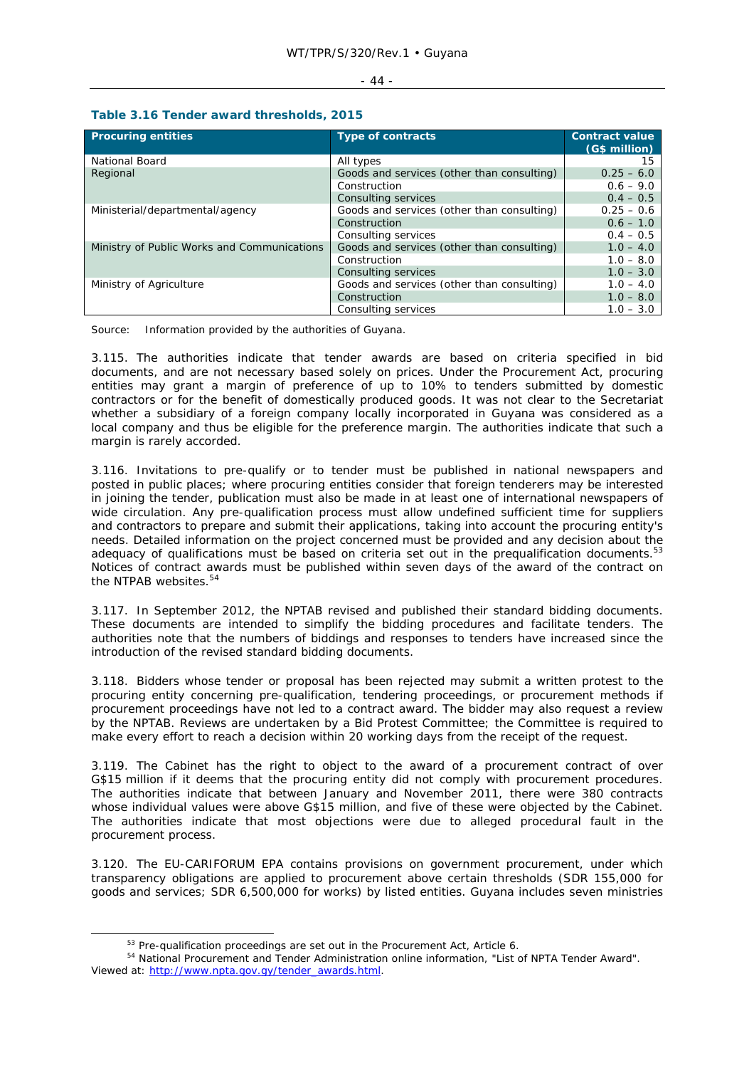**Table 3.16 Tender award thresholds, 2015**

| Procuring entities | Type of contracts | Contract value (G$ million) |
|---|---|---|
| National Board | All types | 15 |
| Regional | Goods and services (other than consulting) | 0.25 – 6.0 |
| | Construction | 0.6 – 9.0 |
| | Consulting services | 0.4 – 0.5 |
| Ministerial/departmental/agency | Goods and services (other than consulting) | 0.25 – 0.6 |
| | Construction | 0.6 – 1.0 |
| | Consulting services | 0.4 – 0.5 |
| Ministry of Public Works and Communications | Goods and services (other than consulting) | 1.0 – 4.0 |
| | Construction | 1.0 – 8.0 |
| | Consulting services | 1.0 – 3.0 |
| Ministry of Agriculture | Goods and services (other than consulting) | 1.0 – 4.0 |
| | Construction | 1.0 – 8.0 |
| | Consulting services | 1.0 – 3.0 |

Source: Information provided by the authorities of Guyana.

3.115. The authorities indicate that tender awards are based on criteria specified in bid documents, and are not necessary based solely on prices. Under the Procurement Act, procuring entities may grant a margin of preference of up to 10% to tenders submitted by domestic contractors or for the benefit of domestically produced goods. It was not clear to the Secretariat whether a subsidiary of a foreign company locally incorporated in Guyana was considered as a local company and thus be eligible for the preference margin. The authorities indicate that such a margin is rarely accorded.

3.116. Invitations to pre-qualify or to tender must be published in national newspapers and posted in public places; where procuring entities consider that foreign tenderers may be interested in joining the tender, publication must also be made in at least one of international newspapers of wide circulation. Any pre-qualification process must allow undefined sufficient time for suppliers and contractors to prepare and submit their applications, taking into account the procuring entity's needs. Detailed information on the project concerned must be provided and any decision about the adequacy of qualifications must be based on criteria set out in the prequalification documents.[53] Notices of contract awards must be published within seven days of the award of the contract on the NTPAB websites.[54]

3.117. In September 2012, the NPTAB revised and published their standard bidding documents. These documents are intended to simplify the bidding procedures and facilitate tenders. The authorities note that the numbers of biddings and responses to tenders have increased since the introduction of the revised standard bidding documents.

3.118. Bidders whose tender or proposal has been rejected may submit a written protest to the procuring entity concerning pre-qualification, tendering proceedings, or procurement methods if procurement proceedings have not led to a contract award. The bidder may also request a review by the NPTAB. Reviews are undertaken by a Bid Protest Committee; the Committee is required to make every effort to reach a decision within 20 working days from the receipt of the request.

3.119. The Cabinet has the right to object to the award of a procurement contract of over G$15 million if it deems that the procuring entity did not comply with procurement procedures. The authorities indicate that between January and November 2011, there were 380 contracts whose individual values were above G$15 million, and five of these were objected by the Cabinet. The authorities indicate that most objections were due to alleged procedural fault in the procurement process.

3.120. The EU-CARIFORUM EPA contains provisions on government procurement, under which transparency obligations are applied to procurement above certain thresholds (SDR 155,000 for goods and services; SDR 6,500,000 for works) by listed entities. Guyana includes seven ministries

[53] Pre-qualification proceedings are set out in the Procurement Act, Article 6.

[54] National Procurement and Tender Administration online information, "List of NPTA Tender Award". Viewed at: http://www.npta.gov.gy/tender_awards.html.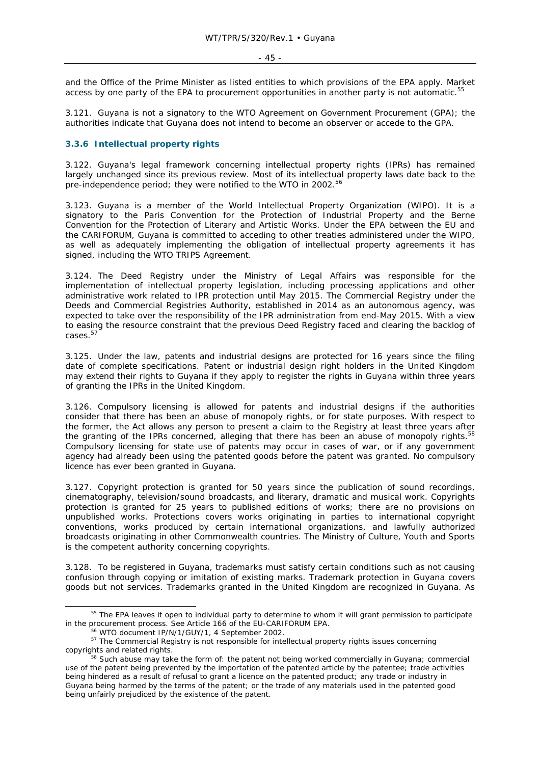and the Office of the Prime Minister as listed entities to which provisions of the EPA apply. Market access by one party of the EPA to procurement opportunities in another party is not automatic.[55]

3.121. Guyana is not a signatory to the WTO Agreement on Government Procurement (GPA); the authorities indicate that Guyana does not intend to become an observer or accede to the GPA.

### 3.3.6 Intellectual property rights

3.122. Guyana's legal framework concerning intellectual property rights (IPRs) has remained largely unchanged since its previous review. Most of its intellectual property laws date back to the pre-independence period; they were notified to the WTO in 2002.[56]

3.123. Guyana is a member of the World Intellectual Property Organization (WIPO). It is a signatory to the Paris Convention for the Protection of Industrial Property and the Berne Convention for the Protection of Literary and Artistic Works. Under the EPA between the EU and the CARIFORUM, Guyana is committed to acceding to other treaties administered under the WIPO, as well as adequately implementing the obligation of intellectual property agreements it has signed, including the WTO TRIPS Agreement.

3.124. The Deed Registry under the Ministry of Legal Affairs was responsible for the implementation of intellectual property legislation, including processing applications and other administrative work related to IPR protection until May 2015. The Commercial Registry under the Deeds and Commercial Registries Authority, established in 2014 as an autonomous agency, was expected to take over the responsibility of the IPR administration from end-May 2015. With a view to easing the resource constraint that the previous Deed Registry faced and clearing the backlog of cases.[57]

3.125. Under the law, patents and industrial designs are protected for 16 years since the filing date of complete specifications. Patent or industrial design right holders in the United Kingdom may extend their rights to Guyana if they apply to register the rights in Guyana within three years of granting the IPRs in the United Kingdom.

3.126. Compulsory licensing is allowed for patents and industrial designs if the authorities consider that there has been an abuse of monopoly rights, or for state purposes. With respect to the former, the Act allows any person to present a claim to the Registry at least three years after the granting of the IPRs concerned, alleging that there has been an abuse of monopoly rights.[58] Compulsory licensing for state use of patents may occur in cases of war, or if any government agency had already been using the patented goods before the patent was granted. No compulsory licence has ever been granted in Guyana.

3.127. Copyright protection is granted for 50 years since the publication of sound recordings, cinematography, television/sound broadcasts, and literary, dramatic and musical work. Copyrights protection is granted for 25 years to published editions of works; there are no provisions on unpublished works. Protections covers works originating in parties to international copyright conventions, works produced by certain international organizations, and lawfully authorized broadcasts originating in other Commonwealth countries. The Ministry of Culture, Youth and Sports is the competent authority concerning copyrights.

3.128. To be registered in Guyana, trademarks must satisfy certain conditions such as not causing confusion through copying or imitation of existing marks. Trademark protection in Guyana covers goods but not services. Trademarks granted in the United Kingdom are recognized in Guyana. As

---

[55] The EPA leaves it open to individual party to determine to whom it will grant permission to participate in the procurement process. See Article 166 of the EU-CARIFORUM EPA.

[56] WTO document IP/N/1/GUY/1, 4 September 2002.

[57] The Commercial Registry is not responsible for intellectual property rights issues concerning copyrights and related rights.

[58] Such abuse may take the form of: the patent not being worked commercially in Guyana; commercial use of the patent being prevented by the importation of the patented article by the patentee; trade activities being hindered as a result of refusal to grant a licence on the patented product; any trade or industry in Guyana being harmed by the terms of the patent; or the trade of any materials used in the patented good being unfairly prejudiced by the existence of the patent.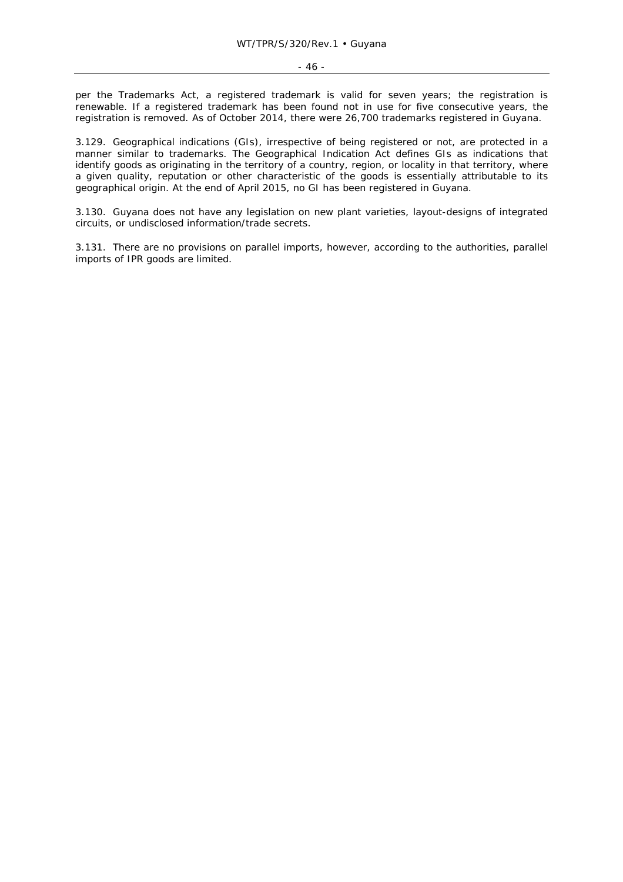per the Trademarks Act, a registered trademark is valid for seven years; the registration is renewable. If a registered trademark has been found not in use for five consecutive years, the registration is removed. As of October 2014, there were 26,700 trademarks registered in Guyana.

3.129. Geographical indications (GIs), irrespective of being registered or not, are protected in a manner similar to trademarks. The Geographical Indication Act defines GIs as indications that identify goods as originating in the territory of a country, region, or locality in that territory, where a given quality, reputation or other characteristic of the goods is essentially attributable to its geographical origin. At the end of April 2015, no GI has been registered in Guyana.

3.130. Guyana does not have any legislation on new plant varieties, layout-designs of integrated circuits, or undisclosed information/trade secrets.

3.131. There are no provisions on parallel imports, however, according to the authorities, parallel imports of IPR goods are limited.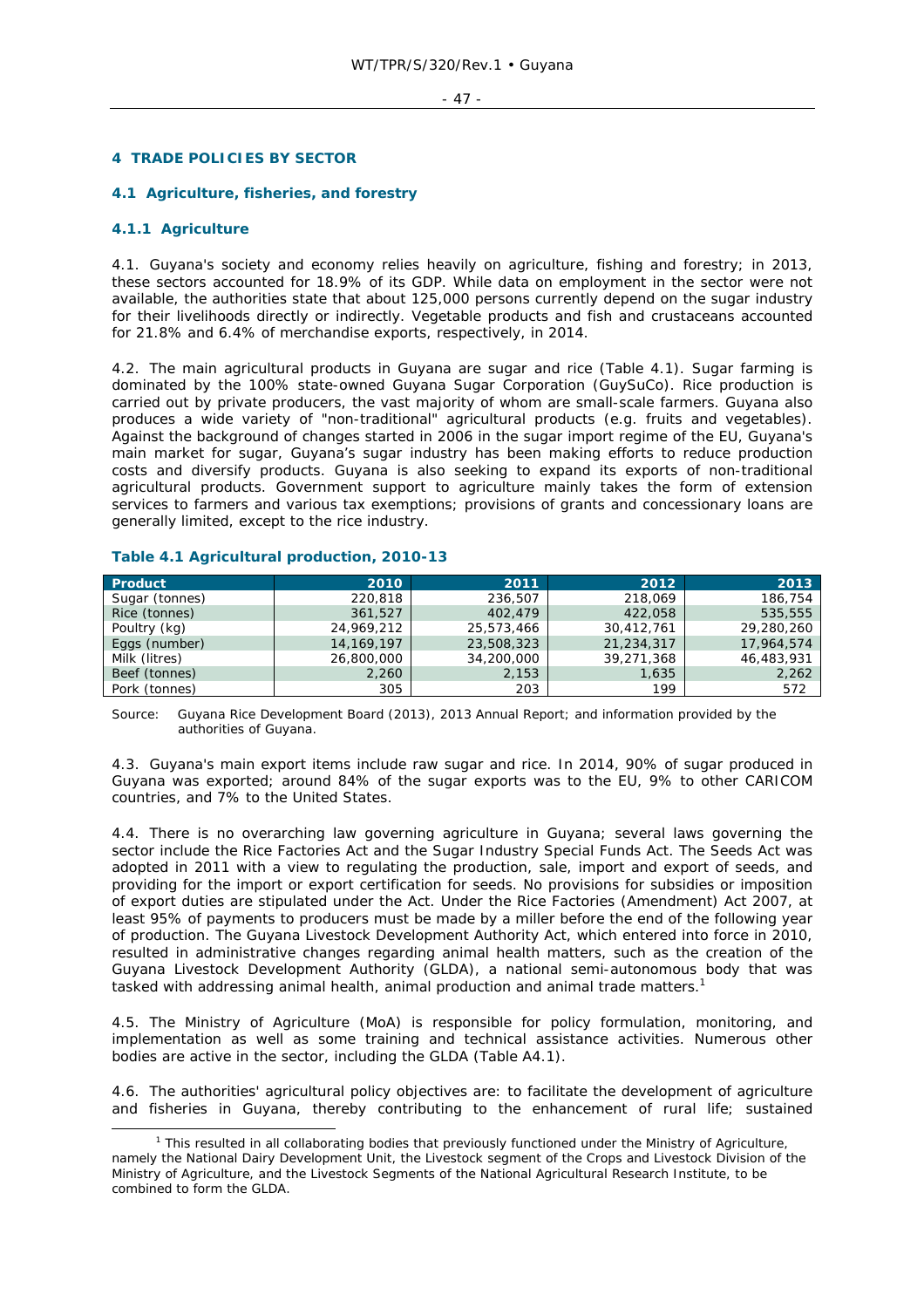# 4 TRADE POLICIES BY SECTOR

## 4.1 Agriculture, fisheries, and forestry

### 4.1.1 Agriculture

4.1. Guyana's society and economy relies heavily on agriculture, fishing and forestry; in 2013, these sectors accounted for 18.9% of its GDP. While data on employment in the sector were not available, the authorities state that about 125,000 persons currently depend on the sugar industry for their livelihoods directly or indirectly. Vegetable products and fish and crustaceans accounted for 21.8% and 6.4% of merchandise exports, respectively, in 2014.

4.2. The main agricultural products in Guyana are sugar and rice (Table 4.1). Sugar farming is dominated by the 100% state-owned Guyana Sugar Corporation (GuySuCo). Rice production is carried out by private producers, the vast majority of whom are small-scale farmers. Guyana also produces a wide variety of "non-traditional" agricultural products (e.g. fruits and vegetables). Against the background of changes started in 2006 in the sugar import regime of the EU, Guyana's main market for sugar, Guyana's sugar industry has been making efforts to reduce production costs and diversify products. Guyana is also seeking to expand its exports of non-traditional agricultural products. Government support to agriculture mainly takes the form of extension services to farmers and various tax exemptions; provisions of grants and concessionary loans are generally limited, except to the rice industry.

**Table 4.1 Agricultural production, 2010-13**

| Product | 2010 | 2011 | 2012 | 2013 |
|---|---|---|---|---|
| Sugar (tonnes) | 220,818 | 236,507 | 218,069 | 186,754 |
| Rice (tonnes) | 361,527 | 402,479 | 422,058 | 535,555 |
| Poultry (kg) | 24,969,212 | 25,573,466 | 30,412,761 | 29,280,260 |
| Eggs (number) | 14,169,197 | 23,508,323 | 21,234,317 | 17,964,574 |
| Milk (litres) | 26,800,000 | 34,200,000 | 39,271,368 | 46,483,931 |
| Beef (tonnes) | 2,260 | 2,153 | 1,635 | 2,262 |
| Pork (tonnes) | 305 | 203 | 199 | 572 |

Source: Guyana Rice Development Board (2013), 2013 Annual Report; and information provided by the authorities of Guyana.

4.3. Guyana's main export items include raw sugar and rice. In 2014, 90% of sugar produced in Guyana was exported; around 84% of the sugar exports was to the EU, 9% to other CARICOM countries, and 7% to the United States.

4.4. There is no overarching law governing agriculture in Guyana; several laws governing the sector include the Rice Factories Act and the Sugar Industry Special Funds Act. The Seeds Act was adopted in 2011 with a view to regulating the production, sale, import and export of seeds, and providing for the import or export certification for seeds. No provisions for subsidies or imposition of export duties are stipulated under the Act. Under the Rice Factories (Amendment) Act 2007, at least 95% of payments to producers must be made by a miller before the end of the following year of production. The Guyana Livestock Development Authority Act, which entered into force in 2010, resulted in administrative changes regarding animal health matters, such as the creation of the Guyana Livestock Development Authority (GLDA), a national semi-autonomous body that was tasked with addressing animal health, animal production and animal trade matters.[1]

4.5. The Ministry of Agriculture (MoA) is responsible for policy formulation, monitoring, and implementation as well as some training and technical assistance activities. Numerous other bodies are active in the sector, including the GLDA (Table A4.1).

4.6. The authorities' agricultural policy objectives are: to facilitate the development of agriculture and fisheries in Guyana, thereby contributing to the enhancement of rural life; sustained

[1] This resulted in all collaborating bodies that previously functioned under the Ministry of Agriculture, namely the National Dairy Development Unit, the Livestock segment of the Crops and Livestock Division of the Ministry of Agriculture, and the Livestock Segments of the National Agricultural Research Institute, to be combined to form the GLDA.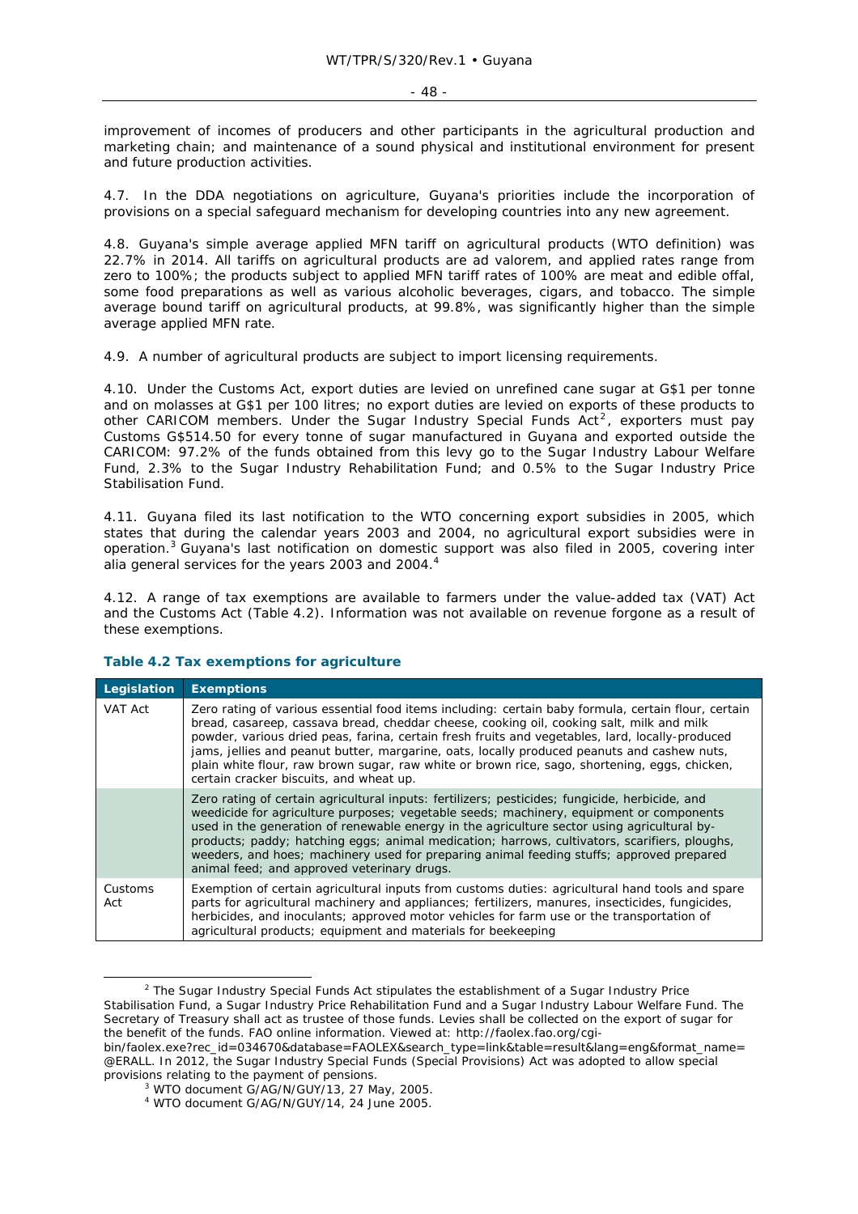improvement of incomes of producers and other participants in the agricultural production and marketing chain; and maintenance of a sound physical and institutional environment for present and future production activities.

4.7. In the DDA negotiations on agriculture, Guyana's priorities include the incorporation of provisions on a special safeguard mechanism for developing countries into any new agreement.

4.8. Guyana's simple average applied MFN tariff on agricultural products (WTO definition) was 22.7% in 2014. All tariffs on agricultural products are ad valorem, and applied rates range from zero to 100%; the products subject to applied MFN tariff rates of 100% are meat and edible offal, some food preparations as well as various alcoholic beverages, cigars, and tobacco. The simple average bound tariff on agricultural products, at 99.8%, was significantly higher than the simple average applied MFN rate.

4.9. A number of agricultural products are subject to import licensing requirements.

4.10. Under the Customs Act, export duties are levied on unrefined cane sugar at G$1 per tonne and on molasses at G$1 per 100 litres; no export duties are levied on exports of these products to other CARICOM members. Under the Sugar Industry Special Funds Act[2], exporters must pay Customs G$514.50 for every tonne of sugar manufactured in Guyana and exported outside the CARICOM: 97.2% of the funds obtained from this levy go to the Sugar Industry Labour Welfare Fund, 2.3% to the Sugar Industry Rehabilitation Fund; and 0.5% to the Sugar Industry Price Stabilisation Fund.

4.11. Guyana filed its last notification to the WTO concerning export subsidies in 2005, which states that during the calendar years 2003 and 2004, no agricultural export subsidies were in operation.[3] Guyana's last notification on domestic support was also filed in 2005, covering inter alia general services for the years 2003 and 2004.[4]

4.12. A range of tax exemptions are available to farmers under the value-added tax (VAT) Act and the Customs Act (Table 4.2). Information was not available on revenue forgone as a result of these exemptions.

### Table 4.2 Tax exemptions for agriculture

| Legislation | Exemptions |
|---|---|
| VAT Act | Zero rating of various essential food items including: certain baby formula, certain flour, certain bread, casareep, cassava bread, cheddar cheese, cooking oil, cooking salt, milk and milk powder, various dried peas, farina, certain fresh fruits and vegetables, lard, locally-produced jams, jellies and peanut butter, margarine, oats, locally produced peanuts and cashew nuts, plain white flour, raw brown sugar, raw white or brown rice, sago, shortening, eggs, chicken, certain cracker biscuits, and wheat up. |
| | Zero rating of certain agricultural inputs: fertilizers; pesticides; fungicide, herbicide, and weedicide for agriculture purposes; vegetable seeds; machinery, equipment or components used in the generation of renewable energy in the agriculture sector using agricultural by-products; paddy; hatching eggs; animal medication; harrows, cultivators, scarifiers, ploughs, weeders, and hoes; machinery used for preparing animal feeding stuffs; approved prepared animal feed; and approved veterinary drugs. |
| Customs Act | Exemption of certain agricultural inputs from customs duties: agricultural hand tools and spare parts for agricultural machinery and appliances; fertilizers, manures, insecticides, fungicides, herbicides, and inoculants; approved motor vehicles for farm use or the transportation of agricultural products; equipment and materials for beekeeping |

[2] The Sugar Industry Special Funds Act stipulates the establishment of a Sugar Industry Price Stabilisation Fund, a Sugar Industry Price Rehabilitation Fund and a Sugar Industry Labour Welfare Fund. The Secretary of Treasury shall act as trustee of those funds. Levies shall be collected on the export of sugar for the benefit of the funds. FAO online information. Viewed at: http://faolex.fao.org/cgi-bin/faolex.exe?rec_id=034670&database=FAOLEX&search_type=link&table=result&lang=eng&format_name=@ERALL. In 2012, the Sugar Industry Special Funds (Special Provisions) Act was adopted to allow special provisions relating to the payment of pensions.

[3] WTO document G/AG/N/GUY/13, 27 May, 2005.

[4] WTO document G/AG/N/GUY/14, 24 June 2005.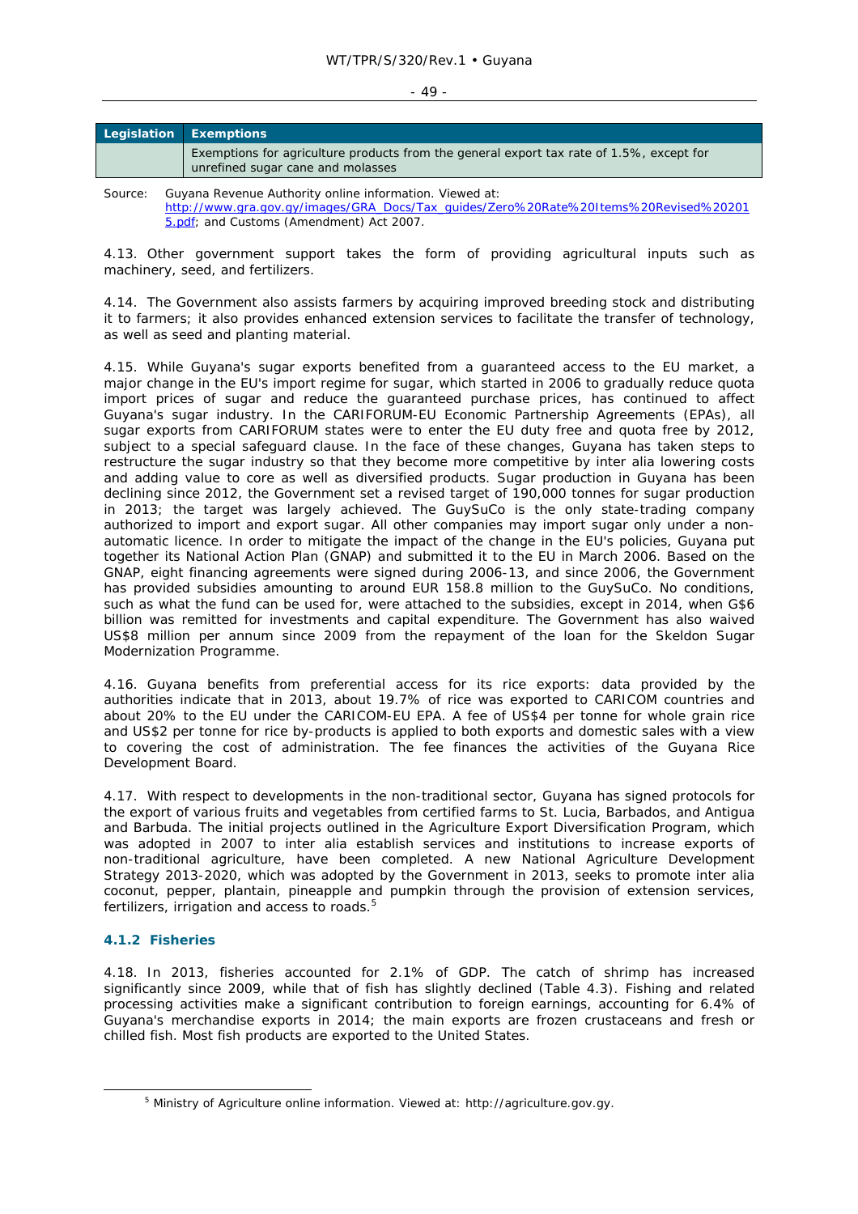| Legislation | Exemptions |
|---|---|
| | Exemptions for agriculture products from the general export tax rate of 1.5%, except for unrefined sugar cane and molasses |

Source: Guyana Revenue Authority online information. Viewed at: http://www.gra.gov.gy/images/GRA_Docs/Tax_guides/Zero%20Rate%20Items%20Revised%202015.pdf; and Customs (Amendment) Act 2007.

4.13. Other government support takes the form of providing agricultural inputs such as machinery, seed, and fertilizers.

4.14. The Government also assists farmers by acquiring improved breeding stock and distributing it to farmers; it also provides enhanced extension services to facilitate the transfer of technology, as well as seed and planting material.

4.15. While Guyana's sugar exports benefited from a guaranteed access to the EU market, a major change in the EU's import regime for sugar, which started in 2006 to gradually reduce quota import prices of sugar and reduce the guaranteed purchase prices, has continued to affect Guyana's sugar industry. In the CARIFORUM-EU Economic Partnership Agreements (EPAs), all sugar exports from CARIFORUM states were to enter the EU duty free and quota free by 2012, subject to a special safeguard clause. In the face of these changes, Guyana has taken steps to restructure the sugar industry so that they become more competitive by inter alia lowering costs and adding value to core as well as diversified products. Sugar production in Guyana has been declining since 2012, the Government set a revised target of 190,000 tonnes for sugar production in 2013; the target was largely achieved. The GuySuCo is the only state-trading company authorized to import and export sugar. All other companies may import sugar only under a non-automatic licence. In order to mitigate the impact of the change in the EU's policies, Guyana put together its National Action Plan (GNAP) and submitted it to the EU in March 2006. Based on the GNAP, eight financing agreements were signed during 2006-13, and since 2006, the Government has provided subsidies amounting to around EUR 158.8 million to the GuySuCo. No conditions, such as what the fund can be used for, were attached to the subsidies, except in 2014, when G$6 billion was remitted for investments and capital expenditure. The Government has also waived US$8 million per annum since 2009 from the repayment of the loan for the Skeldon Sugar Modernization Programme.

4.16. Guyana benefits from preferential access for its rice exports: data provided by the authorities indicate that in 2013, about 19.7% of rice was exported to CARICOM countries and about 20% to the EU under the CARICOM-EU EPA. A fee of US$4 per tonne for whole grain rice and US$2 per tonne for rice by-products is applied to both exports and domestic sales with a view to covering the cost of administration. The fee finances the activities of the Guyana Rice Development Board.

4.17. With respect to developments in the non-traditional sector, Guyana has signed protocols for the export of various fruits and vegetables from certified farms to St. Lucia, Barbados, and Antigua and Barbuda. The initial projects outlined in the Agriculture Export Diversification Program, which was adopted in 2007 to inter alia establish services and institutions to increase exports of non-traditional agriculture, have been completed. A new National Agriculture Development Strategy 2013-2020, which was adopted by the Government in 2013, seeks to promote inter alia coconut, pepper, plantain, pineapple and pumpkin through the provision of extension services, fertilizers, irrigation and access to roads.[5]

### 4.1.2 Fisheries

4.18. In 2013, fisheries accounted for 2.1% of GDP. The catch of shrimp has increased significantly since 2009, while that of fish has slightly declined (Table 4.3). Fishing and related processing activities make a significant contribution to foreign earnings, accounting for 6.4% of Guyana's merchandise exports in 2014; the main exports are frozen crustaceans and fresh or chilled fish. Most fish products are exported to the United States.

[5] Ministry of Agriculture online information. Viewed at: http://agriculture.gov.gy.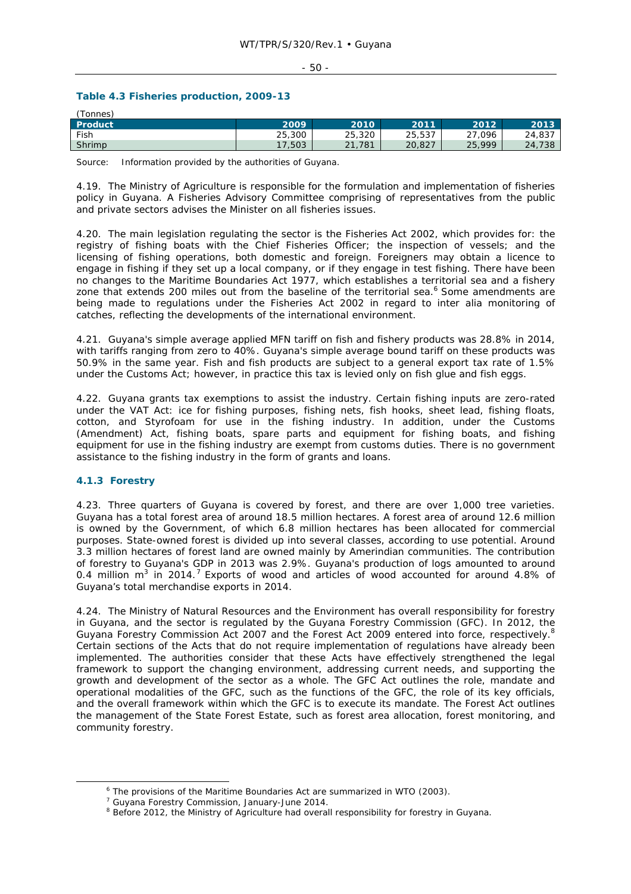#### Table 4.3 Fisheries production, 2009-13

(Tonnes)

| Product | 2009 | 2010 | 2011 | 2012 | 2013 |
|---|---|---|---|---|---|
| Fish | 25,300 | 25,320 | 25,537 | 27,096 | 24,837 |
| Shrimp | 17,503 | 21,781 | 20,827 | 25,999 | 24,738 |

Source: Information provided by the authorities of Guyana.

4.19. The Ministry of Agriculture is responsible for the formulation and implementation of fisheries policy in Guyana. A Fisheries Advisory Committee comprising of representatives from the public and private sectors advises the Minister on all fisheries issues.

4.20. The main legislation regulating the sector is the Fisheries Act 2002, which provides for: the registry of fishing boats with the Chief Fisheries Officer; the inspection of vessels; and the licensing of fishing operations, both domestic and foreign. Foreigners may obtain a licence to engage in fishing if they set up a local company, or if they engage in test fishing. There have been no changes to the Maritime Boundaries Act 1977, which establishes a territorial sea and a fishery zone that extends 200 miles out from the baseline of the territorial sea.[6] Some amendments are being made to regulations under the Fisheries Act 2002 in regard to inter alia monitoring of catches, reflecting the developments of the international environment.

4.21. Guyana's simple average applied MFN tariff on fish and fishery products was 28.8% in 2014, with tariffs ranging from zero to 40%. Guyana's simple average bound tariff on these products was 50.9% in the same year. Fish and fish products are subject to a general export tax rate of 1.5% under the Customs Act; however, in practice this tax is levied only on fish glue and fish eggs.

4.22. Guyana grants tax exemptions to assist the industry. Certain fishing inputs are zero-rated under the VAT Act: ice for fishing purposes, fishing nets, fish hooks, sheet lead, fishing floats, cotton, and Styrofoam for use in the fishing industry. In addition, under the Customs (Amendment) Act, fishing boats, spare parts and equipment for fishing boats, and fishing equipment for use in the fishing industry are exempt from customs duties. There is no government assistance to the fishing industry in the form of grants and loans.

### 4.1.3 Forestry

4.23. Three quarters of Guyana is covered by forest, and there are over 1,000 tree varieties. Guyana has a total forest area of around 18.5 million hectares. A forest area of around 12.6 million is owned by the Government, of which 6.8 million hectares has been allocated for commercial purposes. State-owned forest is divided up into several classes, according to use potential. Around 3.3 million hectares of forest land are owned mainly by Amerindian communities. The contribution of forestry to Guyana's GDP in 2013 was 2.9%. Guyana's production of logs amounted to around 0.4 million $m^3$ in 2014.[7] Exports of wood and articles of wood accounted for around 4.8% of Guyana's total merchandise exports in 2014.

4.24. The Ministry of Natural Resources and the Environment has overall responsibility for forestry in Guyana, and the sector is regulated by the Guyana Forestry Commission (GFC). In 2012, the Guyana Forestry Commission Act 2007 and the Forest Act 2009 entered into force, respectively.[8] Certain sections of the Acts that do not require implementation of regulations have already been implemented. The authorities consider that these Acts have effectively strengthened the legal framework to support the changing environment, addressing current needs, and supporting the growth and development of the sector as a whole. The GFC Act outlines the role, mandate and operational modalities of the GFC, such as the functions of the GFC, the role of its key officials, and the overall framework within which the GFC is to execute its mandate. The Forest Act outlines the management of the State Forest Estate, such as forest area allocation, forest monitoring, and community forestry.

---

[6] The provisions of the Maritime Boundaries Act are summarized in WTO (2003).

[7] Guyana Forestry Commission, January-June 2014.

[8] Before 2012, the Ministry of Agriculture had overall responsibility for forestry in Guyana.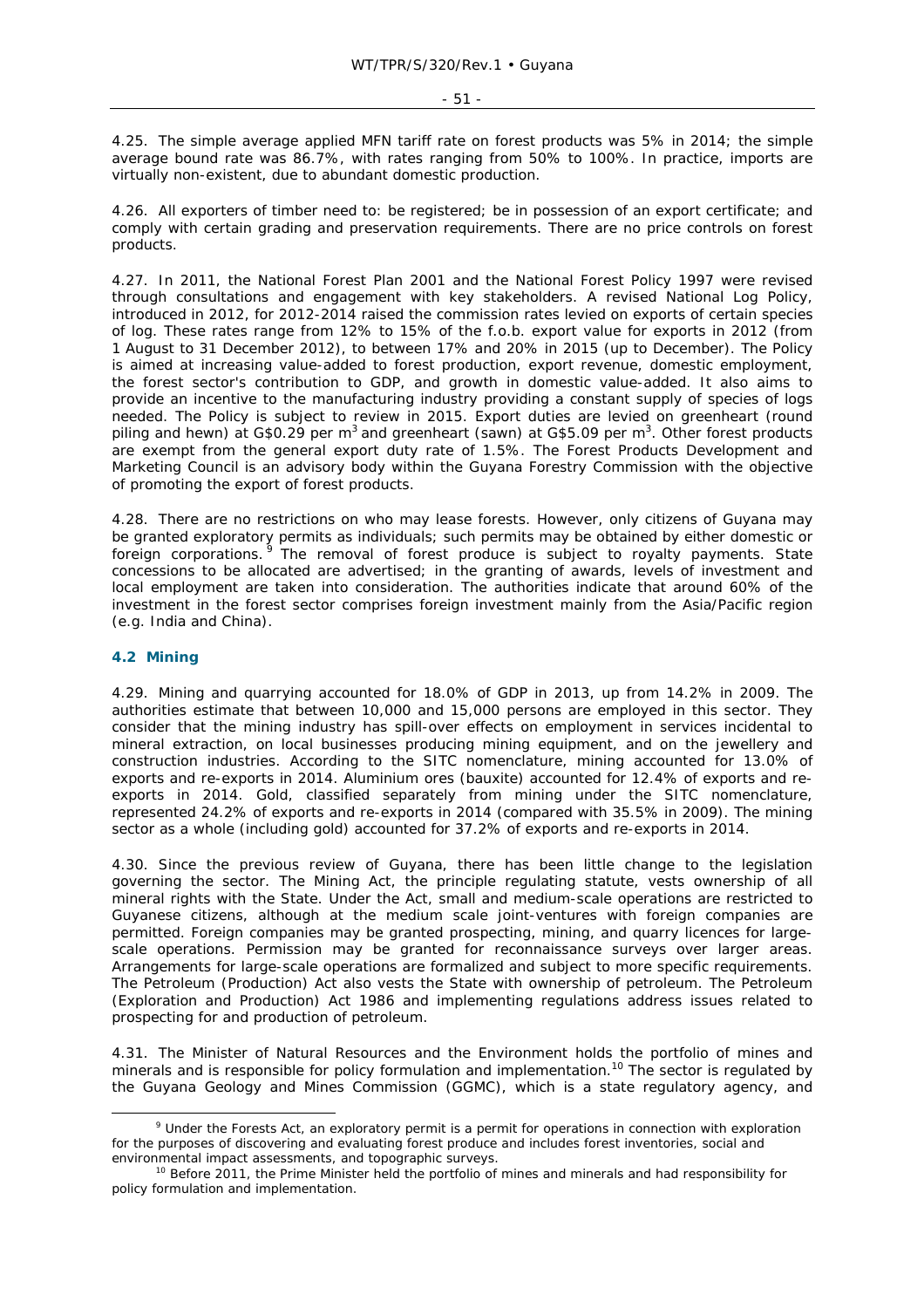4.25. The simple average applied MFN tariff rate on forest products was 5% in 2014; the simple average bound rate was 86.7%, with rates ranging from 50% to 100%. In practice, imports are virtually non-existent, due to abundant domestic production.

4.26. All exporters of timber need to: be registered; be in possession of an export certificate; and comply with certain grading and preservation requirements. There are no price controls on forest products.

4.27. In 2011, the National Forest Plan 2001 and the National Forest Policy 1997 were revised through consultations and engagement with key stakeholders. A revised National Log Policy, introduced in 2012, for 2012-2014 raised the commission rates levied on exports of certain species of log. These rates range from 12% to 15% of the f.o.b. export value for exports in 2012 (from 1 August to 31 December 2012), to between 17% and 20% in 2015 (up to December). The Policy is aimed at increasing value-added to forest production, export revenue, domestic employment, the forest sector's contribution to GDP, and growth in domestic value-added. It also aims to provide an incentive to the manufacturing industry providing a constant supply of species of logs needed. The Policy is subject to review in 2015. Export duties are levied on greenheart (round piling and hewn) at G$0.29 per $m^3$ and greenheart (sawn) at G$5.09 per $m^3$. Other forest products are exempt from the general export duty rate of 1.5%. The Forest Products Development and Marketing Council is an advisory body within the Guyana Forestry Commission with the objective of promoting the export of forest products.

4.28. There are no restrictions on who may lease forests. However, only citizens of Guyana may be granted exploratory permits as individuals; such permits may be obtained by either domestic or foreign corporations.[9] The removal of forest produce is subject to royalty payments. State concessions to be allocated are advertised; in the granting of awards, levels of investment and local employment are taken into consideration. The authorities indicate that around 60% of the investment in the forest sector comprises foreign investment mainly from the Asia/Pacific region (e.g. India and China).

## 4.2 Mining

4.29. Mining and quarrying accounted for 18.0% of GDP in 2013, up from 14.2% in 2009. The authorities estimate that between 10,000 and 15,000 persons are employed in this sector. They consider that the mining industry has spill-over effects on employment in services incidental to mineral extraction, on local businesses producing mining equipment, and on the jewellery and construction industries. According to the SITC nomenclature, mining accounted for 13.0% of exports and re-exports in 2014. Aluminium ores (bauxite) accounted for 12.4% of exports and re-exports in 2014. Gold, classified separately from mining under the SITC nomenclature, represented 24.2% of exports and re-exports in 2014 (compared with 35.5% in 2009). The mining sector as a whole (including gold) accounted for 37.2% of exports and re-exports in 2014.

4.30. Since the previous review of Guyana, there has been little change to the legislation governing the sector. The Mining Act, the principle regulating statute, vests ownership of all mineral rights with the State. Under the Act, small and medium-scale operations are restricted to Guyanese citizens, although at the medium scale joint-ventures with foreign companies are permitted. Foreign companies may be granted prospecting, mining, and quarry licences for large-scale operations. Permission may be granted for reconnaissance surveys over larger areas. Arrangements for large-scale operations are formalized and subject to more specific requirements. The Petroleum (Production) Act also vests the State with ownership of petroleum. The Petroleum (Exploration and Production) Act 1986 and implementing regulations address issues related to prospecting for and production of petroleum.

4.31. The Minister of Natural Resources and the Environment holds the portfolio of mines and minerals and is responsible for policy formulation and implementation.[10] The sector is regulated by the Guyana Geology and Mines Commission (GGMC), which is a state regulatory agency, and

---

[9] Under the Forests Act, an exploratory permit is a permit for operations in connection with exploration for the purposes of discovering and evaluating forest produce and includes forest inventories, social and environmental impact assessments, and topographic surveys.

[10] Before 2011, the Prime Minister held the portfolio of mines and minerals and had responsibility for policy formulation and implementation.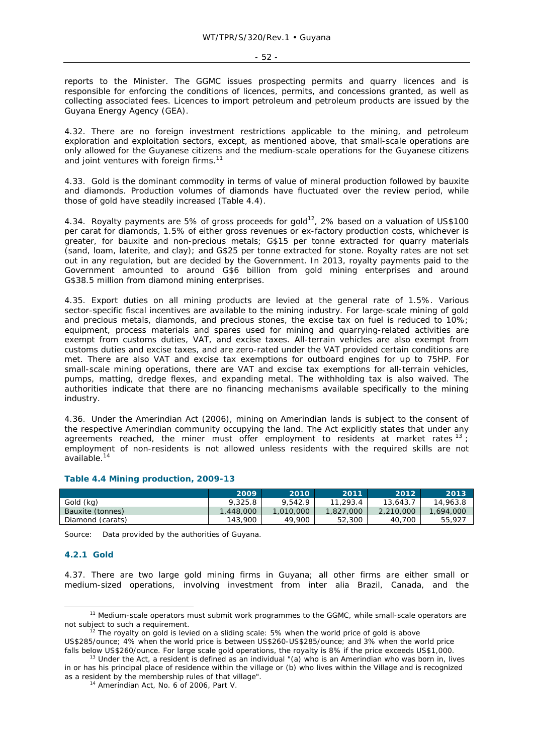reports to the Minister. The GGMC issues prospecting permits and quarry licences and is responsible for enforcing the conditions of licences, permits, and concessions granted, as well as collecting associated fees. Licences to import petroleum and petroleum products are issued by the Guyana Energy Agency (GEA).

4.32. There are no foreign investment restrictions applicable to the mining, and petroleum exploration and exploitation sectors, except, as mentioned above, that small-scale operations are only allowed for the Guyanese citizens and the medium-scale operations for the Guyanese citizens and joint ventures with foreign firms.[11]

4.33. Gold is the dominant commodity in terms of value of mineral production followed by bauxite and diamonds. Production volumes of diamonds have fluctuated over the review period, while those of gold have steadily increased (Table 4.4).

4.34. Royalty payments are 5% of gross proceeds for gold[12], 2% based on a valuation of US$100 per carat for diamonds, 1.5% of either gross revenues or ex-factory production costs, whichever is greater, for bauxite and non-precious metals; G$15 per tonne extracted for quarry materials (sand, loam, laterite, and clay); and G$25 per tonne extracted for stone. Royalty rates are not set out in any regulation, but are decided by the Government. In 2013, royalty payments paid to the Government amounted to around G$6 billion from gold mining enterprises and around G$38.5 million from diamond mining enterprises.

4.35. Export duties on all mining products are levied at the general rate of 1.5%. Various sector-specific fiscal incentives are available to the mining industry. For large-scale mining of gold and precious metals, diamonds, and precious stones, the excise tax on fuel is reduced to 10%; equipment, process materials and spares used for mining and quarrying-related activities are exempt from customs duties, VAT, and excise taxes. All-terrain vehicles are also exempt from customs duties and excise taxes, and are zero-rated under the VAT provided certain conditions are met. There are also VAT and excise tax exemptions for outboard engines for up to 75HP. For small-scale mining operations, there are VAT and excise tax exemptions for all-terrain vehicles, pumps, matting, dredge flexes, and expanding metal. The withholding tax is also waived. The authorities indicate that there are no financing mechanisms available specifically to the mining industry.

4.36. Under the Amerindian Act (2006), mining on Amerindian lands is subject to the consent of the respective Amerindian community occupying the land. The Act explicitly states that under any agreements reached, the miner must offer employment to residents at market rates[13]; employment of non-residents is not allowed unless residents with the required skills are not available.[14]

**Table 4.4 Mining production, 2009-13**

| | 2009 | 2010 | 2011 | 2012 | 2013 |
|---|---|---|---|---|---|
| Gold (kg) | 9,325.8 | 9,542.9 | 11,293.4 | 13,643.7 | 14,963.8 |
| Bauxite (tonnes) | 1,448,000 | 1,010,000 | 1,827,000 | 2,210,000 | 1,694,000 |
| Diamond (carats) | 143,900 | 49,900 | 52,300 | 40,700 | 55,927 |

Source: Data provided by the authorities of Guyana.

### 4.2.1 Gold

4.37. There are two large gold mining firms in Guyana; all other firms are either small or medium-sized operations, involving investment from inter alia Brazil, Canada, and the

---

[11] Medium-scale operators must submit work programmes to the GGMC, while small-scale operators are not subject to such a requirement.

[12] The royalty on gold is levied on a sliding scale: 5% when the world price of gold is above US$285/ounce; 4% when the world price is between US$260-US$285/ounce; and 3% when the world price falls below US$260/ounce. For large scale gold operations, the royalty is 8% if the price exceeds US$1,000.

[13] Under the Act, a resident is defined as an individual "(a) who is an Amerindian who was born in, lives in or has his principal place of residence within the village or (b) who lives within the Village and is recognized as a resident by the membership rules of that village".

[14] Amerindian Act, No. 6 of 2006, Part V.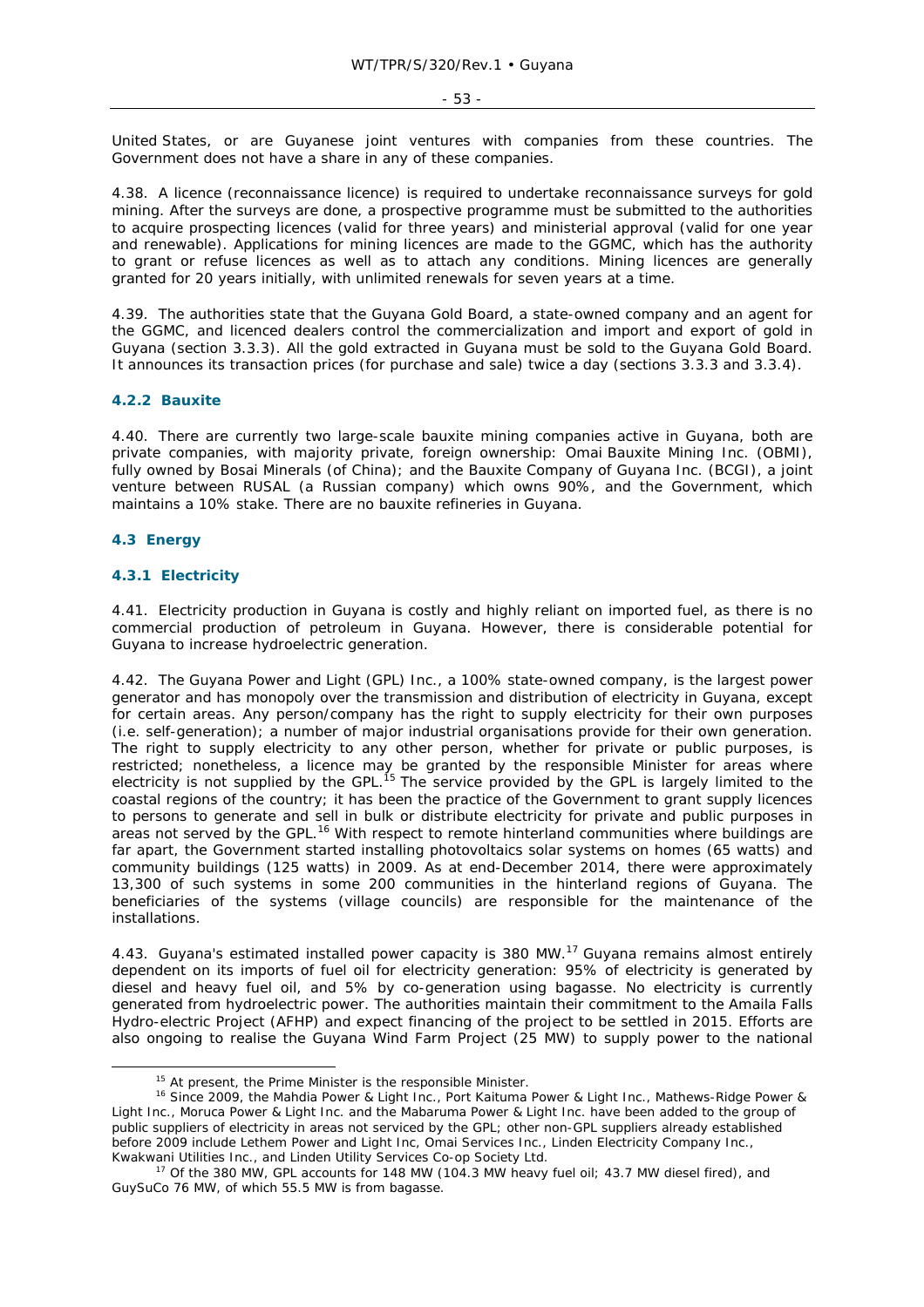United States, or are Guyanese joint ventures with companies from these countries. The Government does not have a share in any of these companies.

4.38. A licence (reconnaissance licence) is required to undertake reconnaissance surveys for gold mining. After the surveys are done, a prospective programme must be submitted to the authorities to acquire prospecting licences (valid for three years) and ministerial approval (valid for one year and renewable). Applications for mining licences are made to the GGMC, which has the authority to grant or refuse licences as well as to attach any conditions. Mining licences are generally granted for 20 years initially, with unlimited renewals for seven years at a time.

4.39. The authorities state that the Guyana Gold Board, a state-owned company and an agent for the GGMC, and licenced dealers control the commercialization and import and export of gold in Guyana (section 3.3.3). All the gold extracted in Guyana must be sold to the Guyana Gold Board. It announces its transaction prices (for purchase and sale) twice a day (sections 3.3.3 and 3.3.4).

### 4.2.2 Bauxite

4.40. There are currently two large-scale bauxite mining companies active in Guyana, both are private companies, with majority private, foreign ownership: Omai Bauxite Mining Inc. (OBMI), fully owned by Bosai Minerals (of China); and the Bauxite Company of Guyana Inc. (BCGI), a joint venture between RUSAL (a Russian company) which owns 90%, and the Government, which maintains a 10% stake. There are no bauxite refineries in Guyana.

## 4.3 Energy

### 4.3.1 Electricity

4.41. Electricity production in Guyana is costly and highly reliant on imported fuel, as there is no commercial production of petroleum in Guyana. However, there is considerable potential for Guyana to increase hydroelectric generation.

4.42. The Guyana Power and Light (GPL) Inc., a 100% state-owned company, is the largest power generator and has monopoly over the transmission and distribution of electricity in Guyana, except for certain areas. Any person/company has the right to supply electricity for their own purposes (i.e. self-generation); a number of major industrial organisations provide for their own generation. The right to supply electricity to any other person, whether for private or public purposes, is restricted; nonetheless, a licence may be granted by the responsible Minister for areas where electricity is not supplied by the GPL.[15] The service provided by the GPL is largely limited to the coastal regions of the country; it has been the practice of the Government to grant supply licences to persons to generate and sell in bulk or distribute electricity for private and public purposes in areas not served by the GPL.[16] With respect to remote hinterland communities where buildings are far apart, the Government started installing photovoltaics solar systems on homes (65 watts) and community buildings (125 watts) in 2009. As at end-December 2014, there were approximately 13,300 of such systems in some 200 communities in the hinterland regions of Guyana. The beneficiaries of the systems (village councils) are responsible for the maintenance of the installations.

4.43. Guyana's estimated installed power capacity is 380 MW.[17] Guyana remains almost entirely dependent on its imports of fuel oil for electricity generation: 95% of electricity is generated by diesel and heavy fuel oil, and 5% by co-generation using bagasse. No electricity is currently generated from hydroelectric power. The authorities maintain their commitment to the Amaila Falls Hydro-electric Project (AFHP) and expect financing of the project to be settled in 2015. Efforts are also ongoing to realise the Guyana Wind Farm Project (25 MW) to supply power to the national

---

[15] At present, the Prime Minister is the responsible Minister.

[16] Since 2009, the Mahdia Power & Light Inc., Port Kaituma Power & Light Inc., Mathews-Ridge Power & Light Inc., Moruca Power & Light Inc. and the Mabaruma Power & Light Inc. have been added to the group of public suppliers of electricity in areas not serviced by the GPL; other non-GPL suppliers already established before 2009 include Lethem Power and Light Inc, Omai Services Inc., Linden Electricity Company Inc., Kwakwani Utilities Inc., and Linden Utility Services Co-op Society Ltd.

[17] Of the 380 MW, GPL accounts for 148 MW (104.3 MW heavy fuel oil; 43.7 MW diesel fired), and GuySuCo 76 MW, of which 55.5 MW is from bagasse.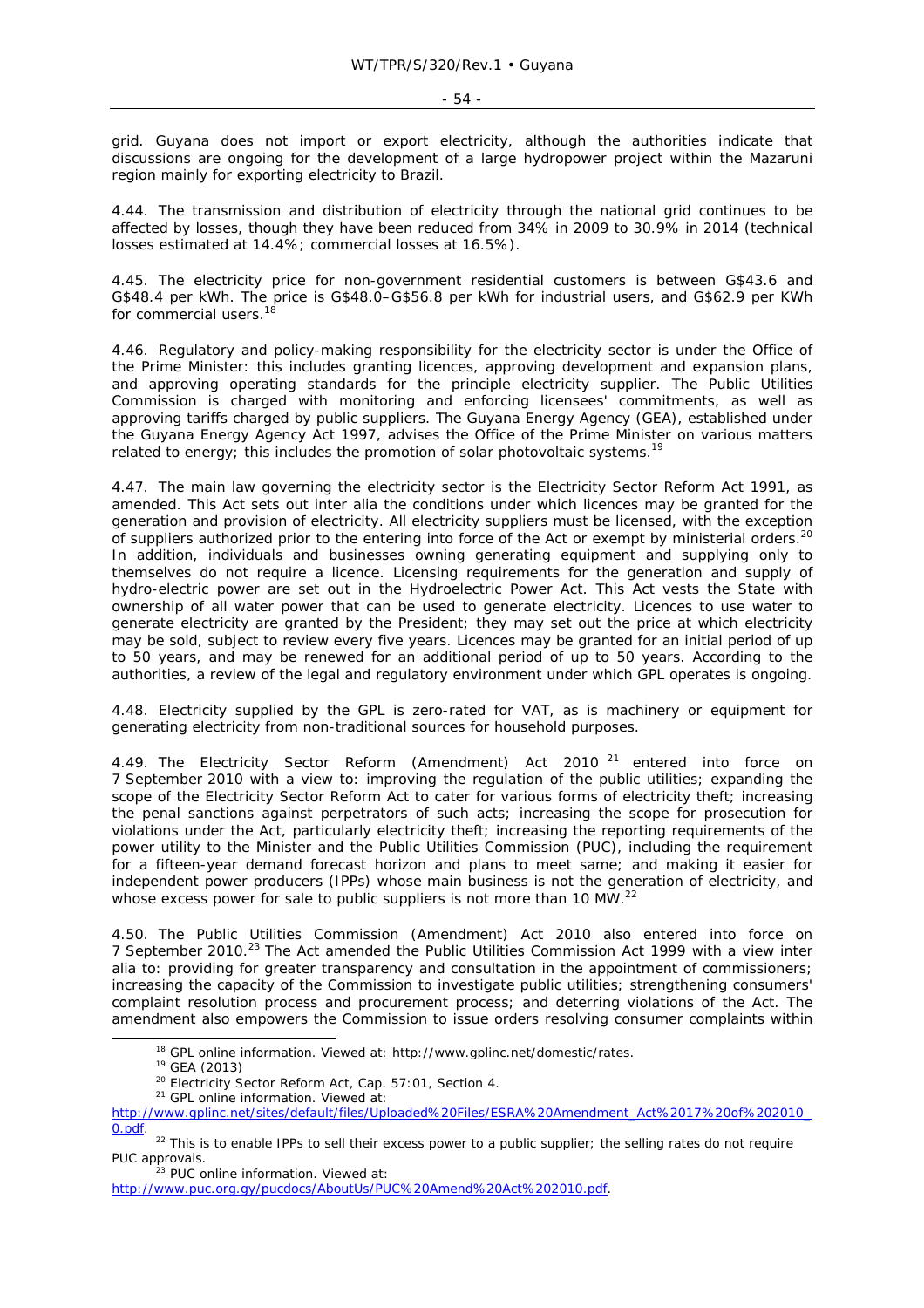grid. Guyana does not import or export electricity, although the authorities indicate that discussions are ongoing for the development of a large hydropower project within the Mazaruni region mainly for exporting electricity to Brazil.

4.44. The transmission and distribution of electricity through the national grid continues to be affected by losses, though they have been reduced from 34% in 2009 to 30.9% in 2014 (technical losses estimated at 14.4%; commercial losses at 16.5%).

4.45. The electricity price for non-government residential customers is between G$43.6 and G$48.4 per kWh. The price is G$48.0–G$56.8 per kWh for industrial users, and G$62.9 per KWh for commercial users.[18]

4.46. Regulatory and policy-making responsibility for the electricity sector is under the Office of the Prime Minister: this includes granting licences, approving development and expansion plans, and approving operating standards for the principle electricity supplier. The Public Utilities Commission is charged with monitoring and enforcing licensees' commitments, as well as approving tariffs charged by public suppliers. The Guyana Energy Agency (GEA), established under the Guyana Energy Agency Act 1997, advises the Office of the Prime Minister on various matters related to energy; this includes the promotion of solar photovoltaic systems.[19]

4.47. The main law governing the electricity sector is the Electricity Sector Reform Act 1991, as amended. This Act sets out inter alia the conditions under which licences may be granted for the generation and provision of electricity. All electricity suppliers must be licensed, with the exception of suppliers authorized prior to the entering into force of the Act or exempt by ministerial orders.[20] In addition, individuals and businesses owning generating equipment and supplying only to themselves do not require a licence. Licensing requirements for the generation and supply of hydro-electric power are set out in the Hydroelectric Power Act. This Act vests the State with ownership of all water power that can be used to generate electricity. Licences to use water to generate electricity are granted by the President; they may set out the price at which electricity may be sold, subject to review every five years. Licences may be granted for an initial period of up to 50 years, and may be renewed for an additional period of up to 50 years. According to the authorities, a review of the legal and regulatory environment under which GPL operates is ongoing.

4.48. Electricity supplied by the GPL is zero-rated for VAT, as is machinery or equipment for generating electricity from non-traditional sources for household purposes.

4.49. The Electricity Sector Reform (Amendment) Act 2010[21] entered into force on 7 September 2010 with a view to: improving the regulation of the public utilities; expanding the scope of the Electricity Sector Reform Act to cater for various forms of electricity theft; increasing the penal sanctions against perpetrators of such acts; increasing the scope for prosecution for violations under the Act, particularly electricity theft; increasing the reporting requirements of the power utility to the Minister and the Public Utilities Commission (PUC), including the requirement for a fifteen-year demand forecast horizon and plans to meet same; and making it easier for independent power producers (IPPs) whose main business is not the generation of electricity, and whose excess power for sale to public suppliers is not more than 10 MW.[22]

4.50. The Public Utilities Commission (Amendment) Act 2010 also entered into force on 7 September 2010.[23] The Act amended the Public Utilities Commission Act 1999 with a view inter alia to: providing for greater transparency and consultation in the appointment of commissioners; increasing the capacity of the Commission to investigate public utilities; strengthening consumers' complaint resolution process and procurement process; and deterring violations of the Act. The amendment also empowers the Commission to issue orders resolving consumer complaints within

---

[18] GPL online information. Viewed at: http://www.gplinc.net/domestic/rates.

[19] GEA (2013)

[20] Electricity Sector Reform Act, Cap. 57:01, Section 4.

[21] GPL online information. Viewed at: http://www.gplinc.net/sites/default/files/Uploaded%20Files/ESRA%20Amendment_Act%2017%20of%202010_0.pdf.

[22] This is to enable IPPs to sell their excess power to a public supplier; the selling rates do not require PUC approvals.

[23] PUC online information. Viewed at: http://www.puc.org.gy/pucdocs/AboutUs/PUC%20Amend%20Act%202010.pdf.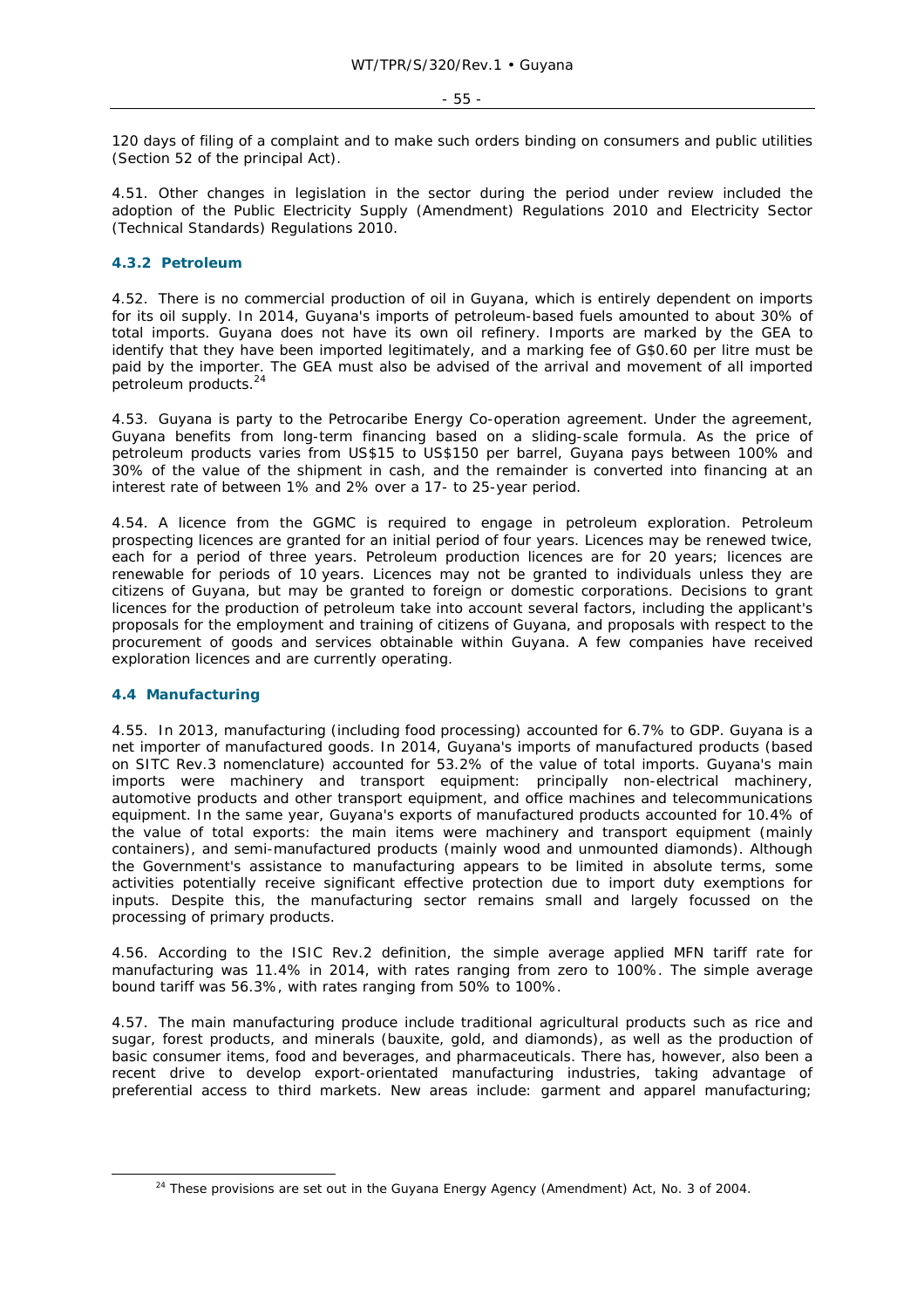120 days of filing of a complaint and to make such orders binding on consumers and public utilities (Section 52 of the principal Act).

4.51. Other changes in legislation in the sector during the period under review included the adoption of the Public Electricity Supply (Amendment) Regulations 2010 and Electricity Sector (Technical Standards) Regulations 2010.

### 4.3.2 Petroleum

4.52. There is no commercial production of oil in Guyana, which is entirely dependent on imports for its oil supply. In 2014, Guyana's imports of petroleum-based fuels amounted to about 30% of total imports. Guyana does not have its own oil refinery. Imports are marked by the GEA to identify that they have been imported legitimately, and a marking fee of G$0.60 per litre must be paid by the importer. The GEA must also be advised of the arrival and movement of all imported petroleum products.[24]

4.53. Guyana is party to the Petrocaribe Energy Co-operation agreement. Under the agreement, Guyana benefits from long-term financing based on a sliding-scale formula. As the price of petroleum products varies from US$15 to US$150 per barrel, Guyana pays between 100% and 30% of the value of the shipment in cash, and the remainder is converted into financing at an interest rate of between 1% and 2% over a 17- to 25-year period.

4.54. A licence from the GGMC is required to engage in petroleum exploration. Petroleum prospecting licences are granted for an initial period of four years. Licences may be renewed twice, each for a period of three years. Petroleum production licences are for 20 years; licences are renewable for periods of 10 years. Licences may not be granted to individuals unless they are citizens of Guyana, but may be granted to foreign or domestic corporations. Decisions to grant licences for the production of petroleum take into account several factors, including the applicant's proposals for the employment and training of citizens of Guyana, and proposals with respect to the procurement of goods and services obtainable within Guyana. A few companies have received exploration licences and are currently operating.

## 4.4 Manufacturing

4.55. In 2013, manufacturing (including food processing) accounted for 6.7% to GDP. Guyana is a net importer of manufactured goods. In 2014, Guyana's imports of manufactured products (based on SITC Rev.3 nomenclature) accounted for 53.2% of the value of total imports. Guyana's main imports were machinery and transport equipment: principally non-electrical machinery, automotive products and other transport equipment, and office machines and telecommunications equipment. In the same year, Guyana's exports of manufactured products accounted for 10.4% of the value of total exports: the main items were machinery and transport equipment (mainly containers), and semi-manufactured products (mainly wood and unmounted diamonds). Although the Government's assistance to manufacturing appears to be limited in absolute terms, some activities potentially receive significant effective protection due to import duty exemptions for inputs. Despite this, the manufacturing sector remains small and largely focussed on the processing of primary products.

4.56. According to the ISIC Rev.2 definition, the simple average applied MFN tariff rate for manufacturing was 11.4% in 2014, with rates ranging from zero to 100%. The simple average bound tariff was 56.3%, with rates ranging from 50% to 100%.

4.57. The main manufacturing produce include traditional agricultural products such as rice and sugar, forest products, and minerals (bauxite, gold, and diamonds), as well as the production of basic consumer items, food and beverages, and pharmaceuticals. There has, however, also been a recent drive to develop export-orientated manufacturing industries, taking advantage of preferential access to third markets. New areas include: garment and apparel manufacturing;

[24] These provisions are set out in the Guyana Energy Agency (Amendment) Act, No. 3 of 2004.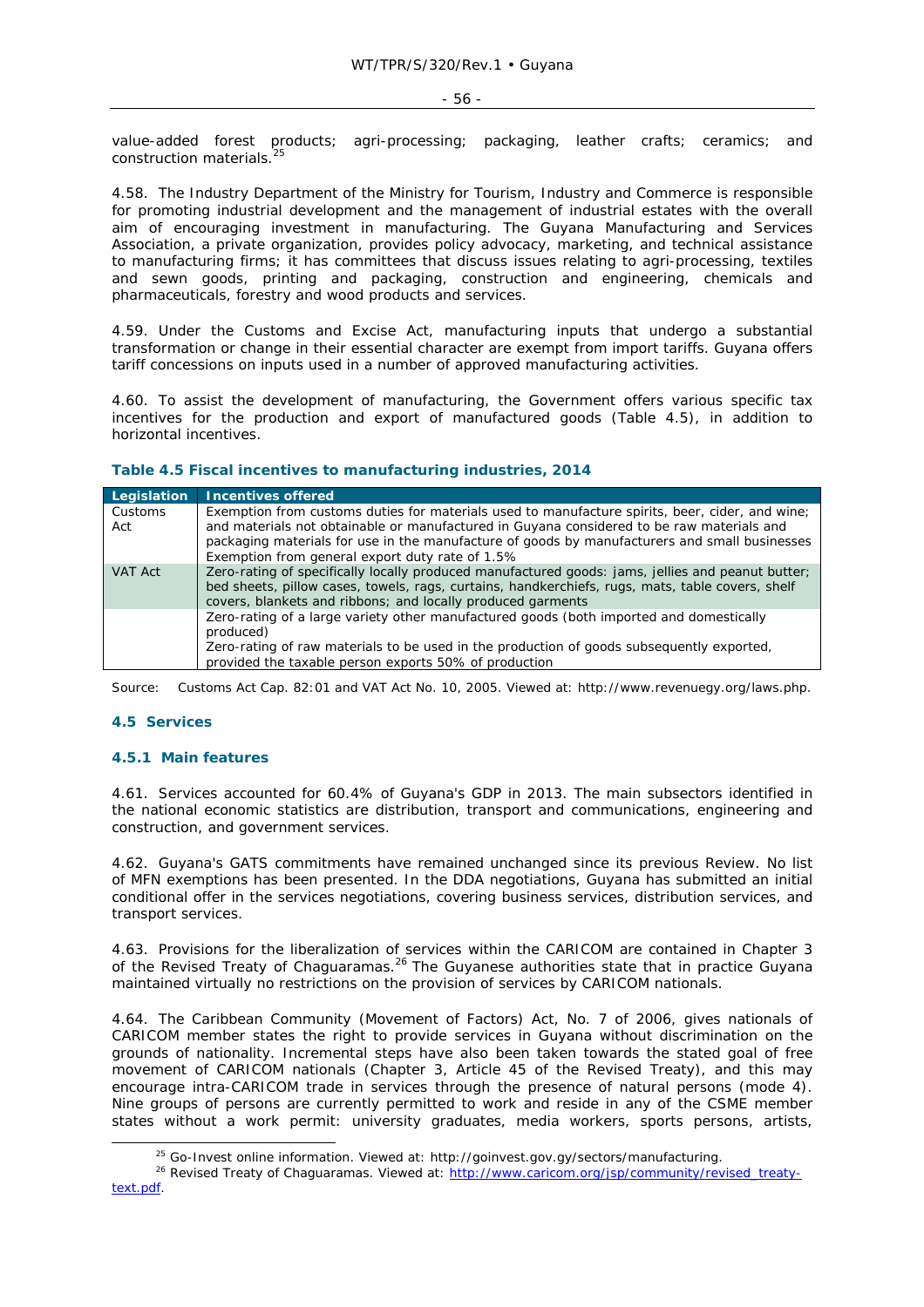value-added forest products; agri-processing; packaging, leather crafts; ceramics; and construction materials.[25]

4.58. The Industry Department of the Ministry for Tourism, Industry and Commerce is responsible for promoting industrial development and the management of industrial estates with the overall aim of encouraging investment in manufacturing. The Guyana Manufacturing and Services Association, a private organization, provides policy advocacy, marketing, and technical assistance to manufacturing firms; it has committees that discuss issues relating to agri-processing, textiles and sewn goods, printing and packaging, construction and engineering, chemicals and pharmaceuticals, forestry and wood products and services.

4.59. Under the Customs and Excise Act, manufacturing inputs that undergo a substantial transformation or change in their essential character are exempt from import tariffs. Guyana offers tariff concessions on inputs used in a number of approved manufacturing activities.

4.60. To assist the development of manufacturing, the Government offers various specific tax incentives for the production and export of manufactured goods (Table 4.5), in addition to horizontal incentives.

**Table 4.5 Fiscal incentives to manufacturing industries, 2014**

| Legislation | Incentives offered |
|---|---|
| Customs Act | Exemption from customs duties for materials used to manufacture spirits, beer, cider, and wine; and materials not obtainable or manufactured in Guyana considered to be raw materials and packaging materials for use in the manufacture of goods by manufacturers and small businesses<br>Exemption from general export duty rate of 1.5% |
| VAT Act | Zero-rating of specifically locally produced manufactured goods: jams, jellies and peanut butter; bed sheets, pillow cases, towels, rags, curtains, handkerchiefs, rugs, mats, table covers, shelf covers, blankets and ribbons; and locally produced garments |
| | Zero-rating of a large variety other manufactured goods (both imported and domestically produced)<br>Zero-rating of raw materials to be used in the production of goods subsequently exported, provided the taxable person exports 50% of production |

Source: Customs Act Cap. 82:01 and VAT Act No. 10, 2005. Viewed at: http://www.revenuegy.org/laws.php.

## 4.5 Services

### 4.5.1 Main features

4.61. Services accounted for 60.4% of Guyana's GDP in 2013. The main subsectors identified in the national economic statistics are distribution, transport and communications, engineering and construction, and government services.

4.62. Guyana's GATS commitments have remained unchanged since its previous Review. No list of MFN exemptions has been presented. In the DDA negotiations, Guyana has submitted an initial conditional offer in the services negotiations, covering business services, distribution services, and transport services.

4.63. Provisions for the liberalization of services within the CARICOM are contained in Chapter 3 of the Revised Treaty of Chaguaramas.[26] The Guyanese authorities state that in practice Guyana maintained virtually no restrictions on the provision of services by CARICOM nationals.

4.64. The Caribbean Community (Movement of Factors) Act, No. 7 of 2006, gives nationals of CARICOM member states the right to provide services in Guyana without discrimination on the grounds of nationality. Incremental steps have also been taken towards the stated goal of free movement of CARICOM nationals (Chapter 3, Article 45 of the Revised Treaty), and this may encourage intra-CARICOM trade in services through the presence of natural persons (mode 4). Nine groups of persons are currently permitted to work and reside in any of the CSME member states without a work permit: university graduates, media workers, sports persons, artists,

[25] Go-Invest online information. Viewed at: http://goinvest.gov.gy/sectors/manufacturing.

[26] Revised Treaty of Chaguaramas. Viewed at: http://www.caricom.org/jsp/community/revised_treaty-text.pdf.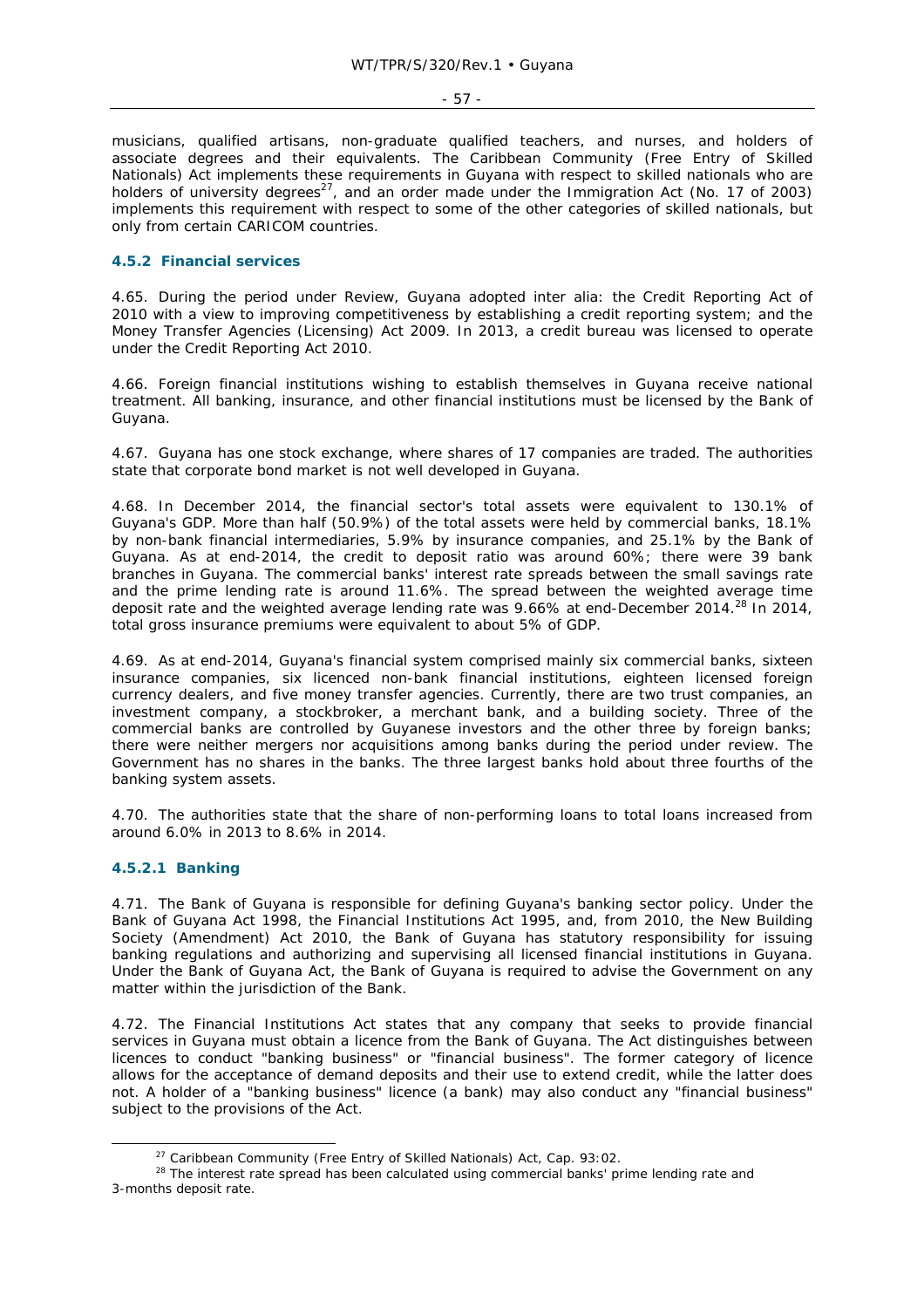musicians, qualified artisans, non-graduate qualified teachers, and nurses, and holders of associate degrees and their equivalents. The Caribbean Community (Free Entry of Skilled Nationals) Act implements these requirements in Guyana with respect to skilled nationals who are holders of university degrees[27], and an order made under the Immigration Act (No. 17 of 2003) implements this requirement with respect to some of the other categories of skilled nationals, but only from certain CARICOM countries.

### 4.5.2 Financial services

4.65. During the period under Review, Guyana adopted inter alia: the Credit Reporting Act of 2010 with a view to improving competitiveness by establishing a credit reporting system; and the Money Transfer Agencies (Licensing) Act 2009. In 2013, a credit bureau was licensed to operate under the Credit Reporting Act 2010.

4.66. Foreign financial institutions wishing to establish themselves in Guyana receive national treatment. All banking, insurance, and other financial institutions must be licensed by the Bank of Guyana.

4.67. Guyana has one stock exchange, where shares of 17 companies are traded. The authorities state that corporate bond market is not well developed in Guyana.

4.68. In December 2014, the financial sector's total assets were equivalent to 130.1% of Guyana's GDP. More than half (50.9%) of the total assets were held by commercial banks, 18.1% by non-bank financial intermediaries, 5.9% by insurance companies, and 25.1% by the Bank of Guyana. As at end-2014, the credit to deposit ratio was around 60%; there were 39 bank branches in Guyana. The commercial banks' interest rate spreads between the small savings rate and the prime lending rate is around 11.6%. The spread between the weighted average time deposit rate and the weighted average lending rate was 9.66% at end-December 2014.[28] In 2014, total gross insurance premiums were equivalent to about 5% of GDP.

4.69. As at end-2014, Guyana's financial system comprised mainly six commercial banks, sixteen insurance companies, six licenced non-bank financial institutions, eighteen licensed foreign currency dealers, and five money transfer agencies. Currently, there are two trust companies, an investment company, a stockbroker, a merchant bank, and a building society. Three of the commercial banks are controlled by Guyanese investors and the other three by foreign banks; there were neither mergers nor acquisitions among banks during the period under review. The Government has no shares in the banks. The three largest banks hold about three fourths of the banking system assets.

4.70. The authorities state that the share of non-performing loans to total loans increased from around 6.0% in 2013 to 8.6% in 2014.

#### 4.5.2.1 Banking

4.71. The Bank of Guyana is responsible for defining Guyana's banking sector policy. Under the Bank of Guyana Act 1998, the Financial Institutions Act 1995, and, from 2010, the New Building Society (Amendment) Act 2010, the Bank of Guyana has statutory responsibility for issuing banking regulations and authorizing and supervising all licensed financial institutions in Guyana. Under the Bank of Guyana Act, the Bank of Guyana is required to advise the Government on any matter within the jurisdiction of the Bank.

4.72. The Financial Institutions Act states that any company that seeks to provide financial services in Guyana must obtain a licence from the Bank of Guyana. The Act distinguishes between licences to conduct "banking business" or "financial business". The former category of licence allows for the acceptance of demand deposits and their use to extend credit, while the latter does not. A holder of a "banking business" licence (a bank) may also conduct any "financial business" subject to the provisions of the Act.

---

[27] Caribbean Community (Free Entry of Skilled Nationals) Act, Cap. 93:02.

[28] The interest rate spread has been calculated using commercial banks' prime lending rate and 3-months deposit rate.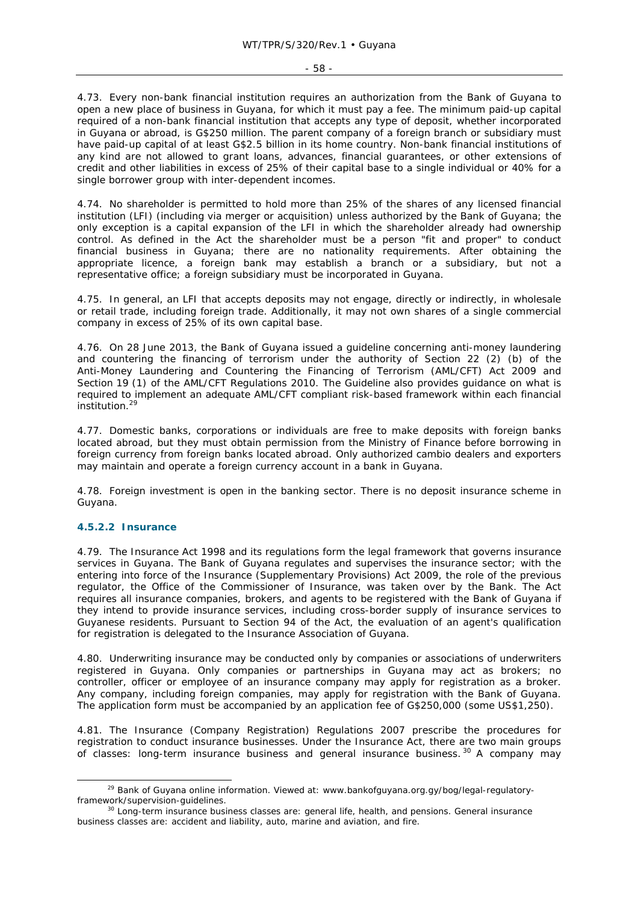4.73. Every non-bank financial institution requires an authorization from the Bank of Guyana to open a new place of business in Guyana, for which it must pay a fee. The minimum paid-up capital required of a non-bank financial institution that accepts any type of deposit, whether incorporated in Guyana or abroad, is G$250 million. The parent company of a foreign branch or subsidiary must have paid-up capital of at least G$2.5 billion in its home country. Non-bank financial institutions of any kind are not allowed to grant loans, advances, financial guarantees, or other extensions of credit and other liabilities in excess of 25% of their capital base to a single individual or 40% for a single borrower group with inter-dependent incomes.

4.74. No shareholder is permitted to hold more than 25% of the shares of any licensed financial institution (LFI) (including via merger or acquisition) unless authorized by the Bank of Guyana; the only exception is a capital expansion of the LFI in which the shareholder already had ownership control. As defined in the Act the shareholder must be a person "fit and proper" to conduct financial business in Guyana; there are no nationality requirements. After obtaining the appropriate licence, a foreign bank may establish a branch or a subsidiary, but not a representative office; a foreign subsidiary must be incorporated in Guyana.

4.75. In general, an LFI that accepts deposits may not engage, directly or indirectly, in wholesale or retail trade, including foreign trade. Additionally, it may not own shares of a single commercial company in excess of 25% of its own capital base.

4.76. On 28 June 2013, the Bank of Guyana issued a guideline concerning anti-money laundering and countering the financing of terrorism under the authority of Section 22 (2) (b) of the Anti-Money Laundering and Countering the Financing of Terrorism (AML/CFT) Act 2009 and Section 19 (1) of the AML/CFT Regulations 2010. The Guideline also provides guidance on what is required to implement an adequate AML/CFT compliant risk-based framework within each financial institution.[29]

4.77. Domestic banks, corporations or individuals are free to make deposits with foreign banks located abroad, but they must obtain permission from the Ministry of Finance before borrowing in foreign currency from foreign banks located abroad. Only authorized cambio dealers and exporters may maintain and operate a foreign currency account in a bank in Guyana.

4.78. Foreign investment is open in the banking sector. There is no deposit insurance scheme in Guyana.

#### 4.5.2.2 Insurance

4.79. The Insurance Act 1998 and its regulations form the legal framework that governs insurance services in Guyana. The Bank of Guyana regulates and supervises the insurance sector; with the entering into force of the Insurance (Supplementary Provisions) Act 2009, the role of the previous regulator, the Office of the Commissioner of Insurance, was taken over by the Bank. The Act requires all insurance companies, brokers, and agents to be registered with the Bank of Guyana if they intend to provide insurance services, including cross-border supply of insurance services to Guyanese residents. Pursuant to Section 94 of the Act, the evaluation of an agent's qualification for registration is delegated to the Insurance Association of Guyana.

4.80. Underwriting insurance may be conducted only by companies or associations of underwriters registered in Guyana. Only companies or partnerships in Guyana may act as brokers; no controller, officer or employee of an insurance company may apply for registration as a broker. Any company, including foreign companies, may apply for registration with the Bank of Guyana. The application form must be accompanied by an application fee of G$250,000 (some US$1,250).

4.81. The Insurance (Company Registration) Regulations 2007 prescribe the procedures for registration to conduct insurance businesses. Under the Insurance Act, there are two main groups of classes: long-term insurance business and general insurance business.[30] A company may

---

[29] Bank of Guyana online information. Viewed at: www.bankofguyana.org.gy/bog/legal-regulatory-framework/supervision-guidelines.

[30] Long-term insurance business classes are: general life, health, and pensions. General insurance business classes are: accident and liability, auto, marine and aviation, and fire.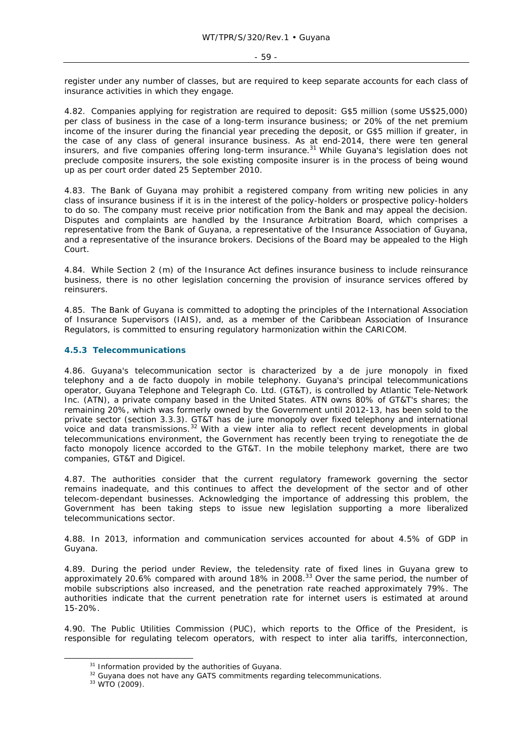register under any number of classes, but are required to keep separate accounts for each class of insurance activities in which they engage.

4.82. Companies applying for registration are required to deposit: G$5 million (some US$25,000) per class of business in the case of a long-term insurance business; or 20% of the net premium income of the insurer during the financial year preceding the deposit, or G$5 million if greater, in the case of any class of general insurance business. As at end-2014, there were ten general insurers, and five companies offering long-term insurance.[31] While Guyana's legislation does not preclude composite insurers, the sole existing composite insurer is in the process of being wound up as per court order dated 25 September 2010.

4.83. The Bank of Guyana may prohibit a registered company from writing new policies in any class of insurance business if it is in the interest of the policy-holders or prospective policy-holders to do so. The company must receive prior notification from the Bank and may appeal the decision. Disputes and complaints are handled by the Insurance Arbitration Board, which comprises a representative from the Bank of Guyana, a representative of the Insurance Association of Guyana, and a representative of the insurance brokers. Decisions of the Board may be appealed to the High Court.

4.84. While Section 2 (m) of the Insurance Act defines insurance business to include reinsurance business, there is no other legislation concerning the provision of insurance services offered by reinsurers.

4.85. The Bank of Guyana is committed to adopting the principles of the International Association of Insurance Supervisors (IAIS), and, as a member of the Caribbean Association of Insurance Regulators, is committed to ensuring regulatory harmonization within the CARICOM.

### 4.5.3 Telecommunications

4.86. Guyana's telecommunication sector is characterized by a de jure monopoly in fixed telephony and a de facto duopoly in mobile telephony. Guyana's principal telecommunications operator, Guyana Telephone and Telegraph Co. Ltd. (GT&T), is controlled by Atlantic Tele-Network Inc. (ATN), a private company based in the United States. ATN owns 80% of GT&T's shares; the remaining 20%, which was formerly owned by the Government until 2012-13, has been sold to the private sector (section 3.3.3). GT&T has de jure monopoly over fixed telephony and international voice and data transmissions.[32] With a view inter alia to reflect recent developments in global telecommunications environment, the Government has recently been trying to renegotiate the de facto monopoly licence accorded to the GT&T. In the mobile telephony market, there are two companies, GT&T and Digicel.

4.87. The authorities consider that the current regulatory framework governing the sector remains inadequate, and this continues to affect the development of the sector and of other telecom-dependant businesses. Acknowledging the importance of addressing this problem, the Government has been taking steps to issue new legislation supporting a more liberalized telecommunications sector.

4.88. In 2013, information and communication services accounted for about 4.5% of GDP in Guyana.

4.89. During the period under Review, the teledensity rate of fixed lines in Guyana grew to approximately 20.6% compared with around 18% in 2008.[33] Over the same period, the number of mobile subscriptions also increased, and the penetration rate reached approximately 79%. The authorities indicate that the current penetration rate for internet users is estimated at around 15-20%.

4.90. The Public Utilities Commission (PUC), which reports to the Office of the President, is responsible for regulating telecom operators, with respect to inter alia tariffs, interconnection,

---

[31] Information provided by the authorities of Guyana.

[32] Guyana does not have any GATS commitments regarding telecommunications.

[33] WTO (2009).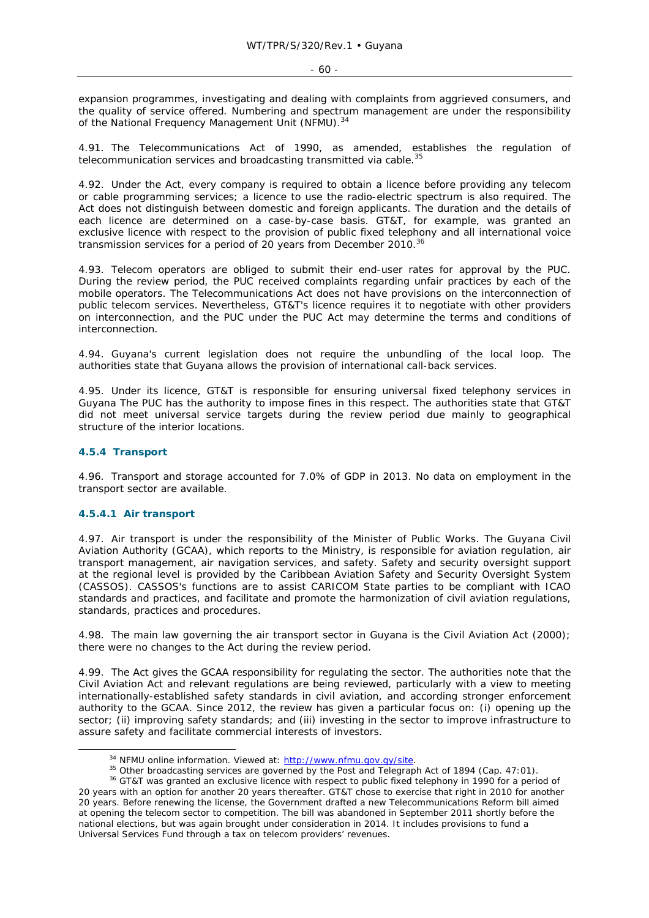expansion programmes, investigating and dealing with complaints from aggrieved consumers, and the quality of service offered. Numbering and spectrum management are under the responsibility of the National Frequency Management Unit (NFMU).[34]

4.91. The Telecommunications Act of 1990, as amended, establishes the regulation of telecommunication services and broadcasting transmitted via cable.[35]

4.92. Under the Act, every company is required to obtain a licence before providing any telecom or cable programming services; a licence to use the radio-electric spectrum is also required. The Act does not distinguish between domestic and foreign applicants. The duration and the details of each licence are determined on a case-by-case basis. GT&T, for example, was granted an exclusive licence with respect to the provision of public fixed telephony and all international voice transmission services for a period of 20 years from December 2010.[36]

4.93. Telecom operators are obliged to submit their end-user rates for approval by the PUC. During the review period, the PUC received complaints regarding unfair practices by each of the mobile operators. The Telecommunications Act does not have provisions on the interconnection of public telecom services. Nevertheless, GT&T's licence requires it to negotiate with other providers on interconnection, and the PUC under the PUC Act may determine the terms and conditions of interconnection.

4.94. Guyana's current legislation does not require the unbundling of the local loop. The authorities state that Guyana allows the provision of international call-back services.

4.95. Under its licence, GT&T is responsible for ensuring universal fixed telephony services in Guyana The PUC has the authority to impose fines in this respect. The authorities state that GT&T did not meet universal service targets during the review period due mainly to geographical structure of the interior locations.

### 4.5.4 Transport

4.96. Transport and storage accounted for 7.0% of GDP in 2013. No data on employment in the transport sector are available.

#### 4.5.4.1 Air transport

4.97. Air transport is under the responsibility of the Minister of Public Works. The Guyana Civil Aviation Authority (GCAA), which reports to the Ministry, is responsible for aviation regulation, air transport management, air navigation services, and safety. Safety and security oversight support at the regional level is provided by the Caribbean Aviation Safety and Security Oversight System (CASSOS). CASSOS's functions are to assist CARICOM State parties to be compliant with ICAO standards and practices, and facilitate and promote the harmonization of civil aviation regulations, standards, practices and procedures.

4.98. The main law governing the air transport sector in Guyana is the Civil Aviation Act (2000); there were no changes to the Act during the review period.

4.99. The Act gives the GCAA responsibility for regulating the sector. The authorities note that the Civil Aviation Act and relevant regulations are being reviewed, particularly with a view to meeting internationally-established safety standards in civil aviation, and according stronger enforcement authority to the GCAA. Since 2012, the review has given a particular focus on: (i) opening up the sector; (ii) improving safety standards; and (iii) investing in the sector to improve infrastructure to assure safety and facilitate commercial interests of investors.

---

[34] NFMU online information. Viewed at: http://www.nfmu.gov.gy/site.

[35] Other broadcasting services are governed by the Post and Telegraph Act of 1894 (Cap. 47:01).

[36] GT&T was granted an exclusive licence with respect to public fixed telephony in 1990 for a period of 20 years with an option for another 20 years thereafter. GT&T chose to exercise that right in 2010 for another 20 years. Before renewing the license, the Government drafted a new Telecommunications Reform bill aimed at opening the telecom sector to competition. The bill was abandoned in September 2011 shortly before the national elections, but was again brought under consideration in 2014. It includes provisions to fund a Universal Services Fund through a tax on telecom providers' revenues.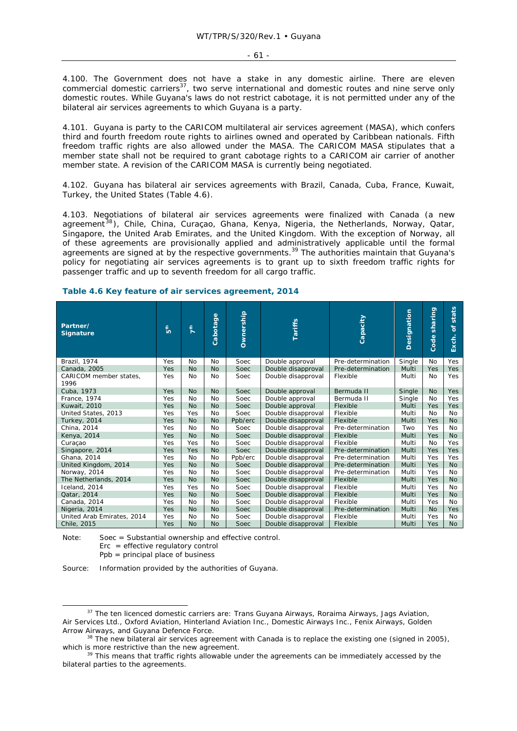4.100. The Government does not have a stake in any domestic airline. There are eleven commercial domestic carriers[37], two serve international and domestic routes and nine serve only domestic routes. While Guyana's laws do not restrict cabotage, it is not permitted under any of the bilateral air services agreements to which Guyana is a party.

4.101. Guyana is party to the CARICOM multilateral air services agreement (MASA), which confers third and fourth freedom route rights to airlines owned and operated by Caribbean nationals. Fifth freedom traffic rights are also allowed under the MASA. The CARICOM MASA stipulates that a member state shall not be required to grant cabotage rights to a CARICOM air carrier of another member state. A revision of the CARICOM MASA is currently being negotiated.

4.102. Guyana has bilateral air services agreements with Brazil, Canada, Cuba, France, Kuwait, Turkey, the United States (Table 4.6).

4.103. Negotiations of bilateral air services agreements were finalized with Canada (a new agreement[38]), Chile, China, Curaçao, Ghana, Kenya, Nigeria, the Netherlands, Norway, Qatar, Singapore, the United Arab Emirates, and the United Kingdom. With the exception of Norway, all of these agreements are provisionally applied and administratively applicable until the formal agreements are signed at by the respective governments.[39] The authorities maintain that Guyana's policy for negotiating air services agreements is to grant up to sixth freedom traffic rights for passenger traffic and up to seventh freedom for all cargo traffic.

### Table 4.6 Key feature of air services agreement, 2014

| Partner/ Signature | 5th | 7th | Cabotage | Ownership | Tariffs | Capacity | Designation | Code sharing | Exch. of stats |
|---|---|---|---|---|---|---|---|---|---|
| Brazil, 1974 | Yes | No | No | Soec | Double approval | Pre-determination | Single | No | Yes |
| Canada, 2005 | Yes | No | No | Soec | Double disapproval | Pre-determination | Multi | Yes | Yes |
| CARICOM member states, 1996 | Yes | No | No | Soec | Double disapproval | Flexible | Multi | No | Yes |
| Cuba, 1973 | Yes | No | No | Soec | Double approval | Bermuda II | Single | No | Yes |
| France, 1974 | Yes | No | No | Soec | Double approval | Bermuda II | Single | No | Yes |
| Kuwait, 2010 | Yes | No | No | Soec | Double approval | Flexible | Multi | Yes | Yes |
| United States, 2013 | Yes | Yes | No | Soec | Double disapproval | Flexible | Multi | Yes | No |
| Turkey, 2014 | Yes | No | No | Ppb/erc | Double disapproval | Flexible | Multi | Yes | No |
| China, 2014 | Yes | No | No | Soec | Double disapproval | Pre-determination | Two | Yes | No |
| Kenya, 2014 | Yes | No | No | Soec | Double disapproval | Flexible | Multi | Yes | No |
| Curaçao | Yes | Yes | No | Soec | Double disapproval | Flexible | Multi | No | Yes |
| Singapore, 2014 | Yes | Yes | No | Soec | Double disapproval | Pre-determination | Multi | Yes | Yes |
| Ghana, 2014 | Yes | No | No | Ppb/erc | Double disapproval | Pre-determination | Multi | Yes | Yes |
| United Kingdom, 2014 | Yes | No | No | Soec | Double disapproval | Pre-determination | Multi | Yes | No |
| Norway, 2014 | Yes | No | No | Soec | Double disapproval | Pre-determination | Multi | Yes | No |
| The Netherlands, 2014 | Yes | No | No | Soec | Double disapproval | Flexible | Multi | Yes | No |
| Iceland, 2014 | Yes | Yes | No | Soec | Double disapproval | Flexible | Multi | Yes | No |
| Qatar, 2014 | Yes | No | No | Soec | Double disapproval | Flexible | Multi | Yes | No |
| Canada, 2014 | Yes | No | No | Soec | Double disapproval | Flexible | Multi | Yes | No |
| Nigeria, 2014 | Yes | No | No | Soec | Double disapproval | Pre-determination | Multi | No | Yes |
| United Arab Emirates, 2014 | Yes | No | No | Soec | Double disapproval | Flexible | Multi | Yes | No |
| Chile, 2015 | Yes | No | No | Soec | Double disapproval | Flexible | Multi | Yes | No |

Note: Soec = Substantial ownership and effective control.
Erc = effective regulatory control
Ppb = principal place of business

Source: Information provided by the authorities of Guyana.

[37] The ten licenced domestic carriers are: Trans Guyana Airways, Roraima Airways, Jags Aviation, Air Services Ltd., Oxford Aviation, Hinterland Aviation Inc., Domestic Airways Inc., Fenix Airways, Golden Arrow Airways, and Guyana Defence Force.

[38] The new bilateral air services agreement with Canada is to replace the existing one (signed in 2005), which is more restrictive than the new agreement.

[39] This means that traffic rights allowable under the agreements can be immediately accessed by the bilateral parties to the agreements.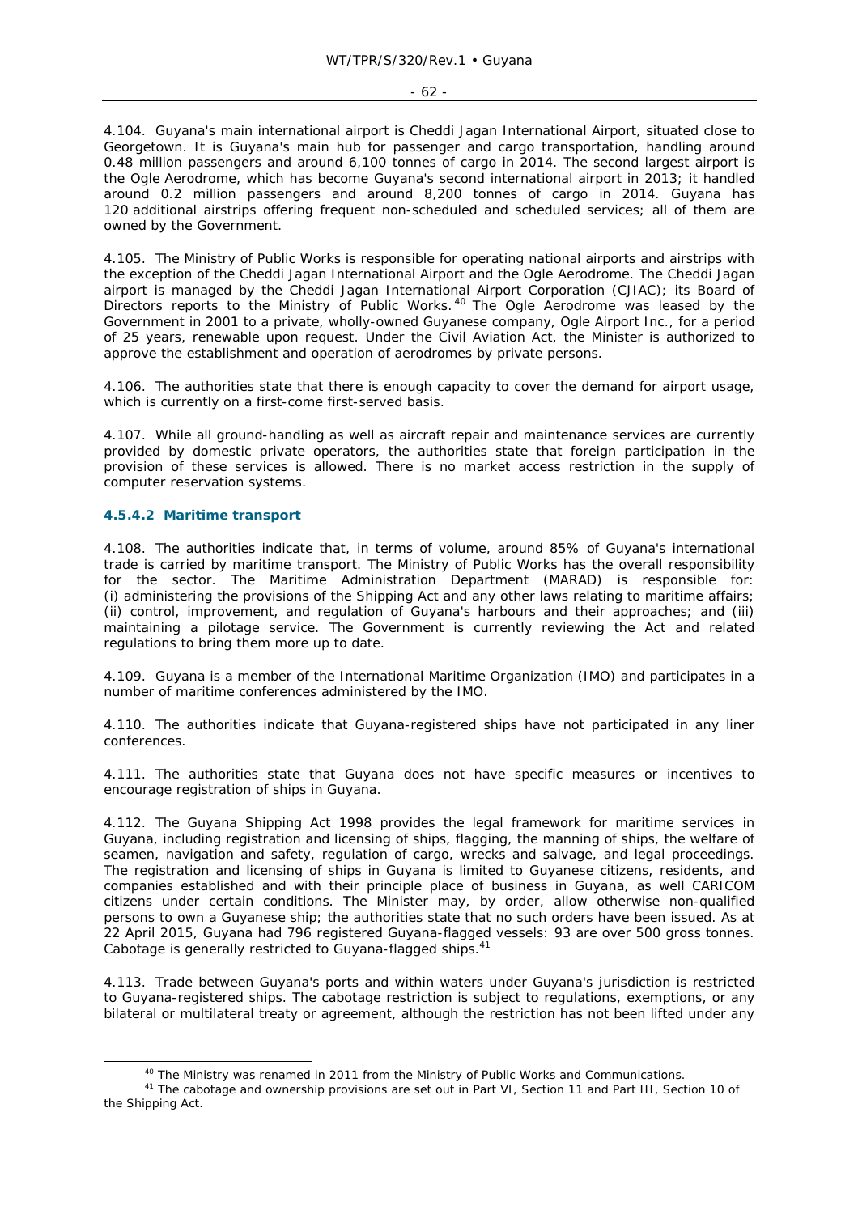4.104. Guyana's main international airport is Cheddi Jagan International Airport, situated close to Georgetown. It is Guyana's main hub for passenger and cargo transportation, handling around 0.48 million passengers and around 6,100 tonnes of cargo in 2014. The second largest airport is the Ogle Aerodrome, which has become Guyana's second international airport in 2013; it handled around 0.2 million passengers and around 8,200 tonnes of cargo in 2014. Guyana has 120 additional airstrips offering frequent non-scheduled and scheduled services; all of them are owned by the Government.

4.105. The Ministry of Public Works is responsible for operating national airports and airstrips with the exception of the Cheddi Jagan International Airport and the Ogle Aerodrome. The Cheddi Jagan airport is managed by the Cheddi Jagan International Airport Corporation (CJIAC); its Board of Directors reports to the Ministry of Public Works.[40] The Ogle Aerodrome was leased by the Government in 2001 to a private, wholly-owned Guyanese company, Ogle Airport Inc., for a period of 25 years, renewable upon request. Under the Civil Aviation Act, the Minister is authorized to approve the establishment and operation of aerodromes by private persons.

4.106. The authorities state that there is enough capacity to cover the demand for airport usage, which is currently on a first-come first-served basis.

4.107. While all ground-handling as well as aircraft repair and maintenance services are currently provided by domestic private operators, the authorities state that foreign participation in the provision of these services is allowed. There is no market access restriction in the supply of computer reservation systems.

#### 4.5.4.2 Maritime transport

4.108. The authorities indicate that, in terms of volume, around 85% of Guyana's international trade is carried by maritime transport. The Ministry of Public Works has the overall responsibility for the sector. The Maritime Administration Department (MARAD) is responsible for: (i) administering the provisions of the Shipping Act and any other laws relating to maritime affairs; (ii) control, improvement, and regulation of Guyana's harbours and their approaches; and (iii) maintaining a pilotage service. The Government is currently reviewing the Act and related regulations to bring them more up to date.

4.109. Guyana is a member of the International Maritime Organization (IMO) and participates in a number of maritime conferences administered by the IMO.

4.110. The authorities indicate that Guyana-registered ships have not participated in any liner conferences.

4.111. The authorities state that Guyana does not have specific measures or incentives to encourage registration of ships in Guyana.

4.112. The Guyana Shipping Act 1998 provides the legal framework for maritime services in Guyana, including registration and licensing of ships, flagging, the manning of ships, the welfare of seamen, navigation and safety, regulation of cargo, wrecks and salvage, and legal proceedings. The registration and licensing of ships in Guyana is limited to Guyanese citizens, residents, and companies established and with their principle place of business in Guyana, as well CARICOM citizens under certain conditions. The Minister may, by order, allow otherwise non-qualified persons to own a Guyanese ship; the authorities state that no such orders have been issued. As at 22 April 2015, Guyana had 796 registered Guyana-flagged vessels: 93 are over 500 gross tonnes. Cabotage is generally restricted to Guyana-flagged ships.[41]

4.113. Trade between Guyana's ports and within waters under Guyana's jurisdiction is restricted to Guyana-registered ships. The cabotage restriction is subject to regulations, exemptions, or any bilateral or multilateral treaty or agreement, although the restriction has not been lifted under any

---

[40] The Ministry was renamed in 2011 from the Ministry of Public Works and Communications.

[41] The cabotage and ownership provisions are set out in Part VI, Section 11 and Part III, Section 10 of the Shipping Act.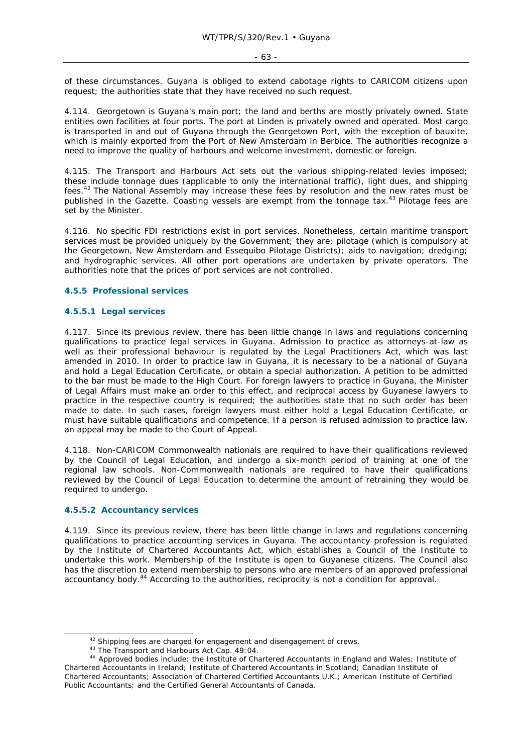of these circumstances. Guyana is obliged to extend cabotage rights to CARICOM citizens upon request; the authorities state that they have received no such request.

4.114. Georgetown is Guyana's main port; the land and berths are mostly privately owned. State entities own facilities at four ports. The port at Linden is privately owned and operated. Most cargo is transported in and out of Guyana through the Georgetown Port, with the exception of bauxite, which is mainly exported from the Port of New Amsterdam in Berbice. The authorities recognize a need to improve the quality of harbours and welcome investment, domestic or foreign.

4.115. The Transport and Harbours Act sets out the various shipping-related levies imposed; these include tonnage dues (applicable to only the international traffic), light dues, and shipping fees.[42] The National Assembly may increase these fees by resolution and the new rates must be published in the Gazette. Coasting vessels are exempt from the tonnage tax.[43] Pilotage fees are set by the Minister.

4.116. No specific FDI restrictions exist in port services. Nonetheless, certain maritime transport services must be provided uniquely by the Government; they are: pilotage (which is compulsory at the Georgetown, New Amsterdam and Essequibo Pilotage Districts); aids to navigation; dredging; and hydrographic services. All other port operations are undertaken by private operators. The authorities note that the prices of port services are not controlled.

### 4.5.5 Professional services

#### 4.5.5.1 Legal services

4.117. Since its previous review, there has been little change in laws and regulations concerning qualifications to practice legal services in Guyana. Admission to practice as attorneys-at-law as well as their professional behaviour is regulated by the Legal Practitioners Act, which was last amended in 2010. In order to practice law in Guyana, it is necessary to be a national of Guyana and hold a Legal Education Certificate, or obtain a special authorization. A petition to be admitted to the bar must be made to the High Court. For foreign lawyers to practice in Guyana, the Minister of Legal Affairs must make an order to this effect, and reciprocal access by Guyanese lawyers to practice in the respective country is required; the authorities state that no such order has been made to date. In such cases, foreign lawyers must either hold a Legal Education Certificate, or must have suitable qualifications and competence. If a person is refused admission to practice law, an appeal may be made to the Court of Appeal.

4.118. Non-CARICOM Commonwealth nationals are required to have their qualifications reviewed by the Council of Legal Education, and undergo a six-month period of training at one of the regional law schools. Non-Commonwealth nationals are required to have their qualifications reviewed by the Council of Legal Education to determine the amount of retraining they would be required to undergo.

#### 4.5.5.2 Accountancy services

4.119. Since its previous review, there has been little change in laws and regulations concerning qualifications to practice accounting services in Guyana. The accountancy profession is regulated by the Institute of Chartered Accountants Act, which establishes a Council of the Institute to undertake this work. Membership of the Institute is open to Guyanese citizens. The Council also has the discretion to extend membership to persons who are members of an approved professional accountancy body.[44] According to the authorities, reciprocity is not a condition for approval.

---

[42] Shipping fees are charged for engagement and disengagement of crews.

[43] The Transport and Harbours Act Cap. 49:04.

[44] Approved bodies include: the Institute of Chartered Accountants in England and Wales; Institute of Chartered Accountants in Ireland; Institute of Chartered Accountants in Scotland; Canadian Institute of Chartered Accountants; Association of Chartered Certified Accountants U.K.; American Institute of Certified Public Accountants; and the Certified General Accountants of Canada.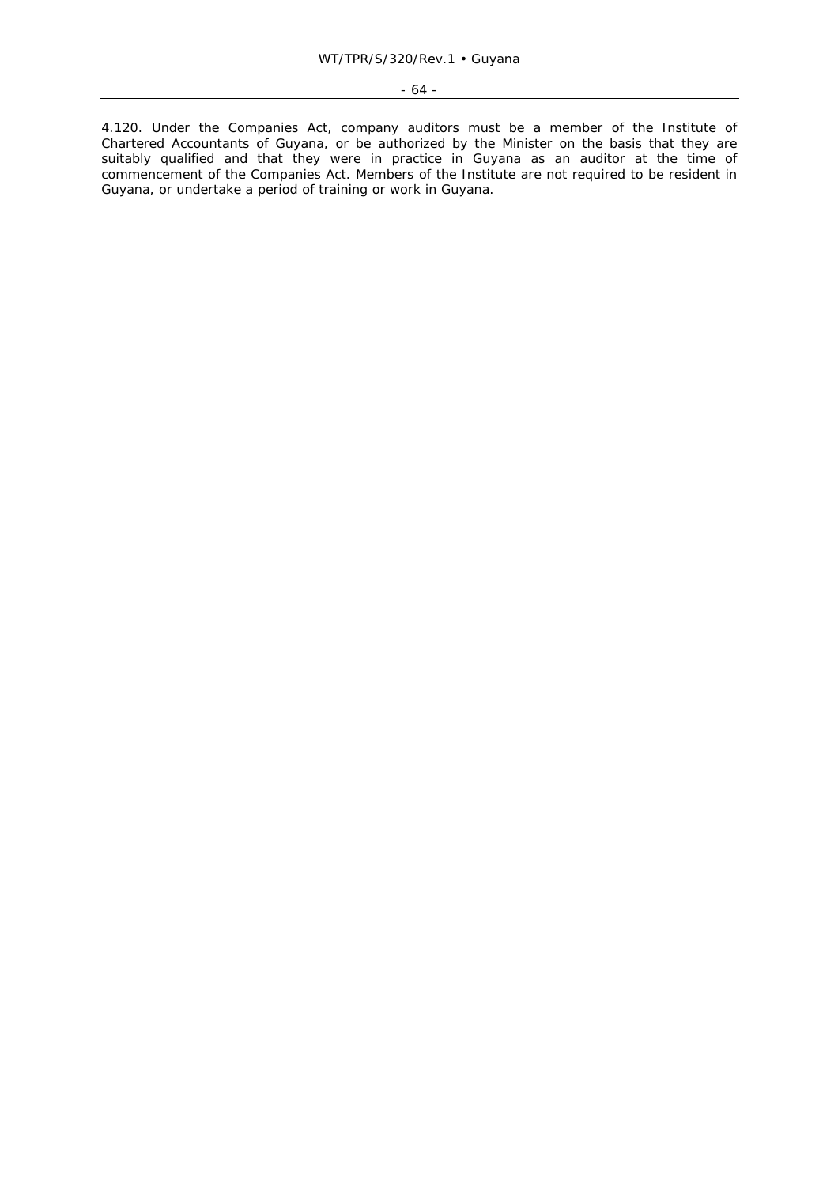4.120. Under the Companies Act, company auditors must be a member of the Institute of Chartered Accountants of Guyana, or be authorized by the Minister on the basis that they are suitably qualified and that they were in practice in Guyana as an auditor at the time of commencement of the Companies Act. Members of the Institute are not required to be resident in Guyana, or undertake a period of training or work in Guyana.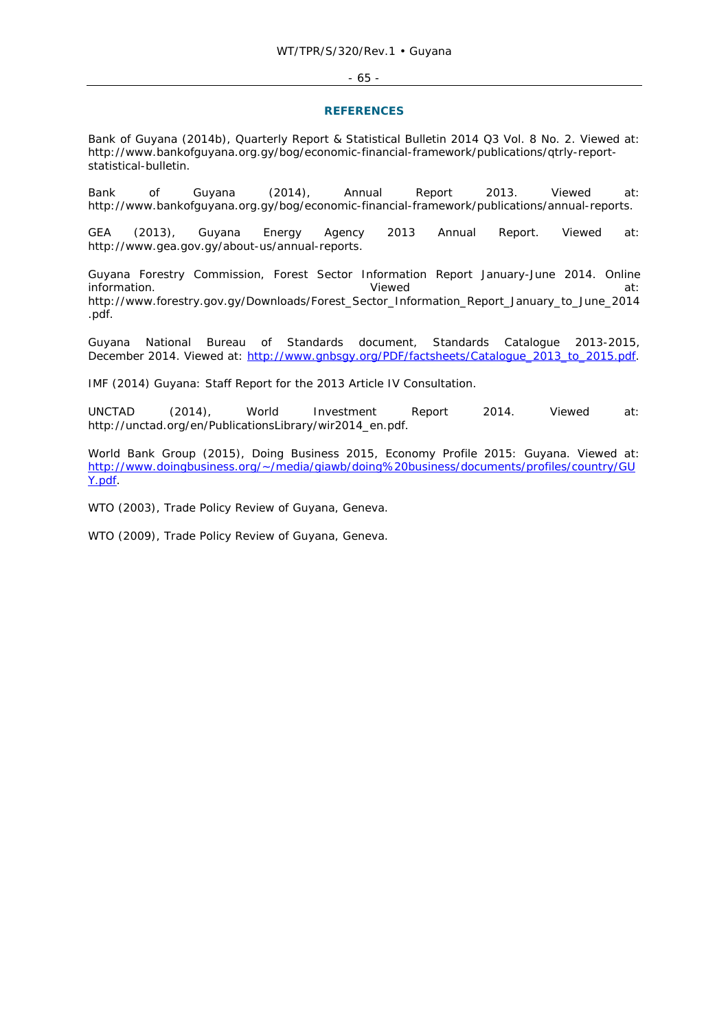## REFERENCES

Bank of Guyana (2014b), Quarterly Report & Statistical Bulletin 2014 Q3 Vol. 8 No. 2. Viewed at: http://www.bankofguyana.org.gy/bog/economic-financial-framework/publications/qtrly-report-statistical-bulletin.

Bank of Guyana (2014), Annual Report 2013. Viewed at: http://www.bankofguyana.org.gy/bog/economic-financial-framework/publications/annual-reports.

GEA (2013), Guyana Energy Agency 2013 Annual Report. Viewed at: http://www.gea.gov.gy/about-us/annual-reports.

Guyana Forestry Commission, Forest Sector Information Report January-June 2014. Online information. Viewed at: http://www.forestry.gov.gy/Downloads/Forest_Sector_Information_Report_January_to_June_2014.pdf.

Guyana National Bureau of Standards document, Standards Catalogue 2013-2015, December 2014. Viewed at: http://www.gnbsgy.org/PDF/factsheets/Catalogue_2013_to_2015.pdf.

IMF (2014) Guyana: Staff Report for the 2013 Article IV Consultation.

UNCTAD (2014), World Investment Report 2014. Viewed at: http://unctad.org/en/PublicationsLibrary/wir2014_en.pdf.

World Bank Group (2015), Doing Business 2015, Economy Profile 2015: Guyana. Viewed at: http://www.doingbusiness.org/~/media/giawb/doing%20business/documents/profiles/country/GUY.pdf.

WTO (2003), Trade Policy Review of Guyana, Geneva.

WTO (2009), Trade Policy Review of Guyana, Geneva.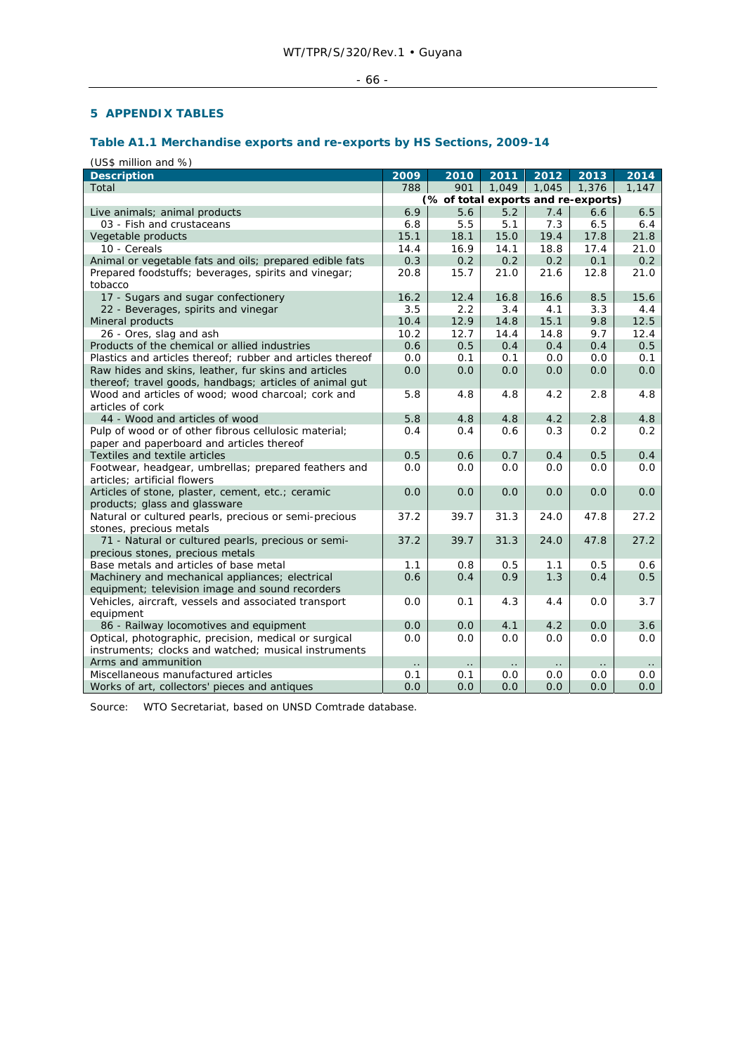## 5 APPENDIX TABLES

### Table A1.1 Merchandise exports and re-exports by HS Sections, 2009-14

(US$ million and %)

| Description | 2009 | 2010 | 2011 | 2012 | 2013 | 2014 |
|---|---|---|---|---|---|---|
| Total | 788 | 901 | 1,049 | 1,045 | 1,376 | 1,147 |
| | (% of total exports and re-exports) | | | | | |
| Live animals; animal products | 6.9 | 5.6 | 5.2 | 7.4 | 6.6 | 6.5 |
| 03 - Fish and crustaceans | 6.8 | 5.5 | 5.1 | 7.3 | 6.5 | 6.4 |
| Vegetable products | 15.1 | 18.1 | 15.0 | 19.4 | 17.8 | 21.8 |
| 10 - Cereals | 14.4 | 16.9 | 14.1 | 18.8 | 17.4 | 21.0 |
| Animal or vegetable fats and oils; prepared edible fats | 0.3 | 0.2 | 0.2 | 0.2 | 0.1 | 0.2 |
| Prepared foodstuffs; beverages, spirits and vinegar; tobacco | 20.8 | 15.7 | 21.0 | 21.6 | 12.8 | 21.0 |
| 17 - Sugars and sugar confectionery | 16.2 | 12.4 | 16.8 | 16.6 | 8.5 | 15.6 |
| 22 - Beverages, spirits and vinegar | 3.5 | 2.2 | 3.4 | 4.1 | 3.3 | 4.4 |
| Mineral products | 10.4 | 12.9 | 14.8 | 15.1 | 9.8 | 12.5 |
| 26 - Ores, slag and ash | 10.2 | 12.7 | 14.4 | 14.8 | 9.7 | 12.4 |
| Products of the chemical or allied industries | 0.6 | 0.5 | 0.4 | 0.4 | 0.4 | 0.5 |
| Plastics and articles thereof; rubber and articles thereof | 0.0 | 0.1 | 0.1 | 0.0 | 0.0 | 0.1 |
| Raw hides and skins, leather, fur skins and articles thereof; travel goods, handbags; articles of animal gut | 0.0 | 0.0 | 0.0 | 0.0 | 0.0 | 0.0 |
| Wood and articles of wood; wood charcoal; cork and articles of cork | 5.8 | 4.8 | 4.8 | 4.2 | 2.8 | 4.8 |
| 44 - Wood and articles of wood | 5.8 | 4.8 | 4.8 | 4.2 | 2.8 | 4.8 |
| Pulp of wood or of other fibrous cellulosic material; paper and paperboard and articles thereof | 0.4 | 0.4 | 0.6 | 0.3 | 0.2 | 0.2 |
| Textiles and textile articles | 0.5 | 0.6 | 0.7 | 0.4 | 0.5 | 0.4 |
| Footwear, headgear, umbrellas; prepared feathers and articles; artificial flowers | 0.0 | 0.0 | 0.0 | 0.0 | 0.0 | 0.0 |
| Articles of stone, plaster, cement, etc.; ceramic products; glass and glassware | 0.0 | 0.0 | 0.0 | 0.0 | 0.0 | 0.0 |
| Natural or cultured pearls, precious or semi-precious stones, precious metals | 37.2 | 39.7 | 31.3 | 24.0 | 47.8 | 27.2 |
| 71 - Natural or cultured pearls, precious or semi-precious stones, precious metals | 37.2 | 39.7 | 31.3 | 24.0 | 47.8 | 27.2 |
| Base metals and articles of base metal | 1.1 | 0.8 | 0.5 | 1.1 | 0.5 | 0.6 |
| Machinery and mechanical appliances; electrical equipment; television image and sound recorders | 0.6 | 0.4 | 0.9 | 1.3 | 0.4 | 0.5 |
| Vehicles, aircraft, vessels and associated transport equipment | 0.0 | 0.1 | 4.3 | 4.4 | 0.0 | 3.7 |
| 86 - Railway locomotives and equipment | 0.0 | 0.0 | 4.1 | 4.2 | 0.0 | 3.6 |
| Optical, photographic, precision, medical or surgical instruments; clocks and watched; musical instruments | 0.0 | 0.0 | 0.0 | 0.0 | 0.0 | 0.0 |
| Arms and ammunition | .. | .. | .. | .. | .. | .. |
| Miscellaneous manufactured articles | 0.1 | 0.1 | 0.0 | 0.0 | 0.0 | 0.0 |
| Works of art, collectors' pieces and antiques | 0.0 | 0.0 | 0.0 | 0.0 | 0.0 | 0.0 |

Source: WTO Secretariat, based on UNSD Comtrade database.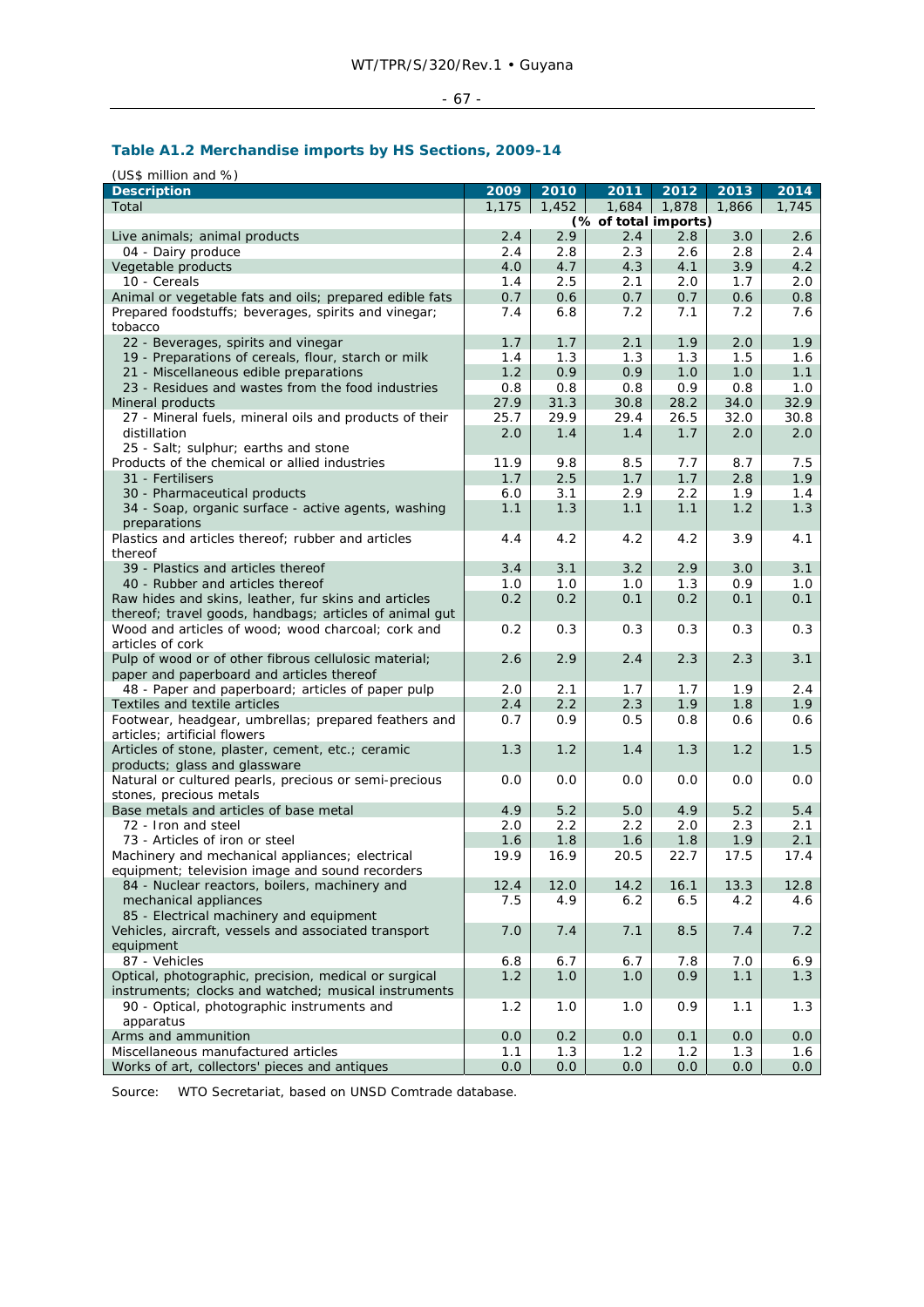### Table A1.2 Merchandise imports by HS Sections, 2009-14

(US$ million and %)

| Description | 2009 | 2010 | 2011 | 2012 | 2013 | 2014 |
|---|---|---|---|---|---|---|
| Total | 1,175 | 1,452 | 1,684 | 1,878 | 1,866 | 1,745 |
| | (% of total imports) | | | | | |
| Live animals; animal products | 2.4 | 2.9 | 2.4 | 2.8 | 3.0 | 2.6 |
| 04 - Dairy produce | 2.4 | 2.8 | 2.3 | 2.6 | 2.8 | 2.4 |
| Vegetable products | 4.0 | 4.7 | 4.3 | 4.1 | 3.9 | 4.2 |
| 10 - Cereals | 1.4 | 2.5 | 2.1 | 2.0 | 1.7 | 2.0 |
| Animal or vegetable fats and oils; prepared edible fats | 0.7 | 0.6 | 0.7 | 0.7 | 0.6 | 0.8 |
| Prepared foodstuffs; beverages, spirits and vinegar; tobacco | 7.4 | 6.8 | 7.2 | 7.1 | 7.2 | 7.6 |
| 22 - Beverages, spirits and vinegar | 1.7 | 1.7 | 2.1 | 1.9 | 2.0 | 1.9 |
| 19 - Preparations of cereals, flour, starch or milk | 1.4 | 1.3 | 1.3 | 1.3 | 1.5 | 1.6 |
| 21 - Miscellaneous edible preparations | 1.2 | 0.9 | 0.9 | 1.0 | 1.0 | 1.1 |
| 23 - Residues and wastes from the food industries | 0.8 | 0.8 | 0.8 | 0.9 | 0.8 | 1.0 |
| Mineral products | 27.9 | 31.3 | 30.8 | 28.2 | 34.0 | 32.9 |
| 27 - Mineral fuels, mineral oils and products of their distillation | 25.7 | 29.9 | 29.4 | 26.5 | 32.0 | 30.8 |
| 25 - Salt; sulphur; earths and stone | 2.0 | 1.4 | 1.4 | 1.7 | 2.0 | 2.0 |
| Products of the chemical or allied industries | 11.9 | 9.8 | 8.5 | 7.7 | 8.7 | 7.5 |
| 31 - Fertilisers | 1.7 | 2.5 | 1.7 | 1.7 | 2.8 | 1.9 |
| 30 - Pharmaceutical products | 6.0 | 3.1 | 2.9 | 2.2 | 1.9 | 1.4 |
| 34 - Soap, organic surface - active agents, washing preparations | 1.1 | 1.3 | 1.1 | 1.1 | 1.2 | 1.3 |
| Plastics and articles thereof; rubber and articles thereof | 4.4 | 4.2 | 4.2 | 4.2 | 3.9 | 4.1 |
| 39 - Plastics and articles thereof | 3.4 | 3.1 | 3.2 | 2.9 | 3.0 | 3.1 |
| 40 - Rubber and articles thereof | 1.0 | 1.0 | 1.0 | 1.3 | 0.9 | 1.0 |
| Raw hides and skins, leather, fur skins and articles thereof; travel goods, handbags; articles of animal gut | 0.2 | 0.2 | 0.1 | 0.2 | 0.1 | 0.1 |
| Wood and articles of wood; wood charcoal; cork and articles of cork | 0.2 | 0.3 | 0.3 | 0.3 | 0.3 | 0.3 |
| Pulp of wood or of other fibrous cellulosic material; paper and paperboard and articles thereof | 2.6 | 2.9 | 2.4 | 2.3 | 2.3 | 3.1 |
| 48 - Paper and paperboard; articles of paper pulp | 2.0 | 2.1 | 1.7 | 1.7 | 1.9 | 2.4 |
| Textiles and textile articles | 2.4 | 2.2 | 2.3 | 1.9 | 1.8 | 1.9 |
| Footwear, headgear, umbrellas; prepared feathers and articles; artificial flowers | 0.7 | 0.9 | 0.5 | 0.8 | 0.6 | 0.6 |
| Articles of stone, plaster, cement, etc.; ceramic products; glass and glassware | 1.3 | 1.2 | 1.4 | 1.3 | 1.2 | 1.5 |
| Natural or cultured pearls, precious or semi-precious stones, precious metals | 0.0 | 0.0 | 0.0 | 0.0 | 0.0 | 0.0 |
| Base metals and articles of base metal | 4.9 | 5.2 | 5.0 | 4.9 | 5.2 | 5.4 |
| 72 - Iron and steel | 2.0 | 2.2 | 2.2 | 2.0 | 2.3 | 2.1 |
| 73 - Articles of iron or steel | 1.6 | 1.8 | 1.6 | 1.8 | 1.9 | 2.1 |
| Machinery and mechanical appliances; electrical equipment; television image and sound recorders | 19.9 | 16.9 | 20.5 | 22.7 | 17.5 | 17.4 |
| 84 - Nuclear reactors, boilers, machinery and mechanical appliances | 12.4 | 12.0 | 14.2 | 16.1 | 13.3 | 12.8 |
| 85 - Electrical machinery and equipment | 7.5 | 4.9 | 6.2 | 6.5 | 4.2 | 4.6 |
| Vehicles, aircraft, vessels and associated transport equipment | 7.0 | 7.4 | 7.1 | 8.5 | 7.4 | 7.2 |
| 87 - Vehicles | 6.8 | 6.7 | 6.7 | 7.8 | 7.0 | 6.9 |
| Optical, photographic, precision, medical or surgical instruments; clocks and watched; musical instruments | 1.2 | 1.0 | 1.0 | 0.9 | 1.1 | 1.3 |
| 90 - Optical, photographic instruments and apparatus | 1.2 | 1.0 | 1.0 | 0.9 | 1.1 | 1.3 |
| Arms and ammunition | 0.0 | 0.2 | 0.0 | 0.1 | 0.0 | 0.0 |
| Miscellaneous manufactured articles | 1.1 | 1.3 | 1.2 | 1.2 | 1.3 | 1.6 |
| Works of art, collectors' pieces and antiques | 0.0 | 0.0 | 0.0 | 0.0 | 0.0 | 0.0 |

Source: WTO Secretariat, based on UNSD Comtrade database.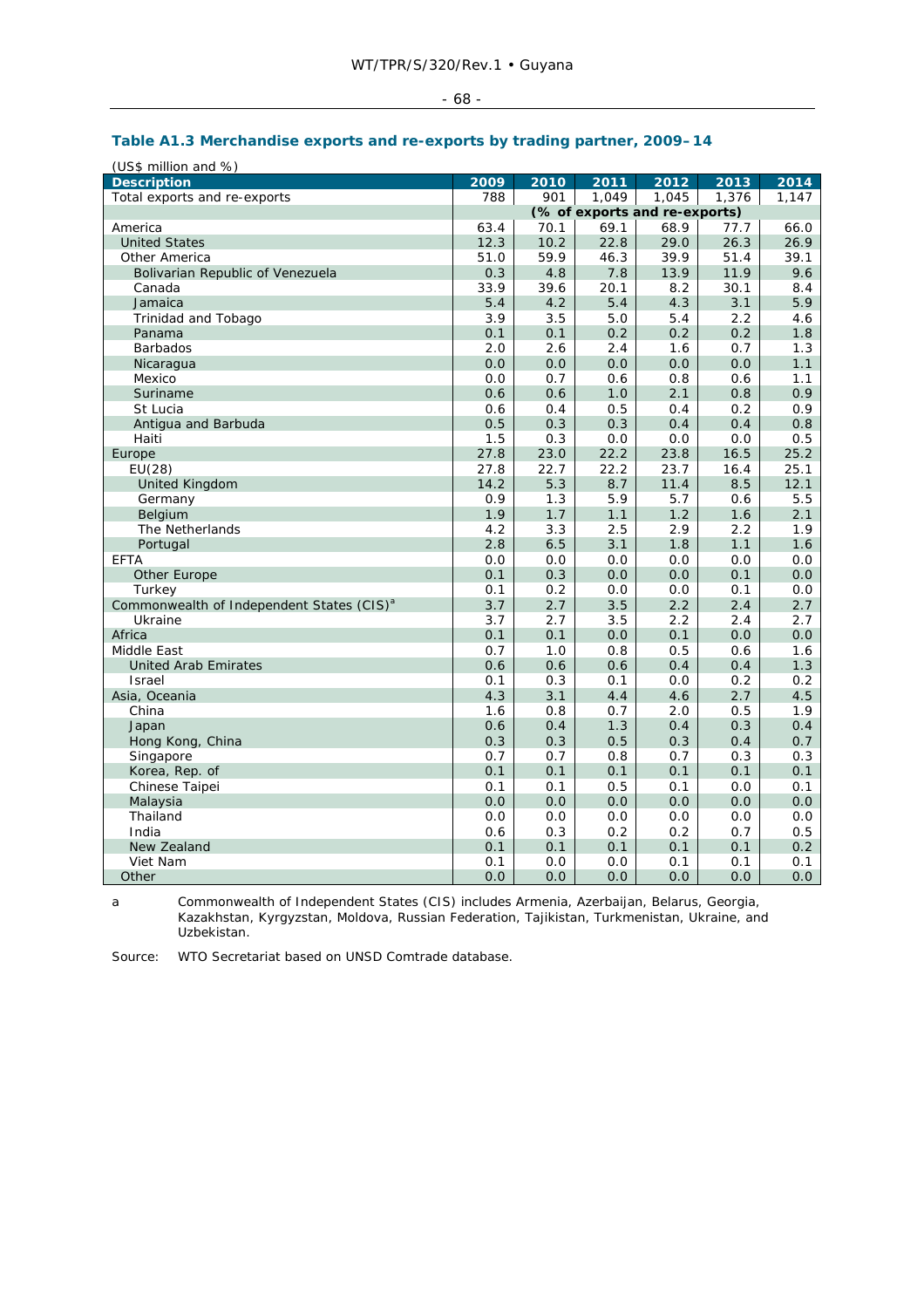### Table A1.3 Merchandise exports and re-exports by trading partner, 2009–14

(US$ million and %)

| Description | 2009 | 2010 | 2011 | 2012 | 2013 | 2014 |
|---|---|---|---|---|---|---|
| Total exports and re-exports | 788 | 901 | 1,049 | 1,045 | 1,376 | 1,147 |
| | (% of exports and re-exports) | | | | | |
| America | 63.4 | 70.1 | 69.1 | 68.9 | 77.7 | 66.0 |
| United States | 12.3 | 10.2 | 22.8 | 29.0 | 26.3 | 26.9 |
| Other America | 51.0 | 59.9 | 46.3 | 39.9 | 51.4 | 39.1 |
| Bolivarian Republic of Venezuela | 0.3 | 4.8 | 7.8 | 13.9 | 11.9 | 9.6 |
| Canada | 33.9 | 39.6 | 20.1 | 8.2 | 30.1 | 8.4 |
| Jamaica | 5.4 | 4.2 | 5.4 | 4.3 | 3.1 | 5.9 |
| Trinidad and Tobago | 3.9 | 3.5 | 5.0 | 5.4 | 2.2 | 4.6 |
| Panama | 0.1 | 0.1 | 0.2 | 0.2 | 0.2 | 1.8 |
| Barbados | 2.0 | 2.6 | 2.4 | 1.6 | 0.7 | 1.3 |
| Nicaragua | 0.0 | 0.0 | 0.0 | 0.0 | 0.0 | 1.1 |
| Mexico | 0.0 | 0.7 | 0.6 | 0.8 | 0.6 | 1.1 |
| Suriname | 0.6 | 0.6 | 1.0 | 2.1 | 0.8 | 0.9 |
| St Lucia | 0.6 | 0.4 | 0.5 | 0.4 | 0.2 | 0.9 |
| Antigua and Barbuda | 0.5 | 0.3 | 0.3 | 0.4 | 0.4 | 0.8 |
| Haiti | 1.5 | 0.3 | 0.0 | 0.0 | 0.0 | 0.5 |
| Europe | 27.8 | 23.0 | 22.2 | 23.8 | 16.5 | 25.2 |
| EU(28) | 27.8 | 22.7 | 22.2 | 23.7 | 16.4 | 25.1 |
| United Kingdom | 14.2 | 5.3 | 8.7 | 11.4 | 8.5 | 12.1 |
| Germany | 0.9 | 1.3 | 5.9 | 5.7 | 0.6 | 5.5 |
| Belgium | 1.9 | 1.7 | 1.1 | 1.2 | 1.6 | 2.1 |
| The Netherlands | 4.2 | 3.3 | 2.5 | 2.9 | 2.2 | 1.9 |
| Portugal | 2.8 | 6.5 | 3.1 | 1.8 | 1.1 | 1.6 |
| EFTA | 0.0 | 0.0 | 0.0 | 0.0 | 0.0 | 0.0 |
| Other Europe | 0.1 | 0.3 | 0.0 | 0.0 | 0.1 | 0.0 |
| Turkey | 0.1 | 0.2 | 0.0 | 0.0 | 0.1 | 0.0 |
| Commonwealth of Independent States (CIS)[a] | 3.7 | 2.7 | 3.5 | 2.2 | 2.4 | 2.7 |
| Ukraine | 3.7 | 2.7 | 3.5 | 2.2 | 2.4 | 2.7 |
| Africa | 0.1 | 0.1 | 0.0 | 0.1 | 0.0 | 0.0 |
| Middle East | 0.7 | 1.0 | 0.8 | 0.5 | 0.6 | 1.6 |
| United Arab Emirates | 0.6 | 0.6 | 0.6 | 0.4 | 0.4 | 1.3 |
| Israel | 0.1 | 0.3 | 0.1 | 0.0 | 0.2 | 0.2 |
| Asia, Oceania | 4.3 | 3.1 | 4.4 | 4.6 | 2.7 | 4.5 |
| China | 1.6 | 0.8 | 0.7 | 2.0 | 0.5 | 1.9 |
| Japan | 0.6 | 0.4 | 1.3 | 0.4 | 0.3 | 0.4 |
| Hong Kong, China | 0.3 | 0.3 | 0.5 | 0.3 | 0.4 | 0.7 |
| Singapore | 0.7 | 0.7 | 0.8 | 0.7 | 0.3 | 0.3 |
| Korea, Rep. of | 0.1 | 0.1 | 0.1 | 0.1 | 0.1 | 0.1 |
| Chinese Taipei | 0.1 | 0.1 | 0.5 | 0.1 | 0.0 | 0.1 |
| Malaysia | 0.0 | 0.0 | 0.0 | 0.0 | 0.0 | 0.0 |
| Thailand | 0.0 | 0.0 | 0.0 | 0.0 | 0.0 | 0.0 |
| India | 0.6 | 0.3 | 0.2 | 0.2 | 0.7 | 0.5 |
| New Zealand | 0.1 | 0.1 | 0.1 | 0.1 | 0.1 | 0.2 |
| Viet Nam | 0.1 | 0.0 | 0.0 | 0.1 | 0.1 | 0.1 |
| Other | 0.0 | 0.0 | 0.0 | 0.0 | 0.0 | 0.0 |

a Commonwealth of Independent States (CIS) includes Armenia, Azerbaijan, Belarus, Georgia, Kazakhstan, Kyrgyzstan, Moldova, Russian Federation, Tajikistan, Turkmenistan, Ukraine, and Uzbekistan.

Source: WTO Secretariat based on UNSD Comtrade database.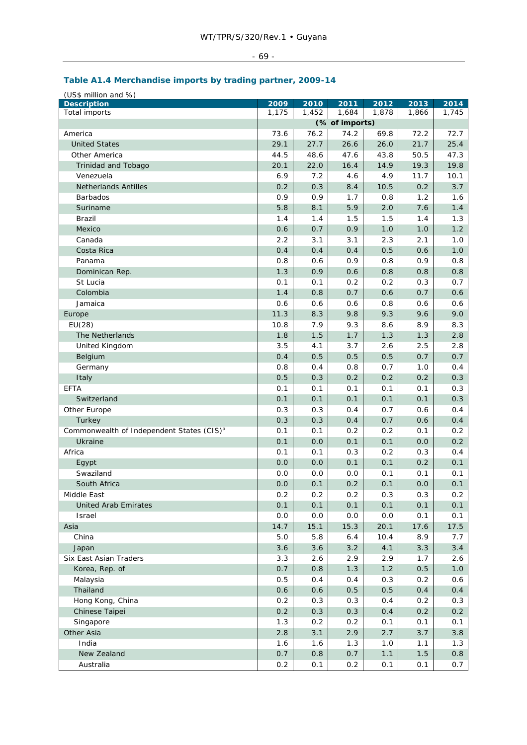## Table A1.4 Merchandise imports by trading partner, 2009-14

(US$ million and %)

| Description | 2009 | 2010 | 2011 | 2012 | 2013 | 2014 |
|---|---|---|---|---|---|---|
| Total imports | 1,175 | 1,452 | 1,684 | 1,878 | 1,866 | 1,745 |
| | | | (% of imports) | | | |
| America | 73.6 | 76.2 | 74.2 | 69.8 | 72.2 | 72.7 |
| United States | 29.1 | 27.7 | 26.6 | 26.0 | 21.7 | 25.4 |
| Other America | 44.5 | 48.6 | 47.6 | 43.8 | 50.5 | 47.3 |
| Trinidad and Tobago | 20.1 | 22.0 | 16.4 | 14.9 | 19.3 | 19.8 |
| Venezuela | 6.9 | 7.2 | 4.6 | 4.9 | 11.7 | 10.1 |
| Netherlands Antilles | 0.2 | 0.3 | 8.4 | 10.5 | 0.2 | 3.7 |
| Barbados | 0.9 | 0.9 | 1.7 | 0.8 | 1.2 | 1.6 |
| Suriname | 5.8 | 8.1 | 5.9 | 2.0 | 7.6 | 1.4 |
| Brazil | 1.4 | 1.4 | 1.5 | 1.5 | 1.4 | 1.3 |
| Mexico | 0.6 | 0.7 | 0.9 | 1.0 | 1.0 | 1.2 |
| Canada | 2.2 | 3.1 | 3.1 | 2.3 | 2.1 | 1.0 |
| Costa Rica | 0.4 | 0.4 | 0.4 | 0.5 | 0.6 | 1.0 |
| Panama | 0.8 | 0.6 | 0.9 | 0.8 | 0.9 | 0.8 |
| Dominican Rep. | 1.3 | 0.9 | 0.6 | 0.8 | 0.8 | 0.8 |
| St Lucia | 0.1 | 0.1 | 0.2 | 0.2 | 0.3 | 0.7 |
| Colombia | 1.4 | 0.8 | 0.7 | 0.6 | 0.7 | 0.6 |
| Jamaica | 0.6 | 0.6 | 0.6 | 0.8 | 0.6 | 0.6 |
| Europe | 11.3 | 8.3 | 9.8 | 9.3 | 9.6 | 9.0 |
| EU(28) | 10.8 | 7.9 | 9.3 | 8.6 | 8.9 | 8.3 |
| The Netherlands | 1.8 | 1.5 | 1.7 | 1.3 | 1.3 | 2.8 |
| United Kingdom | 3.5 | 4.1 | 3.7 | 2.6 | 2.5 | 2.8 |
| Belgium | 0.4 | 0.5 | 0.5 | 0.5 | 0.7 | 0.7 |
| Germany | 0.8 | 0.4 | 0.8 | 0.7 | 1.0 | 0.4 |
| Italy | 0.5 | 0.3 | 0.2 | 0.2 | 0.2 | 0.3 |
| EFTA | 0.1 | 0.1 | 0.1 | 0.1 | 0.1 | 0.3 |
| Switzerland | 0.1 | 0.1 | 0.1 | 0.1 | 0.1 | 0.3 |
| Other Europe | 0.3 | 0.3 | 0.4 | 0.7 | 0.6 | 0.4 |
| Turkey | 0.3 | 0.3 | 0.4 | 0.7 | 0.6 | 0.4 |
| Commonwealth of Independent States (CIS)[a] | 0.1 | 0.1 | 0.2 | 0.2 | 0.1 | 0.2 |
| Ukraine | 0.1 | 0.0 | 0.1 | 0.1 | 0.0 | 0.2 |
| Africa | 0.1 | 0.1 | 0.3 | 0.2 | 0.3 | 0.4 |
| Egypt | 0.0 | 0.0 | 0.1 | 0.1 | 0.2 | 0.1 |
| Swaziland | 0.0 | 0.0 | 0.0 | 0.1 | 0.1 | 0.1 |
| South Africa | 0.0 | 0.1 | 0.2 | 0.1 | 0.0 | 0.1 |
| Middle East | 0.2 | 0.2 | 0.2 | 0.3 | 0.3 | 0.2 |
| United Arab Emirates | 0.1 | 0.1 | 0.1 | 0.1 | 0.1 | 0.1 |
| Israel | 0.0 | 0.0 | 0.0 | 0.0 | 0.1 | 0.1 |
| Asia | 14.7 | 15.1 | 15.3 | 20.1 | 17.6 | 17.5 |
| China | 5.0 | 5.8 | 6.4 | 10.4 | 8.9 | 7.7 |
| Japan | 3.6 | 3.6 | 3.2 | 4.1 | 3.3 | 3.4 |
| Six East Asian Traders | 3.3 | 2.6 | 2.9 | 2.9 | 1.7 | 2.6 |
| Korea, Rep. of | 0.7 | 0.8 | 1.3 | 1.2 | 0.5 | 1.0 |
| Malaysia | 0.5 | 0.4 | 0.4 | 0.3 | 0.2 | 0.6 |
| Thailand | 0.6 | 0.6 | 0.5 | 0.5 | 0.4 | 0.4 |
| Hong Kong, China | 0.2 | 0.3 | 0.3 | 0.4 | 0.2 | 0.3 |
| Chinese Taipei | 0.2 | 0.3 | 0.3 | 0.4 | 0.2 | 0.2 |
| Singapore | 1.3 | 0.2 | 0.2 | 0.1 | 0.1 | 0.1 |
| Other Asia | 2.8 | 3.1 | 2.9 | 2.7 | 3.7 | 3.8 |
| India | 1.6 | 1.6 | 1.3 | 1.0 | 1.1 | 1.3 |
| New Zealand | 0.7 | 0.8 | 0.7 | 1.1 | 1.5 | 0.8 |
| Australia | 0.2 | 0.1 | 0.2 | 0.1 | 0.1 | 0.7 |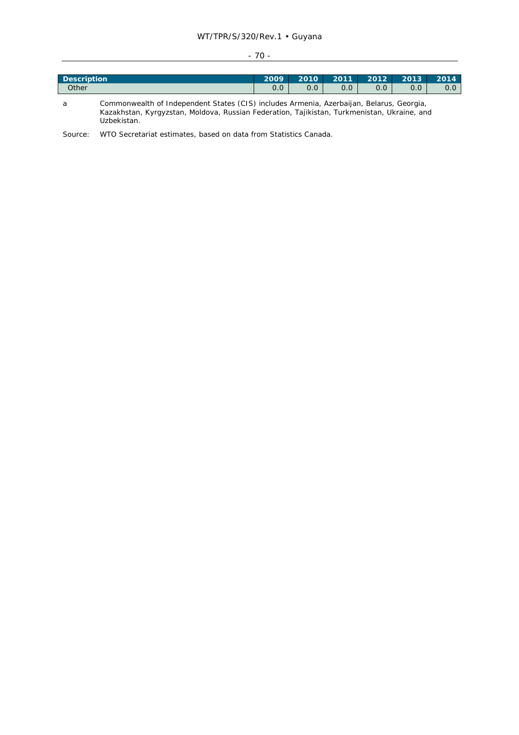| Description | 2009 | 2010 | 2011 | 2012 | 2013 | 2014 |
|---|---|---|---|---|---|---|
| Other | 0.0 | 0.0 | 0.0 | 0.0 | 0.0 | 0.0 |

a Commonwealth of Independent States (CIS) includes Armenia, Azerbaijan, Belarus, Georgia, Kazakhstan, Kyrgyzstan, Moldova, Russian Federation, Tajikistan, Turkmenistan, Ukraine, and Uzbekistan.

Source: WTO Secretariat estimates, based on data from Statistics Canada.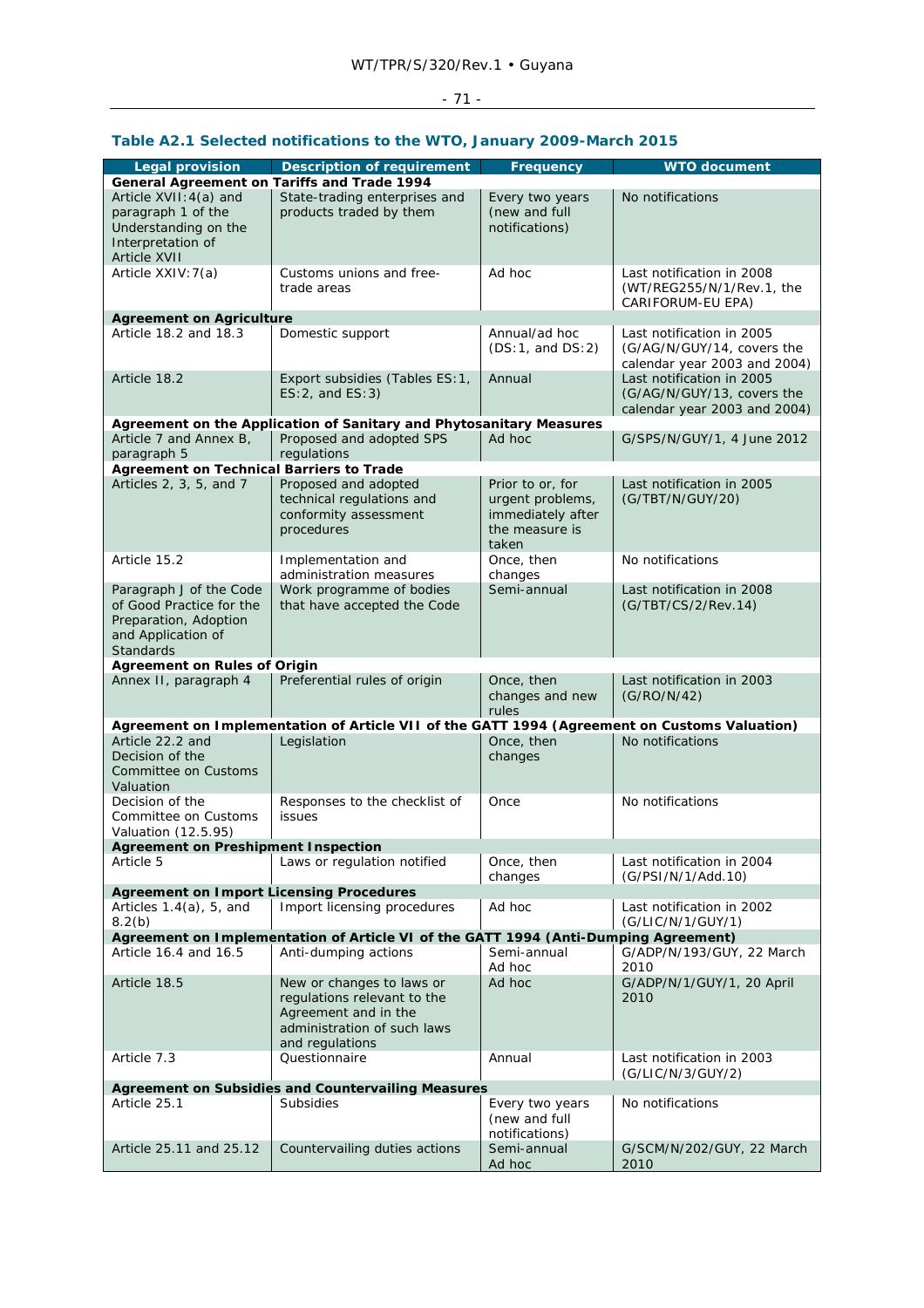## Table A2.1 Selected notifications to the WTO, January 2009-March 2015

| Legal provision | Description of requirement | Frequency | WTO document |
|---|---|---|---|
| **General Agreement on Tariffs and Trade 1994** | | | |
| Article XVII:4(a) and paragraph 1 of the Understanding on the Interpretation of Article XVII | State-trading enterprises and products traded by them | Every two years (new and full notifications) | No notifications |
| Article XXIV:7(a) | Customs unions and free-trade areas | Ad hoc | Last notification in 2008 (WT/REG255/N/1/Rev.1, the CARIFORUM-EU EPA) |
| **Agreement on Agriculture** | | | |
| Article 18.2 and 18.3 | Domestic support | Annual/ad hoc (DS:1, and DS:2) | Last notification in 2005 (G/AG/N/GUY/14, covers the calendar year 2003 and 2004) |
| Article 18.2 | Export subsidies (Tables ES:1, ES:2, and ES:3) | Annual | Last notification in 2005 (G/AG/N/GUY/13, covers the calendar year 2003 and 2004) |
| **Agreement on the Application of Sanitary and Phytosanitary Measures** | | | |
| Article 7 and Annex B, paragraph 5 | Proposed and adopted SPS regulations | Ad hoc | G/SPS/N/GUY/1, 4 June 2012 |
| **Agreement on Technical Barriers to Trade** | | | |
| Articles 2, 3, 5, and 7 | Proposed and adopted technical regulations and conformity assessment procedures | Prior to or, for urgent problems, immediately after the measure is taken | Last notification in 2005 (G/TBT/N/GUY/20) |
| Article 15.2 | Implementation and administration measures | Once, then changes | No notifications |
| Paragraph J of the Code of Good Practice for the Preparation, Adoption and Application of Standards | Work programme of bodies that have accepted the Code | Semi-annual | Last notification in 2008 (G/TBT/CS/2/Rev.14) |
| **Agreement on Rules of Origin** | | | |
| Annex II, paragraph 4 | Preferential rules of origin | Once, then changes and new rules | Last notification in 2003 (G/RO/N/42) |
| **Agreement on Implementation of Article VII of the GATT 1994 (Agreement on Customs Valuation)** | | | |
| Article 22.2 and Decision of the Committee on Customs Valuation | Legislation | Once, then changes | No notifications |
| Decision of the Committee on Customs Valuation (12.5.95) | Responses to the checklist of issues | Once | No notifications |
| **Agreement on Preshipment Inspection** | | | |
| Article 5 | Laws or regulation notified | Once, then changes | Last notification in 2004 (G/PSI/N/1/Add.10) |
| **Agreement on Import Licensing Procedures** | | | |
| Articles 1.4(a), 5, and 8.2(b) | Import licensing procedures | Ad hoc | Last notification in 2002 (G/LIC/N/1/GUY/1) |
| **Agreement on Implementation of Article VI of the GATT 1994 (Anti-Dumping Agreement)** | | | |
| Article 16.4 and 16.5 | Anti-dumping actions | Semi-annual Ad hoc | G/ADP/N/193/GUY, 22 March 2010 |
| Article 18.5 | New or changes to laws or regulations relevant to the Agreement and in the administration of such laws and regulations | Ad hoc | G/ADP/N/1/GUY/1, 20 April 2010 |
| Article 7.3 | Questionnaire | Annual | Last notification in 2003 (G/LIC/N/3/GUY/2) |
| **Agreement on Subsidies and Countervailing Measures** | | | |
| Article 25.1 | Subsidies | Every two years (new and full notifications) | No notifications |
| Article 25.11 and 25.12 | Countervailing duties actions | Semi-annual Ad hoc | G/SCM/N/202/GUY, 22 March 2010 |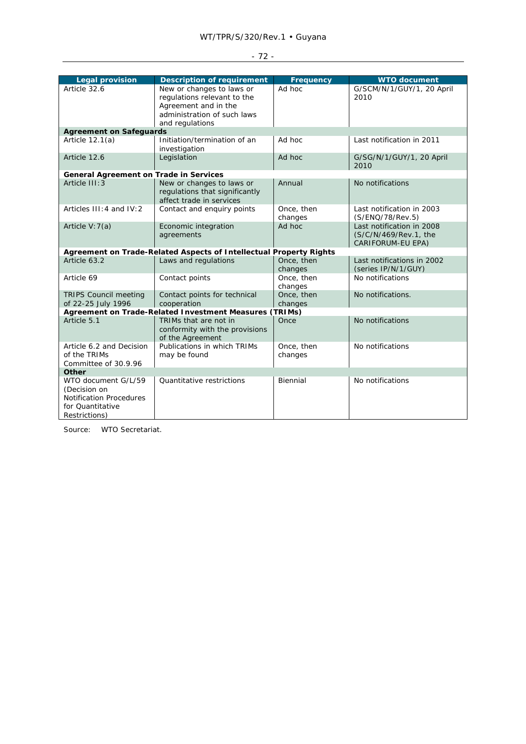| Legal provision | Description of requirement | Frequency | WTO document |
|---|---|---|---|
| Article 32.6 | New or changes to laws or regulations relevant to the Agreement and in the administration of such laws and regulations | Ad hoc | G/SCM/N/1/GUY/1, 20 April 2010 |
| **Agreement on Safeguards** | | | |
| Article 12.1(a) | Initiation/termination of an investigation | Ad hoc | Last notification in 2011 |
| Article 12.6 | Legislation | Ad hoc | G/SG/N/1/GUY/1, 20 April 2010 |
| **General Agreement on Trade in Services** | | | |
| Article III:3 | New or changes to laws or regulations that significantly affect trade in services | Annual | No notifications |
| Articles III:4 and IV:2 | Contact and enquiry points | Once, then changes | Last notification in 2003 (S/ENQ/78/Rev.5) |
| Article V:7(a) | Economic integration agreements | Ad hoc | Last notification in 2008 (S/C/N/469/Rev.1, the CARIFORUM-EU EPA) |
| **Agreement on Trade-Related Aspects of Intellectual Property Rights** | | | |
| Article 63.2 | Laws and regulations | Once, then changes | Last notifications in 2002 (series IP/N/1/GUY) |
| Article 69 | Contact points | Once, then changes | No notifications |
| TRIPS Council meeting of 22-25 July 1996 | Contact points for technical cooperation | Once, then changes | No notifications. |
| **Agreement on Trade-Related Investment Measures (TRIMs)** | | | |
| Article 5.1 | TRIMs that are not in conformity with the provisions of the Agreement | Once | No notifications |
| Article 6.2 and Decision of the TRIMs Committee of 30.9.96 | Publications in which TRIMs may be found | Once, then changes | No notifications |
| **Other** | | | |
| WTO document G/L/59 (Decision on Notification Procedures for Quantitative Restrictions) | Quantitative restrictions | Biennial | No notifications |

Source: WTO Secretariat.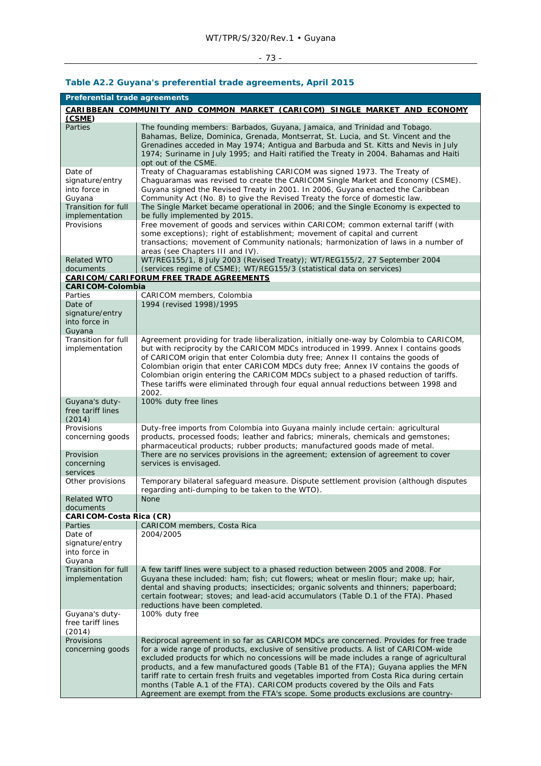### Table A2.2 Guyana's preferential trade agreements, April 2015

| Preferential trade agreements | |
|---|---|
| **CARIBBEAN COMMUNITY AND COMMON MARKET (CARICOM) SINGLE MARKET AND ECONOMY (CSME)** | |
| Parties | The founding members: Barbados, Guyana, Jamaica, and Trinidad and Tobago. Bahamas, Belize, Dominica, Grenada, Montserrat, St. Lucia, and St. Vincent and the Grenadines acceded in May 1974; Antigua and Barbuda and St. Kitts and Nevis in July 1974; Suriname in July 1995; and Haiti ratified the Treaty in 2004. Bahamas and Haiti opt out of the CSME. |
| Date of signature/entry into force in Guyana | Treaty of Chaguaramas establishing CARICOM was signed 1973. The Treaty of Chaguaramas was revised to create the CARICOM Single Market and Economy (CSME). Guyana signed the Revised Treaty in 2001. In 2006, Guyana enacted the Caribbean Community Act (No. 8) to give the Revised Treaty the force of domestic law. |
| Transition for full implementation | The Single Market became operational in 2006; and the Single Economy is expected to be fully implemented by 2015. |
| Provisions | Free movement of goods and services within CARICOM; common external tariff (with some exceptions); right of establishment; movement of capital and current transactions; movement of Community nationals; harmonization of laws in a number of areas (see Chapters III and IV). |
| Related WTO documents | WT/REG155/1, 8 July 2003 (Revised Treaty); WT/REG155/2, 27 September 2004 (services regime of CSME); WT/REG155/3 (statistical data on services) |
| **CARICOM/CARIFORUM FREE TRADE AGREEMENTS** | |
| **CARICOM-Colombia** | |
| Parties | CARICOM members, Colombia |
| Date of signature/entry into force in Guyana | 1994 (revised 1998)/1995 |
| Transition for full implementation | Agreement providing for trade liberalization, initially one-way by Colombia to CARICOM, but with reciprocity by the CARICOM MDCs introduced in 1999. Annex I contains goods of CARICOM origin that enter Colombia duty free; Annex II contains the goods of Colombian origin that enter CARICOM MDCs duty free; Annex IV contains the goods of Colombian origin entering the CARICOM MDCs subject to a phased reduction of tariffs. These tariffs were eliminated through four equal annual reductions between 1998 and 2002. |
| Guyana's duty-free tariff lines (2014) | 100% duty free lines |
| Provisions concerning goods | Duty-free imports from Colombia into Guyana mainly include certain: agricultural products, processed foods; leather and fabrics; minerals, chemicals and gemstones; pharmaceutical products; rubber products; manufactured goods made of metal. |
| Provision concerning services | There are no services provisions in the agreement; extension of agreement to cover services is envisaged. |
| Other provisions | Temporary bilateral safeguard measure. Dispute settlement provision (although disputes regarding anti-dumping to be taken to the WTO). |
| Related WTO documents | None |
| **CARICOM-Costa Rica (CR)** | |
| Parties | CARICOM members, Costa Rica |
| Date of signature/entry into force in Guyana | 2004/2005 |
| Transition for full implementation | A few tariff lines were subject to a phased reduction between 2005 and 2008. For Guyana these included: ham; fish; cut flowers; wheat or meslin flour; make up; hair, dental and shaving products; insecticides; organic solvents and thinners; paperboard; certain footwear; stoves; and lead-acid accumulators (Table D.1 of the FTA). Phased reductions have been completed. |
| Guyana's duty-free tariff lines (2014) | 100% duty free |
| Provisions concerning goods | Reciprocal agreement in so far as CARICOM MDCs are concerned. Provides for free trade for a wide range of products, exclusive of sensitive products. A list of CARICOM-wide excluded products for which no concessions will be made includes a range of agricultural products, and a few manufactured goods (Table B1 of the FTA); Guyana applies the MFN tariff rate to certain fresh fruits and vegetables imported from Costa Rica during certain months (Table A.1 of the FTA). CARICOM products covered by the Oils and Fats Agreement are exempt from the FTA's scope. Some products exclusions are country- |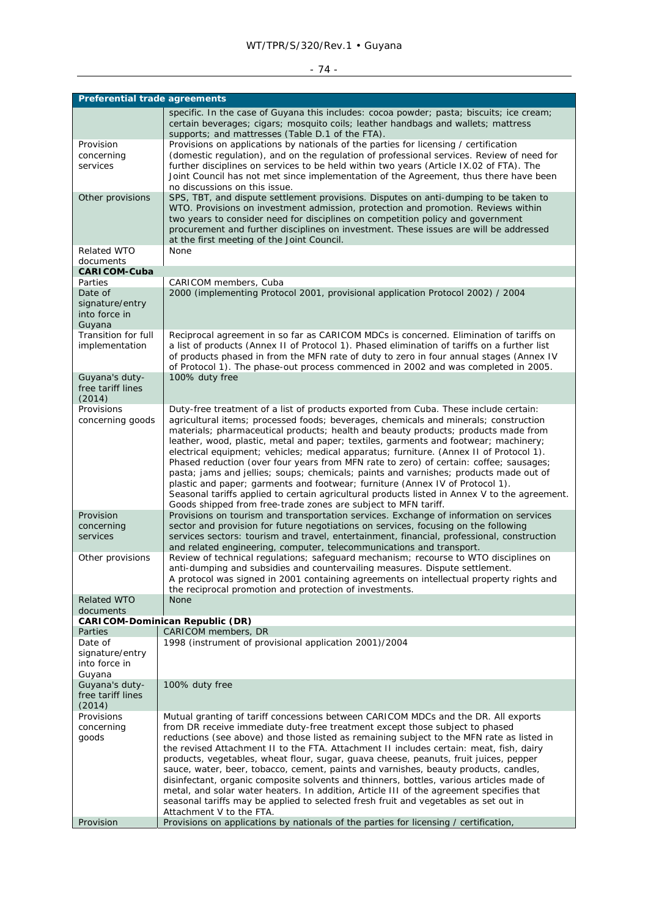| Preferential trade agreements | |
|---|---|
| | specific. In the case of Guyana this includes: cocoa powder; pasta; biscuits; ice cream; certain beverages; cigars; mosquito coils; leather handbags and wallets; mattress supports; and mattresses (Table D.1 of the FTA). |
| Provision concerning services | Provisions on applications by nationals of the parties for licensing / certification (domestic regulation), and on the regulation of professional services. Review of need for further disciplines on services to be held within two years (Article IX.02 of FTA). The Joint Council has not met since implementation of the Agreement, thus there have been no discussions on this issue. |
| Other provisions | SPS, TBT, and dispute settlement provisions. Disputes on anti-dumping to be taken to WTO. Provisions on investment admission, protection and promotion. Reviews within two years to consider need for disciplines on competition policy and government procurement and further disciplines on investment. These issues are will be addressed at the first meeting of the Joint Council. |
| Related WTO documents | None |
| **CARICOM-Cuba** | |
| Parties | CARICOM members, Cuba |
| Date of signature/entry into force in Guyana | 2000 (implementing Protocol 2001, provisional application Protocol 2002) / 2004 |
| Transition for full implementation | Reciprocal agreement in so far as CARICOM MDCs is concerned. Elimination of tariffs on a list of products (Annex II of Protocol 1). Phased elimination of tariffs on a further list of products phased in from the MFN rate of duty to zero in four annual stages (Annex IV of Protocol 1). The phase-out process commenced in 2002 and was completed in 2005. |
| Guyana's duty-free tariff lines (2014) | 100% duty free |
| Provisions concerning goods | Duty-free treatment of a list of products exported from Cuba. These include certain: agricultural items; processed foods; beverages, chemicals and minerals; construction materials; pharmaceutical products; health and beauty products; products made from leather, wood, plastic, metal and paper; textiles, garments and footwear; machinery; electrical equipment; vehicles; medical apparatus; furniture. (Annex II of Protocol 1). Phased reduction (over four years from MFN rate to zero) of certain: coffee; sausages; pasta; jams and jellies; soups; chemicals; paints and varnishes; products made out of plastic and paper; garments and footwear; furniture (Annex IV of Protocol 1). Seasonal tariffs applied to certain agricultural products listed in Annex V to the agreement. Goods shipped from free-trade zones are subject to MFN tariff. |
| Provision concerning services | Provisions on tourism and transportation services. Exchange of information on services sector and provision for future negotiations on services, focusing on the following services sectors: tourism and travel, entertainment, financial, professional, construction and related engineering, computer, telecommunications and transport. |
| Other provisions | Review of technical regulations; safeguard mechanism; recourse to WTO disciplines on anti-dumping and subsidies and countervailing measures. Dispute settlement. A protocol was signed in 2001 containing agreements on intellectual property rights and the reciprocal promotion and protection of investments. |
| Related WTO documents | None |
| **CARICOM-Dominican Republic (DR)** | |
| Parties | CARICOM members, DR |
| Date of signature/entry into force in Guyana | 1998 (instrument of provisional application 2001)/2004 |
| Guyana's duty-free tariff lines (2014) | 100% duty free |
| Provisions concerning goods | Mutual granting of tariff concessions between CARICOM MDCs and the DR. All exports from DR receive immediate duty-free treatment except those subject to phased reductions (see above) and those listed as remaining subject to the MFN rate as listed in the revised Attachment II to the FTA. Attachment II includes certain: meat, fish, dairy products, vegetables, wheat flour, sugar, guava cheese, peanuts, fruit juices, pepper sauce, water, beer, tobacco, cement, paints and varnishes, beauty products, candles, disinfectant, organic composite solvents and thinners, bottles, various articles made of metal, and solar water heaters. In addition, Article III of the agreement specifies that seasonal tariffs may be applied to selected fresh fruit and vegetables as set out in Attachment V to the FTA. |
| Provision | Provisions on applications by nationals of the parties for licensing / certification, |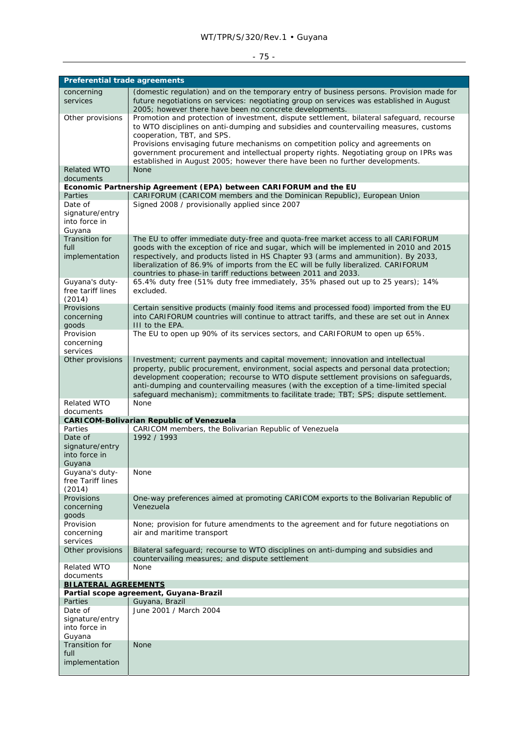| Preferential trade agreements | |
|---|---|
| concerning services | (domestic regulation) and on the temporary entry of business persons. Provision made for future negotiations on services: negotiating group on services was established in August 2005; however there have been no concrete developments. |
| Other provisions | Promotion and protection of investment, dispute settlement, bilateral safeguard, recourse to WTO disciplines on anti-dumping and subsidies and countervailing measures, customs cooperation, TBT, and SPS.<br>Provisions envisaging future mechanisms on competition policy and agreements on government procurement and intellectual property rights. Negotiating group on IPRs was established in August 2005; however there have been no further developments. |
| Related WTO documents | None |
| **Economic Partnership Agreement (EPA) between CARIFORUM and the EU** | |
| Parties | CARIFORUM (CARICOM members and the Dominican Republic), European Union |
| Date of signature/entry into force in Guyana | Signed 2008 / provisionally applied since 2007 |
| Transition for full implementation | The EU to offer immediate duty-free and quota-free market access to all CARIFORUM goods with the exception of rice and sugar, which will be implemented in 2010 and 2015 respectively, and products listed in HS Chapter 93 (arms and ammunition). By 2033, liberalization of 86.9% of imports from the EC will be fully liberalized. CARIFORUM countries to phase-in tariff reductions between 2011 and 2033. |
| Guyana's duty-free tariff lines (2014) | 65.4% duty free (51% duty free immediately, 35% phased out up to 25 years); 14% excluded. |
| Provisions concerning goods | Certain sensitive products (mainly food items and processed food) imported from the EU into CARIFORUM countries will continue to attract tariffs, and these are set out in Annex III to the EPA. |
| Provision concerning services | The EU to open up 90% of its services sectors, and CARIFORUM to open up 65%. |
| Other provisions | Investment; current payments and capital movement; innovation and intellectual property, public procurement, environment, social aspects and personal data protection; development cooperation; recourse to WTO dispute settlement provisions on safeguards, anti-dumping and countervailing measures (with the exception of a time-limited special safeguard mechanism); commitments to facilitate trade; TBT; SPS; dispute settlement. |
| Related WTO documents | None |
| **CARICOM-Bolivarian Republic of Venezuela** | |
| Parties | CARICOM members, the Bolivarian Republic of Venezuela |
| Date of signature/entry into force in Guyana | 1992 / 1993 |
| Guyana's duty-free Tariff lines (2014) | None |
| Provisions concerning goods | One-way preferences aimed at promoting CARICOM exports to the Bolivarian Republic of Venezuela |
| Provision concerning services | None; provision for future amendments to the agreement and for future negotiations on air and maritime transport |
| Other provisions | Bilateral safeguard; recourse to WTO disciplines on anti-dumping and subsidies and countervailing measures; and dispute settlement |
| Related WTO documents | None |
| **BILATERAL AGREEMENTS** | |
| **Partial scope agreement, Guyana-Brazil** | |
| Parties | Guyana, Brazil |
| Date of signature/entry into force in Guyana | June 2001 / March 2004 |
| Transition for full implementation | None |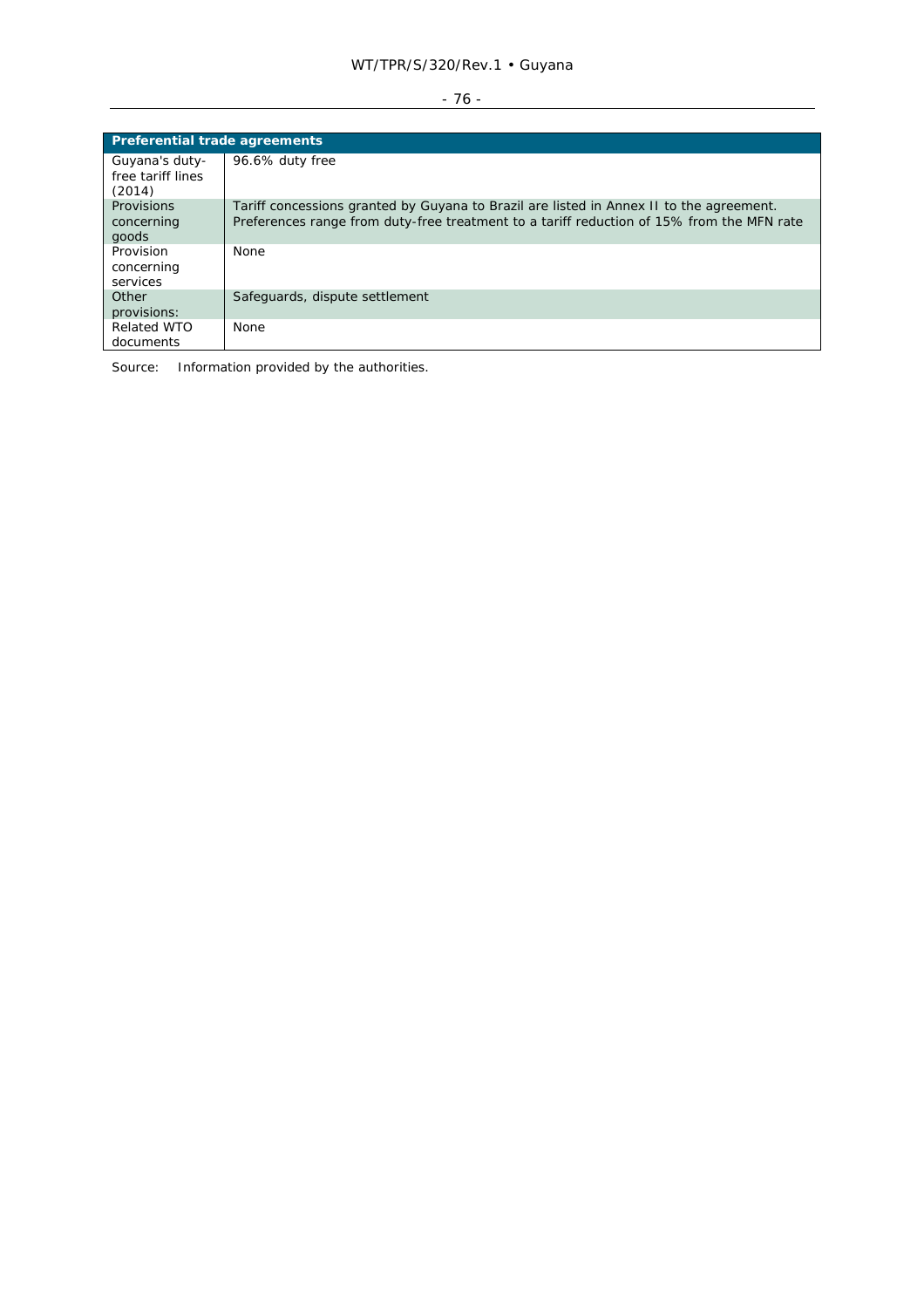| Preferential trade agreements | |
|---|---|
| Guyana's duty-free tariff lines (2014) | 96.6% duty free |
| Provisions concerning goods | Tariff concessions granted by Guyana to Brazil are listed in Annex II to the agreement. Preferences range from duty-free treatment to a tariff reduction of 15% from the MFN rate |
| Provision concerning services | None |
| Other provisions: | Safeguards, dispute settlement |
| Related WTO documents | None |

Source: Information provided by the authorities.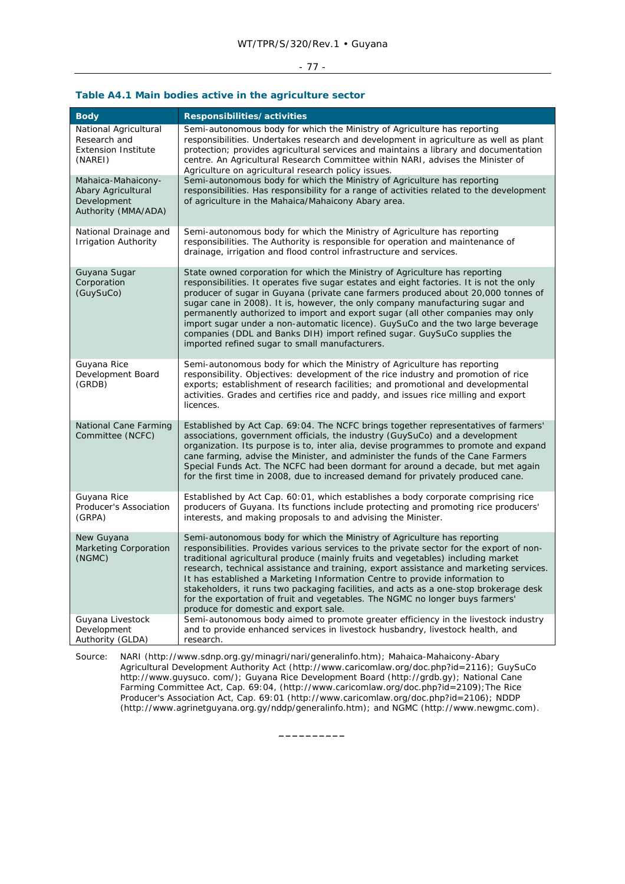### Table A4.1 Main bodies active in the agriculture sector

| Body | Responsibilities/activities |
| --- | --- |
| National Agricultural Research and Extension Institute (NAREI) | Semi-autonomous body for which the Ministry of Agriculture has reporting responsibilities. Undertakes research and development in agriculture as well as plant protection; provides agricultural services and maintains a library and documentation centre. An Agricultural Research Committee within NARI, advises the Minister of Agriculture on agricultural research policy issues. |
| Mahaica-Mahaicony-Abary Agricultural Development Authority (MMA/ADA) | Semi-autonomous body for which the Ministry of Agriculture has reporting responsibilities. Has responsibility for a range of activities related to the development of agriculture in the Mahaica/Mahaicony Abary area. |
| National Drainage and Irrigation Authority | Semi-autonomous body for which the Ministry of Agriculture has reporting responsibilities. The Authority is responsible for operation and maintenance of drainage, irrigation and flood control infrastructure and services. |
| Guyana Sugar Corporation (GuySuCo) | State owned corporation for which the Ministry of Agriculture has reporting responsibilities. It operates five sugar estates and eight factories. It is not the only producer of sugar in Guyana (private cane farmers produced about 20,000 tonnes of sugar cane in 2008). It is, however, the only company manufacturing sugar and permanently authorized to import and export sugar (all other companies may only import sugar under a non-automatic licence). GuySuCo and the two large beverage companies (DDL and Banks DIH) import refined sugar. GuySuCo supplies the imported refined sugar to small manufacturers. |
| Guyana Rice Development Board (GRDB) | Semi-autonomous body for which the Ministry of Agriculture has reporting responsibility. Objectives: development of the rice industry and promotion of rice exports; establishment of research facilities; and promotional and developmental activities. Grades and certifies rice and paddy, and issues rice milling and export licences. |
| National Cane Farming Committee (NCFC) | Established by Act Cap. 69:04. The NCFC brings together representatives of farmers' associations, government officials, the industry (GuySuCo) and a development organization. Its purpose is to, inter alia, devise programmes to promote and expand cane farming, advise the Minister, and administer the funds of the Cane Farmers Special Funds Act. The NCFC had been dormant for around a decade, but met again for the first time in 2008, due to increased demand for privately produced cane. |
| Guyana Rice Producer's Association (GRPA) | Established by Act Cap. 60:01, which establishes a body corporate comprising rice producers of Guyana. Its functions include protecting and promoting rice producers' interests, and making proposals to and advising the Minister. |
| New Guyana Marketing Corporation (NGMC) | Semi-autonomous body for which the Ministry of Agriculture has reporting responsibilities. Provides various services to the private sector for the export of non-traditional agricultural produce (mainly fruits and vegetables) including market research, technical assistance and training, export assistance and marketing services. It has established a Marketing Information Centre to provide information to stakeholders, it runs two packaging facilities, and acts as a one-stop brokerage desk for the exportation of fruit and vegetables. The NGMC no longer buys farmers' produce for domestic and export sale. |
| Guyana Livestock Development Authority (GLDA) | Semi-autonomous body aimed to promote greater efficiency in the livestock industry and to provide enhanced services in livestock husbandry, livestock health, and research. |

Source: NARI (http://www.sdnp.org.gy/minagri/nari/generalinfo.htm); Mahaica-Mahaicony-Abary Agricultural Development Authority Act (http://www.caricomlaw.org/doc.php?id=2116); GuySuCo http://www.guysuco. com/); Guyana Rice Development Board (http://grdb.gy); National Cane Farming Committee Act, Cap. 69:04, (http://www.caricomlaw.org/doc.php?id=2109);The Rice Producer's Association Act, Cap. 69:01 (http://www.caricomlaw.org/doc.php?id=2106); NDDP (http://www.agrinetguyana.org.gy/nddp/generalinfo.htm); and NGMC (http://www.newgmc.com).

__________